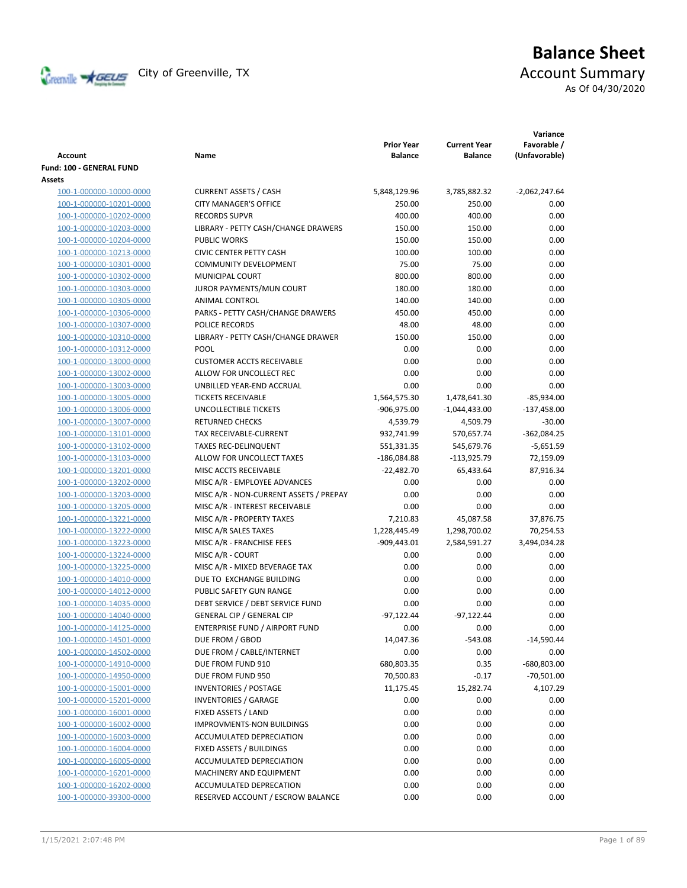City of Greenville, TX

# Balance Sheet

## Account Summary

As Of 04/30/2020

| Account | Name | Prior Year Balance | Current Year Balance | Variance Favorable / (Unfavorable) |
|---|---|---|---|---|
| **Fund: 100 - GENERAL FUND** | | | | |
| **Assets** | | | | |
| 100-1-000000-10000-0000 | CURRENT ASSETS / CASH | 5,848,129.96 | 3,785,882.32 | -2,062,247.64 |
| 100-1-000000-10201-0000 | CITY MANAGER'S OFFICE | 250.00 | 250.00 | 0.00 |
| 100-1-000000-10202-0000 | RECORDS SUPVR | 400.00 | 400.00 | 0.00 |
| 100-1-000000-10203-0000 | LIBRARY - PETTY CASH/CHANGE DRAWERS | 150.00 | 150.00 | 0.00 |
| 100-1-000000-10204-0000 | PUBLIC WORKS | 150.00 | 150.00 | 0.00 |
| 100-1-000000-10213-0000 | CIVIC CENTER PETTY CASH | 100.00 | 100.00 | 0.00 |
| 100-1-000000-10301-0000 | COMMUNITY DEVELOPMENT | 75.00 | 75.00 | 0.00 |
| 100-1-000000-10302-0000 | MUNICIPAL COURT | 800.00 | 800.00 | 0.00 |
| 100-1-000000-10303-0000 | JUROR PAYMENTS/MUN COURT | 180.00 | 180.00 | 0.00 |
| 100-1-000000-10305-0000 | ANIMAL CONTROL | 140.00 | 140.00 | 0.00 |
| 100-1-000000-10306-0000 | PARKS - PETTY CASH/CHANGE DRAWERS | 450.00 | 450.00 | 0.00 |
| 100-1-000000-10307-0000 | POLICE RECORDS | 48.00 | 48.00 | 0.00 |
| 100-1-000000-10310-0000 | LIBRARY - PETTY CASH/CHANGE DRAWER | 150.00 | 150.00 | 0.00 |
| 100-1-000000-10312-0000 | POOL | 0.00 | 0.00 | 0.00 |
| 100-1-000000-13000-0000 | CUSTOMER ACCTS RECEIVABLE | 0.00 | 0.00 | 0.00 |
| 100-1-000000-13002-0000 | ALLOW FOR UNCOLLECT REC | 0.00 | 0.00 | 0.00 |
| 100-1-000000-13003-0000 | UNBILLED YEAR-END ACCRUAL | 0.00 | 0.00 | 0.00 |
| 100-1-000000-13005-0000 | TICKETS RECEIVABLE | 1,564,575.30 | 1,478,641.30 | -85,934.00 |
| 100-1-000000-13006-0000 | UNCOLLECTIBLE TICKETS | -906,975.00 | -1,044,433.00 | -137,458.00 |
| 100-1-000000-13007-0000 | RETURNED CHECKS | 4,539.79 | 4,509.79 | -30.00 |
| 100-1-000000-13101-0000 | TAX RECEIVABLE-CURRENT | 932,741.99 | 570,657.74 | -362,084.25 |
| 100-1-000000-13102-0000 | TAXES REC-DELINQUENT | 551,331.35 | 545,679.76 | -5,651.59 |
| 100-1-000000-13103-0000 | ALLOW FOR UNCOLLECT TAXES | -186,084.88 | -113,925.79 | 72,159.09 |
| 100-1-000000-13201-0000 | MISC ACCTS RECEIVABLE | -22,482.70 | 65,433.64 | 87,916.34 |
| 100-1-000000-13202-0000 | MISC A/R - EMPLOYEE ADVANCES | 0.00 | 0.00 | 0.00 |
| 100-1-000000-13203-0000 | MISC A/R - NON-CURRENT ASSETS / PREPAY | 0.00 | 0.00 | 0.00 |
| 100-1-000000-13205-0000 | MISC A/R - INTEREST RECEIVABLE | 0.00 | 0.00 | 0.00 |
| 100-1-000000-13221-0000 | MISC A/R - PROPERTY TAXES | 7,210.83 | 45,087.58 | 37,876.75 |
| 100-1-000000-13222-0000 | MISC A/R SALES TAXES | 1,228,445.49 | 1,298,700.02 | 70,254.53 |
| 100-1-000000-13223-0000 | MISC A/R - FRANCHISE FEES | -909,443.01 | 2,584,591.27 | 3,494,034.28 |
| 100-1-000000-13224-0000 | MISC A/R - COURT | 0.00 | 0.00 | 0.00 |
| 100-1-000000-13225-0000 | MISC A/R - MIXED BEVERAGE TAX | 0.00 | 0.00 | 0.00 |
| 100-1-000000-14010-0000 | DUE TO EXCHANGE BUILDING | 0.00 | 0.00 | 0.00 |
| 100-1-000000-14012-0000 | PUBLIC SAFETY GUN RANGE | 0.00 | 0.00 | 0.00 |
| 100-1-000000-14035-0000 | DEBT SERVICE / DEBT SERVICE FUND | 0.00 | 0.00 | 0.00 |
| 100-1-000000-14040-0000 | GENERAL CIP / GENERAL CIP | -97,122.44 | -97,122.44 | 0.00 |
| 100-1-000000-14125-0000 | ENTERPRISE FUND / AIRPORT FUND | 0.00 | 0.00 | 0.00 |
| 100-1-000000-14501-0000 | DUE FROM / GBOD | 14,047.36 | -543.08 | -14,590.44 |
| 100-1-000000-14502-0000 | DUE FROM / CABLE/INTERNET | 0.00 | 0.00 | 0.00 |
| 100-1-000000-14910-0000 | DUE FROM FUND 910 | 680,803.35 | 0.35 | -680,803.00 |
| 100-1-000000-14950-0000 | DUE FROM FUND 950 | 70,500.83 | -0.17 | -70,501.00 |
| 100-1-000000-15001-0000 | INVENTORIES / POSTAGE | 11,175.45 | 15,282.74 | 4,107.29 |
| 100-1-000000-15201-0000 | INVENTORIES / GARAGE | 0.00 | 0.00 | 0.00 |
| 100-1-000000-16001-0000 | FIXED ASSETS / LAND | 0.00 | 0.00 | 0.00 |
| 100-1-000000-16002-0000 | IMPROVMENTS-NON BUILDINGS | 0.00 | 0.00 | 0.00 |
| 100-1-000000-16003-0000 | ACCUMULATED DEPRECIATION | 0.00 | 0.00 | 0.00 |
| 100-1-000000-16004-0000 | FIXED ASSETS / BUILDINGS | 0.00 | 0.00 | 0.00 |
| 100-1-000000-16005-0000 | ACCUMULATED DEPRECIATION | 0.00 | 0.00 | 0.00 |
| 100-1-000000-16201-0000 | MACHINERY AND EQUIPMENT | 0.00 | 0.00 | 0.00 |
| 100-1-000000-16202-0000 | ACCUMULATED DEPRECATION | 0.00 | 0.00 | 0.00 |
| 100-1-000000-39300-0000 | RESERVED ACCOUNT / ESCROW BALANCE | 0.00 | 0.00 | 0.00 |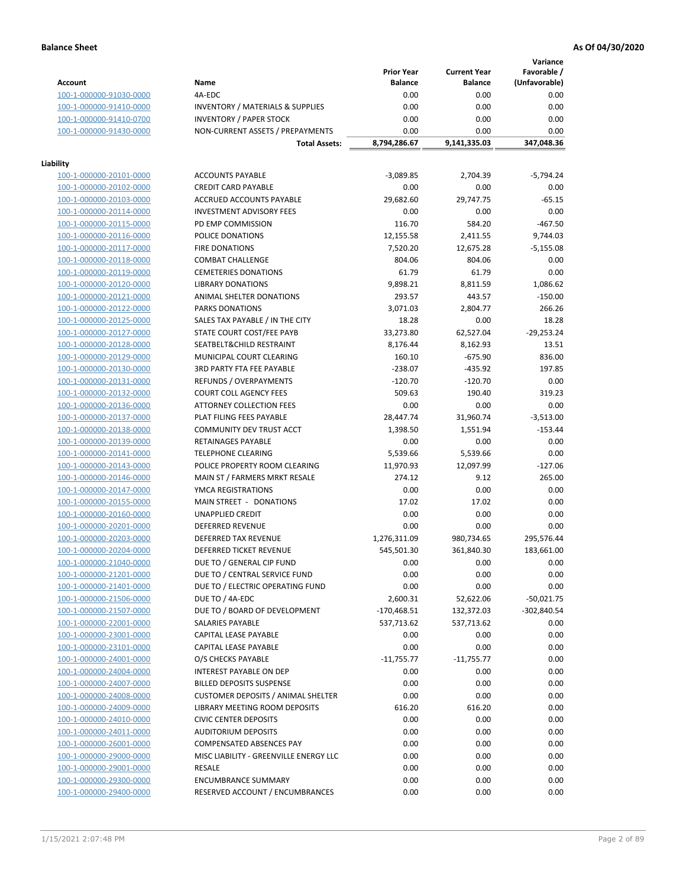**Balance Sheet** **As Of 04/30/2020**

| Account | Name | Prior Year Balance | Current Year Balance | Variance Favorable / (Unfavorable) |
|---|---|---|---|---|
| 100-1-000000-91030-0000 | 4A-EDC | 0.00 | 0.00 | 0.00 |
| 100-1-000000-91410-0000 | INVENTORY / MATERIALS & SUPPLIES | 0.00 | 0.00 | 0.00 |
| 100-1-000000-91410-0700 | INVENTORY / PAPER STOCK | 0.00 | 0.00 | 0.00 |
| 100-1-000000-91430-0000 | NON-CURRENT ASSETS / PREPAYMENTS | 0.00 | 0.00 | 0.00 |
| | **Total Assets:** | **8,794,286.67** | **9,141,335.03** | **347,048.36** |

**Liability**

| Account | Name | Prior Year Balance | Current Year Balance | Variance Favorable / (Unfavorable) |
|---|---|---|---|---|
| 100-1-000000-20101-0000 | ACCOUNTS PAYABLE | -3,089.85 | 2,704.39 | -5,794.24 |
| 100-1-000000-20102-0000 | CREDIT CARD PAYABLE | 0.00 | 0.00 | 0.00 |
| 100-1-000000-20103-0000 | ACCRUED ACCOUNTS PAYABLE | 29,682.60 | 29,747.75 | -65.15 |
| 100-1-000000-20114-0000 | INVESTMENT ADVISORY FEES | 0.00 | 0.00 | 0.00 |
| 100-1-000000-20115-0000 | PD EMP COMMISSION | 116.70 | 584.20 | -467.50 |
| 100-1-000000-20116-0000 | POLICE DONATIONS | 12,155.58 | 2,411.55 | 9,744.03 |
| 100-1-000000-20117-0000 | FIRE DONATIONS | 7,520.20 | 12,675.28 | -5,155.08 |
| 100-1-000000-20118-0000 | COMBAT CHALLENGE | 804.06 | 804.06 | 0.00 |
| 100-1-000000-20119-0000 | CEMETERIES DONATIONS | 61.79 | 61.79 | 0.00 |
| 100-1-000000-20120-0000 | LIBRARY DONATIONS | 9,898.21 | 8,811.59 | 1,086.62 |
| 100-1-000000-20121-0000 | ANIMAL SHELTER DONATIONS | 293.57 | 443.57 | -150.00 |
| 100-1-000000-20122-0000 | PARKS DONATIONS | 3,071.03 | 2,804.77 | 266.26 |
| 100-1-000000-20125-0000 | SALES TAX PAYABLE / IN THE CITY | 18.28 | 0.00 | 18.28 |
| 100-1-000000-20127-0000 | STATE COURT COST/FEE PAYB | 33,273.80 | 62,527.04 | -29,253.24 |
| 100-1-000000-20128-0000 | SEATBELT&CHILD RESTRAINT | 8,176.44 | 8,162.93 | 13.51 |
| 100-1-000000-20129-0000 | MUNICIPAL COURT CLEARING | 160.10 | -675.90 | 836.00 |
| 100-1-000000-20130-0000 | 3RD PARTY FTA FEE PAYABLE | -238.07 | -435.92 | 197.85 |
| 100-1-000000-20131-0000 | REFUNDS / OVERPAYMENTS | -120.70 | -120.70 | 0.00 |
| 100-1-000000-20132-0000 | COURT COLL AGENCY FEES | 509.63 | 190.40 | 319.23 |
| 100-1-000000-20136-0000 | ATTORNEY COLLECTION FEES | 0.00 | 0.00 | 0.00 |
| 100-1-000000-20137-0000 | PLAT FILING FEES PAYABLE | 28,447.74 | 31,960.74 | -3,513.00 |
| 100-1-000000-20138-0000 | COMMUNITY DEV TRUST ACCT | 1,398.50 | 1,551.94 | -153.44 |
| 100-1-000000-20139-0000 | RETAINAGES PAYABLE | 0.00 | 0.00 | 0.00 |
| 100-1-000000-20141-0000 | TELEPHONE CLEARING | 5,539.66 | 5,539.66 | 0.00 |
| 100-1-000000-20143-0000 | POLICE PROPERTY ROOM CLEARING | 11,970.93 | 12,097.99 | -127.06 |
| 100-1-000000-20146-0000 | MAIN ST / FARMERS MRKT RESALE | 274.12 | 9.12 | 265.00 |
| 100-1-000000-20147-0000 | YMCA REGISTRATIONS | 0.00 | 0.00 | 0.00 |
| 100-1-000000-20155-0000 | MAIN STREET - DONATIONS | 17.02 | 17.02 | 0.00 |
| 100-1-000000-20160-0000 | UNAPPLIED CREDIT | 0.00 | 0.00 | 0.00 |
| 100-1-000000-20201-0000 | DEFERRED REVENUE | 0.00 | 0.00 | 0.00 |
| 100-1-000000-20203-0000 | DEFERRED TAX REVENUE | 1,276,311.09 | 980,734.65 | 295,576.44 |
| 100-1-000000-20204-0000 | DEFERRED TICKET REVENUE | 545,501.30 | 361,840.30 | 183,661.00 |
| 100-1-000000-21040-0000 | DUE TO / GENERAL CIP FUND | 0.00 | 0.00 | 0.00 |
| 100-1-000000-21201-0000 | DUE TO / CENTRAL SERVICE FUND | 0.00 | 0.00 | 0.00 |
| 100-1-000000-21401-0000 | DUE TO / ELECTRIC OPERATING FUND | 0.00 | 0.00 | 0.00 |
| 100-1-000000-21506-0000 | DUE TO / 4A-EDC | 2,600.31 | 52,622.06 | -50,021.75 |
| 100-1-000000-21507-0000 | DUE TO / BOARD OF DEVELOPMENT | -170,468.51 | 132,372.03 | -302,840.54 |
| 100-1-000000-22001-0000 | SALARIES PAYABLE | 537,713.62 | 537,713.62 | 0.00 |
| 100-1-000000-23001-0000 | CAPITAL LEASE PAYABLE | 0.00 | 0.00 | 0.00 |
| 100-1-000000-23101-0000 | CAPITAL LEASE PAYABLE | 0.00 | 0.00 | 0.00 |
| 100-1-000000-24001-0000 | O/S CHECKS PAYABLE | -11,755.77 | -11,755.77 | 0.00 |
| 100-1-000000-24004-0000 | INTEREST PAYABLE ON DEP | 0.00 | 0.00 | 0.00 |
| 100-1-000000-24007-0000 | BILLED DEPOSITS SUSPENSE | 0.00 | 0.00 | 0.00 |
| 100-1-000000-24008-0000 | CUSTOMER DEPOSITS / ANIMAL SHELTER | 0.00 | 0.00 | 0.00 |
| 100-1-000000-24009-0000 | LIBRARY MEETING ROOM DEPOSITS | 616.20 | 616.20 | 0.00 |
| 100-1-000000-24010-0000 | CIVIC CENTER DEPOSITS | 0.00 | 0.00 | 0.00 |
| 100-1-000000-24011-0000 | AUDITORIUM DEPOSITS | 0.00 | 0.00 | 0.00 |
| 100-1-000000-26001-0000 | COMPENSATED ABSENCES PAY | 0.00 | 0.00 | 0.00 |
| 100-1-000000-29000-0000 | MISC LIABILITY - GREENVILLE ENERGY LLC | 0.00 | 0.00 | 0.00 |
| 100-1-000000-29001-0000 | RESALE | 0.00 | 0.00 | 0.00 |
| 100-1-000000-29300-0000 | ENCUMBRANCE SUMMARY | 0.00 | 0.00 | 0.00 |
| 100-1-000000-29400-0000 | RESERVED ACCOUNT / ENCUMBRANCES | 0.00 | 0.00 | 0.00 |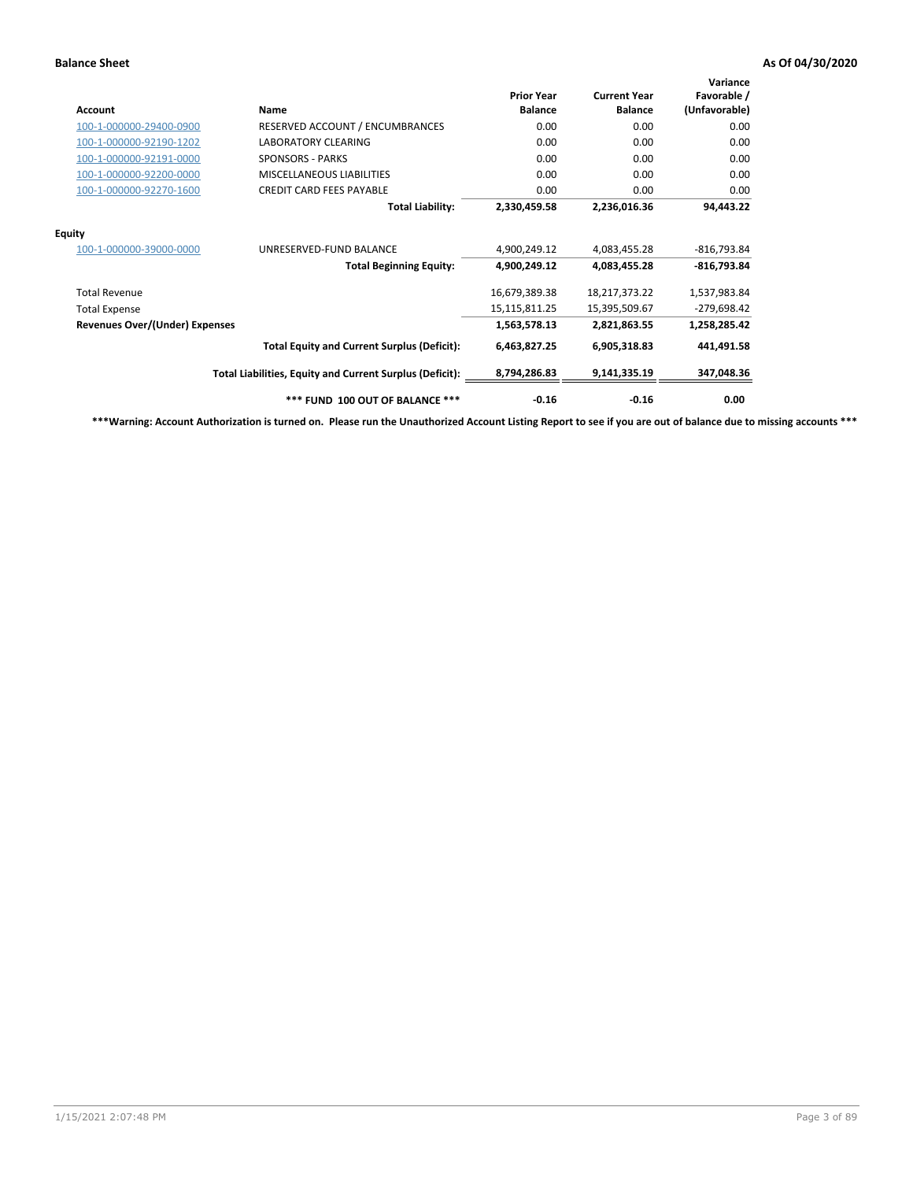**Balance Sheet** **As Of 04/30/2020**

| Account | Name | Prior Year Balance | Current Year Balance | Variance Favorable / (Unfavorable) |
|---|---|---|---|---|
| 100-1-000000-29400-0900 | RESERVED ACCOUNT / ENCUMBRANCES | 0.00 | 0.00 | 0.00 |
| 100-1-000000-92190-1202 | LABORATORY CLEARING | 0.00 | 0.00 | 0.00 |
| 100-1-000000-92191-0000 | SPONSORS - PARKS | 0.00 | 0.00 | 0.00 |
| 100-1-000000-92200-0000 | MISCELLANEOUS LIABILITIES | 0.00 | 0.00 | 0.00 |
| 100-1-000000-92270-1600 | CREDIT CARD FEES PAYABLE | 0.00 | 0.00 | 0.00 |
| | **Total Liability:** | **2,330,459.58** | **2,236,016.36** | **94,443.22** |
| **Equity** | | | | |
| 100-1-000000-39000-0000 | UNRESERVED-FUND BALANCE | 4,900,249.12 | 4,083,455.28 | -816,793.84 |
| | **Total Beginning Equity:** | **4,900,249.12** | **4,083,455.28** | **-816,793.84** |
| Total Revenue | | 16,679,389.38 | 18,217,373.22 | 1,537,983.84 |
| Total Expense | | 15,115,811.25 | 15,395,509.67 | -279,698.42 |
| **Revenues Over/(Under) Expenses** | | **1,563,578.13** | **2,821,863.55** | **1,258,285.42** |
| | **Total Equity and Current Surplus (Deficit):** | **6,463,827.25** | **6,905,318.83** | **441,491.58** |
| | **Total Liabilities, Equity and Current Surplus (Deficit):** | **8,794,286.83** | **9,141,335.19** | **347,048.36** |
| | ***** FUND 100 OUT OF BALANCE ***** | **-0.16** | **-0.16** | **0.00** |

*****Warning: Account Authorization is turned on. Please run the Unauthorized Account Listing Report to see if you are out of balance due to missing accounts *****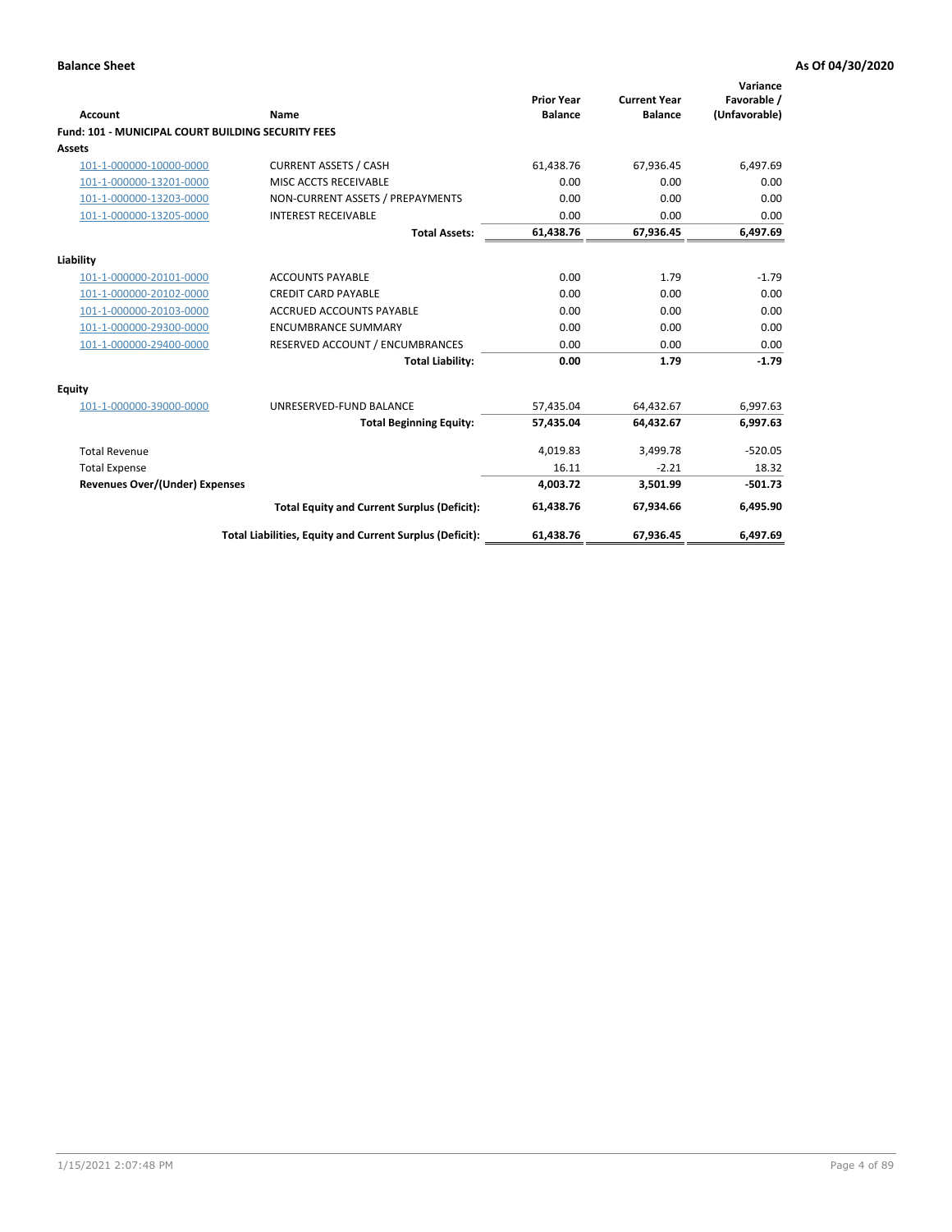**Balance Sheet** — As Of 04/30/2020

| Account | Name | Prior Year Balance | Current Year Balance | Variance Favorable / (Unfavorable) |
|---|---|---|---|---|
| **Fund: 101 - MUNICIPAL COURT BUILDING SECURITY FEES** | | | | |
| **Assets** | | | | |
| 101-1-000000-10000-0000 | CURRENT ASSETS / CASH | 61,438.76 | 67,936.45 | 6,497.69 |
| 101-1-000000-13201-0000 | MISC ACCTS RECEIVABLE | 0.00 | 0.00 | 0.00 |
| 101-1-000000-13203-0000 | NON-CURRENT ASSETS / PREPAYMENTS | 0.00 | 0.00 | 0.00 |
| 101-1-000000-13205-0000 | INTEREST RECEIVABLE | 0.00 | 0.00 | 0.00 |
| | **Total Assets:** | **61,438.76** | **67,936.45** | **6,497.69** |
| **Liability** | | | | |
| 101-1-000000-20101-0000 | ACCOUNTS PAYABLE | 0.00 | 1.79 | -1.79 |
| 101-1-000000-20102-0000 | CREDIT CARD PAYABLE | 0.00 | 0.00 | 0.00 |
| 101-1-000000-20103-0000 | ACCRUED ACCOUNTS PAYABLE | 0.00 | 0.00 | 0.00 |
| 101-1-000000-29300-0000 | ENCUMBRANCE SUMMARY | 0.00 | 0.00 | 0.00 |
| 101-1-000000-29400-0000 | RESERVED ACCOUNT / ENCUMBRANCES | 0.00 | 0.00 | 0.00 |
| | **Total Liability:** | **0.00** | **1.79** | **-1.79** |
| **Equity** | | | | |
| 101-1-000000-39000-0000 | UNRESERVED-FUND BALANCE | 57,435.04 | 64,432.67 | 6,997.63 |
| | **Total Beginning Equity:** | **57,435.04** | **64,432.67** | **6,997.63** |
| Total Revenue | | 4,019.83 | 3,499.78 | -520.05 |
| Total Expense | | 16.11 | -2.21 | 18.32 |
| **Revenues Over/(Under) Expenses** | | **4,003.72** | **3,501.99** | **-501.73** |
| | **Total Equity and Current Surplus (Deficit):** | **61,438.76** | **67,934.66** | **6,495.90** |
| | **Total Liabilities, Equity and Current Surplus (Deficit):** | **61,438.76** | **67,936.45** | **6,497.69** |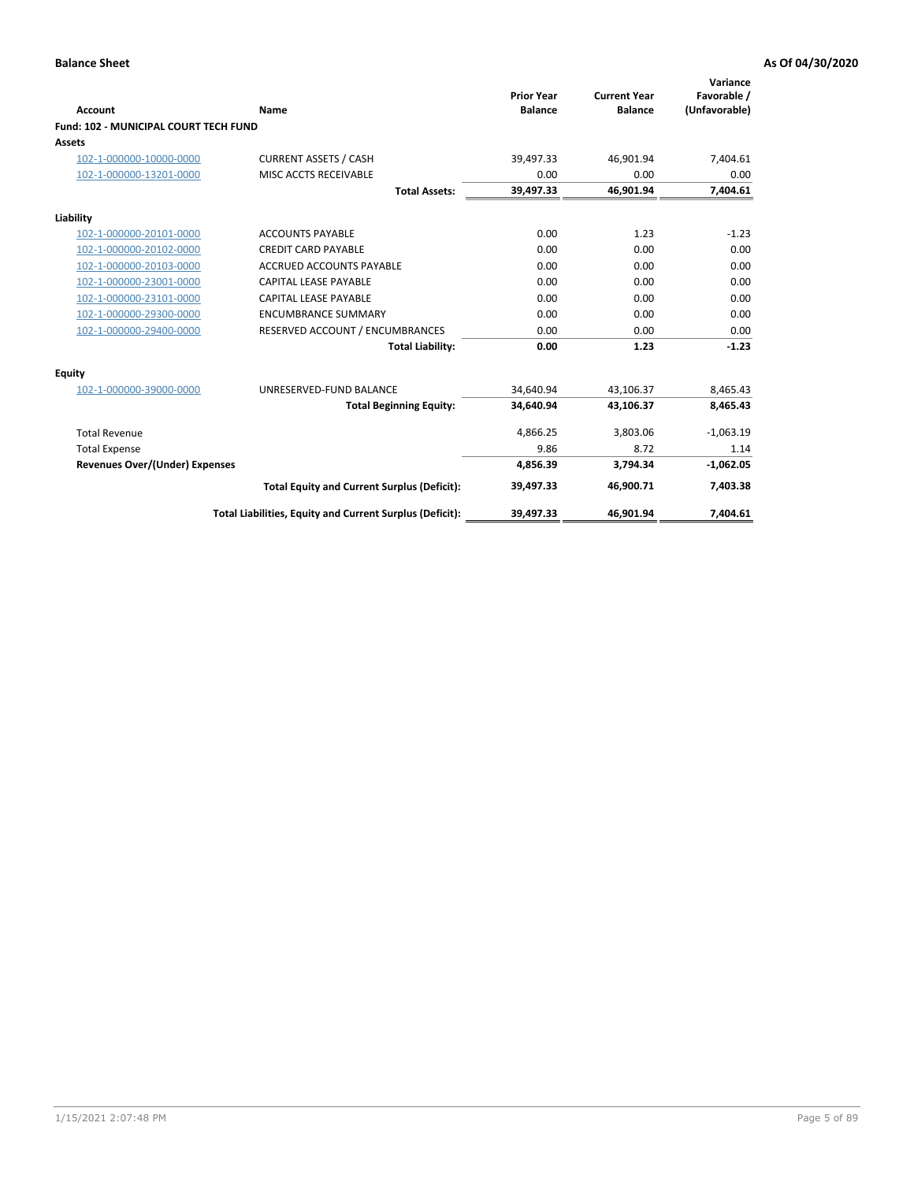**Balance Sheet** | **As Of 04/30/2020**

| Account | Name | Prior Year Balance | Current Year Balance | Variance Favorable / (Unfavorable) |
|---|---|---|---|---|
| **Fund: 102 - MUNICIPAL COURT TECH FUND** | | | | |
| **Assets** | | | | |
| 102-1-000000-10000-0000 | CURRENT ASSETS / CASH | 39,497.33 | 46,901.94 | 7,404.61 |
| 102-1-000000-13201-0000 | MISC ACCTS RECEIVABLE | 0.00 | 0.00 | 0.00 |
| | **Total Assets:** | **39,497.33** | **46,901.94** | **7,404.61** |
| **Liability** | | | | |
| 102-1-000000-20101-0000 | ACCOUNTS PAYABLE | 0.00 | 1.23 | -1.23 |
| 102-1-000000-20102-0000 | CREDIT CARD PAYABLE | 0.00 | 0.00 | 0.00 |
| 102-1-000000-20103-0000 | ACCRUED ACCOUNTS PAYABLE | 0.00 | 0.00 | 0.00 |
| 102-1-000000-23001-0000 | CAPITAL LEASE PAYABLE | 0.00 | 0.00 | 0.00 |
| 102-1-000000-23101-0000 | CAPITAL LEASE PAYABLE | 0.00 | 0.00 | 0.00 |
| 102-1-000000-29300-0000 | ENCUMBRANCE SUMMARY | 0.00 | 0.00 | 0.00 |
| 102-1-000000-29400-0000 | RESERVED ACCOUNT / ENCUMBRANCES | 0.00 | 0.00 | 0.00 |
| | **Total Liability:** | **0.00** | **1.23** | **-1.23** |
| **Equity** | | | | |
| 102-1-000000-39000-0000 | UNRESERVED-FUND BALANCE | 34,640.94 | 43,106.37 | 8,465.43 |
| | **Total Beginning Equity:** | **34,640.94** | **43,106.37** | **8,465.43** |
| Total Revenue | | 4,866.25 | 3,803.06 | -1,063.19 |
| Total Expense | | 9.86 | 8.72 | 1.14 |
| **Revenues Over/(Under) Expenses** | | **4,856.39** | **3,794.34** | **-1,062.05** |
| | **Total Equity and Current Surplus (Deficit):** | **39,497.33** | **46,900.71** | **7,403.38** |
| | **Total Liabilities, Equity and Current Surplus (Deficit):** | **39,497.33** | **46,901.94** | **7,404.61** |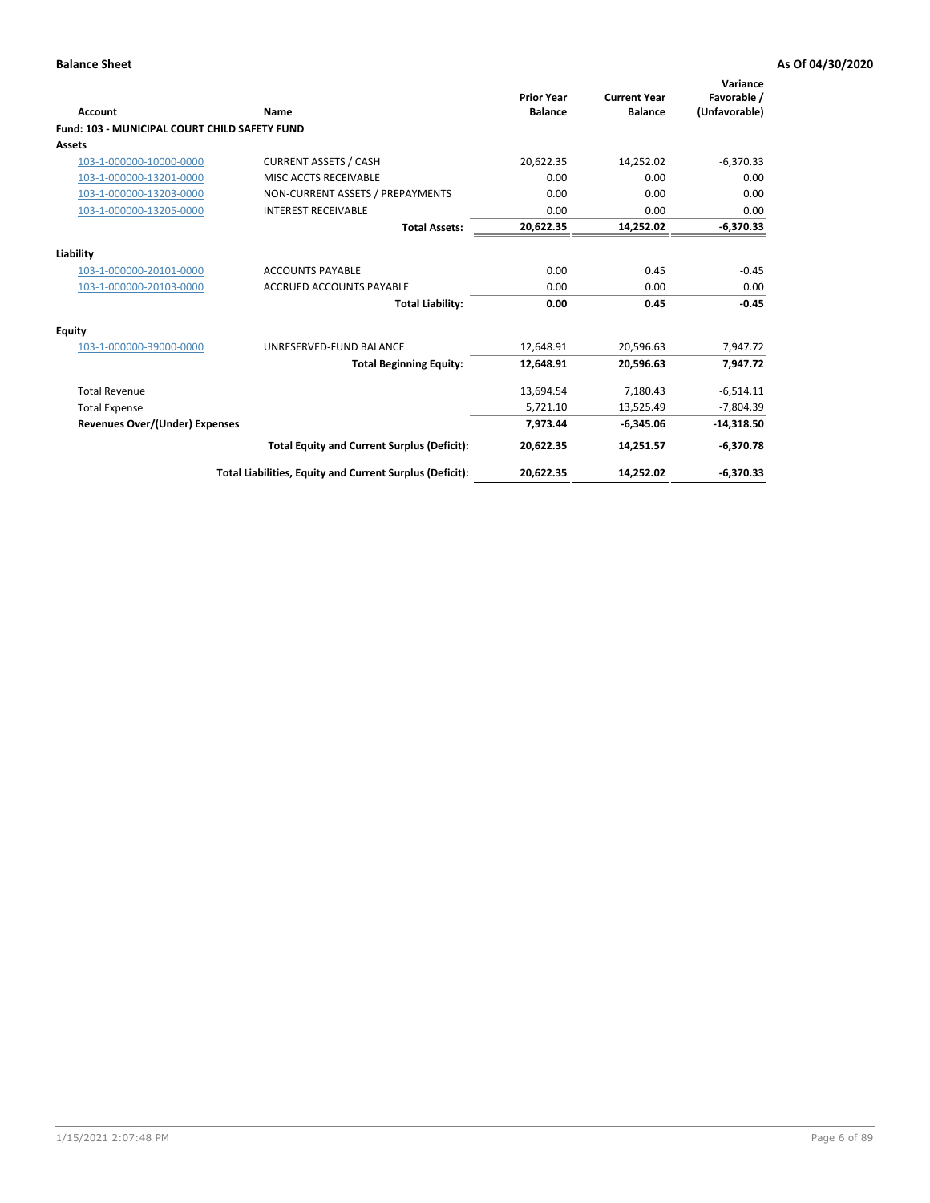**Balance Sheet** | **As Of 04/30/2020**

| Account | Name | Prior Year Balance | Current Year Balance | Variance Favorable / (Unfavorable) |
|---|---|---|---|---|
| **Fund: 103 - MUNICIPAL COURT CHILD SAFETY FUND** | | | | |
| **Assets** | | | | |
| 103-1-000000-10000-0000 | CURRENT ASSETS / CASH | 20,622.35 | 14,252.02 | -6,370.33 |
| 103-1-000000-13201-0000 | MISC ACCTS RECEIVABLE | 0.00 | 0.00 | 0.00 |
| 103-1-000000-13203-0000 | NON-CURRENT ASSETS / PREPAYMENTS | 0.00 | 0.00 | 0.00 |
| 103-1-000000-13205-0000 | INTEREST RECEIVABLE | 0.00 | 0.00 | 0.00 |
| | **Total Assets:** | **20,622.35** | **14,252.02** | **-6,370.33** |
| **Liability** | | | | |
| 103-1-000000-20101-0000 | ACCOUNTS PAYABLE | 0.00 | 0.45 | -0.45 |
| 103-1-000000-20103-0000 | ACCRUED ACCOUNTS PAYABLE | 0.00 | 0.00 | 0.00 |
| | **Total Liability:** | **0.00** | **0.45** | **-0.45** |
| **Equity** | | | | |
| 103-1-000000-39000-0000 | UNRESERVED-FUND BALANCE | 12,648.91 | 20,596.63 | 7,947.72 |
| | **Total Beginning Equity:** | **12,648.91** | **20,596.63** | **7,947.72** |
| Total Revenue | | 13,694.54 | 7,180.43 | -6,514.11 |
| Total Expense | | 5,721.10 | 13,525.49 | -7,804.39 |
| **Revenues Over/(Under) Expenses** | | **7,973.44** | **-6,345.06** | **-14,318.50** |
| | **Total Equity and Current Surplus (Deficit):** | **20,622.35** | **14,251.57** | **-6,370.78** |
| | **Total Liabilities, Equity and Current Surplus (Deficit):** | **20,622.35** | **14,252.02** | **-6,370.33** |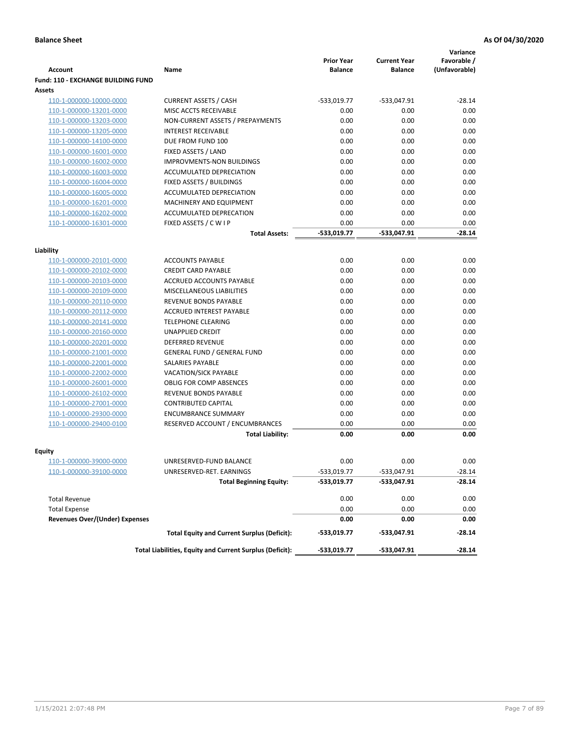**Balance Sheet** **As Of 04/30/2020**

| Account | Name | Prior Year Balance | Current Year Balance | Variance Favorable / (Unfavorable) |
|---|---|---|---|---|
| **Fund: 110 - EXCHANGE BUILDING FUND** | | | | |
| **Assets** | | | | |
| 110-1-000000-10000-0000 | CURRENT ASSETS / CASH | -533,019.77 | -533,047.91 | -28.14 |
| 110-1-000000-13201-0000 | MISC ACCTS RECEIVABLE | 0.00 | 0.00 | 0.00 |
| 110-1-000000-13203-0000 | NON-CURRENT ASSETS / PREPAYMENTS | 0.00 | 0.00 | 0.00 |
| 110-1-000000-13205-0000 | INTEREST RECEIVABLE | 0.00 | 0.00 | 0.00 |
| 110-1-000000-14100-0000 | DUE FROM FUND 100 | 0.00 | 0.00 | 0.00 |
| 110-1-000000-16001-0000 | FIXED ASSETS / LAND | 0.00 | 0.00 | 0.00 |
| 110-1-000000-16002-0000 | IMPROVMENTS-NON BUILDINGS | 0.00 | 0.00 | 0.00 |
| 110-1-000000-16003-0000 | ACCUMULATED DEPRECIATION | 0.00 | 0.00 | 0.00 |
| 110-1-000000-16004-0000 | FIXED ASSETS / BUILDINGS | 0.00 | 0.00 | 0.00 |
| 110-1-000000-16005-0000 | ACCUMULATED DEPRECIATION | 0.00 | 0.00 | 0.00 |
| 110-1-000000-16201-0000 | MACHINERY AND EQUIPMENT | 0.00 | 0.00 | 0.00 |
| 110-1-000000-16202-0000 | ACCUMULATED DEPRECATION | 0.00 | 0.00 | 0.00 |
| 110-1-000000-16301-0000 | FIXED ASSETS / C W I P | 0.00 | 0.00 | 0.00 |
| | **Total Assets:** | **-533,019.77** | **-533,047.91** | **-28.14** |
| **Liability** | | | | |
| 110-1-000000-20101-0000 | ACCOUNTS PAYABLE | 0.00 | 0.00 | 0.00 |
| 110-1-000000-20102-0000 | CREDIT CARD PAYABLE | 0.00 | 0.00 | 0.00 |
| 110-1-000000-20103-0000 | ACCRUED ACCOUNTS PAYABLE | 0.00 | 0.00 | 0.00 |
| 110-1-000000-20109-0000 | MISCELLANEOUS LIABILITIES | 0.00 | 0.00 | 0.00 |
| 110-1-000000-20110-0000 | REVENUE BONDS PAYABLE | 0.00 | 0.00 | 0.00 |
| 110-1-000000-20112-0000 | ACCRUED INTEREST PAYABLE | 0.00 | 0.00 | 0.00 |
| 110-1-000000-20141-0000 | TELEPHONE CLEARING | 0.00 | 0.00 | 0.00 |
| 110-1-000000-20160-0000 | UNAPPLIED CREDIT | 0.00 | 0.00 | 0.00 |
| 110-1-000000-20201-0000 | DEFERRED REVENUE | 0.00 | 0.00 | 0.00 |
| 110-1-000000-21001-0000 | GENERAL FUND / GENERAL FUND | 0.00 | 0.00 | 0.00 |
| 110-1-000000-22001-0000 | SALARIES PAYABLE | 0.00 | 0.00 | 0.00 |
| 110-1-000000-22002-0000 | VACATION/SICK PAYABLE | 0.00 | 0.00 | 0.00 |
| 110-1-000000-26001-0000 | OBLIG FOR COMP ABSENCES | 0.00 | 0.00 | 0.00 |
| 110-1-000000-26102-0000 | REVENUE BONDS PAYABLE | 0.00 | 0.00 | 0.00 |
| 110-1-000000-27001-0000 | CONTRIBUTED CAPITAL | 0.00 | 0.00 | 0.00 |
| 110-1-000000-29300-0000 | ENCUMBRANCE SUMMARY | 0.00 | 0.00 | 0.00 |
| 110-1-000000-29400-0100 | RESERVED ACCOUNT / ENCUMBRANCES | 0.00 | 0.00 | 0.00 |
| | **Total Liability:** | **0.00** | **0.00** | **0.00** |
| **Equity** | | | | |
| 110-1-000000-39000-0000 | UNRESERVED-FUND BALANCE | 0.00 | 0.00 | 0.00 |
| 110-1-000000-39100-0000 | UNRESERVED-RET. EARNINGS | -533,019.77 | -533,047.91 | -28.14 |
| | **Total Beginning Equity:** | **-533,019.77** | **-533,047.91** | **-28.14** |
| Total Revenue | | 0.00 | 0.00 | 0.00 |
| Total Expense | | 0.00 | 0.00 | 0.00 |
| **Revenues Over/(Under) Expenses** | | **0.00** | **0.00** | **0.00** |
| | **Total Equity and Current Surplus (Deficit):** | **-533,019.77** | **-533,047.91** | **-28.14** |
| | **Total Liabilities, Equity and Current Surplus (Deficit):** | **-533,019.77** | **-533,047.91** | **-28.14** |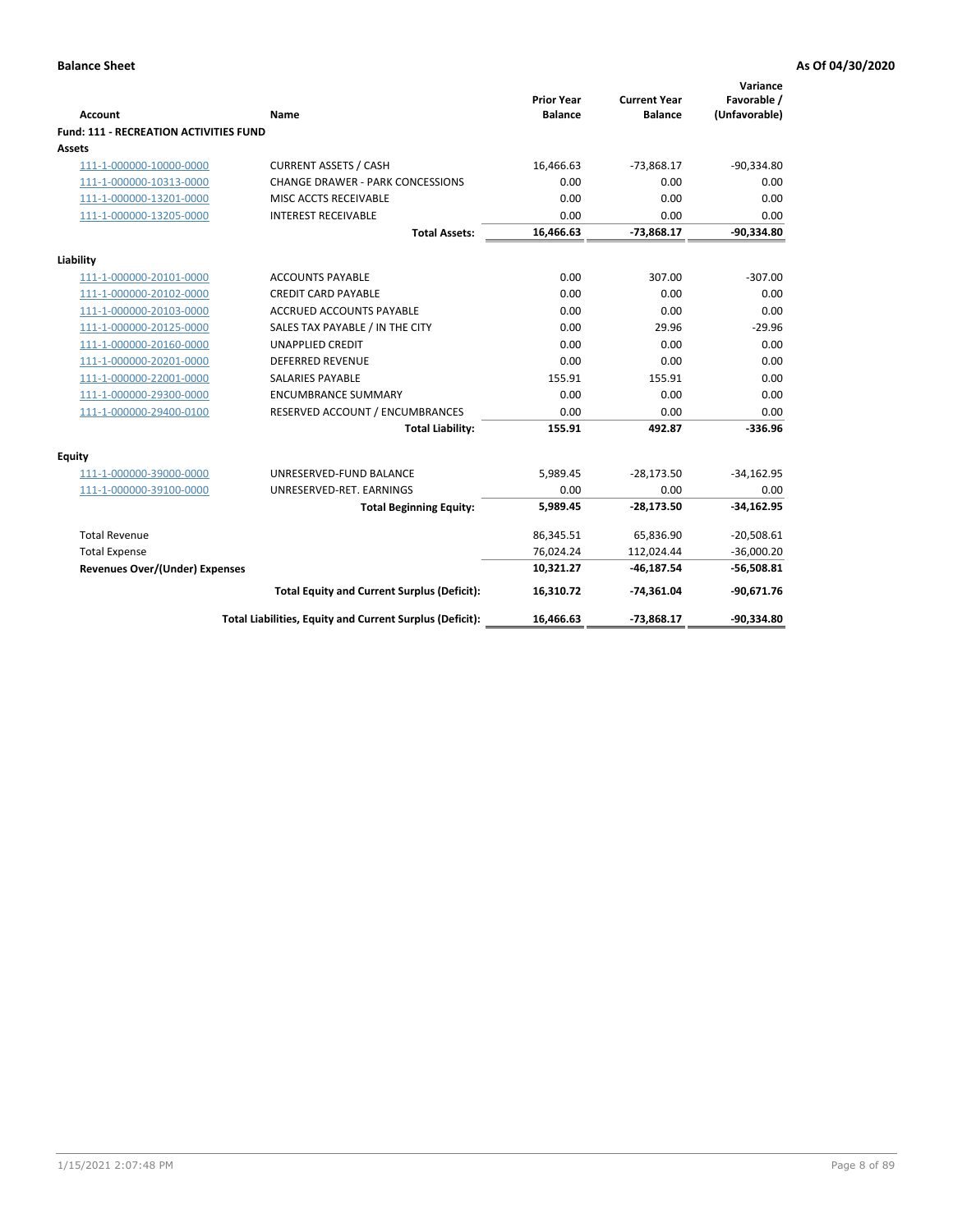**Balance Sheet** | **As Of 04/30/2020**

| Account | Name | Prior Year Balance | Current Year Balance | Variance Favorable / (Unfavorable) |
|---|---|---|---|---|
| **Fund: 111 - RECREATION ACTIVITIES FUND** | | | | |
| **Assets** | | | | |
| 111-1-000000-10000-0000 | CURRENT ASSETS / CASH | 16,466.63 | -73,868.17 | -90,334.80 |
| 111-1-000000-10313-0000 | CHANGE DRAWER - PARK CONCESSIONS | 0.00 | 0.00 | 0.00 |
| 111-1-000000-13201-0000 | MISC ACCTS RECEIVABLE | 0.00 | 0.00 | 0.00 |
| 111-1-000000-13205-0000 | INTEREST RECEIVABLE | 0.00 | 0.00 | 0.00 |
| | **Total Assets:** | **16,466.63** | **-73,868.17** | **-90,334.80** |
| **Liability** | | | | |
| 111-1-000000-20101-0000 | ACCOUNTS PAYABLE | 0.00 | 307.00 | -307.00 |
| 111-1-000000-20102-0000 | CREDIT CARD PAYABLE | 0.00 | 0.00 | 0.00 |
| 111-1-000000-20103-0000 | ACCRUED ACCOUNTS PAYABLE | 0.00 | 0.00 | 0.00 |
| 111-1-000000-20125-0000 | SALES TAX PAYABLE / IN THE CITY | 0.00 | 29.96 | -29.96 |
| 111-1-000000-20160-0000 | UNAPPLIED CREDIT | 0.00 | 0.00 | 0.00 |
| 111-1-000000-20201-0000 | DEFERRED REVENUE | 0.00 | 0.00 | 0.00 |
| 111-1-000000-22001-0000 | SALARIES PAYABLE | 155.91 | 155.91 | 0.00 |
| 111-1-000000-29300-0000 | ENCUMBRANCE SUMMARY | 0.00 | 0.00 | 0.00 |
| 111-1-000000-29400-0100 | RESERVED ACCOUNT / ENCUMBRANCES | 0.00 | 0.00 | 0.00 |
| | **Total Liability:** | **155.91** | **492.87** | **-336.96** |
| **Equity** | | | | |
| 111-1-000000-39000-0000 | UNRESERVED-FUND BALANCE | 5,989.45 | -28,173.50 | -34,162.95 |
| 111-1-000000-39100-0000 | UNRESERVED-RET. EARNINGS | 0.00 | 0.00 | 0.00 |
| | **Total Beginning Equity:** | **5,989.45** | **-28,173.50** | **-34,162.95** |
| Total Revenue | | 86,345.51 | 65,836.90 | -20,508.61 |
| Total Expense | | 76,024.24 | 112,024.44 | -36,000.20 |
| **Revenues Over/(Under) Expenses** | | **10,321.27** | **-46,187.54** | **-56,508.81** |
| | **Total Equity and Current Surplus (Deficit):** | **16,310.72** | **-74,361.04** | **-90,671.76** |
| | **Total Liabilities, Equity and Current Surplus (Deficit):** | **16,466.63** | **-73,868.17** | **-90,334.80** |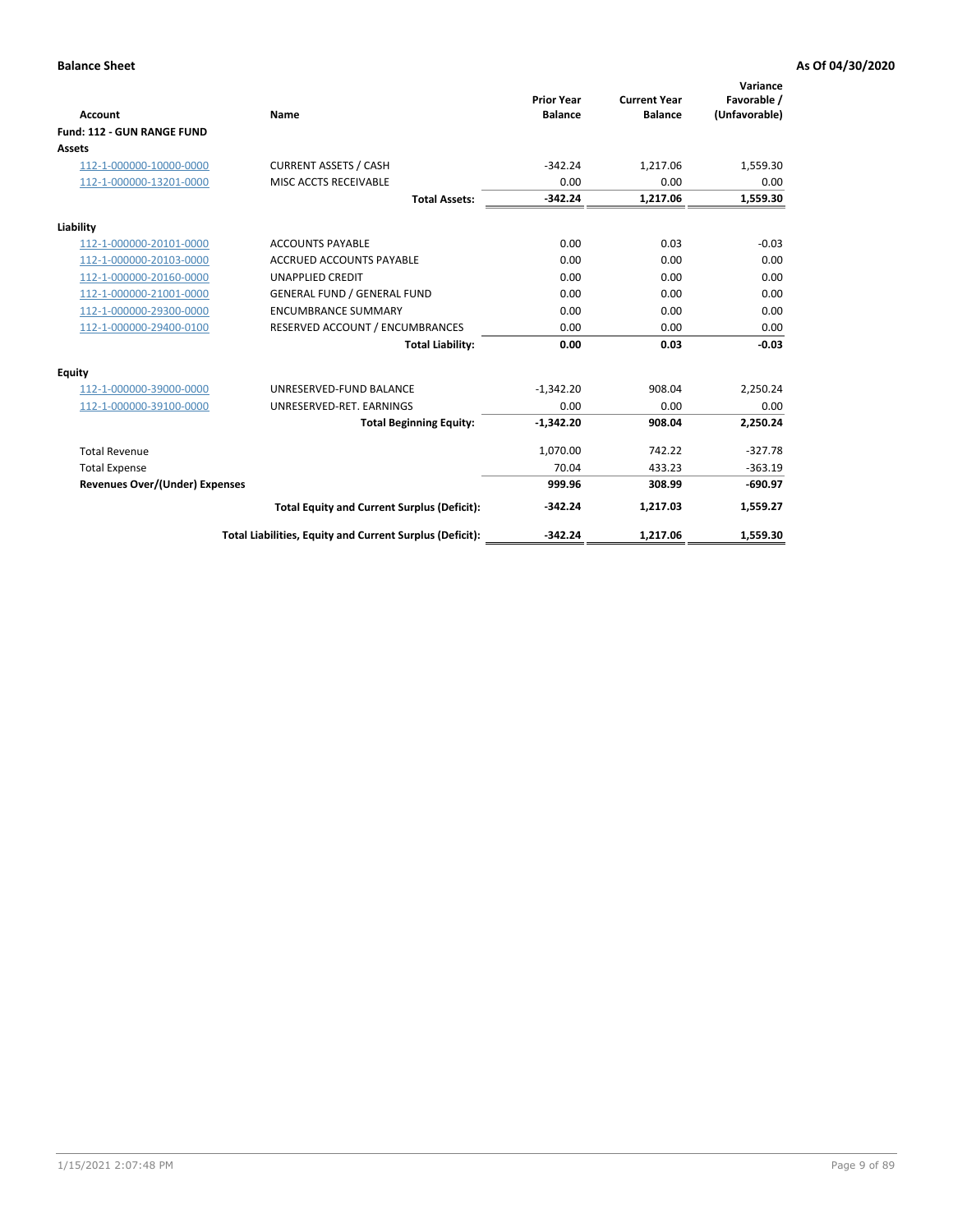**Balance Sheet** — **As Of 04/30/2020**

| Account | Name | Prior Year Balance | Current Year Balance | Variance Favorable / (Unfavorable) |
|---|---|---|---|---|
| **Fund: 112 - GUN RANGE FUND** | | | | |
| **Assets** | | | | |
| 112-1-000000-10000-0000 | CURRENT ASSETS / CASH | -342.24 | 1,217.06 | 1,559.30 |
| 112-1-000000-13201-0000 | MISC ACCTS RECEIVABLE | 0.00 | 0.00 | 0.00 |
| | **Total Assets:** | **-342.24** | **1,217.06** | **1,559.30** |
| **Liability** | | | | |
| 112-1-000000-20101-0000 | ACCOUNTS PAYABLE | 0.00 | 0.03 | -0.03 |
| 112-1-000000-20103-0000 | ACCRUED ACCOUNTS PAYABLE | 0.00 | 0.00 | 0.00 |
| 112-1-000000-20160-0000 | UNAPPLIED CREDIT | 0.00 | 0.00 | 0.00 |
| 112-1-000000-21001-0000 | GENERAL FUND / GENERAL FUND | 0.00 | 0.00 | 0.00 |
| 112-1-000000-29300-0000 | ENCUMBRANCE SUMMARY | 0.00 | 0.00 | 0.00 |
| 112-1-000000-29400-0100 | RESERVED ACCOUNT / ENCUMBRANCES | 0.00 | 0.00 | 0.00 |
| | **Total Liability:** | **0.00** | **0.03** | **-0.03** |
| **Equity** | | | | |
| 112-1-000000-39000-0000 | UNRESERVED-FUND BALANCE | -1,342.20 | 908.04 | 2,250.24 |
| 112-1-000000-39100-0000 | UNRESERVED-RET. EARNINGS | 0.00 | 0.00 | 0.00 |
| | **Total Beginning Equity:** | **-1,342.20** | **908.04** | **2,250.24** |
| Total Revenue | | 1,070.00 | 742.22 | -327.78 |
| Total Expense | | 70.04 | 433.23 | -363.19 |
| **Revenues Over/(Under) Expenses** | | **999.96** | **308.99** | **-690.97** |
| | **Total Equity and Current Surplus (Deficit):** | **-342.24** | **1,217.03** | **1,559.27** |
| | **Total Liabilities, Equity and Current Surplus (Deficit):** | **-342.24** | **1,217.06** | **1,559.30** |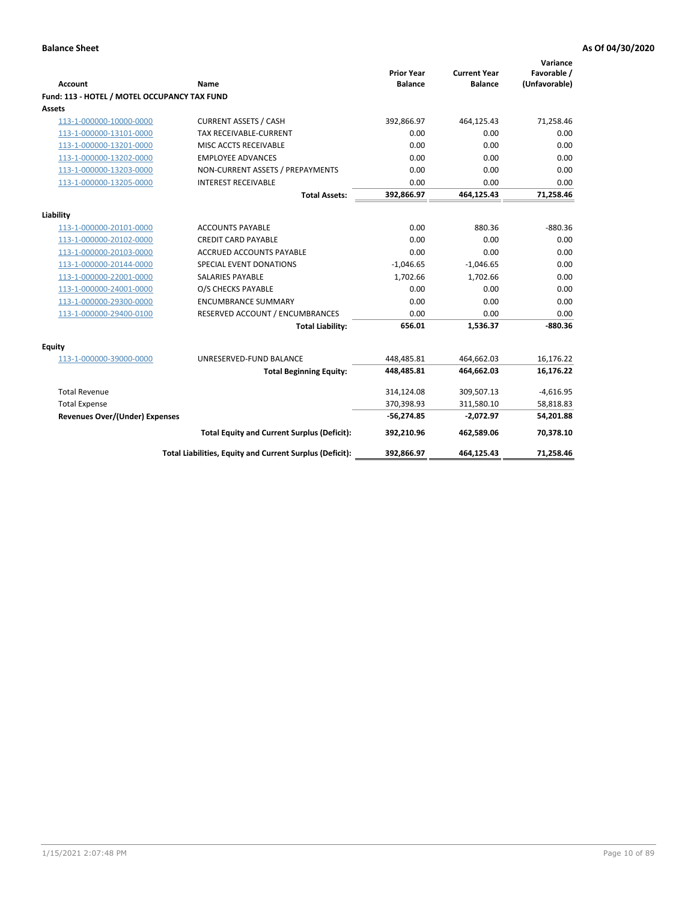**Balance Sheet** **As Of 04/30/2020**

| Account | Name | Prior Year Balance | Current Year Balance | Variance Favorable / (Unfavorable) |
|---|---|---|---|---|
| **Fund: 113 - HOTEL / MOTEL OCCUPANCY TAX FUND** | | | | |
| **Assets** | | | | |
| 113-1-000000-10000-0000 | CURRENT ASSETS / CASH | 392,866.97 | 464,125.43 | 71,258.46 |
| 113-1-000000-13101-0000 | TAX RECEIVABLE-CURRENT | 0.00 | 0.00 | 0.00 |
| 113-1-000000-13201-0000 | MISC ACCTS RECEIVABLE | 0.00 | 0.00 | 0.00 |
| 113-1-000000-13202-0000 | EMPLOYEE ADVANCES | 0.00 | 0.00 | 0.00 |
| 113-1-000000-13203-0000 | NON-CURRENT ASSETS / PREPAYMENTS | 0.00 | 0.00 | 0.00 |
| 113-1-000000-13205-0000 | INTEREST RECEIVABLE | 0.00 | 0.00 | 0.00 |
| | **Total Assets:** | **392,866.97** | **464,125.43** | **71,258.46** |
| **Liability** | | | | |
| 113-1-000000-20101-0000 | ACCOUNTS PAYABLE | 0.00 | 880.36 | -880.36 |
| 113-1-000000-20102-0000 | CREDIT CARD PAYABLE | 0.00 | 0.00 | 0.00 |
| 113-1-000000-20103-0000 | ACCRUED ACCOUNTS PAYABLE | 0.00 | 0.00 | 0.00 |
| 113-1-000000-20144-0000 | SPECIAL EVENT DONATIONS | -1,046.65 | -1,046.65 | 0.00 |
| 113-1-000000-22001-0000 | SALARIES PAYABLE | 1,702.66 | 1,702.66 | 0.00 |
| 113-1-000000-24001-0000 | O/S CHECKS PAYABLE | 0.00 | 0.00 | 0.00 |
| 113-1-000000-29300-0000 | ENCUMBRANCE SUMMARY | 0.00 | 0.00 | 0.00 |
| 113-1-000000-29400-0100 | RESERVED ACCOUNT / ENCUMBRANCES | 0.00 | 0.00 | 0.00 |
| | **Total Liability:** | **656.01** | **1,536.37** | **-880.36** |
| **Equity** | | | | |
| 113-1-000000-39000-0000 | UNRESERVED-FUND BALANCE | 448,485.81 | 464,662.03 | 16,176.22 |
| | **Total Beginning Equity:** | **448,485.81** | **464,662.03** | **16,176.22** |
| Total Revenue | | 314,124.08 | 309,507.13 | -4,616.95 |
| Total Expense | | 370,398.93 | 311,580.10 | 58,818.83 |
| **Revenues Over/(Under) Expenses** | | **-56,274.85** | **-2,072.97** | **54,201.88** |
| | **Total Equity and Current Surplus (Deficit):** | **392,210.96** | **462,589.06** | **70,378.10** |
| | **Total Liabilities, Equity and Current Surplus (Deficit):** | **392,866.97** | **464,125.43** | **71,258.46** |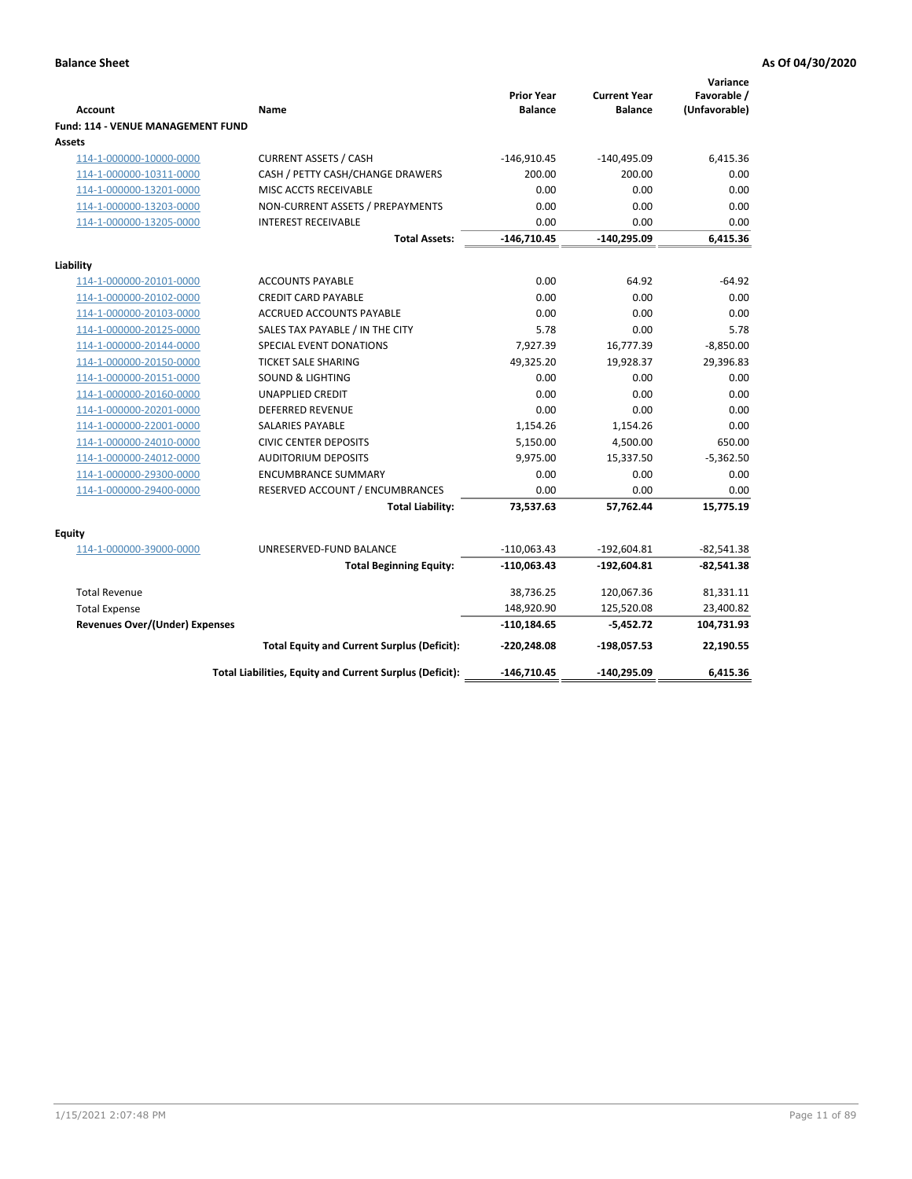**Balance Sheet** **As Of 04/30/2020**

| Account | Name | Prior Year Balance | Current Year Balance | Variance Favorable / (Unfavorable) |
|---|---|---|---|---|
| **Fund: 114 - VENUE MANAGEMENT FUND** | | | | |
| **Assets** | | | | |
| 114-1-000000-10000-0000 | CURRENT ASSETS / CASH | -146,910.45 | -140,495.09 | 6,415.36 |
| 114-1-000000-10311-0000 | CASH / PETTY CASH/CHANGE DRAWERS | 200.00 | 200.00 | 0.00 |
| 114-1-000000-13201-0000 | MISC ACCTS RECEIVABLE | 0.00 | 0.00 | 0.00 |
| 114-1-000000-13203-0000 | NON-CURRENT ASSETS / PREPAYMENTS | 0.00 | 0.00 | 0.00 |
| 114-1-000000-13205-0000 | INTEREST RECEIVABLE | 0.00 | 0.00 | 0.00 |
| | **Total Assets:** | **-146,710.45** | **-140,295.09** | **6,415.36** |
| **Liability** | | | | |
| 114-1-000000-20101-0000 | ACCOUNTS PAYABLE | 0.00 | 64.92 | -64.92 |
| 114-1-000000-20102-0000 | CREDIT CARD PAYABLE | 0.00 | 0.00 | 0.00 |
| 114-1-000000-20103-0000 | ACCRUED ACCOUNTS PAYABLE | 0.00 | 0.00 | 0.00 |
| 114-1-000000-20125-0000 | SALES TAX PAYABLE / IN THE CITY | 5.78 | 0.00 | 5.78 |
| 114-1-000000-20144-0000 | SPECIAL EVENT DONATIONS | 7,927.39 | 16,777.39 | -8,850.00 |
| 114-1-000000-20150-0000 | TICKET SALE SHARING | 49,325.20 | 19,928.37 | 29,396.83 |
| 114-1-000000-20151-0000 | SOUND & LIGHTING | 0.00 | 0.00 | 0.00 |
| 114-1-000000-20160-0000 | UNAPPLIED CREDIT | 0.00 | 0.00 | 0.00 |
| 114-1-000000-20201-0000 | DEFERRED REVENUE | 0.00 | 0.00 | 0.00 |
| 114-1-000000-22001-0000 | SALARIES PAYABLE | 1,154.26 | 1,154.26 | 0.00 |
| 114-1-000000-24010-0000 | CIVIC CENTER DEPOSITS | 5,150.00 | 4,500.00 | 650.00 |
| 114-1-000000-24012-0000 | AUDITORIUM DEPOSITS | 9,975.00 | 15,337.50 | -5,362.50 |
| 114-1-000000-29300-0000 | ENCUMBRANCE SUMMARY | 0.00 | 0.00 | 0.00 |
| 114-1-000000-29400-0000 | RESERVED ACCOUNT / ENCUMBRANCES | 0.00 | 0.00 | 0.00 |
| | **Total Liability:** | **73,537.63** | **57,762.44** | **15,775.19** |
| **Equity** | | | | |
| 114-1-000000-39000-0000 | UNRESERVED-FUND BALANCE | -110,063.43 | -192,604.81 | -82,541.38 |
| | **Total Beginning Equity:** | **-110,063.43** | **-192,604.81** | **-82,541.38** |
| Total Revenue | | 38,736.25 | 120,067.36 | 81,331.11 |
| Total Expense | | 148,920.90 | 125,520.08 | 23,400.82 |
| **Revenues Over/(Under) Expenses** | | **-110,184.65** | **-5,452.72** | **104,731.93** |
| | **Total Equity and Current Surplus (Deficit):** | **-220,248.08** | **-198,057.53** | **22,190.55** |
| | **Total Liabilities, Equity and Current Surplus (Deficit):** | **-146,710.45** | **-140,295.09** | **6,415.36** |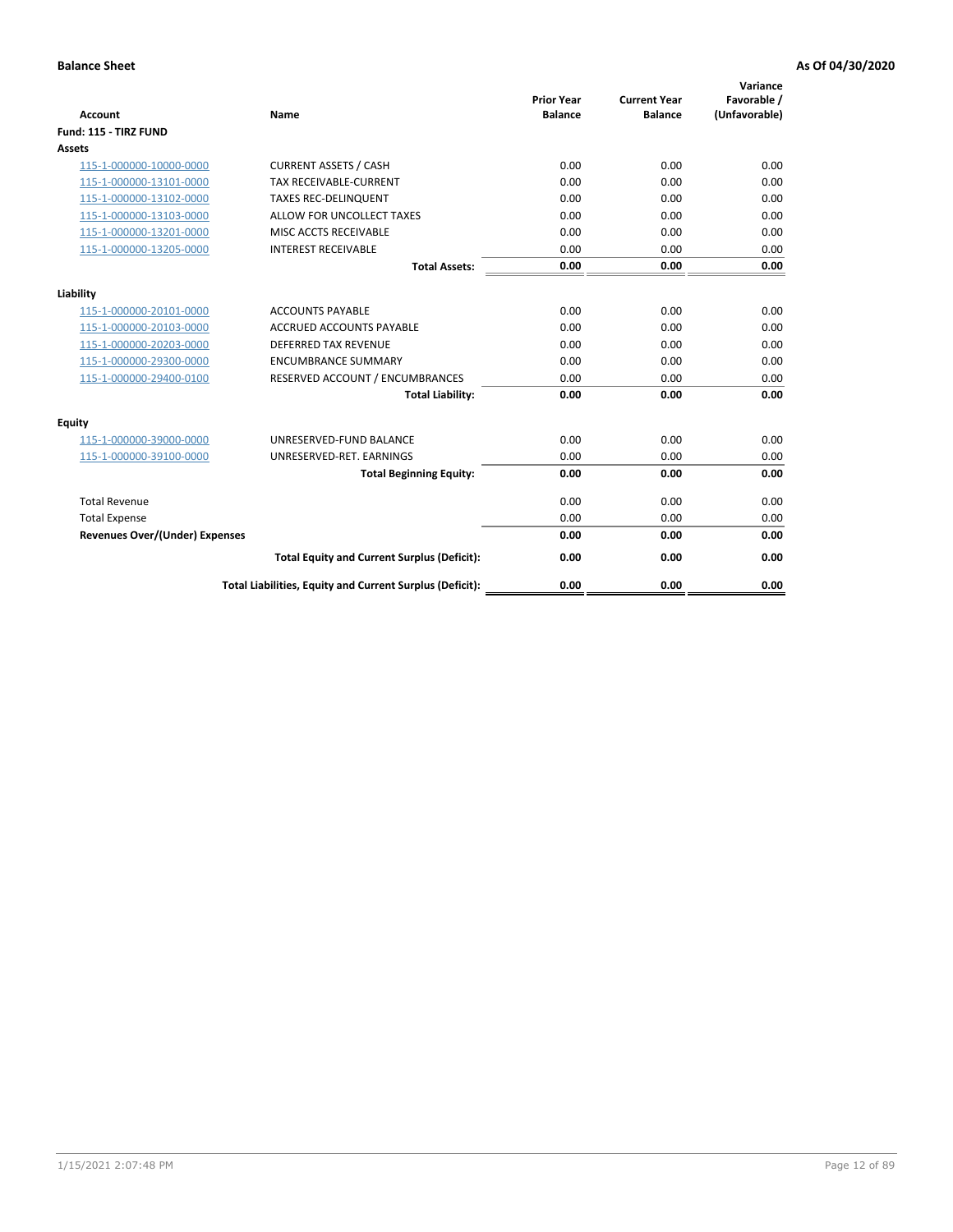**Balance Sheet** **As Of 04/30/2020**

| Account | Name | Prior Year Balance | Current Year Balance | Variance Favorable / (Unfavorable) |
|---|---|---|---|---|
| **Fund: 115 - TIRZ FUND** | | | | |
| **Assets** | | | | |
| 115-1-000000-10000-0000 | CURRENT ASSETS / CASH | 0.00 | 0.00 | 0.00 |
| 115-1-000000-13101-0000 | TAX RECEIVABLE-CURRENT | 0.00 | 0.00 | 0.00 |
| 115-1-000000-13102-0000 | TAXES REC-DELINQUENT | 0.00 | 0.00 | 0.00 |
| 115-1-000000-13103-0000 | ALLOW FOR UNCOLLECT TAXES | 0.00 | 0.00 | 0.00 |
| 115-1-000000-13201-0000 | MISC ACCTS RECEIVABLE | 0.00 | 0.00 | 0.00 |
| 115-1-000000-13205-0000 | INTEREST RECEIVABLE | 0.00 | 0.00 | 0.00 |
| | **Total Assets:** | **0.00** | **0.00** | **0.00** |
| **Liability** | | | | |
| 115-1-000000-20101-0000 | ACCOUNTS PAYABLE | 0.00 | 0.00 | 0.00 |
| 115-1-000000-20103-0000 | ACCRUED ACCOUNTS PAYABLE | 0.00 | 0.00 | 0.00 |
| 115-1-000000-20203-0000 | DEFERRED TAX REVENUE | 0.00 | 0.00 | 0.00 |
| 115-1-000000-29300-0000 | ENCUMBRANCE SUMMARY | 0.00 | 0.00 | 0.00 |
| 115-1-000000-29400-0100 | RESERVED ACCOUNT / ENCUMBRANCES | 0.00 | 0.00 | 0.00 |
| | **Total Liability:** | **0.00** | **0.00** | **0.00** |
| **Equity** | | | | |
| 115-1-000000-39000-0000 | UNRESERVED-FUND BALANCE | 0.00 | 0.00 | 0.00 |
| 115-1-000000-39100-0000 | UNRESERVED-RET. EARNINGS | 0.00 | 0.00 | 0.00 |
| | **Total Beginning Equity:** | **0.00** | **0.00** | **0.00** |
| Total Revenue | | 0.00 | 0.00 | 0.00 |
| Total Expense | | 0.00 | 0.00 | 0.00 |
| **Revenues Over/(Under) Expenses** | | **0.00** | **0.00** | **0.00** |
| | **Total Equity and Current Surplus (Deficit):** | **0.00** | **0.00** | **0.00** |
| | **Total Liabilities, Equity and Current Surplus (Deficit):** | **0.00** | **0.00** | **0.00** |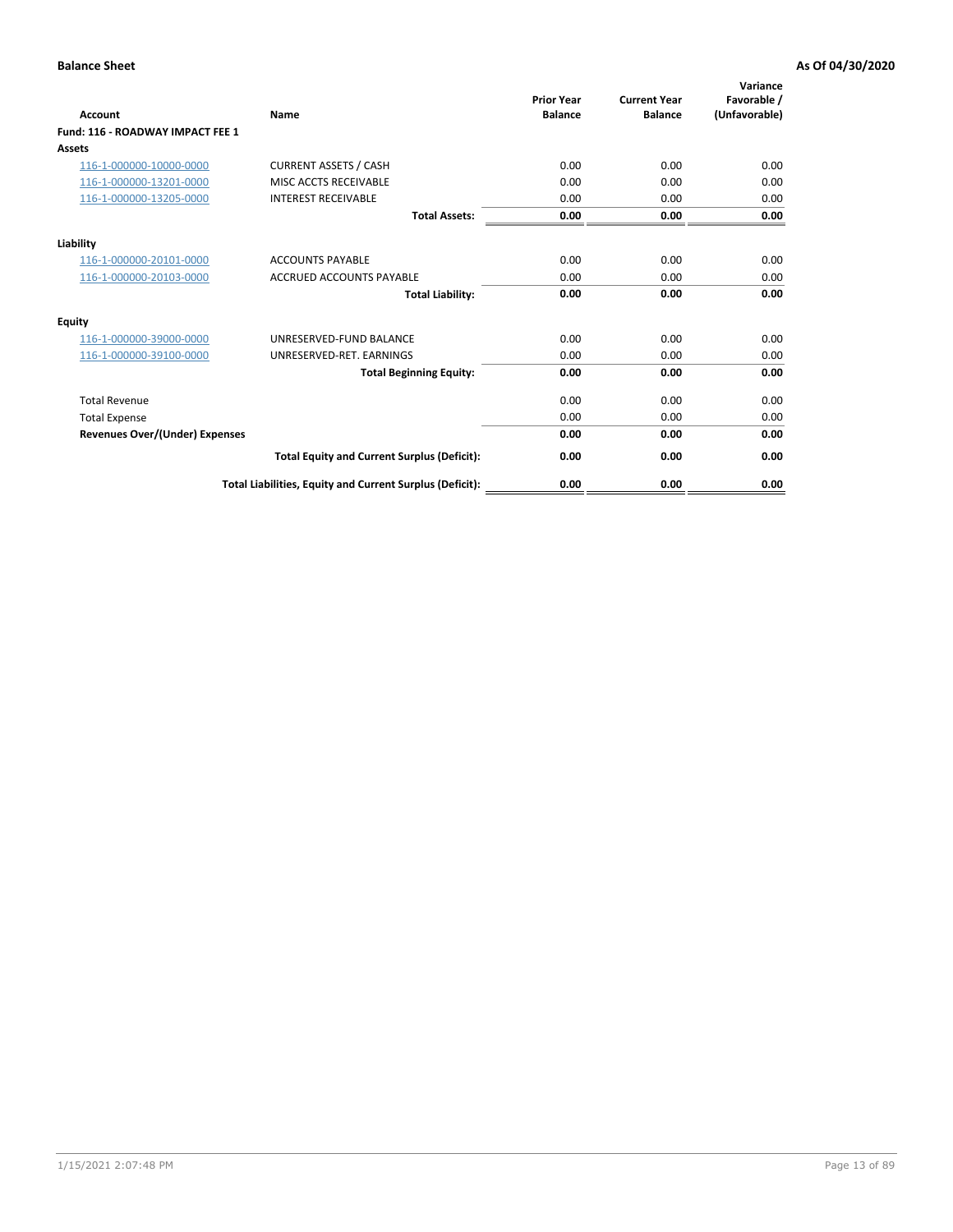**Balance Sheet** **As Of 04/30/2020**

| Account | Name | Prior Year Balance | Current Year Balance | Variance Favorable / (Unfavorable) |
|---|---|---|---|---|
| **Fund: 116 - ROADWAY IMPACT FEE 1** | | | | |
| **Assets** | | | | |
| 116-1-000000-10000-0000 | CURRENT ASSETS / CASH | 0.00 | 0.00 | 0.00 |
| 116-1-000000-13201-0000 | MISC ACCTS RECEIVABLE | 0.00 | 0.00 | 0.00 |
| 116-1-000000-13205-0000 | INTEREST RECEIVABLE | 0.00 | 0.00 | 0.00 |
| | **Total Assets:** | **0.00** | **0.00** | **0.00** |
| **Liability** | | | | |
| 116-1-000000-20101-0000 | ACCOUNTS PAYABLE | 0.00 | 0.00 | 0.00 |
| 116-1-000000-20103-0000 | ACCRUED ACCOUNTS PAYABLE | 0.00 | 0.00 | 0.00 |
| | **Total Liability:** | **0.00** | **0.00** | **0.00** |
| **Equity** | | | | |
| 116-1-000000-39000-0000 | UNRESERVED-FUND BALANCE | 0.00 | 0.00 | 0.00 |
| 116-1-000000-39100-0000 | UNRESERVED-RET. EARNINGS | 0.00 | 0.00 | 0.00 |
| | **Total Beginning Equity:** | **0.00** | **0.00** | **0.00** |
| Total Revenue | | 0.00 | 0.00 | 0.00 |
| Total Expense | | 0.00 | 0.00 | 0.00 |
| **Revenues Over/(Under) Expenses** | | **0.00** | **0.00** | **0.00** |
| | **Total Equity and Current Surplus (Deficit):** | **0.00** | **0.00** | **0.00** |
| | **Total Liabilities, Equity and Current Surplus (Deficit):** | **0.00** | **0.00** | **0.00** |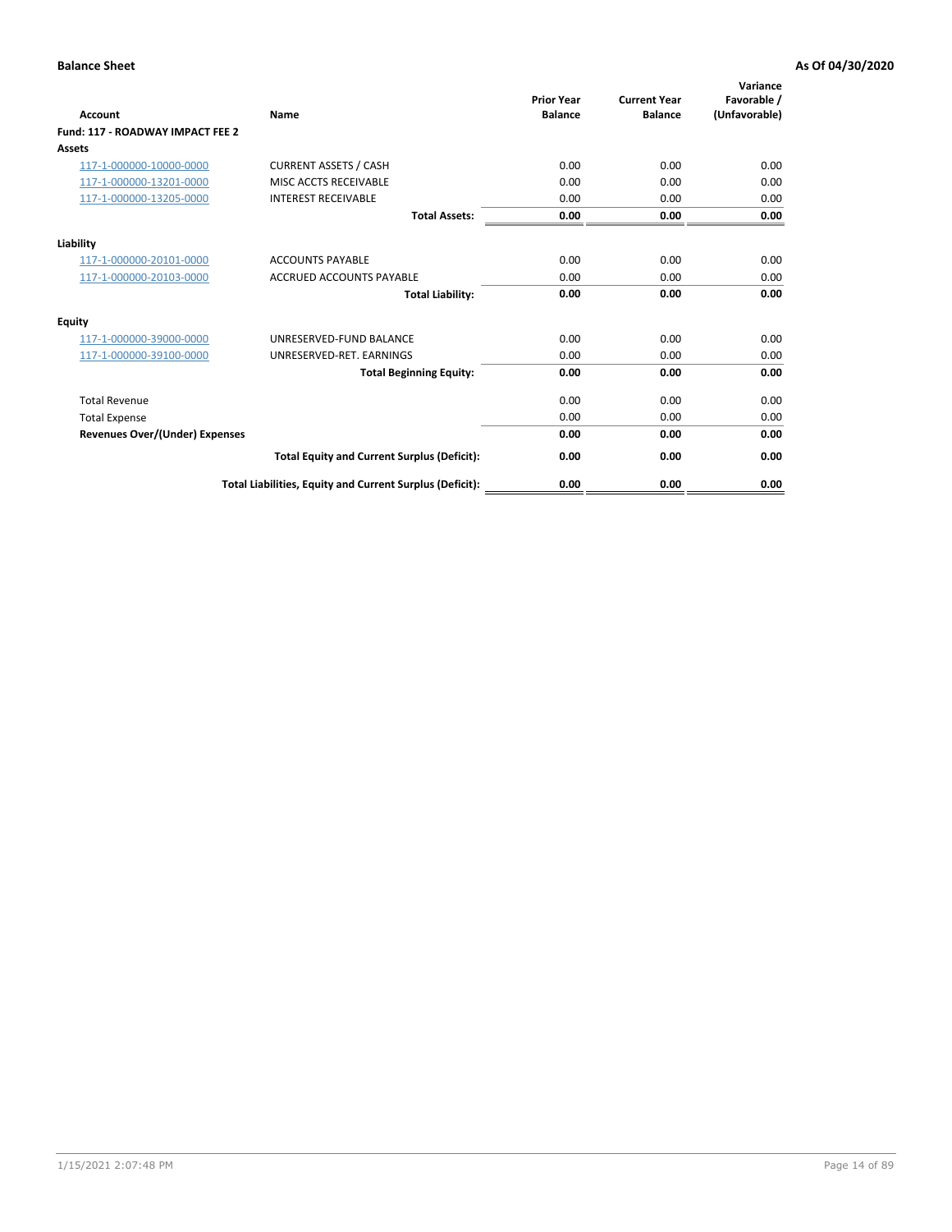**Balance Sheet** **As Of 04/30/2020**

| Account | Name | Prior Year Balance | Current Year Balance | Variance Favorable / (Unfavorable) |
|---|---|---|---|---|
| **Fund: 117 - ROADWAY IMPACT FEE 2** | | | | |
| **Assets** | | | | |
| 117-1-000000-10000-0000 | CURRENT ASSETS / CASH | 0.00 | 0.00 | 0.00 |
| 117-1-000000-13201-0000 | MISC ACCTS RECEIVABLE | 0.00 | 0.00 | 0.00 |
| 117-1-000000-13205-0000 | INTEREST RECEIVABLE | 0.00 | 0.00 | 0.00 |
| | **Total Assets:** | **0.00** | **0.00** | **0.00** |
| **Liability** | | | | |
| 117-1-000000-20101-0000 | ACCOUNTS PAYABLE | 0.00 | 0.00 | 0.00 |
| 117-1-000000-20103-0000 | ACCRUED ACCOUNTS PAYABLE | 0.00 | 0.00 | 0.00 |
| | **Total Liability:** | **0.00** | **0.00** | **0.00** |
| **Equity** | | | | |
| 117-1-000000-39000-0000 | UNRESERVED-FUND BALANCE | 0.00 | 0.00 | 0.00 |
| 117-1-000000-39100-0000 | UNRESERVED-RET. EARNINGS | 0.00 | 0.00 | 0.00 |
| | **Total Beginning Equity:** | **0.00** | **0.00** | **0.00** |
| Total Revenue | | 0.00 | 0.00 | 0.00 |
| Total Expense | | 0.00 | 0.00 | 0.00 |
| **Revenues Over/(Under) Expenses** | | **0.00** | **0.00** | **0.00** |
| | **Total Equity and Current Surplus (Deficit):** | **0.00** | **0.00** | **0.00** |
| | **Total Liabilities, Equity and Current Surplus (Deficit):** | **0.00** | **0.00** | **0.00** |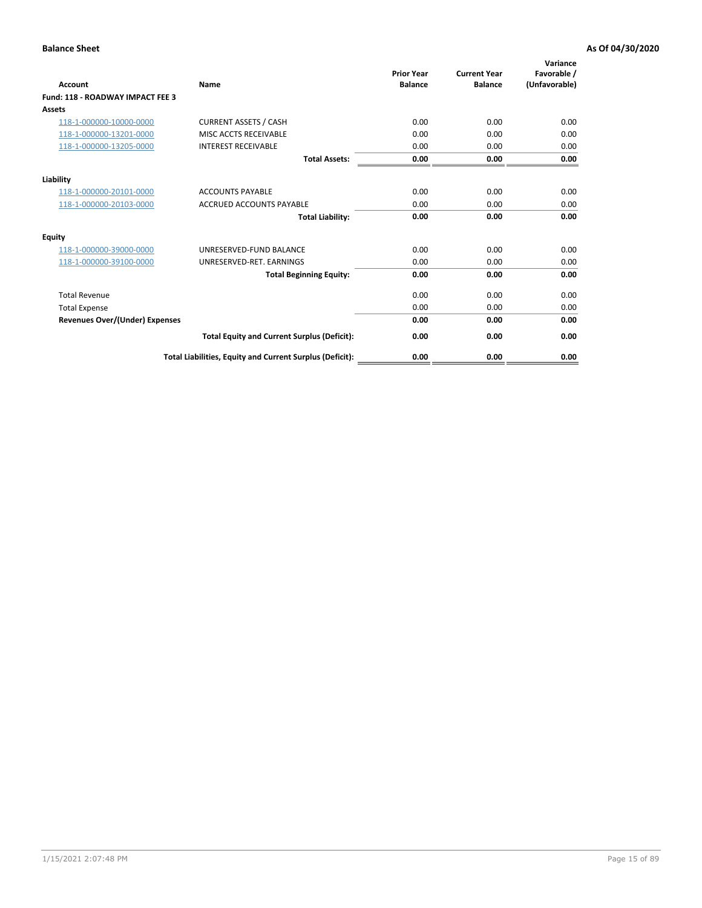**Balance Sheet** **As Of 04/30/2020**

| Account | Name | Prior Year Balance | Current Year Balance | Variance Favorable / (Unfavorable) |
|---|---|---|---|---|
| **Fund: 118 - ROADWAY IMPACT FEE 3** | | | | |
| **Assets** | | | | |
| 118-1-000000-10000-0000 | CURRENT ASSETS / CASH | 0.00 | 0.00 | 0.00 |
| 118-1-000000-13201-0000 | MISC ACCTS RECEIVABLE | 0.00 | 0.00 | 0.00 |
| 118-1-000000-13205-0000 | INTEREST RECEIVABLE | 0.00 | 0.00 | 0.00 |
| | **Total Assets:** | **0.00** | **0.00** | **0.00** |
| **Liability** | | | | |
| 118-1-000000-20101-0000 | ACCOUNTS PAYABLE | 0.00 | 0.00 | 0.00 |
| 118-1-000000-20103-0000 | ACCRUED ACCOUNTS PAYABLE | 0.00 | 0.00 | 0.00 |
| | **Total Liability:** | **0.00** | **0.00** | **0.00** |
| **Equity** | | | | |
| 118-1-000000-39000-0000 | UNRESERVED-FUND BALANCE | 0.00 | 0.00 | 0.00 |
| 118-1-000000-39100-0000 | UNRESERVED-RET. EARNINGS | 0.00 | 0.00 | 0.00 |
| | **Total Beginning Equity:** | **0.00** | **0.00** | **0.00** |
| Total Revenue | | 0.00 | 0.00 | 0.00 |
| Total Expense | | 0.00 | 0.00 | 0.00 |
| **Revenues Over/(Under) Expenses** | | **0.00** | **0.00** | **0.00** |
| | **Total Equity and Current Surplus (Deficit):** | **0.00** | **0.00** | **0.00** |
| | **Total Liabilities, Equity and Current Surplus (Deficit):** | **0.00** | **0.00** | **0.00** |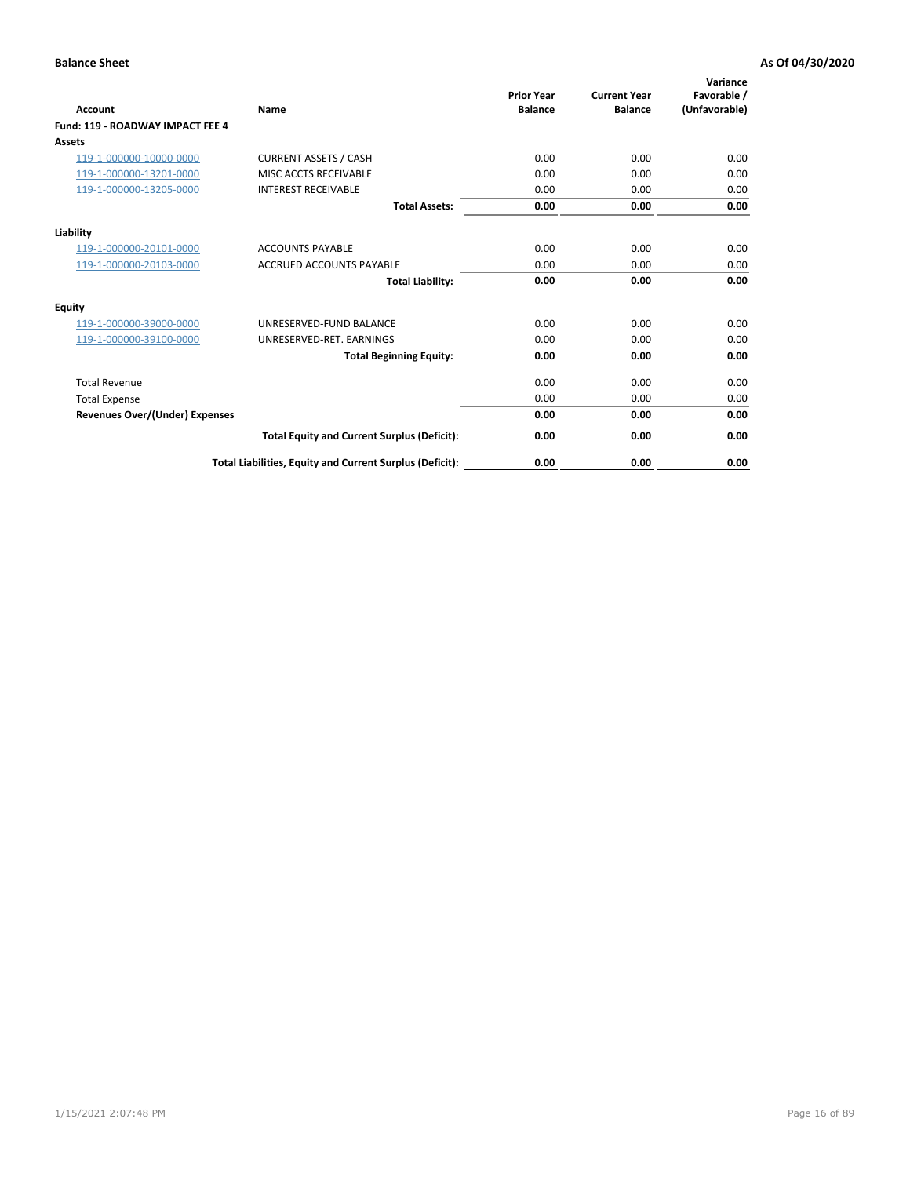**Balance Sheet** **As Of 04/30/2020**

| Account | Name | Prior Year Balance | Current Year Balance | Variance Favorable / (Unfavorable) |
|---|---|---|---|---|
| **Fund: 119 - ROADWAY IMPACT FEE 4** | | | | |
| **Assets** | | | | |
| 119-1-000000-10000-0000 | CURRENT ASSETS / CASH | 0.00 | 0.00 | 0.00 |
| 119-1-000000-13201-0000 | MISC ACCTS RECEIVABLE | 0.00 | 0.00 | 0.00 |
| 119-1-000000-13205-0000 | INTEREST RECEIVABLE | 0.00 | 0.00 | 0.00 |
| | **Total Assets:** | **0.00** | **0.00** | **0.00** |
| **Liability** | | | | |
| 119-1-000000-20101-0000 | ACCOUNTS PAYABLE | 0.00 | 0.00 | 0.00 |
| 119-1-000000-20103-0000 | ACCRUED ACCOUNTS PAYABLE | 0.00 | 0.00 | 0.00 |
| | **Total Liability:** | **0.00** | **0.00** | **0.00** |
| **Equity** | | | | |
| 119-1-000000-39000-0000 | UNRESERVED-FUND BALANCE | 0.00 | 0.00 | 0.00 |
| 119-1-000000-39100-0000 | UNRESERVED-RET. EARNINGS | 0.00 | 0.00 | 0.00 |
| | **Total Beginning Equity:** | **0.00** | **0.00** | **0.00** |
| Total Revenue | | 0.00 | 0.00 | 0.00 |
| Total Expense | | 0.00 | 0.00 | 0.00 |
| **Revenues Over/(Under) Expenses** | | **0.00** | **0.00** | **0.00** |
| | **Total Equity and Current Surplus (Deficit):** | **0.00** | **0.00** | **0.00** |
| | **Total Liabilities, Equity and Current Surplus (Deficit):** | **0.00** | **0.00** | **0.00** |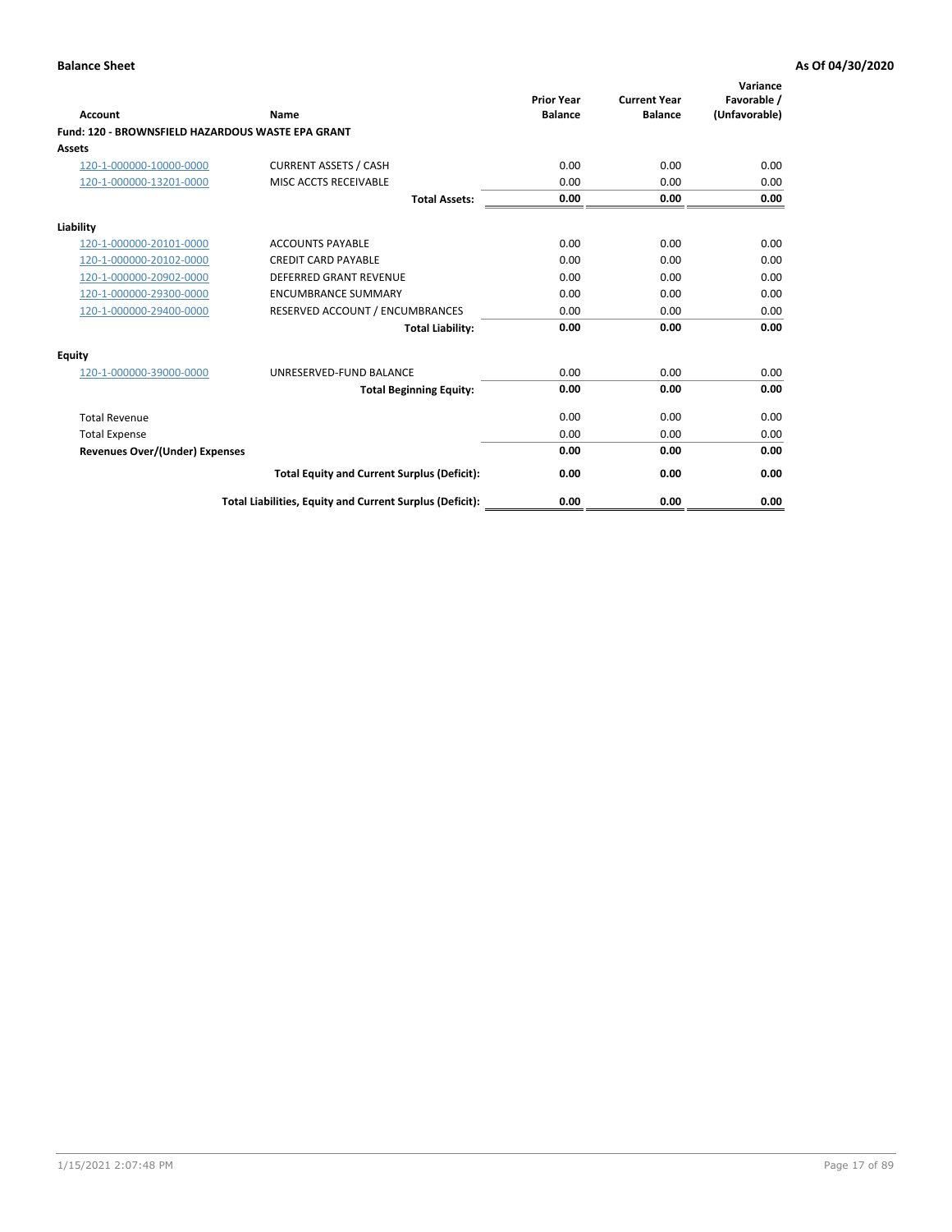# Balance Sheet

**As Of 04/30/2020**

| Account | Name | Prior Year Balance | Current Year Balance | Variance Favorable / (Unfavorable) |
|---|---|---|---|---|
| **Fund: 120 - BROWNSFIELD HAZARDOUS WASTE EPA GRANT** | | | | |
| **Assets** | | | | |
| 120-1-000000-10000-0000 | CURRENT ASSETS / CASH | 0.00 | 0.00 | 0.00 |
| 120-1-000000-13201-0000 | MISC ACCTS RECEIVABLE | 0.00 | 0.00 | 0.00 |
| | **Total Assets:** | **0.00** | **0.00** | **0.00** |
| **Liability** | | | | |
| 120-1-000000-20101-0000 | ACCOUNTS PAYABLE | 0.00 | 0.00 | 0.00 |
| 120-1-000000-20102-0000 | CREDIT CARD PAYABLE | 0.00 | 0.00 | 0.00 |
| 120-1-000000-20902-0000 | DEFERRED GRANT REVENUE | 0.00 | 0.00 | 0.00 |
| 120-1-000000-29300-0000 | ENCUMBRANCE SUMMARY | 0.00 | 0.00 | 0.00 |
| 120-1-000000-29400-0000 | RESERVED ACCOUNT / ENCUMBRANCES | 0.00 | 0.00 | 0.00 |
| | **Total Liability:** | **0.00** | **0.00** | **0.00** |
| **Equity** | | | | |
| 120-1-000000-39000-0000 | UNRESERVED-FUND BALANCE | 0.00 | 0.00 | 0.00 |
| | **Total Beginning Equity:** | **0.00** | **0.00** | **0.00** |
| Total Revenue | | 0.00 | 0.00 | 0.00 |
| Total Expense | | 0.00 | 0.00 | 0.00 |
| **Revenues Over/(Under) Expenses** | | **0.00** | **0.00** | **0.00** |
| | **Total Equity and Current Surplus (Deficit):** | **0.00** | **0.00** | **0.00** |
| | **Total Liabilities, Equity and Current Surplus (Deficit):** | **0.00** | **0.00** | **0.00** |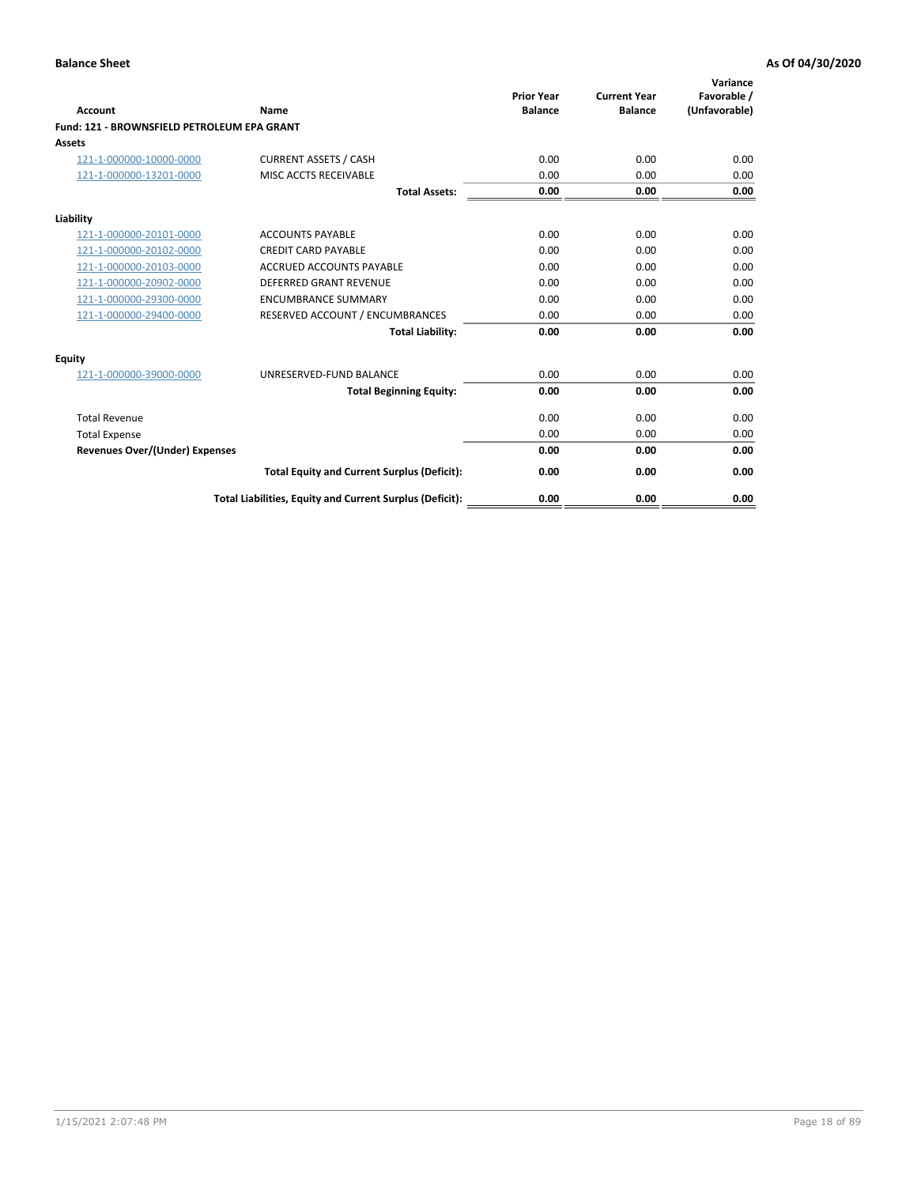**Balance Sheet** **As Of 04/30/2020**

| Account | Name | Prior Year Balance | Current Year Balance | Variance Favorable / (Unfavorable) |
|---|---|---|---|---|
| **Fund: 121 - BROWNSFIELD PETROLEUM EPA GRANT** | | | | |
| **Assets** | | | | |
| 121-1-000000-10000-0000 | CURRENT ASSETS / CASH | 0.00 | 0.00 | 0.00 |
| 121-1-000000-13201-0000 | MISC ACCTS RECEIVABLE | 0.00 | 0.00 | 0.00 |
| | **Total Assets:** | **0.00** | **0.00** | **0.00** |
| **Liability** | | | | |
| 121-1-000000-20101-0000 | ACCOUNTS PAYABLE | 0.00 | 0.00 | 0.00 |
| 121-1-000000-20102-0000 | CREDIT CARD PAYABLE | 0.00 | 0.00 | 0.00 |
| 121-1-000000-20103-0000 | ACCRUED ACCOUNTS PAYABLE | 0.00 | 0.00 | 0.00 |
| 121-1-000000-20902-0000 | DEFERRED GRANT REVENUE | 0.00 | 0.00 | 0.00 |
| 121-1-000000-29300-0000 | ENCUMBRANCE SUMMARY | 0.00 | 0.00 | 0.00 |
| 121-1-000000-29400-0000 | RESERVED ACCOUNT / ENCUMBRANCES | 0.00 | 0.00 | 0.00 |
| | **Total Liability:** | **0.00** | **0.00** | **0.00** |
| **Equity** | | | | |
| 121-1-000000-39000-0000 | UNRESERVED-FUND BALANCE | 0.00 | 0.00 | 0.00 |
| | **Total Beginning Equity:** | **0.00** | **0.00** | **0.00** |
| Total Revenue | | 0.00 | 0.00 | 0.00 |
| Total Expense | | 0.00 | 0.00 | 0.00 |
| **Revenues Over/(Under) Expenses** | | **0.00** | **0.00** | **0.00** |
| | **Total Equity and Current Surplus (Deficit):** | **0.00** | **0.00** | **0.00** |
| | **Total Liabilities, Equity and Current Surplus (Deficit):** | **0.00** | **0.00** | **0.00** |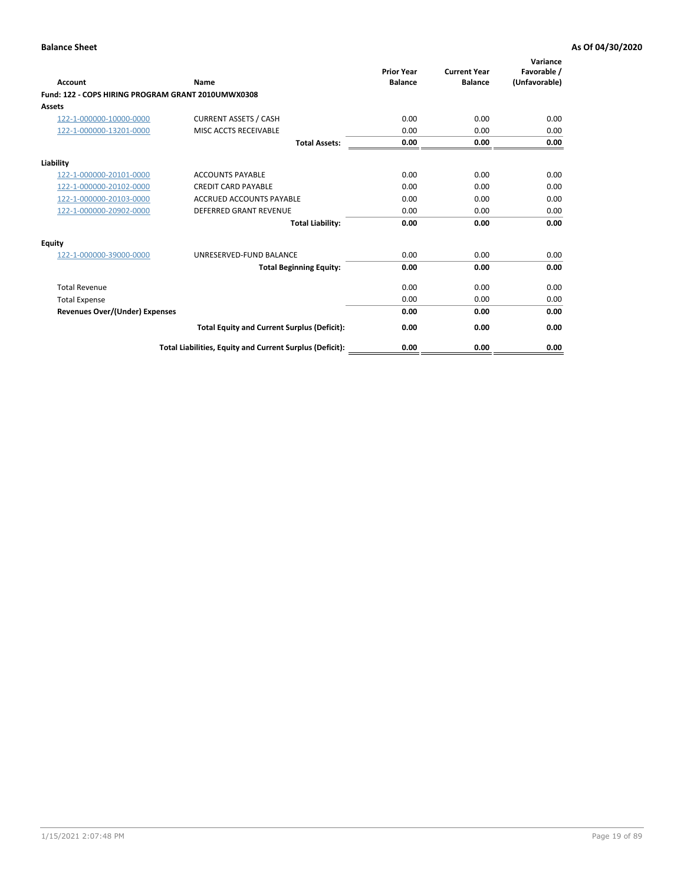**Balance Sheet** **As Of 04/30/2020**

| Account | Name | Prior Year Balance | Current Year Balance | Variance Favorable / (Unfavorable) |
|---|---|---|---|---|
| **Fund: 122 - COPS HIRING PROGRAM GRANT 2010UMWX0308** | | | | |
| **Assets** | | | | |
| 122-1-000000-10000-0000 | CURRENT ASSETS / CASH | 0.00 | 0.00 | 0.00 |
| 122-1-000000-13201-0000 | MISC ACCTS RECEIVABLE | 0.00 | 0.00 | 0.00 |
| | **Total Assets:** | **0.00** | **0.00** | **0.00** |
| **Liability** | | | | |
| 122-1-000000-20101-0000 | ACCOUNTS PAYABLE | 0.00 | 0.00 | 0.00 |
| 122-1-000000-20102-0000 | CREDIT CARD PAYABLE | 0.00 | 0.00 | 0.00 |
| 122-1-000000-20103-0000 | ACCRUED ACCOUNTS PAYABLE | 0.00 | 0.00 | 0.00 |
| 122-1-000000-20902-0000 | DEFERRED GRANT REVENUE | 0.00 | 0.00 | 0.00 |
| | **Total Liability:** | **0.00** | **0.00** | **0.00** |
| **Equity** | | | | |
| 122-1-000000-39000-0000 | UNRESERVED-FUND BALANCE | 0.00 | 0.00 | 0.00 |
| | **Total Beginning Equity:** | **0.00** | **0.00** | **0.00** |
| Total Revenue | | 0.00 | 0.00 | 0.00 |
| Total Expense | | 0.00 | 0.00 | 0.00 |
| **Revenues Over/(Under) Expenses** | | **0.00** | **0.00** | **0.00** |
| | **Total Equity and Current Surplus (Deficit):** | **0.00** | **0.00** | **0.00** |
| | **Total Liabilities, Equity and Current Surplus (Deficit):** | **0.00** | **0.00** | **0.00** |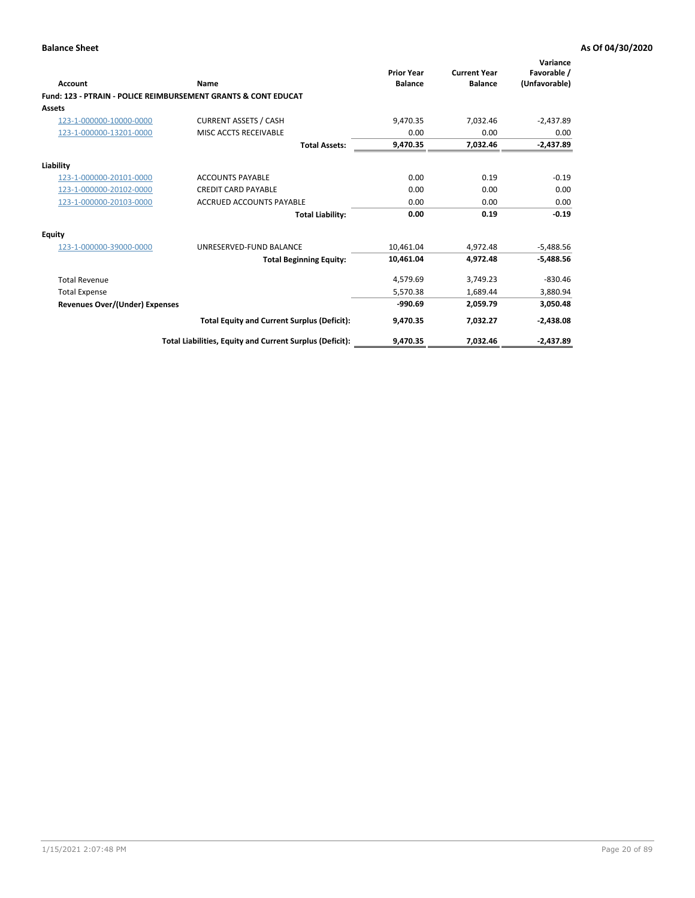**Balance Sheet** — As Of 04/30/2020

| Account | Name | Prior Year Balance | Current Year Balance | Variance Favorable / (Unfavorable) |
|---|---|---|---|---|
| **Fund: 123 - PTRAIN - POLICE REIMBURSEMENT GRANTS & CONT EDUCAT** | | | | |
| **Assets** | | | | |
| 123-1-000000-10000-0000 | CURRENT ASSETS / CASH | 9,470.35 | 7,032.46 | -2,437.89 |
| 123-1-000000-13201-0000 | MISC ACCTS RECEIVABLE | 0.00 | 0.00 | 0.00 |
| | **Total Assets:** | **9,470.35** | **7,032.46** | **-2,437.89** |
| **Liability** | | | | |
| 123-1-000000-20101-0000 | ACCOUNTS PAYABLE | 0.00 | 0.19 | -0.19 |
| 123-1-000000-20102-0000 | CREDIT CARD PAYABLE | 0.00 | 0.00 | 0.00 |
| 123-1-000000-20103-0000 | ACCRUED ACCOUNTS PAYABLE | 0.00 | 0.00 | 0.00 |
| | **Total Liability:** | **0.00** | **0.19** | **-0.19** |
| **Equity** | | | | |
| 123-1-000000-39000-0000 | UNRESERVED-FUND BALANCE | 10,461.04 | 4,972.48 | -5,488.56 |
| | **Total Beginning Equity:** | **10,461.04** | **4,972.48** | **-5,488.56** |
| Total Revenue | | 4,579.69 | 3,749.23 | -830.46 |
| Total Expense | | 5,570.38 | 1,689.44 | 3,880.94 |
| **Revenues Over/(Under) Expenses** | | **-990.69** | **2,059.79** | **3,050.48** |
| | **Total Equity and Current Surplus (Deficit):** | **9,470.35** | **7,032.27** | **-2,438.08** |
| | **Total Liabilities, Equity and Current Surplus (Deficit):** | **9,470.35** | **7,032.46** | **-2,437.89** |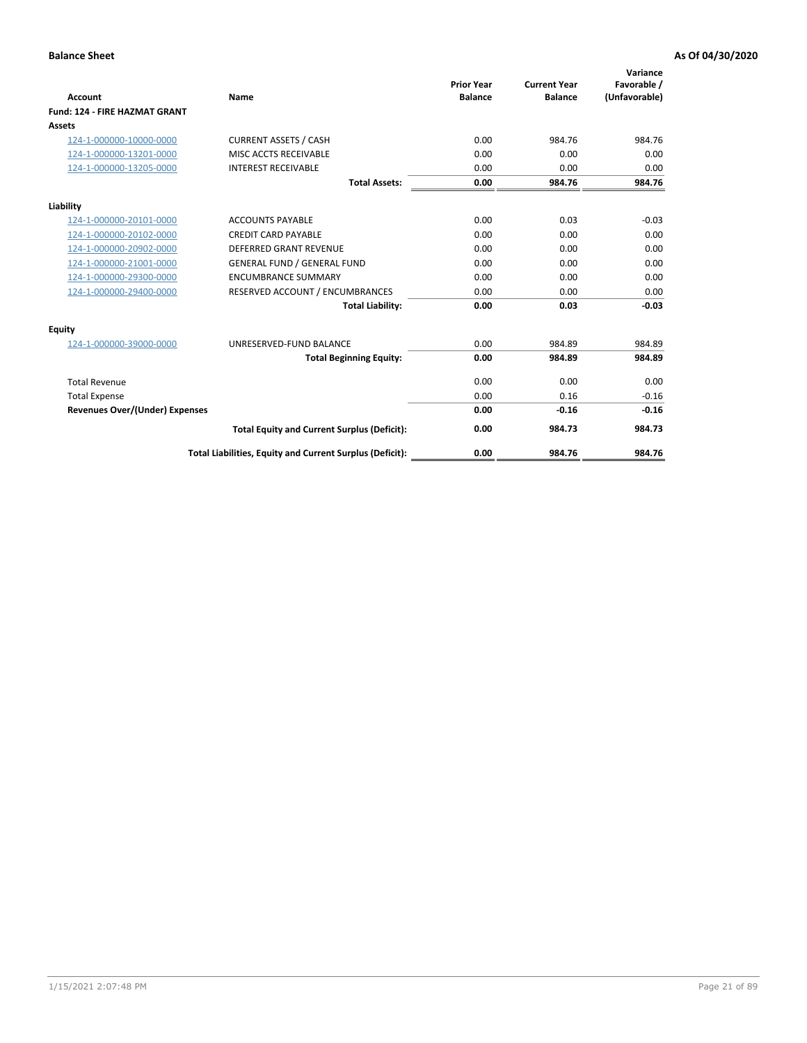**Balance Sheet** **As Of 04/30/2020**

| Account | Name | Prior Year Balance | Current Year Balance | Variance Favorable / (Unfavorable) |
|---|---|---|---|---|
| **Fund: 124 - FIRE HAZMAT GRANT** | | | | |
| **Assets** | | | | |
| 124-1-000000-10000-0000 | CURRENT ASSETS / CASH | 0.00 | 984.76 | 984.76 |
| 124-1-000000-13201-0000 | MISC ACCTS RECEIVABLE | 0.00 | 0.00 | 0.00 |
| 124-1-000000-13205-0000 | INTEREST RECEIVABLE | 0.00 | 0.00 | 0.00 |
| | **Total Assets:** | **0.00** | **984.76** | **984.76** |
| **Liability** | | | | |
| 124-1-000000-20101-0000 | ACCOUNTS PAYABLE | 0.00 | 0.03 | -0.03 |
| 124-1-000000-20102-0000 | CREDIT CARD PAYABLE | 0.00 | 0.00 | 0.00 |
| 124-1-000000-20902-0000 | DEFERRED GRANT REVENUE | 0.00 | 0.00 | 0.00 |
| 124-1-000000-21001-0000 | GENERAL FUND / GENERAL FUND | 0.00 | 0.00 | 0.00 |
| 124-1-000000-29300-0000 | ENCUMBRANCE SUMMARY | 0.00 | 0.00 | 0.00 |
| 124-1-000000-29400-0000 | RESERVED ACCOUNT / ENCUMBRANCES | 0.00 | 0.00 | 0.00 |
| | **Total Liability:** | **0.00** | **0.03** | **-0.03** |
| **Equity** | | | | |
| 124-1-000000-39000-0000 | UNRESERVED-FUND BALANCE | 0.00 | 984.89 | 984.89 |
| | **Total Beginning Equity:** | **0.00** | **984.89** | **984.89** |
| Total Revenue | | 0.00 | 0.00 | 0.00 |
| Total Expense | | 0.00 | 0.16 | -0.16 |
| **Revenues Over/(Under) Expenses** | | **0.00** | **-0.16** | **-0.16** |
| | **Total Equity and Current Surplus (Deficit):** | **0.00** | **984.73** | **984.73** |
| | **Total Liabilities, Equity and Current Surplus (Deficit):** | **0.00** | **984.76** | **984.76** |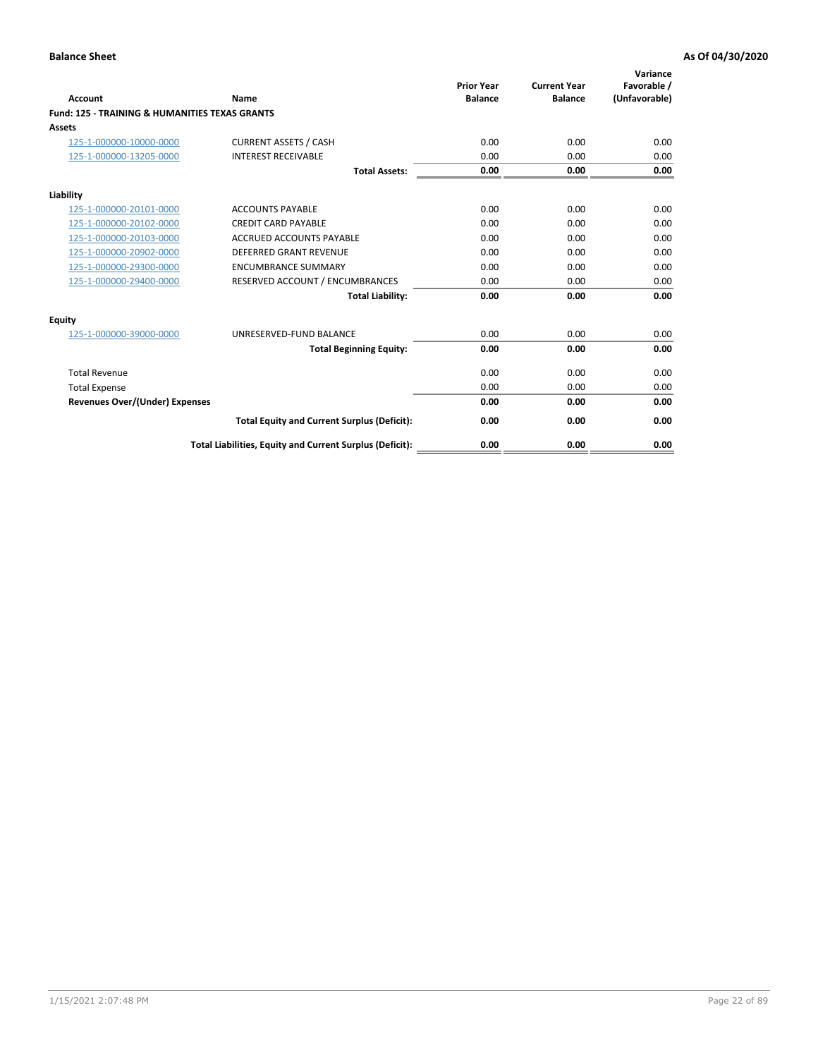**Balance Sheet** **As Of 04/30/2020**

| Account | Name | Prior Year Balance | Current Year Balance | Variance Favorable / (Unfavorable) |
|---|---|---|---|---|
| **Fund: 125 - TRAINING & HUMANITIES TEXAS GRANTS** | | | | |
| **Assets** | | | | |
| 125-1-000000-10000-0000 | CURRENT ASSETS / CASH | 0.00 | 0.00 | 0.00 |
| 125-1-000000-13205-0000 | INTEREST RECEIVABLE | 0.00 | 0.00 | 0.00 |
| | **Total Assets:** | **0.00** | **0.00** | **0.00** |
| **Liability** | | | | |
| 125-1-000000-20101-0000 | ACCOUNTS PAYABLE | 0.00 | 0.00 | 0.00 |
| 125-1-000000-20102-0000 | CREDIT CARD PAYABLE | 0.00 | 0.00 | 0.00 |
| 125-1-000000-20103-0000 | ACCRUED ACCOUNTS PAYABLE | 0.00 | 0.00 | 0.00 |
| 125-1-000000-20902-0000 | DEFERRED GRANT REVENUE | 0.00 | 0.00 | 0.00 |
| 125-1-000000-29300-0000 | ENCUMBRANCE SUMMARY | 0.00 | 0.00 | 0.00 |
| 125-1-000000-29400-0000 | RESERVED ACCOUNT / ENCUMBRANCES | 0.00 | 0.00 | 0.00 |
| | **Total Liability:** | **0.00** | **0.00** | **0.00** |
| **Equity** | | | | |
| 125-1-000000-39000-0000 | UNRESERVED-FUND BALANCE | 0.00 | 0.00 | 0.00 |
| | **Total Beginning Equity:** | **0.00** | **0.00** | **0.00** |
| Total Revenue | | 0.00 | 0.00 | 0.00 |
| Total Expense | | 0.00 | 0.00 | 0.00 |
| **Revenues Over/(Under) Expenses** | | **0.00** | **0.00** | **0.00** |
| | **Total Equity and Current Surplus (Deficit):** | **0.00** | **0.00** | **0.00** |
| | **Total Liabilities, Equity and Current Surplus (Deficit):** | **0.00** | **0.00** | **0.00** |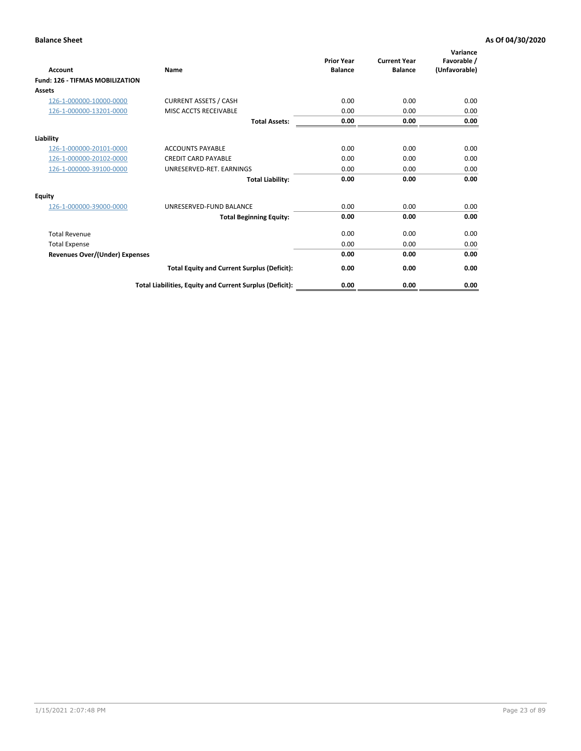**Balance Sheet** **As Of 04/30/2020**

| Account | Name | Prior Year Balance | Current Year Balance | Variance Favorable / (Unfavorable) |
|---|---|---|---|---|
| **Fund: 126 - TIFMAS MOBILIZATION** | | | | |
| **Assets** | | | | |
| 126-1-000000-10000-0000 | CURRENT ASSETS / CASH | 0.00 | 0.00 | 0.00 |
| 126-1-000000-13201-0000 | MISC ACCTS RECEIVABLE | 0.00 | 0.00 | 0.00 |
| | **Total Assets:** | **0.00** | **0.00** | **0.00** |
| **Liability** | | | | |
| 126-1-000000-20101-0000 | ACCOUNTS PAYABLE | 0.00 | 0.00 | 0.00 |
| 126-1-000000-20102-0000 | CREDIT CARD PAYABLE | 0.00 | 0.00 | 0.00 |
| 126-1-000000-39100-0000 | UNRESERVED-RET. EARNINGS | 0.00 | 0.00 | 0.00 |
| | **Total Liability:** | **0.00** | **0.00** | **0.00** |
| **Equity** | | | | |
| 126-1-000000-39000-0000 | UNRESERVED-FUND BALANCE | 0.00 | 0.00 | 0.00 |
| | **Total Beginning Equity:** | **0.00** | **0.00** | **0.00** |
| Total Revenue | | 0.00 | 0.00 | 0.00 |
| Total Expense | | 0.00 | 0.00 | 0.00 |
| **Revenues Over/(Under) Expenses** | | **0.00** | **0.00** | **0.00** |
| | **Total Equity and Current Surplus (Deficit):** | **0.00** | **0.00** | **0.00** |
| | **Total Liabilities, Equity and Current Surplus (Deficit):** | **0.00** | **0.00** | **0.00** |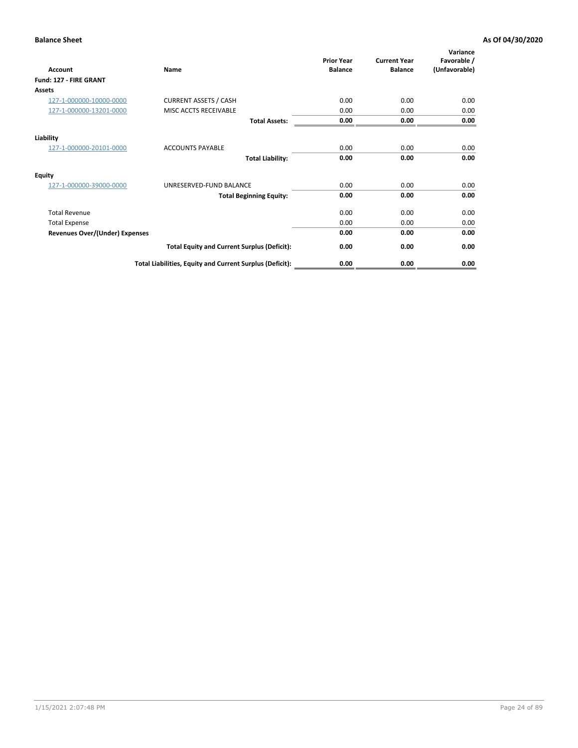**Balance Sheet** **As Of 04/30/2020**

| Account | Name | Prior Year Balance | Current Year Balance | Variance Favorable / (Unfavorable) |
|---|---|---|---|---|
| **Fund: 127 - FIRE GRANT** | | | | |
| **Assets** | | | | |
| 127-1-000000-10000-0000 | CURRENT ASSETS / CASH | 0.00 | 0.00 | 0.00 |
| 127-1-000000-13201-0000 | MISC ACCTS RECEIVABLE | 0.00 | 0.00 | 0.00 |
| | **Total Assets:** | **0.00** | **0.00** | **0.00** |
| **Liability** | | | | |
| 127-1-000000-20101-0000 | ACCOUNTS PAYABLE | 0.00 | 0.00 | 0.00 |
| | **Total Liability:** | **0.00** | **0.00** | **0.00** |
| **Equity** | | | | |
| 127-1-000000-39000-0000 | UNRESERVED-FUND BALANCE | 0.00 | 0.00 | 0.00 |
| | **Total Beginning Equity:** | **0.00** | **0.00** | **0.00** |
| Total Revenue | | 0.00 | 0.00 | 0.00 |
| Total Expense | | 0.00 | 0.00 | 0.00 |
| **Revenues Over/(Under) Expenses** | | **0.00** | **0.00** | **0.00** |
| | **Total Equity and Current Surplus (Deficit):** | **0.00** | **0.00** | **0.00** |
| | **Total Liabilities, Equity and Current Surplus (Deficit):** | **0.00** | **0.00** | **0.00** |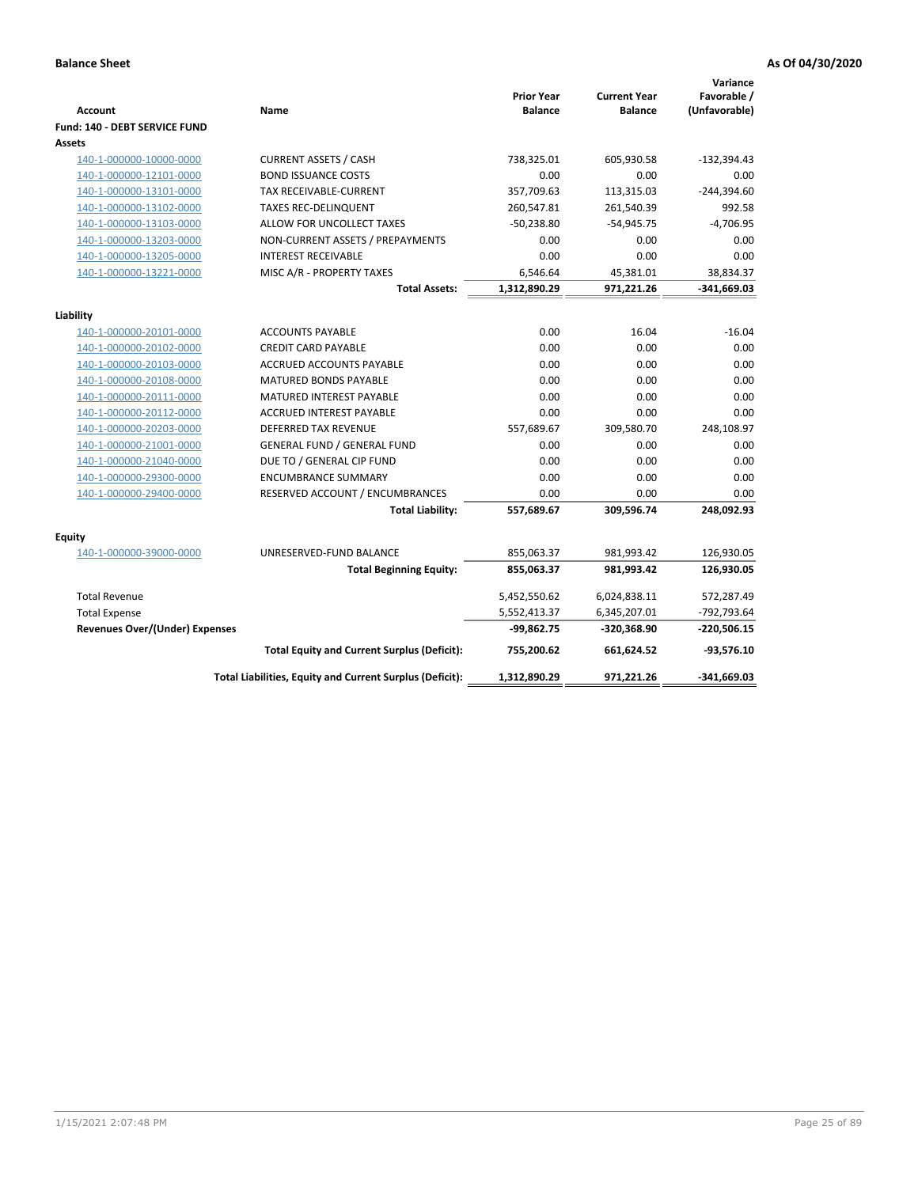**Balance Sheet** **As Of 04/30/2020**

| Account | Name | Prior Year Balance | Current Year Balance | Variance Favorable / (Unfavorable) |
|---|---|---|---|---|
| **Fund: 140 - DEBT SERVICE FUND** | | | | |
| **Assets** | | | | |
| 140-1-000000-10000-0000 | CURRENT ASSETS / CASH | 738,325.01 | 605,930.58 | -132,394.43 |
| 140-1-000000-12101-0000 | BOND ISSUANCE COSTS | 0.00 | 0.00 | 0.00 |
| 140-1-000000-13101-0000 | TAX RECEIVABLE-CURRENT | 357,709.63 | 113,315.03 | -244,394.60 |
| 140-1-000000-13102-0000 | TAXES REC-DELINQUENT | 260,547.81 | 261,540.39 | 992.58 |
| 140-1-000000-13103-0000 | ALLOW FOR UNCOLLECT TAXES | -50,238.80 | -54,945.75 | -4,706.95 |
| 140-1-000000-13203-0000 | NON-CURRENT ASSETS / PREPAYMENTS | 0.00 | 0.00 | 0.00 |
| 140-1-000000-13205-0000 | INTEREST RECEIVABLE | 0.00 | 0.00 | 0.00 |
| 140-1-000000-13221-0000 | MISC A/R - PROPERTY TAXES | 6,546.64 | 45,381.01 | 38,834.37 |
| | **Total Assets:** | **1,312,890.29** | **971,221.26** | **-341,669.03** |
| **Liability** | | | | |
| 140-1-000000-20101-0000 | ACCOUNTS PAYABLE | 0.00 | 16.04 | -16.04 |
| 140-1-000000-20102-0000 | CREDIT CARD PAYABLE | 0.00 | 0.00 | 0.00 |
| 140-1-000000-20103-0000 | ACCRUED ACCOUNTS PAYABLE | 0.00 | 0.00 | 0.00 |
| 140-1-000000-20108-0000 | MATURED BONDS PAYABLE | 0.00 | 0.00 | 0.00 |
| 140-1-000000-20111-0000 | MATURED INTEREST PAYABLE | 0.00 | 0.00 | 0.00 |
| 140-1-000000-20112-0000 | ACCRUED INTEREST PAYABLE | 0.00 | 0.00 | 0.00 |
| 140-1-000000-20203-0000 | DEFERRED TAX REVENUE | 557,689.67 | 309,580.70 | 248,108.97 |
| 140-1-000000-21001-0000 | GENERAL FUND / GENERAL FUND | 0.00 | 0.00 | 0.00 |
| 140-1-000000-21040-0000 | DUE TO / GENERAL CIP FUND | 0.00 | 0.00 | 0.00 |
| 140-1-000000-29300-0000 | ENCUMBRANCE SUMMARY | 0.00 | 0.00 | 0.00 |
| 140-1-000000-29400-0000 | RESERVED ACCOUNT / ENCUMBRANCES | 0.00 | 0.00 | 0.00 |
| | **Total Liability:** | **557,689.67** | **309,596.74** | **248,092.93** |
| **Equity** | | | | |
| 140-1-000000-39000-0000 | UNRESERVED-FUND BALANCE | 855,063.37 | 981,993.42 | 126,930.05 |
| | **Total Beginning Equity:** | **855,063.37** | **981,993.42** | **126,930.05** |
| Total Revenue | | 5,452,550.62 | 6,024,838.11 | 572,287.49 |
| Total Expense | | 5,552,413.37 | 6,345,207.01 | -792,793.64 |
| **Revenues Over/(Under) Expenses** | | **-99,862.75** | **-320,368.90** | **-220,506.15** |
| | **Total Equity and Current Surplus (Deficit):** | **755,200.62** | **661,624.52** | **-93,576.10** |
| | **Total Liabilities, Equity and Current Surplus (Deficit):** | **1,312,890.29** | **971,221.26** | **-341,669.03** |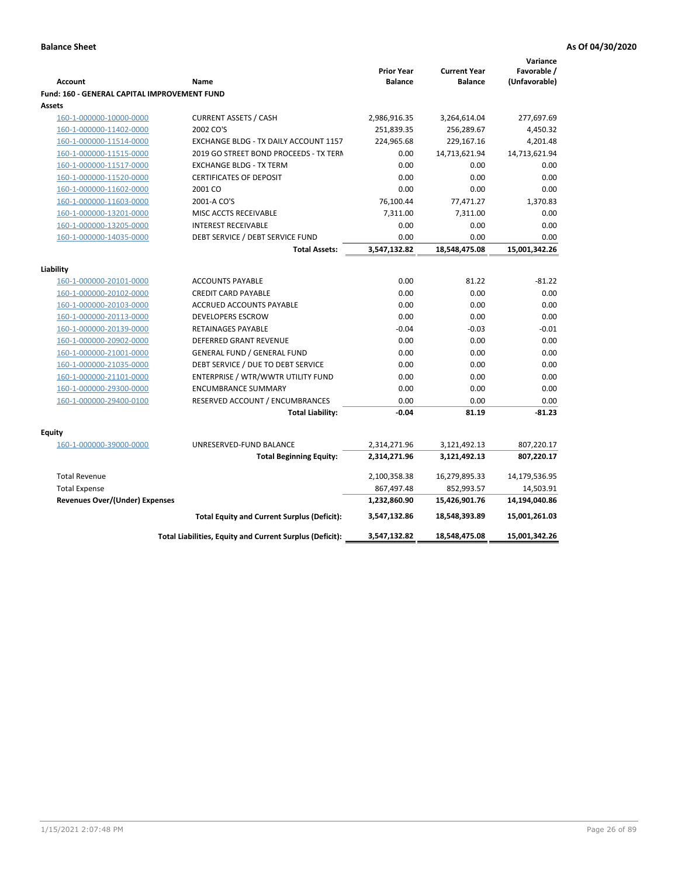**Balance Sheet** | **As Of 04/30/2020**

| Account | Name | Prior Year Balance | Current Year Balance | Variance Favorable / (Unfavorable) |
|---|---|---|---|---|
| **Fund: 160 - GENERAL CAPITAL IMPROVEMENT FUND** | | | | |
| **Assets** | | | | |
| 160-1-000000-10000-0000 | CURRENT ASSETS / CASH | 2,986,916.35 | 3,264,614.04 | 277,697.69 |
| 160-1-000000-11402-0000 | 2002 CO'S | 251,839.35 | 256,289.67 | 4,450.32 |
| 160-1-000000-11514-0000 | EXCHANGE BLDG - TX DAILY ACCOUNT 1157 | 224,965.68 | 229,167.16 | 4,201.48 |
| 160-1-000000-11515-0000 | 2019 GO STREET BOND PROCEEDS - TX TERN | 0.00 | 14,713,621.94 | 14,713,621.94 |
| 160-1-000000-11517-0000 | EXCHANGE BLDG - TX TERM | 0.00 | 0.00 | 0.00 |
| 160-1-000000-11520-0000 | CERTIFICATES OF DEPOSIT | 0.00 | 0.00 | 0.00 |
| 160-1-000000-11602-0000 | 2001 CO | 0.00 | 0.00 | 0.00 |
| 160-1-000000-11603-0000 | 2001-A CO'S | 76,100.44 | 77,471.27 | 1,370.83 |
| 160-1-000000-13201-0000 | MISC ACCTS RECEIVABLE | 7,311.00 | 7,311.00 | 0.00 |
| 160-1-000000-13205-0000 | INTEREST RECEIVABLE | 0.00 | 0.00 | 0.00 |
| 160-1-000000-14035-0000 | DEBT SERVICE / DEBT SERVICE FUND | 0.00 | 0.00 | 0.00 |
| | **Total Assets:** | **3,547,132.82** | **18,548,475.08** | **15,001,342.26** |
| **Liability** | | | | |
| 160-1-000000-20101-0000 | ACCOUNTS PAYABLE | 0.00 | 81.22 | -81.22 |
| 160-1-000000-20102-0000 | CREDIT CARD PAYABLE | 0.00 | 0.00 | 0.00 |
| 160-1-000000-20103-0000 | ACCRUED ACCOUNTS PAYABLE | 0.00 | 0.00 | 0.00 |
| 160-1-000000-20113-0000 | DEVELOPERS ESCROW | 0.00 | 0.00 | 0.00 |
| 160-1-000000-20139-0000 | RETAINAGES PAYABLE | -0.04 | -0.03 | -0.01 |
| 160-1-000000-20902-0000 | DEFERRED GRANT REVENUE | 0.00 | 0.00 | 0.00 |
| 160-1-000000-21001-0000 | GENERAL FUND / GENERAL FUND | 0.00 | 0.00 | 0.00 |
| 160-1-000000-21035-0000 | DEBT SERVICE / DUE TO DEBT SERVICE | 0.00 | 0.00 | 0.00 |
| 160-1-000000-21101-0000 | ENTERPRISE / WTR/WWTR UTILITY FUND | 0.00 | 0.00 | 0.00 |
| 160-1-000000-29300-0000 | ENCUMBRANCE SUMMARY | 0.00 | 0.00 | 0.00 |
| 160-1-000000-29400-0100 | RESERVED ACCOUNT / ENCUMBRANCES | 0.00 | 0.00 | 0.00 |
| | **Total Liability:** | **-0.04** | **81.19** | **-81.23** |
| **Equity** | | | | |
| 160-1-000000-39000-0000 | UNRESERVED-FUND BALANCE | 2,314,271.96 | 3,121,492.13 | 807,220.17 |
| | **Total Beginning Equity:** | **2,314,271.96** | **3,121,492.13** | **807,220.17** |
| Total Revenue | | 2,100,358.38 | 16,279,895.33 | 14,179,536.95 |
| Total Expense | | 867,497.48 | 852,993.57 | 14,503.91 |
| **Revenues Over/(Under) Expenses** | | **1,232,860.90** | **15,426,901.76** | **14,194,040.86** |
| | **Total Equity and Current Surplus (Deficit):** | **3,547,132.86** | **18,548,393.89** | **15,001,261.03** |
| | **Total Liabilities, Equity and Current Surplus (Deficit):** | **3,547,132.82** | **18,548,475.08** | **15,001,342.26** |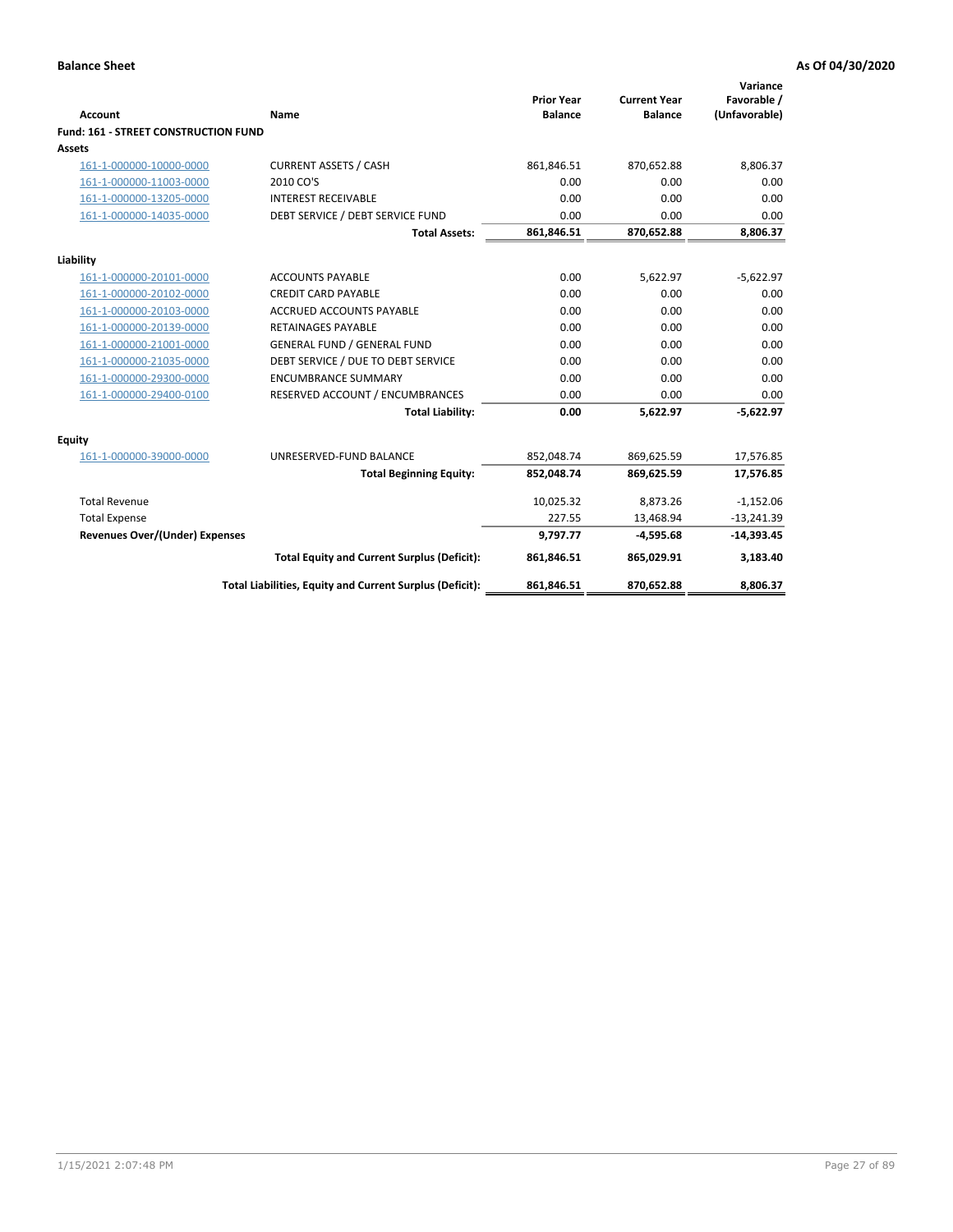**Balance Sheet** **As Of 04/30/2020**

| Account | Name | Prior Year Balance | Current Year Balance | Variance Favorable / (Unfavorable) |
|---|---|---|---|---|
| **Fund: 161 - STREET CONSTRUCTION FUND** | | | | |
| **Assets** | | | | |
| 161-1-000000-10000-0000 | CURRENT ASSETS / CASH | 861,846.51 | 870,652.88 | 8,806.37 |
| 161-1-000000-11003-0000 | 2010 CO'S | 0.00 | 0.00 | 0.00 |
| 161-1-000000-13205-0000 | INTEREST RECEIVABLE | 0.00 | 0.00 | 0.00 |
| 161-1-000000-14035-0000 | DEBT SERVICE / DEBT SERVICE FUND | 0.00 | 0.00 | 0.00 |
| | **Total Assets:** | **861,846.51** | **870,652.88** | **8,806.37** |
| **Liability** | | | | |
| 161-1-000000-20101-0000 | ACCOUNTS PAYABLE | 0.00 | 5,622.97 | -5,622.97 |
| 161-1-000000-20102-0000 | CREDIT CARD PAYABLE | 0.00 | 0.00 | 0.00 |
| 161-1-000000-20103-0000 | ACCRUED ACCOUNTS PAYABLE | 0.00 | 0.00 | 0.00 |
| 161-1-000000-20139-0000 | RETAINAGES PAYABLE | 0.00 | 0.00 | 0.00 |
| 161-1-000000-21001-0000 | GENERAL FUND / GENERAL FUND | 0.00 | 0.00 | 0.00 |
| 161-1-000000-21035-0000 | DEBT SERVICE / DUE TO DEBT SERVICE | 0.00 | 0.00 | 0.00 |
| 161-1-000000-29300-0000 | ENCUMBRANCE SUMMARY | 0.00 | 0.00 | 0.00 |
| 161-1-000000-29400-0100 | RESERVED ACCOUNT / ENCUMBRANCES | 0.00 | 0.00 | 0.00 |
| | **Total Liability:** | **0.00** | **5,622.97** | **-5,622.97** |
| **Equity** | | | | |
| 161-1-000000-39000-0000 | UNRESERVED-FUND BALANCE | 852,048.74 | 869,625.59 | 17,576.85 |
| | **Total Beginning Equity:** | **852,048.74** | **869,625.59** | **17,576.85** |
| Total Revenue | | 10,025.32 | 8,873.26 | -1,152.06 |
| Total Expense | | 227.55 | 13,468.94 | -13,241.39 |
| **Revenues Over/(Under) Expenses** | | **9,797.77** | **-4,595.68** | **-14,393.45** |
| | **Total Equity and Current Surplus (Deficit):** | **861,846.51** | **865,029.91** | **3,183.40** |
| | **Total Liabilities, Equity and Current Surplus (Deficit):** | **861,846.51** | **870,652.88** | **8,806.37** |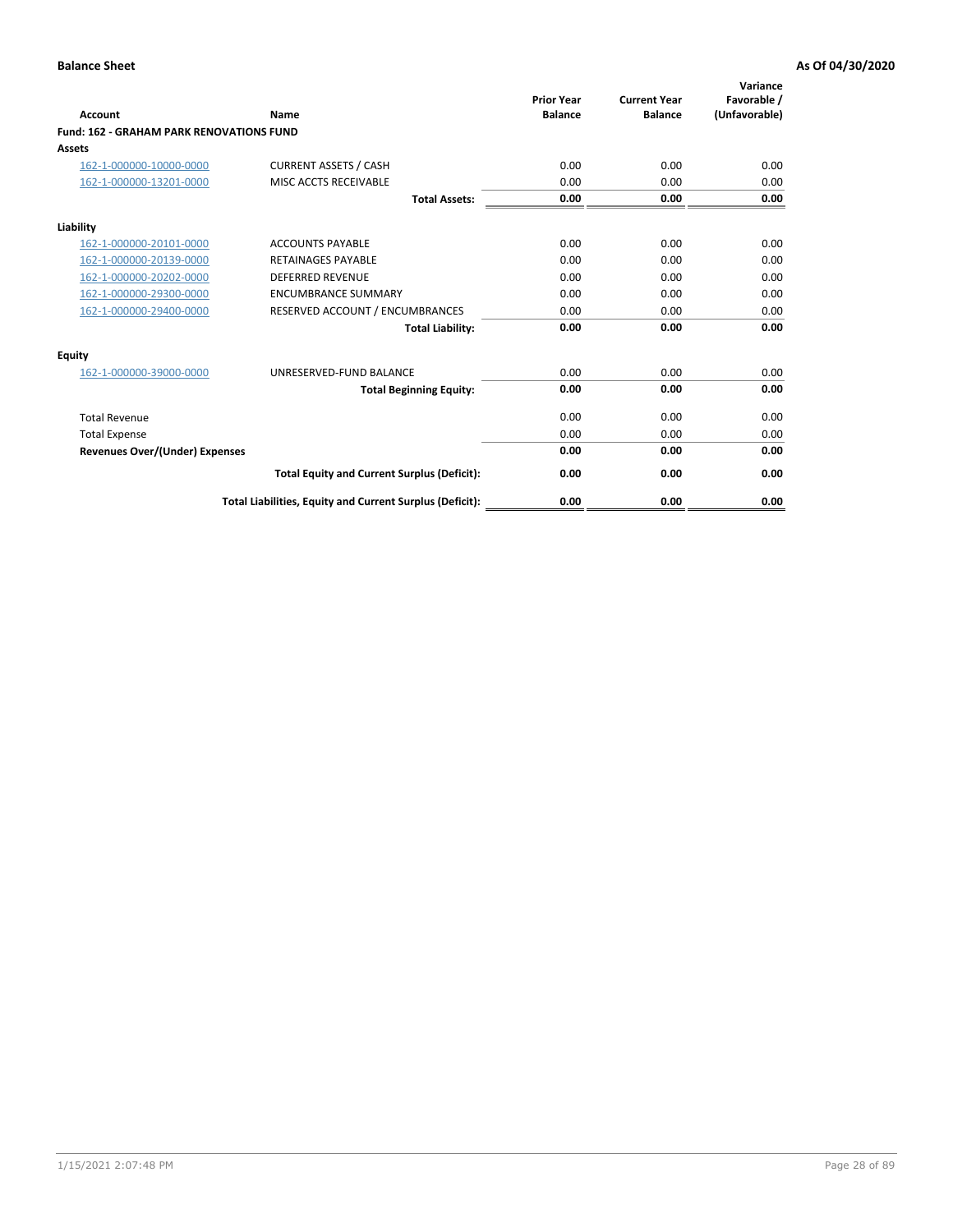**Balance Sheet** **As Of 04/30/2020**

| Account | Name | Prior Year Balance | Current Year Balance | Variance Favorable / (Unfavorable) |
|---|---|---|---|---|
| **Fund: 162 - GRAHAM PARK RENOVATIONS FUND** | | | | |
| **Assets** | | | | |
| 162-1-000000-10000-0000 | CURRENT ASSETS / CASH | 0.00 | 0.00 | 0.00 |
| 162-1-000000-13201-0000 | MISC ACCTS RECEIVABLE | 0.00 | 0.00 | 0.00 |
| | **Total Assets:** | **0.00** | **0.00** | **0.00** |
| **Liability** | | | | |
| 162-1-000000-20101-0000 | ACCOUNTS PAYABLE | 0.00 | 0.00 | 0.00 |
| 162-1-000000-20139-0000 | RETAINAGES PAYABLE | 0.00 | 0.00 | 0.00 |
| 162-1-000000-20202-0000 | DEFERRED REVENUE | 0.00 | 0.00 | 0.00 |
| 162-1-000000-29300-0000 | ENCUMBRANCE SUMMARY | 0.00 | 0.00 | 0.00 |
| 162-1-000000-29400-0000 | RESERVED ACCOUNT / ENCUMBRANCES | 0.00 | 0.00 | 0.00 |
| | **Total Liability:** | **0.00** | **0.00** | **0.00** |
| **Equity** | | | | |
| 162-1-000000-39000-0000 | UNRESERVED-FUND BALANCE | 0.00 | 0.00 | 0.00 |
| | **Total Beginning Equity:** | **0.00** | **0.00** | **0.00** |
| Total Revenue | | 0.00 | 0.00 | 0.00 |
| Total Expense | | 0.00 | 0.00 | 0.00 |
| **Revenues Over/(Under) Expenses** | | **0.00** | **0.00** | **0.00** |
| | **Total Equity and Current Surplus (Deficit):** | **0.00** | **0.00** | **0.00** |
| | **Total Liabilities, Equity and Current Surplus (Deficit):** | **0.00** | **0.00** | **0.00** |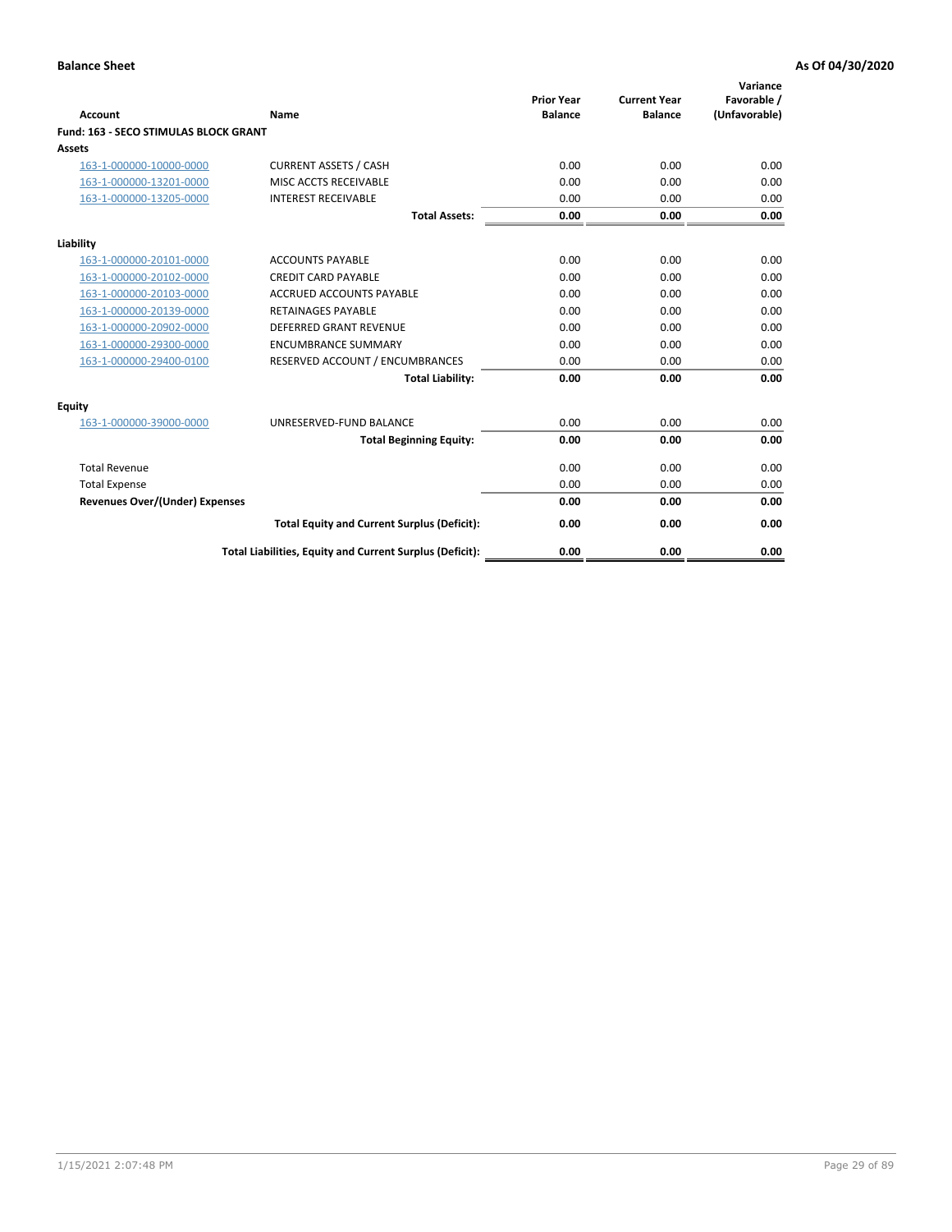**Balance Sheet** **As Of 04/30/2020**

| Account | Name | Prior Year Balance | Current Year Balance | Variance Favorable / (Unfavorable) |
|---|---|---|---|---|
| **Fund: 163 - SECO STIMULAS BLOCK GRANT** | | | | |
| **Assets** | | | | |
| 163-1-000000-10000-0000 | CURRENT ASSETS / CASH | 0.00 | 0.00 | 0.00 |
| 163-1-000000-13201-0000 | MISC ACCTS RECEIVABLE | 0.00 | 0.00 | 0.00 |
| 163-1-000000-13205-0000 | INTEREST RECEIVABLE | 0.00 | 0.00 | 0.00 |
| | **Total Assets:** | **0.00** | **0.00** | **0.00** |
| **Liability** | | | | |
| 163-1-000000-20101-0000 | ACCOUNTS PAYABLE | 0.00 | 0.00 | 0.00 |
| 163-1-000000-20102-0000 | CREDIT CARD PAYABLE | 0.00 | 0.00 | 0.00 |
| 163-1-000000-20103-0000 | ACCRUED ACCOUNTS PAYABLE | 0.00 | 0.00 | 0.00 |
| 163-1-000000-20139-0000 | RETAINAGES PAYABLE | 0.00 | 0.00 | 0.00 |
| 163-1-000000-20902-0000 | DEFERRED GRANT REVENUE | 0.00 | 0.00 | 0.00 |
| 163-1-000000-29300-0000 | ENCUMBRANCE SUMMARY | 0.00 | 0.00 | 0.00 |
| 163-1-000000-29400-0100 | RESERVED ACCOUNT / ENCUMBRANCES | 0.00 | 0.00 | 0.00 |
| | **Total Liability:** | **0.00** | **0.00** | **0.00** |
| **Equity** | | | | |
| 163-1-000000-39000-0000 | UNRESERVED-FUND BALANCE | 0.00 | 0.00 | 0.00 |
| | **Total Beginning Equity:** | **0.00** | **0.00** | **0.00** |
| Total Revenue | | 0.00 | 0.00 | 0.00 |
| Total Expense | | 0.00 | 0.00 | 0.00 |
| **Revenues Over/(Under) Expenses** | | **0.00** | **0.00** | **0.00** |
| | **Total Equity and Current Surplus (Deficit):** | **0.00** | **0.00** | **0.00** |
| | **Total Liabilities, Equity and Current Surplus (Deficit):** | **0.00** | **0.00** | **0.00** |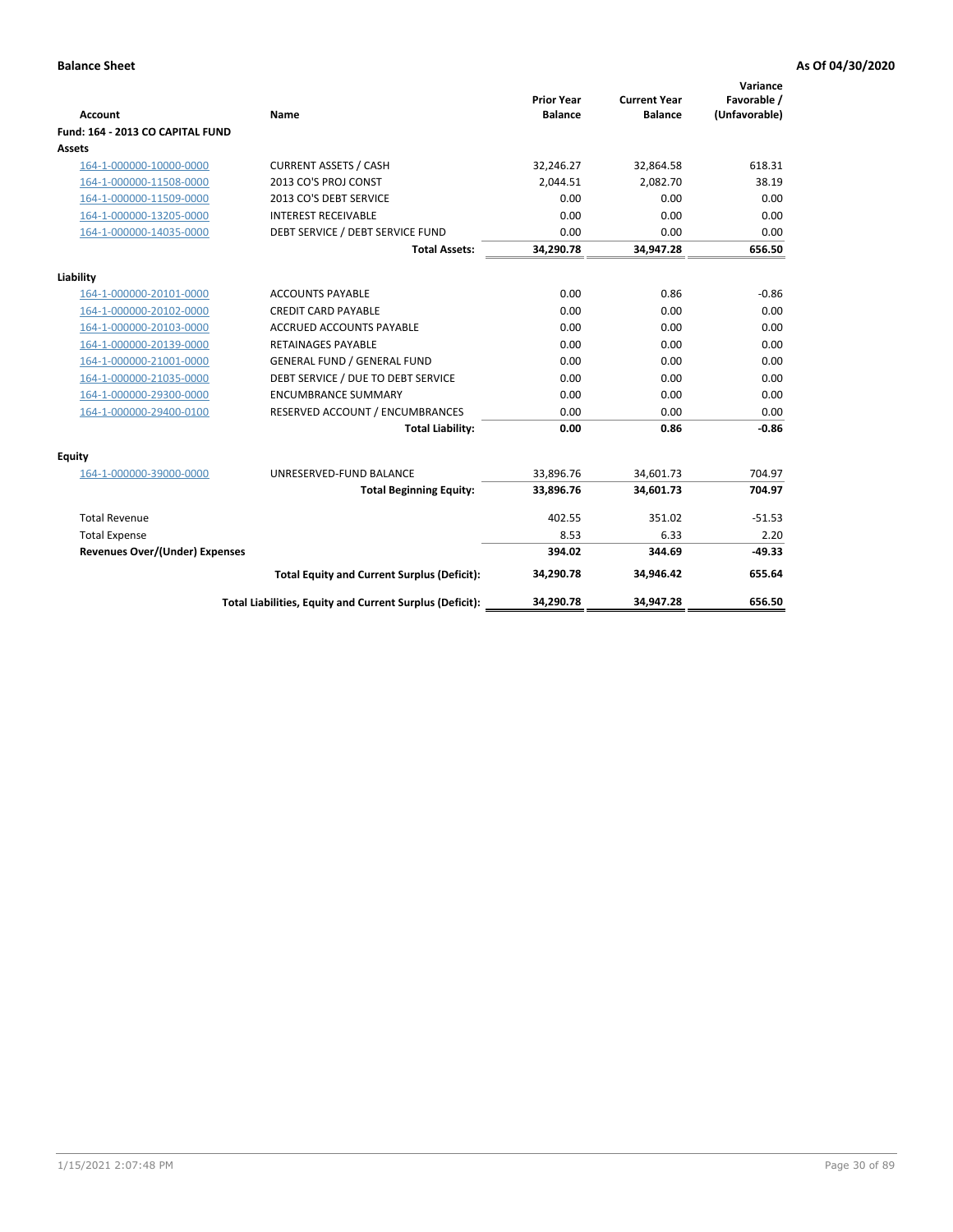**Balance Sheet** **As Of 04/30/2020**

| Account | Name | Prior Year Balance | Current Year Balance | Variance Favorable / (Unfavorable) |
|---|---|---|---|---|
| **Fund: 164 - 2013 CO CAPITAL FUND** | | | | |
| **Assets** | | | | |
| 164-1-000000-10000-0000 | CURRENT ASSETS / CASH | 32,246.27 | 32,864.58 | 618.31 |
| 164-1-000000-11508-0000 | 2013 CO'S PROJ CONST | 2,044.51 | 2,082.70 | 38.19 |
| 164-1-000000-11509-0000 | 2013 CO'S DEBT SERVICE | 0.00 | 0.00 | 0.00 |
| 164-1-000000-13205-0000 | INTEREST RECEIVABLE | 0.00 | 0.00 | 0.00 |
| 164-1-000000-14035-0000 | DEBT SERVICE / DEBT SERVICE FUND | 0.00 | 0.00 | 0.00 |
| | **Total Assets:** | **34,290.78** | **34,947.28** | **656.50** |
| **Liability** | | | | |
| 164-1-000000-20101-0000 | ACCOUNTS PAYABLE | 0.00 | 0.86 | -0.86 |
| 164-1-000000-20102-0000 | CREDIT CARD PAYABLE | 0.00 | 0.00 | 0.00 |
| 164-1-000000-20103-0000 | ACCRUED ACCOUNTS PAYABLE | 0.00 | 0.00 | 0.00 |
| 164-1-000000-20139-0000 | RETAINAGES PAYABLE | 0.00 | 0.00 | 0.00 |
| 164-1-000000-21001-0000 | GENERAL FUND / GENERAL FUND | 0.00 | 0.00 | 0.00 |
| 164-1-000000-21035-0000 | DEBT SERVICE / DUE TO DEBT SERVICE | 0.00 | 0.00 | 0.00 |
| 164-1-000000-29300-0000 | ENCUMBRANCE SUMMARY | 0.00 | 0.00 | 0.00 |
| 164-1-000000-29400-0100 | RESERVED ACCOUNT / ENCUMBRANCES | 0.00 | 0.00 | 0.00 |
| | **Total Liability:** | **0.00** | **0.86** | **-0.86** |
| **Equity** | | | | |
| 164-1-000000-39000-0000 | UNRESERVED-FUND BALANCE | 33,896.76 | 34,601.73 | 704.97 |
| | **Total Beginning Equity:** | **33,896.76** | **34,601.73** | **704.97** |
| Total Revenue | | 402.55 | 351.02 | -51.53 |
| Total Expense | | 8.53 | 6.33 | 2.20 |
| **Revenues Over/(Under) Expenses** | | **394.02** | **344.69** | **-49.33** |
| | **Total Equity and Current Surplus (Deficit):** | **34,290.78** | **34,946.42** | **655.64** |
| | **Total Liabilities, Equity and Current Surplus (Deficit):** | **34,290.78** | **34,947.28** | **656.50** |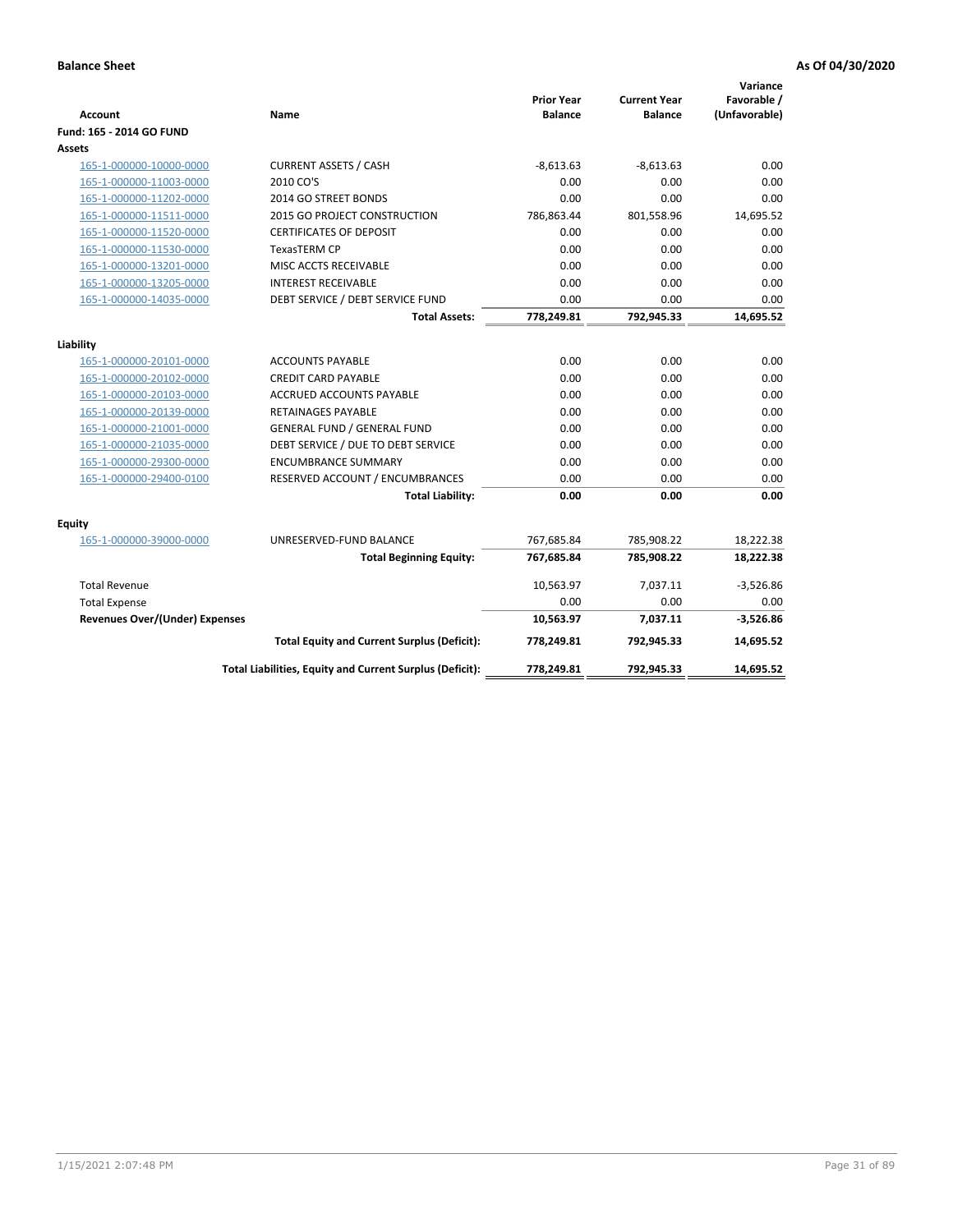**Balance Sheet** **As Of 04/30/2020**

| Account | Name | Prior Year Balance | Current Year Balance | Variance Favorable / (Unfavorable) |
|---|---|---|---|---|
| **Fund: 165 - 2014 GO FUND** | | | | |
| **Assets** | | | | |
| 165-1-000000-10000-0000 | CURRENT ASSETS / CASH | -8,613.63 | -8,613.63 | 0.00 |
| 165-1-000000-11003-0000 | 2010 CO'S | 0.00 | 0.00 | 0.00 |
| 165-1-000000-11202-0000 | 2014 GO STREET BONDS | 0.00 | 0.00 | 0.00 |
| 165-1-000000-11511-0000 | 2015 GO PROJECT CONSTRUCTION | 786,863.44 | 801,558.96 | 14,695.52 |
| 165-1-000000-11520-0000 | CERTIFICATES OF DEPOSIT | 0.00 | 0.00 | 0.00 |
| 165-1-000000-11530-0000 | TexasTERM CP | 0.00 | 0.00 | 0.00 |
| 165-1-000000-13201-0000 | MISC ACCTS RECEIVABLE | 0.00 | 0.00 | 0.00 |
| 165-1-000000-13205-0000 | INTEREST RECEIVABLE | 0.00 | 0.00 | 0.00 |
| 165-1-000000-14035-0000 | DEBT SERVICE / DEBT SERVICE FUND | 0.00 | 0.00 | 0.00 |
| | **Total Assets:** | **778,249.81** | **792,945.33** | **14,695.52** |
| **Liability** | | | | |
| 165-1-000000-20101-0000 | ACCOUNTS PAYABLE | 0.00 | 0.00 | 0.00 |
| 165-1-000000-20102-0000 | CREDIT CARD PAYABLE | 0.00 | 0.00 | 0.00 |
| 165-1-000000-20103-0000 | ACCRUED ACCOUNTS PAYABLE | 0.00 | 0.00 | 0.00 |
| 165-1-000000-20139-0000 | RETAINAGES PAYABLE | 0.00 | 0.00 | 0.00 |
| 165-1-000000-21001-0000 | GENERAL FUND / GENERAL FUND | 0.00 | 0.00 | 0.00 |
| 165-1-000000-21035-0000 | DEBT SERVICE / DUE TO DEBT SERVICE | 0.00 | 0.00 | 0.00 |
| 165-1-000000-29300-0000 | ENCUMBRANCE SUMMARY | 0.00 | 0.00 | 0.00 |
| 165-1-000000-29400-0100 | RESERVED ACCOUNT / ENCUMBRANCES | 0.00 | 0.00 | 0.00 |
| | **Total Liability:** | **0.00** | **0.00** | **0.00** |
| **Equity** | | | | |
| 165-1-000000-39000-0000 | UNRESERVED-FUND BALANCE | 767,685.84 | 785,908.22 | 18,222.38 |
| | **Total Beginning Equity:** | **767,685.84** | **785,908.22** | **18,222.38** |
| Total Revenue | | 10,563.97 | 7,037.11 | -3,526.86 |
| Total Expense | | 0.00 | 0.00 | 0.00 |
| **Revenues Over/(Under) Expenses** | | **10,563.97** | **7,037.11** | **-3,526.86** |
| | **Total Equity and Current Surplus (Deficit):** | **778,249.81** | **792,945.33** | **14,695.52** |
| | **Total Liabilities, Equity and Current Surplus (Deficit):** | **778,249.81** | **792,945.33** | **14,695.52** |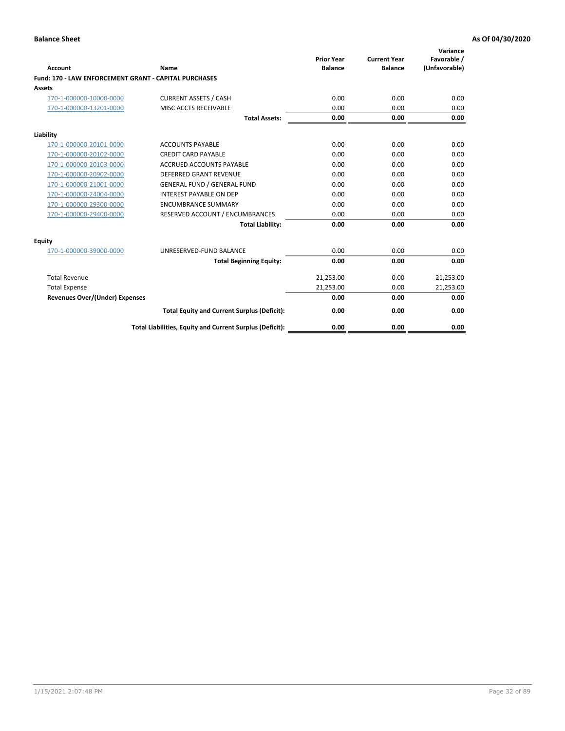**Balance Sheet** **As Of 04/30/2020**

| Account | Name | Prior Year Balance | Current Year Balance | Variance Favorable / (Unfavorable) |
|---|---|---|---|---|
| **Fund: 170 - LAW ENFORCEMENT GRANT - CAPITAL PURCHASES** | | | | |
| **Assets** | | | | |
| 170-1-000000-10000-0000 | CURRENT ASSETS / CASH | 0.00 | 0.00 | 0.00 |
| 170-1-000000-13201-0000 | MISC ACCTS RECEIVABLE | 0.00 | 0.00 | 0.00 |
| | **Total Assets:** | **0.00** | **0.00** | **0.00** |
| **Liability** | | | | |
| 170-1-000000-20101-0000 | ACCOUNTS PAYABLE | 0.00 | 0.00 | 0.00 |
| 170-1-000000-20102-0000 | CREDIT CARD PAYABLE | 0.00 | 0.00 | 0.00 |
| 170-1-000000-20103-0000 | ACCRUED ACCOUNTS PAYABLE | 0.00 | 0.00 | 0.00 |
| 170-1-000000-20902-0000 | DEFERRED GRANT REVENUE | 0.00 | 0.00 | 0.00 |
| 170-1-000000-21001-0000 | GENERAL FUND / GENERAL FUND | 0.00 | 0.00 | 0.00 |
| 170-1-000000-24004-0000 | INTEREST PAYABLE ON DEP | 0.00 | 0.00 | 0.00 |
| 170-1-000000-29300-0000 | ENCUMBRANCE SUMMARY | 0.00 | 0.00 | 0.00 |
| 170-1-000000-29400-0000 | RESERVED ACCOUNT / ENCUMBRANCES | 0.00 | 0.00 | 0.00 |
| | **Total Liability:** | **0.00** | **0.00** | **0.00** |
| **Equity** | | | | |
| 170-1-000000-39000-0000 | UNRESERVED-FUND BALANCE | 0.00 | 0.00 | 0.00 |
| | **Total Beginning Equity:** | **0.00** | **0.00** | **0.00** |
| Total Revenue | | 21,253.00 | 0.00 | -21,253.00 |
| Total Expense | | 21,253.00 | 0.00 | 21,253.00 |
| **Revenues Over/(Under) Expenses** | | **0.00** | **0.00** | **0.00** |
| | **Total Equity and Current Surplus (Deficit):** | **0.00** | **0.00** | **0.00** |
| | **Total Liabilities, Equity and Current Surplus (Deficit):** | **0.00** | **0.00** | **0.00** |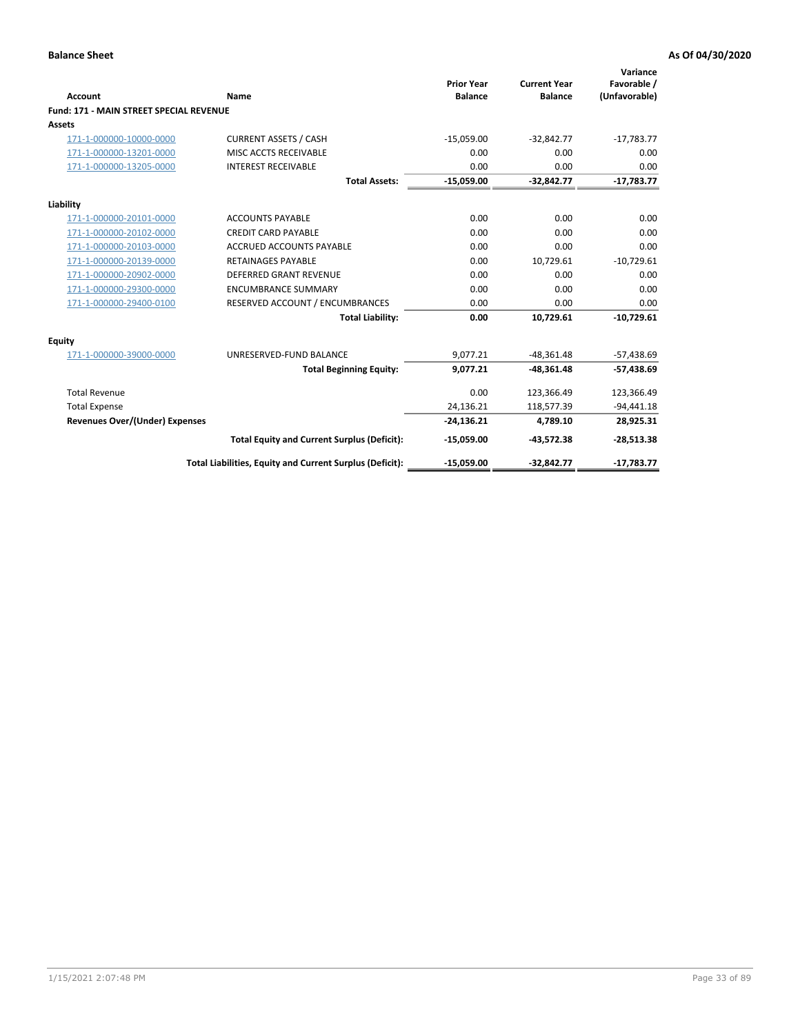**Balance Sheet** — **As Of 04/30/2020**

| Account | Name | Prior Year Balance | Current Year Balance | Variance Favorable / (Unfavorable) |
|---|---|---|---|---|
| **Fund: 171 - MAIN STREET SPECIAL REVENUE** | | | | |
| **Assets** | | | | |
| 171-1-000000-10000-0000 | CURRENT ASSETS / CASH | -15,059.00 | -32,842.77 | -17,783.77 |
| 171-1-000000-13201-0000 | MISC ACCTS RECEIVABLE | 0.00 | 0.00 | 0.00 |
| 171-1-000000-13205-0000 | INTEREST RECEIVABLE | 0.00 | 0.00 | 0.00 |
| | **Total Assets:** | **-15,059.00** | **-32,842.77** | **-17,783.77** |
| **Liability** | | | | |
| 171-1-000000-20101-0000 | ACCOUNTS PAYABLE | 0.00 | 0.00 | 0.00 |
| 171-1-000000-20102-0000 | CREDIT CARD PAYABLE | 0.00 | 0.00 | 0.00 |
| 171-1-000000-20103-0000 | ACCRUED ACCOUNTS PAYABLE | 0.00 | 0.00 | 0.00 |
| 171-1-000000-20139-0000 | RETAINAGES PAYABLE | 0.00 | 10,729.61 | -10,729.61 |
| 171-1-000000-20902-0000 | DEFERRED GRANT REVENUE | 0.00 | 0.00 | 0.00 |
| 171-1-000000-29300-0000 | ENCUMBRANCE SUMMARY | 0.00 | 0.00 | 0.00 |
| 171-1-000000-29400-0100 | RESERVED ACCOUNT / ENCUMBRANCES | 0.00 | 0.00 | 0.00 |
| | **Total Liability:** | **0.00** | **10,729.61** | **-10,729.61** |
| **Equity** | | | | |
| 171-1-000000-39000-0000 | UNRESERVED-FUND BALANCE | 9,077.21 | -48,361.48 | -57,438.69 |
| | **Total Beginning Equity:** | **9,077.21** | **-48,361.48** | **-57,438.69** |
| Total Revenue | | 0.00 | 123,366.49 | 123,366.49 |
| Total Expense | | 24,136.21 | 118,577.39 | -94,441.18 |
| **Revenues Over/(Under) Expenses** | | **-24,136.21** | **4,789.10** | **28,925.31** |
| | **Total Equity and Current Surplus (Deficit):** | **-15,059.00** | **-43,572.38** | **-28,513.38** |
| | **Total Liabilities, Equity and Current Surplus (Deficit):** | **-15,059.00** | **-32,842.77** | **-17,783.77** |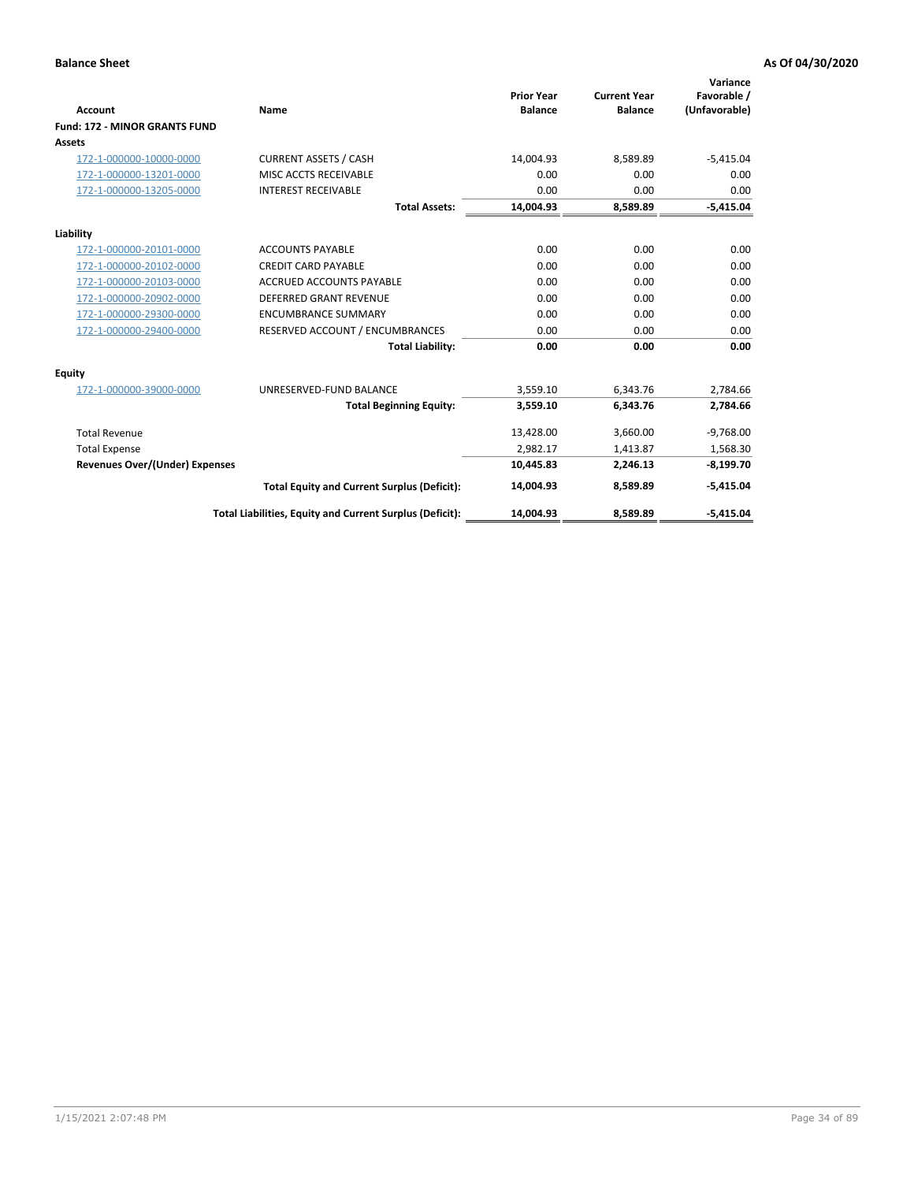**Balance Sheet** **As Of 04/30/2020**

| Account | Name | Prior Year Balance | Current Year Balance | Variance Favorable / (Unfavorable) |
|---|---|---|---|---|
| **Fund: 172 - MINOR GRANTS FUND** | | | | |
| **Assets** | | | | |
| 172-1-000000-10000-0000 | CURRENT ASSETS / CASH | 14,004.93 | 8,589.89 | -5,415.04 |
| 172-1-000000-13201-0000 | MISC ACCTS RECEIVABLE | 0.00 | 0.00 | 0.00 |
| 172-1-000000-13205-0000 | INTEREST RECEIVABLE | 0.00 | 0.00 | 0.00 |
| | **Total Assets:** | **14,004.93** | **8,589.89** | **-5,415.04** |
| **Liability** | | | | |
| 172-1-000000-20101-0000 | ACCOUNTS PAYABLE | 0.00 | 0.00 | 0.00 |
| 172-1-000000-20102-0000 | CREDIT CARD PAYABLE | 0.00 | 0.00 | 0.00 |
| 172-1-000000-20103-0000 | ACCRUED ACCOUNTS PAYABLE | 0.00 | 0.00 | 0.00 |
| 172-1-000000-20902-0000 | DEFERRED GRANT REVENUE | 0.00 | 0.00 | 0.00 |
| 172-1-000000-29300-0000 | ENCUMBRANCE SUMMARY | 0.00 | 0.00 | 0.00 |
| 172-1-000000-29400-0000 | RESERVED ACCOUNT / ENCUMBRANCES | 0.00 | 0.00 | 0.00 |
| | **Total Liability:** | **0.00** | **0.00** | **0.00** |
| **Equity** | | | | |
| 172-1-000000-39000-0000 | UNRESERVED-FUND BALANCE | 3,559.10 | 6,343.76 | 2,784.66 |
| | **Total Beginning Equity:** | **3,559.10** | **6,343.76** | **2,784.66** |
| Total Revenue | | 13,428.00 | 3,660.00 | -9,768.00 |
| Total Expense | | 2,982.17 | 1,413.87 | 1,568.30 |
| **Revenues Over/(Under) Expenses** | | **10,445.83** | **2,246.13** | **-8,199.70** |
| | **Total Equity and Current Surplus (Deficit):** | **14,004.93** | **8,589.89** | **-5,415.04** |
| | **Total Liabilities, Equity and Current Surplus (Deficit):** | **14,004.93** | **8,589.89** | **-5,415.04** |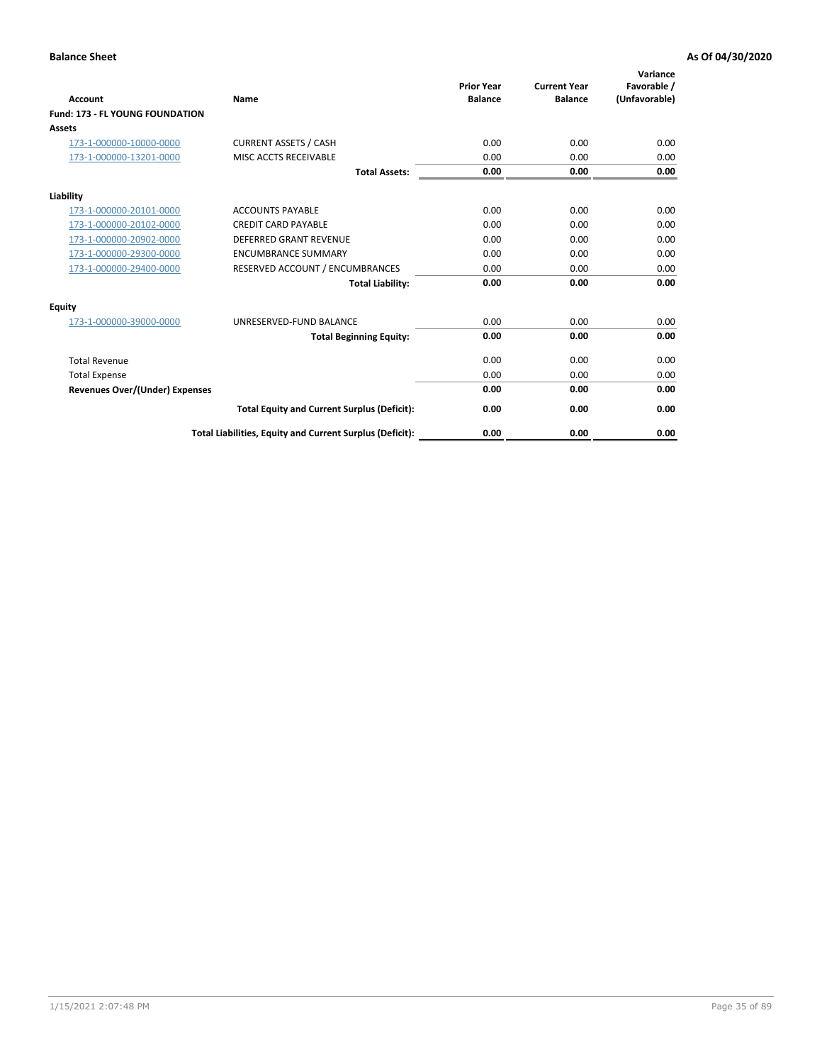**Balance Sheet** | **As Of 04/30/2020**

| Account | Name | Prior Year Balance | Current Year Balance | Variance Favorable / (Unfavorable) |
|---|---|---|---|---|
| **Fund: 173 - FL YOUNG FOUNDATION** | | | | |
| **Assets** | | | | |
| 173-1-000000-10000-0000 | CURRENT ASSETS / CASH | 0.00 | 0.00 | 0.00 |
| 173-1-000000-13201-0000 | MISC ACCTS RECEIVABLE | 0.00 | 0.00 | 0.00 |
| | **Total Assets:** | **0.00** | **0.00** | **0.00** |
| **Liability** | | | | |
| 173-1-000000-20101-0000 | ACCOUNTS PAYABLE | 0.00 | 0.00 | 0.00 |
| 173-1-000000-20102-0000 | CREDIT CARD PAYABLE | 0.00 | 0.00 | 0.00 |
| 173-1-000000-20902-0000 | DEFERRED GRANT REVENUE | 0.00 | 0.00 | 0.00 |
| 173-1-000000-29300-0000 | ENCUMBRANCE SUMMARY | 0.00 | 0.00 | 0.00 |
| 173-1-000000-29400-0000 | RESERVED ACCOUNT / ENCUMBRANCES | 0.00 | 0.00 | 0.00 |
| | **Total Liability:** | **0.00** | **0.00** | **0.00** |
| **Equity** | | | | |
| 173-1-000000-39000-0000 | UNRESERVED-FUND BALANCE | 0.00 | 0.00 | 0.00 |
| | **Total Beginning Equity:** | **0.00** | **0.00** | **0.00** |
| Total Revenue | | 0.00 | 0.00 | 0.00 |
| Total Expense | | 0.00 | 0.00 | 0.00 |
| **Revenues Over/(Under) Expenses** | | **0.00** | **0.00** | **0.00** |
| | **Total Equity and Current Surplus (Deficit):** | **0.00** | **0.00** | **0.00** |
| | **Total Liabilities, Equity and Current Surplus (Deficit):** | **0.00** | **0.00** | **0.00** |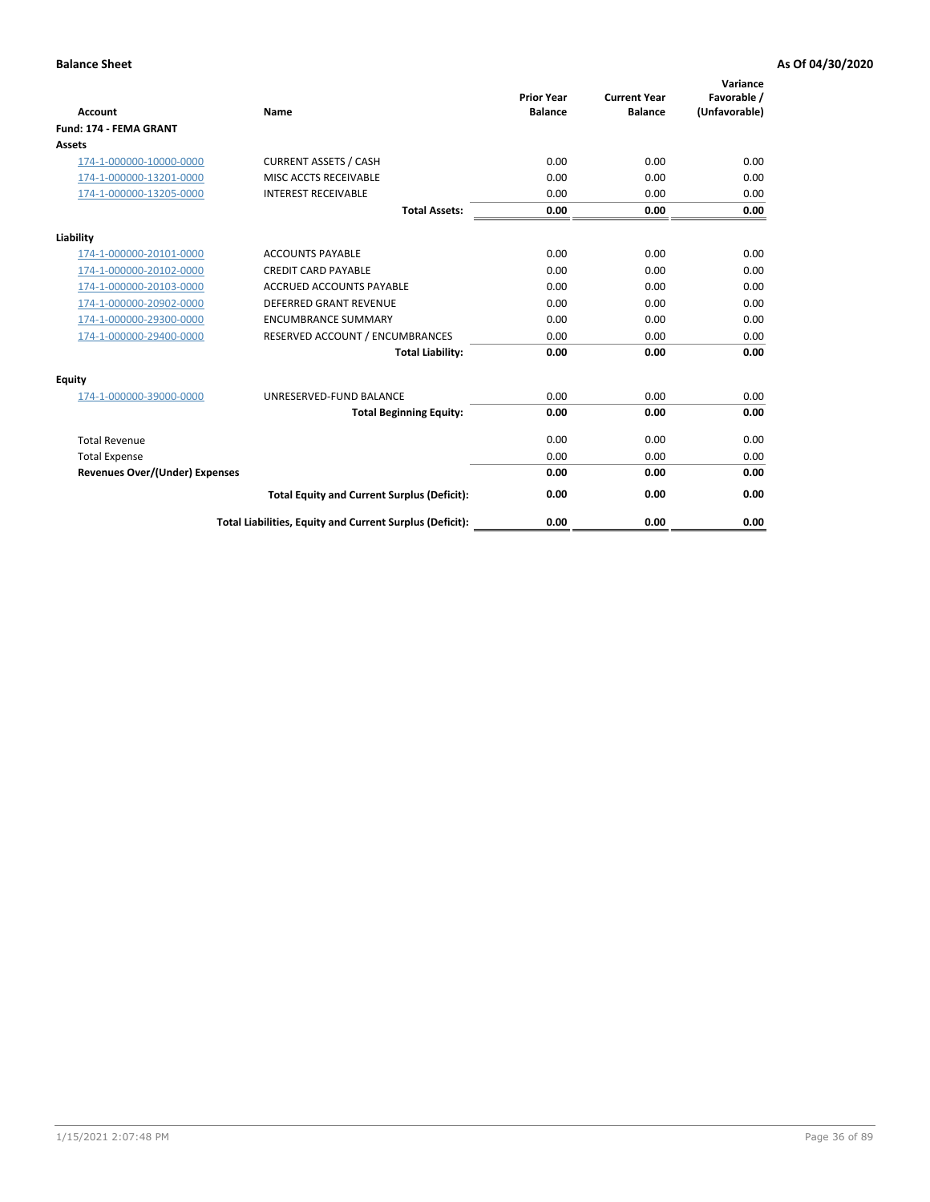**Balance Sheet** **As Of 04/30/2020**

| Account | Name | Prior Year Balance | Current Year Balance | Variance Favorable / (Unfavorable) |
|---|---|---|---|---|
| **Fund: 174 - FEMA GRANT** | | | | |
| **Assets** | | | | |
| 174-1-000000-10000-0000 | CURRENT ASSETS / CASH | 0.00 | 0.00 | 0.00 |
| 174-1-000000-13201-0000 | MISC ACCTS RECEIVABLE | 0.00 | 0.00 | 0.00 |
| 174-1-000000-13205-0000 | INTEREST RECEIVABLE | 0.00 | 0.00 | 0.00 |
| | **Total Assets:** | **0.00** | **0.00** | **0.00** |
| **Liability** | | | | |
| 174-1-000000-20101-0000 | ACCOUNTS PAYABLE | 0.00 | 0.00 | 0.00 |
| 174-1-000000-20102-0000 | CREDIT CARD PAYABLE | 0.00 | 0.00 | 0.00 |
| 174-1-000000-20103-0000 | ACCRUED ACCOUNTS PAYABLE | 0.00 | 0.00 | 0.00 |
| 174-1-000000-20902-0000 | DEFERRED GRANT REVENUE | 0.00 | 0.00 | 0.00 |
| 174-1-000000-29300-0000 | ENCUMBRANCE SUMMARY | 0.00 | 0.00 | 0.00 |
| 174-1-000000-29400-0000 | RESERVED ACCOUNT / ENCUMBRANCES | 0.00 | 0.00 | 0.00 |
| | **Total Liability:** | **0.00** | **0.00** | **0.00** |
| **Equity** | | | | |
| 174-1-000000-39000-0000 | UNRESERVED-FUND BALANCE | 0.00 | 0.00 | 0.00 |
| | **Total Beginning Equity:** | **0.00** | **0.00** | **0.00** |
| Total Revenue | | 0.00 | 0.00 | 0.00 |
| Total Expense | | 0.00 | 0.00 | 0.00 |
| **Revenues Over/(Under) Expenses** | | **0.00** | **0.00** | **0.00** |
| | **Total Equity and Current Surplus (Deficit):** | **0.00** | **0.00** | **0.00** |
| | **Total Liabilities, Equity and Current Surplus (Deficit):** | **0.00** | **0.00** | **0.00** |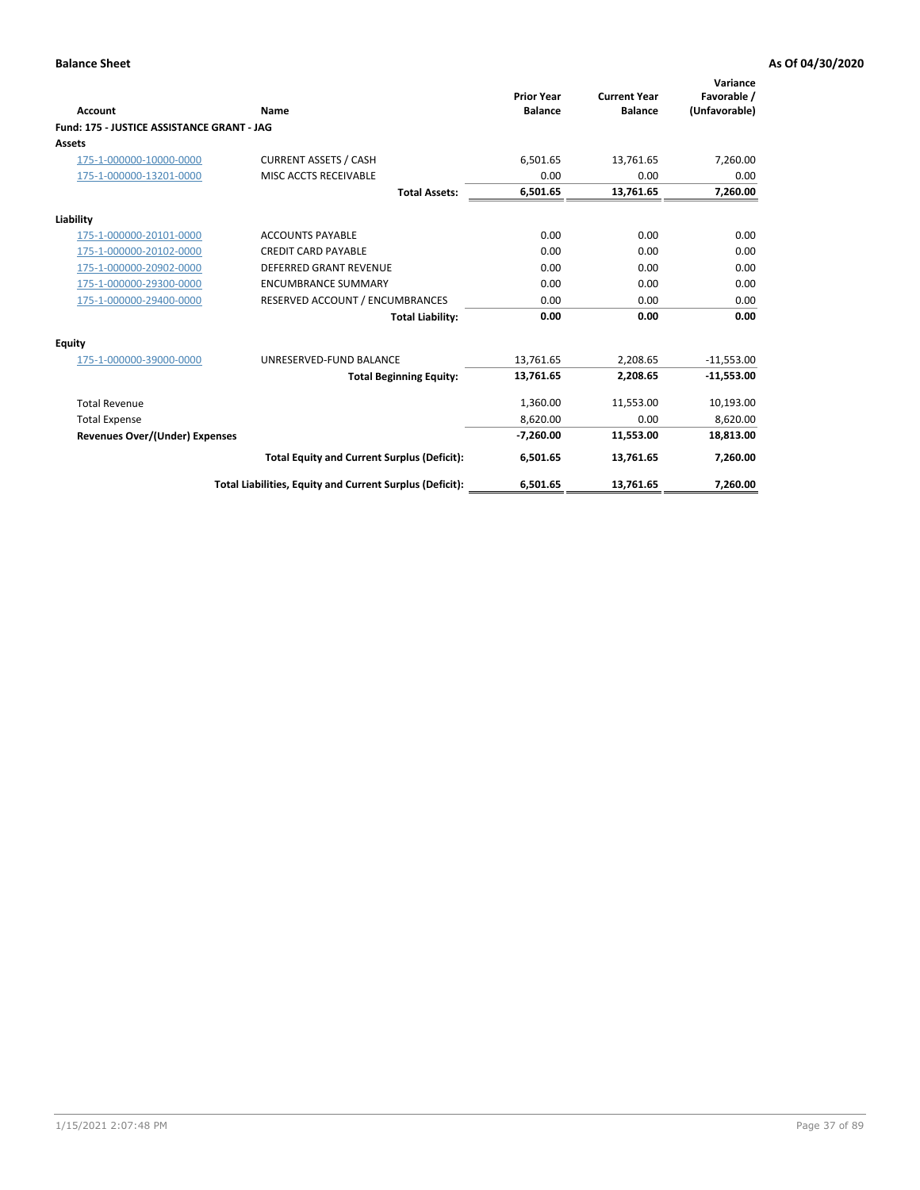**Balance Sheet** | **As Of 04/30/2020**

| Account | Name | Prior Year Balance | Current Year Balance | Variance Favorable / (Unfavorable) |
|---|---|---|---|---|
| **Fund: 175 - JUSTICE ASSISTANCE GRANT - JAG** | | | | |
| **Assets** | | | | |
| 175-1-000000-10000-0000 | CURRENT ASSETS / CASH | 6,501.65 | 13,761.65 | 7,260.00 |
| 175-1-000000-13201-0000 | MISC ACCTS RECEIVABLE | 0.00 | 0.00 | 0.00 |
| | **Total Assets:** | **6,501.65** | **13,761.65** | **7,260.00** |
| **Liability** | | | | |
| 175-1-000000-20101-0000 | ACCOUNTS PAYABLE | 0.00 | 0.00 | 0.00 |
| 175-1-000000-20102-0000 | CREDIT CARD PAYABLE | 0.00 | 0.00 | 0.00 |
| 175-1-000000-20902-0000 | DEFERRED GRANT REVENUE | 0.00 | 0.00 | 0.00 |
| 175-1-000000-29300-0000 | ENCUMBRANCE SUMMARY | 0.00 | 0.00 | 0.00 |
| 175-1-000000-29400-0000 | RESERVED ACCOUNT / ENCUMBRANCES | 0.00 | 0.00 | 0.00 |
| | **Total Liability:** | **0.00** | **0.00** | **0.00** |
| **Equity** | | | | |
| 175-1-000000-39000-0000 | UNRESERVED-FUND BALANCE | 13,761.65 | 2,208.65 | -11,553.00 |
| | **Total Beginning Equity:** | **13,761.65** | **2,208.65** | **-11,553.00** |
| Total Revenue | | 1,360.00 | 11,553.00 | 10,193.00 |
| Total Expense | | 8,620.00 | 0.00 | 8,620.00 |
| **Revenues Over/(Under) Expenses** | | **-7,260.00** | **11,553.00** | **18,813.00** |
| | **Total Equity and Current Surplus (Deficit):** | **6,501.65** | **13,761.65** | **7,260.00** |
| | **Total Liabilities, Equity and Current Surplus (Deficit):** | **6,501.65** | **13,761.65** | **7,260.00** |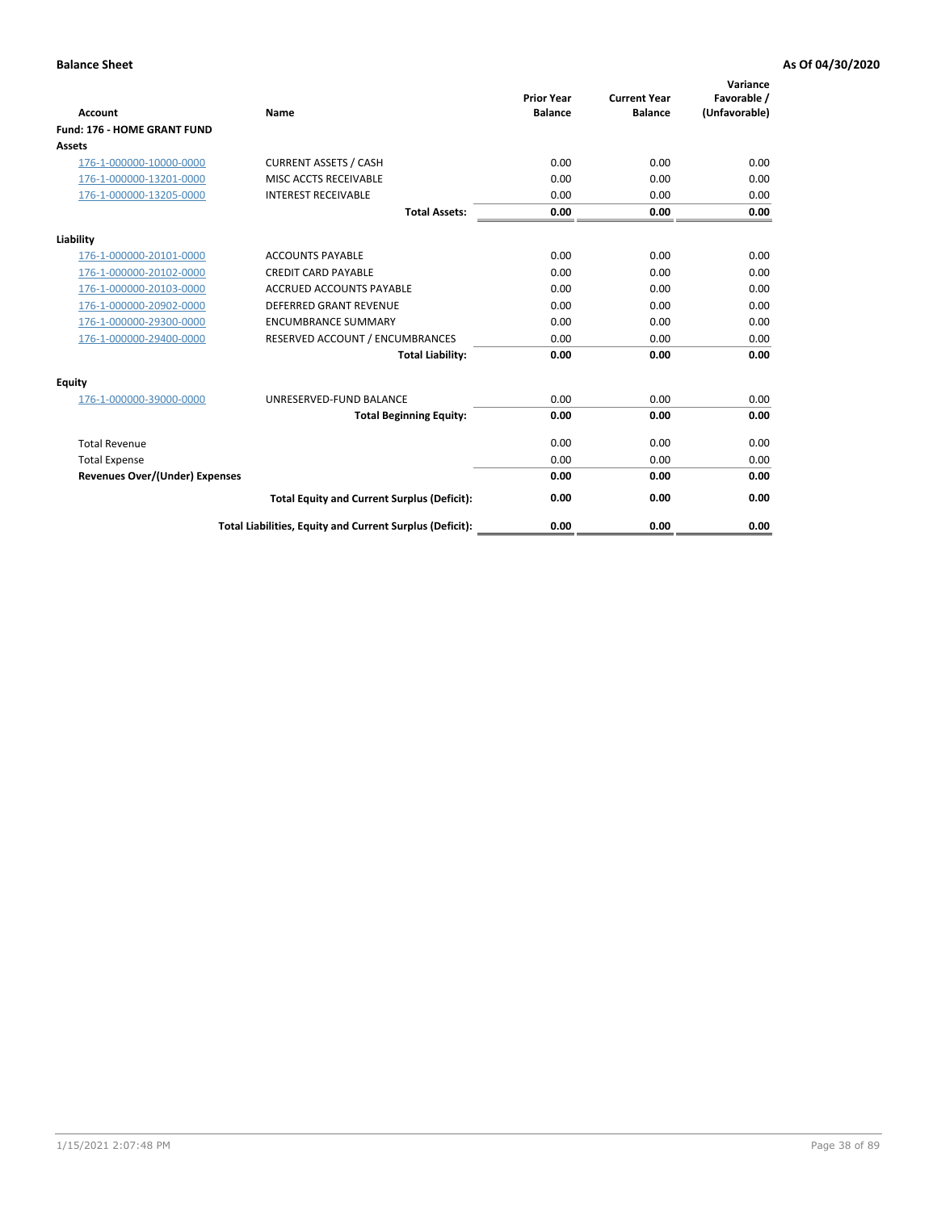**Balance Sheet** **As Of 04/30/2020**

| Account | Name | Prior Year Balance | Current Year Balance | Variance Favorable / (Unfavorable) |
|---|---|---|---|---|
| **Fund: 176 - HOME GRANT FUND** | | | | |
| **Assets** | | | | |
| 176-1-000000-10000-0000 | CURRENT ASSETS / CASH | 0.00 | 0.00 | 0.00 |
| 176-1-000000-13201-0000 | MISC ACCTS RECEIVABLE | 0.00 | 0.00 | 0.00 |
| 176-1-000000-13205-0000 | INTEREST RECEIVABLE | 0.00 | 0.00 | 0.00 |
| | **Total Assets:** | **0.00** | **0.00** | **0.00** |
| **Liability** | | | | |
| 176-1-000000-20101-0000 | ACCOUNTS PAYABLE | 0.00 | 0.00 | 0.00 |
| 176-1-000000-20102-0000 | CREDIT CARD PAYABLE | 0.00 | 0.00 | 0.00 |
| 176-1-000000-20103-0000 | ACCRUED ACCOUNTS PAYABLE | 0.00 | 0.00 | 0.00 |
| 176-1-000000-20902-0000 | DEFERRED GRANT REVENUE | 0.00 | 0.00 | 0.00 |
| 176-1-000000-29300-0000 | ENCUMBRANCE SUMMARY | 0.00 | 0.00 | 0.00 |
| 176-1-000000-29400-0000 | RESERVED ACCOUNT / ENCUMBRANCES | 0.00 | 0.00 | 0.00 |
| | **Total Liability:** | **0.00** | **0.00** | **0.00** |
| **Equity** | | | | |
| 176-1-000000-39000-0000 | UNRESERVED-FUND BALANCE | 0.00 | 0.00 | 0.00 |
| | **Total Beginning Equity:** | **0.00** | **0.00** | **0.00** |
| Total Revenue | | 0.00 | 0.00 | 0.00 |
| Total Expense | | 0.00 | 0.00 | 0.00 |
| **Revenues Over/(Under) Expenses** | | **0.00** | **0.00** | **0.00** |
| | **Total Equity and Current Surplus (Deficit):** | **0.00** | **0.00** | **0.00** |
| | **Total Liabilities, Equity and Current Surplus (Deficit):** | **0.00** | **0.00** | **0.00** |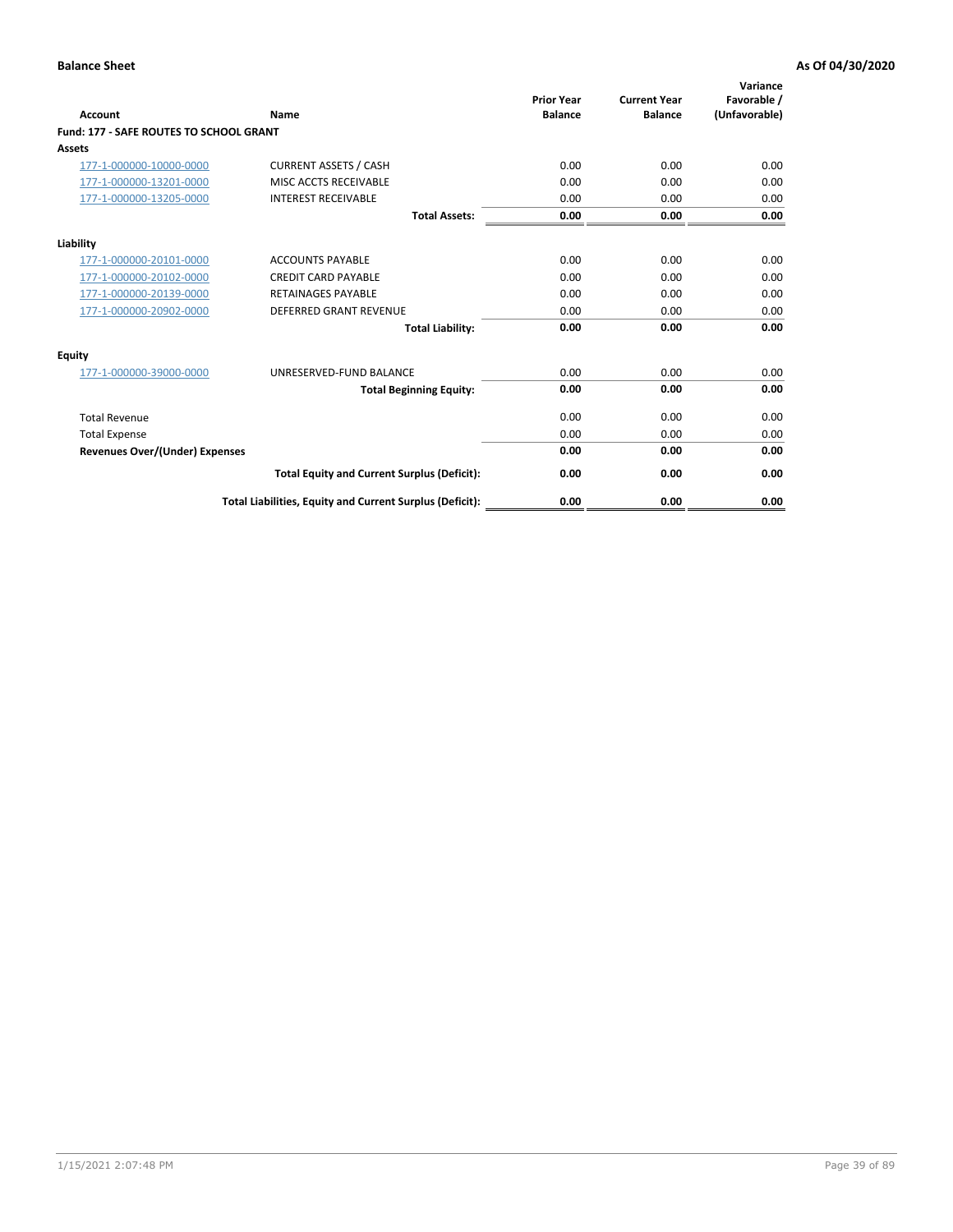**Balance Sheet** **As Of 04/30/2020**

| Account | Name | Prior Year Balance | Current Year Balance | Variance Favorable / (Unfavorable) |
|---|---|---|---|---|
| **Fund: 177 - SAFE ROUTES TO SCHOOL GRANT** | | | | |
| **Assets** | | | | |
| 177-1-000000-10000-0000 | CURRENT ASSETS / CASH | 0.00 | 0.00 | 0.00 |
| 177-1-000000-13201-0000 | MISC ACCTS RECEIVABLE | 0.00 | 0.00 | 0.00 |
| 177-1-000000-13205-0000 | INTEREST RECEIVABLE | 0.00 | 0.00 | 0.00 |
| | **Total Assets:** | **0.00** | **0.00** | **0.00** |
| **Liability** | | | | |
| 177-1-000000-20101-0000 | ACCOUNTS PAYABLE | 0.00 | 0.00 | 0.00 |
| 177-1-000000-20102-0000 | CREDIT CARD PAYABLE | 0.00 | 0.00 | 0.00 |
| 177-1-000000-20139-0000 | RETAINAGES PAYABLE | 0.00 | 0.00 | 0.00 |
| 177-1-000000-20902-0000 | DEFERRED GRANT REVENUE | 0.00 | 0.00 | 0.00 |
| | **Total Liability:** | **0.00** | **0.00** | **0.00** |
| **Equity** | | | | |
| 177-1-000000-39000-0000 | UNRESERVED-FUND BALANCE | 0.00 | 0.00 | 0.00 |
| | **Total Beginning Equity:** | **0.00** | **0.00** | **0.00** |
| Total Revenue | | 0.00 | 0.00 | 0.00 |
| Total Expense | | 0.00 | 0.00 | 0.00 |
| **Revenues Over/(Under) Expenses** | | **0.00** | **0.00** | **0.00** |
| | **Total Equity and Current Surplus (Deficit):** | **0.00** | **0.00** | **0.00** |
| | **Total Liabilities, Equity and Current Surplus (Deficit):** | **0.00** | **0.00** | **0.00** |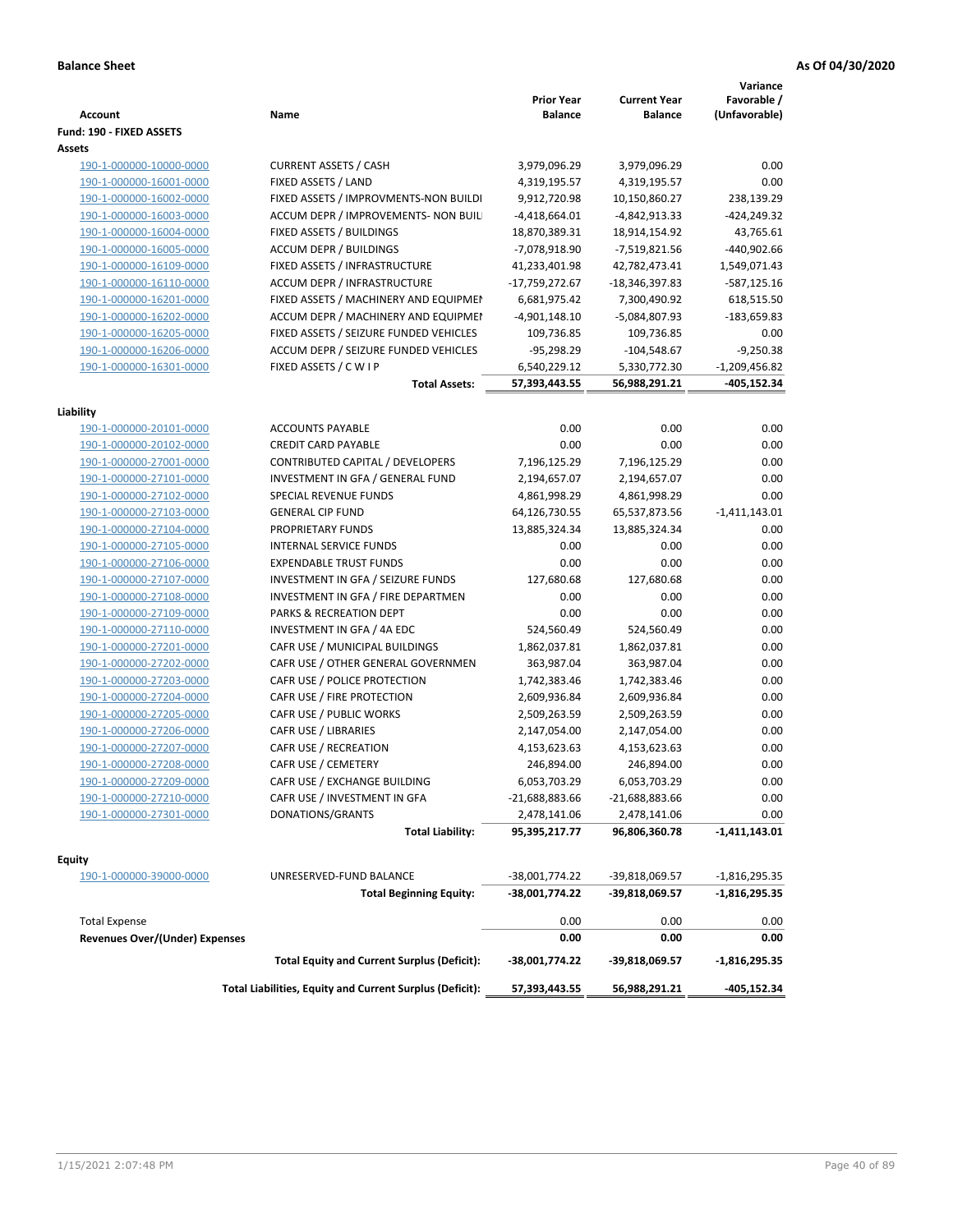**Balance Sheet** **As Of 04/30/2020**

| Account | Name | Prior Year Balance | Current Year Balance | Variance Favorable / (Unfavorable) |
|---|---|---|---|---|
| **Fund: 190 - FIXED ASSETS** | | | | |
| **Assets** | | | | |
| 190-1-000000-10000-0000 | CURRENT ASSETS / CASH | 3,979,096.29 | 3,979,096.29 | 0.00 |
| 190-1-000000-16001-0000 | FIXED ASSETS / LAND | 4,319,195.57 | 4,319,195.57 | 0.00 |
| 190-1-000000-16002-0000 | FIXED ASSETS / IMPROVMENTS-NON BUILDI | 9,912,720.98 | 10,150,860.27 | 238,139.29 |
| 190-1-000000-16003-0000 | ACCUM DEPR / IMPROVEMENTS- NON BUIL | -4,418,664.01 | -4,842,913.33 | -424,249.32 |
| 190-1-000000-16004-0000 | FIXED ASSETS / BUILDINGS | 18,870,389.31 | 18,914,154.92 | 43,765.61 |
| 190-1-000000-16005-0000 | ACCUM DEPR / BUILDINGS | -7,078,918.90 | -7,519,821.56 | -440,902.66 |
| 190-1-000000-16109-0000 | FIXED ASSETS / INFRASTRUCTURE | 41,233,401.98 | 42,782,473.41 | 1,549,071.43 |
| 190-1-000000-16110-0000 | ACCUM DEPR / INFRASTRUCTURE | -17,759,272.67 | -18,346,397.83 | -587,125.16 |
| 190-1-000000-16201-0000 | FIXED ASSETS / MACHINERY AND EQUIPMEI | 6,681,975.42 | 7,300,490.92 | 618,515.50 |
| 190-1-000000-16202-0000 | ACCUM DEPR / MACHINERY AND EQUIPMEI | -4,901,148.10 | -5,084,807.93 | -183,659.83 |
| 190-1-000000-16205-0000 | FIXED ASSETS / SEIZURE FUNDED VEHICLES | 109,736.85 | 109,736.85 | 0.00 |
| 190-1-000000-16206-0000 | ACCUM DEPR / SEIZURE FUNDED VEHICLES | -95,298.29 | -104,548.67 | -9,250.38 |
| 190-1-000000-16301-0000 | FIXED ASSETS / C W I P | 6,540,229.12 | 5,330,772.30 | -1,209,456.82 |
| | **Total Assets:** | **57,393,443.55** | **56,988,291.21** | **-405,152.34** |
| **Liability** | | | | |
| 190-1-000000-20101-0000 | ACCOUNTS PAYABLE | 0.00 | 0.00 | 0.00 |
| 190-1-000000-20102-0000 | CREDIT CARD PAYABLE | 0.00 | 0.00 | 0.00 |
| 190-1-000000-27001-0000 | CONTRIBUTED CAPITAL / DEVELOPERS | 7,196,125.29 | 7,196,125.29 | 0.00 |
| 190-1-000000-27101-0000 | INVESTMENT IN GFA / GENERAL FUND | 2,194,657.07 | 2,194,657.07 | 0.00 |
| 190-1-000000-27102-0000 | SPECIAL REVENUE FUNDS | 4,861,998.29 | 4,861,998.29 | 0.00 |
| 190-1-000000-27103-0000 | GENERAL CIP FUND | 64,126,730.55 | 65,537,873.56 | -1,411,143.01 |
| 190-1-000000-27104-0000 | PROPRIETARY FUNDS | 13,885,324.34 | 13,885,324.34 | 0.00 |
| 190-1-000000-27105-0000 | INTERNAL SERVICE FUNDS | 0.00 | 0.00 | 0.00 |
| 190-1-000000-27106-0000 | EXPENDABLE TRUST FUNDS | 0.00 | 0.00 | 0.00 |
| 190-1-000000-27107-0000 | INVESTMENT IN GFA / SEIZURE FUNDS | 127,680.68 | 127,680.68 | 0.00 |
| 190-1-000000-27108-0000 | INVESTMENT IN GFA / FIRE DEPARTMEN | 0.00 | 0.00 | 0.00 |
| 190-1-000000-27109-0000 | PARKS & RECREATION DEPT | 0.00 | 0.00 | 0.00 |
| 190-1-000000-27110-0000 | INVESTMENT IN GFA / 4A EDC | 524,560.49 | 524,560.49 | 0.00 |
| 190-1-000000-27201-0000 | CAFR USE / MUNICIPAL BUILDINGS | 1,862,037.81 | 1,862,037.81 | 0.00 |
| 190-1-000000-27202-0000 | CAFR USE / OTHER GENERAL GOVERNMEN | 363,987.04 | 363,987.04 | 0.00 |
| 190-1-000000-27203-0000 | CAFR USE / POLICE PROTECTION | 1,742,383.46 | 1,742,383.46 | 0.00 |
| 190-1-000000-27204-0000 | CAFR USE / FIRE PROTECTION | 2,609,936.84 | 2,609,936.84 | 0.00 |
| 190-1-000000-27205-0000 | CAFR USE / PUBLIC WORKS | 2,509,263.59 | 2,509,263.59 | 0.00 |
| 190-1-000000-27206-0000 | CAFR USE / LIBRARIES | 2,147,054.00 | 2,147,054.00 | 0.00 |
| 190-1-000000-27207-0000 | CAFR USE / RECREATION | 4,153,623.63 | 4,153,623.63 | 0.00 |
| 190-1-000000-27208-0000 | CAFR USE / CEMETERY | 246,894.00 | 246,894.00 | 0.00 |
| 190-1-000000-27209-0000 | CAFR USE / EXCHANGE BUILDING | 6,053,703.29 | 6,053,703.29 | 0.00 |
| 190-1-000000-27210-0000 | CAFR USE / INVESTMENT IN GFA | -21,688,883.66 | -21,688,883.66 | 0.00 |
| 190-1-000000-27301-0000 | DONATIONS/GRANTS | 2,478,141.06 | 2,478,141.06 | 0.00 |
| | **Total Liability:** | **95,395,217.77** | **96,806,360.78** | **-1,411,143.01** |
| **Equity** | | | | |
| 190-1-000000-39000-0000 | UNRESERVED-FUND BALANCE | -38,001,774.22 | -39,818,069.57 | -1,816,295.35 |
| | **Total Beginning Equity:** | **-38,001,774.22** | **-39,818,069.57** | **-1,816,295.35** |
| Total Expense | | 0.00 | 0.00 | 0.00 |
| **Revenues Over/(Under) Expenses** | | **0.00** | **0.00** | **0.00** |
| | **Total Equity and Current Surplus (Deficit):** | **-38,001,774.22** | **-39,818,069.57** | **-1,816,295.35** |
| | **Total Liabilities, Equity and Current Surplus (Deficit):** | **57,393,443.55** | **56,988,291.21** | **-405,152.34** |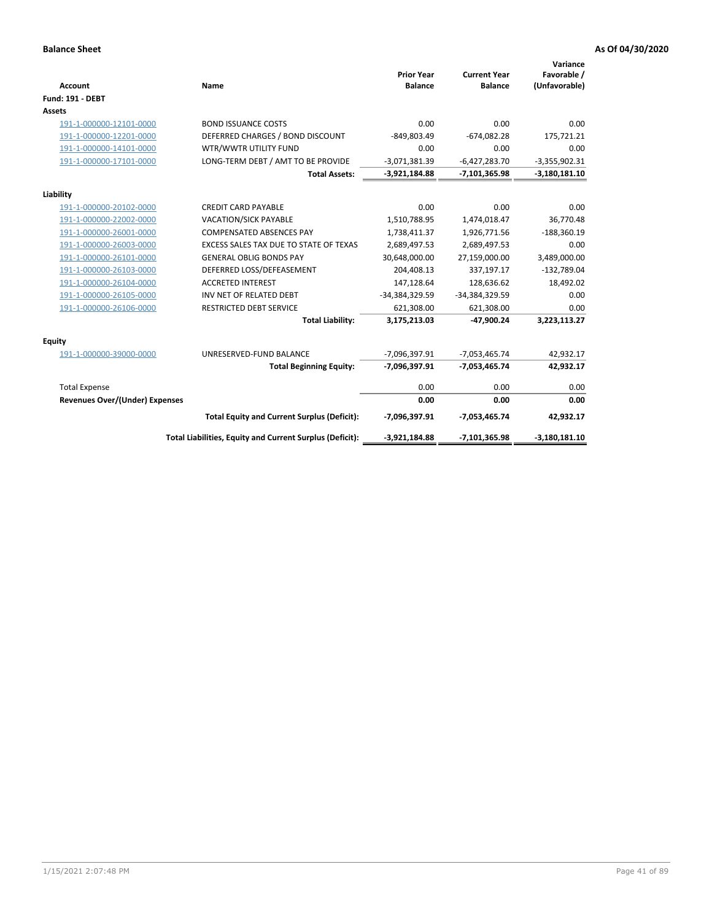**Balance Sheet** **As Of 04/30/2020**

| Account | Name | Prior Year Balance | Current Year Balance | Variance Favorable / (Unfavorable) |
|---|---|---|---|---|
| **Fund: 191 - DEBT** | | | | |
| **Assets** | | | | |
| 191-1-000000-12101-0000 | BOND ISSUANCE COSTS | 0.00 | 0.00 | 0.00 |
| 191-1-000000-12201-0000 | DEFERRED CHARGES / BOND DISCOUNT | -849,803.49 | -674,082.28 | 175,721.21 |
| 191-1-000000-14101-0000 | WTR/WWTR UTILITY FUND | 0.00 | 0.00 | 0.00 |
| 191-1-000000-17101-0000 | LONG-TERM DEBT / AMT TO BE PROVIDE | -3,071,381.39 | -6,427,283.70 | -3,355,902.31 |
| | **Total Assets:** | **-3,921,184.88** | **-7,101,365.98** | **-3,180,181.10** |
| **Liability** | | | | |
| 191-1-000000-20102-0000 | CREDIT CARD PAYABLE | 0.00 | 0.00 | 0.00 |
| 191-1-000000-22002-0000 | VACATION/SICK PAYABLE | 1,510,788.95 | 1,474,018.47 | 36,770.48 |
| 191-1-000000-26001-0000 | COMPENSATED ABSENCES PAY | 1,738,411.37 | 1,926,771.56 | -188,360.19 |
| 191-1-000000-26003-0000 | EXCESS SALES TAX DUE TO STATE OF TEXAS | 2,689,497.53 | 2,689,497.53 | 0.00 |
| 191-1-000000-26101-0000 | GENERAL OBLIG BONDS PAY | 30,648,000.00 | 27,159,000.00 | 3,489,000.00 |
| 191-1-000000-26103-0000 | DEFERRED LOSS/DEFEASEMENT | 204,408.13 | 337,197.17 | -132,789.04 |
| 191-1-000000-26104-0000 | ACCRETED INTEREST | 147,128.64 | 128,636.62 | 18,492.02 |
| 191-1-000000-26105-0000 | INV NET OF RELATED DEBT | -34,384,329.59 | -34,384,329.59 | 0.00 |
| 191-1-000000-26106-0000 | RESTRICTED DEBT SERVICE | 621,308.00 | 621,308.00 | 0.00 |
| | **Total Liability:** | **3,175,213.03** | **-47,900.24** | **3,223,113.27** |
| **Equity** | | | | |
| 191-1-000000-39000-0000 | UNRESERVED-FUND BALANCE | -7,096,397.91 | -7,053,465.74 | 42,932.17 |
| | **Total Beginning Equity:** | **-7,096,397.91** | **-7,053,465.74** | **42,932.17** |
| Total Expense | | 0.00 | 0.00 | 0.00 |
| **Revenues Over/(Under) Expenses** | | **0.00** | **0.00** | **0.00** |
| | **Total Equity and Current Surplus (Deficit):** | **-7,096,397.91** | **-7,053,465.74** | **42,932.17** |
| | **Total Liabilities, Equity and Current Surplus (Deficit):** | **-3,921,184.88** | **-7,101,365.98** | **-3,180,181.10** |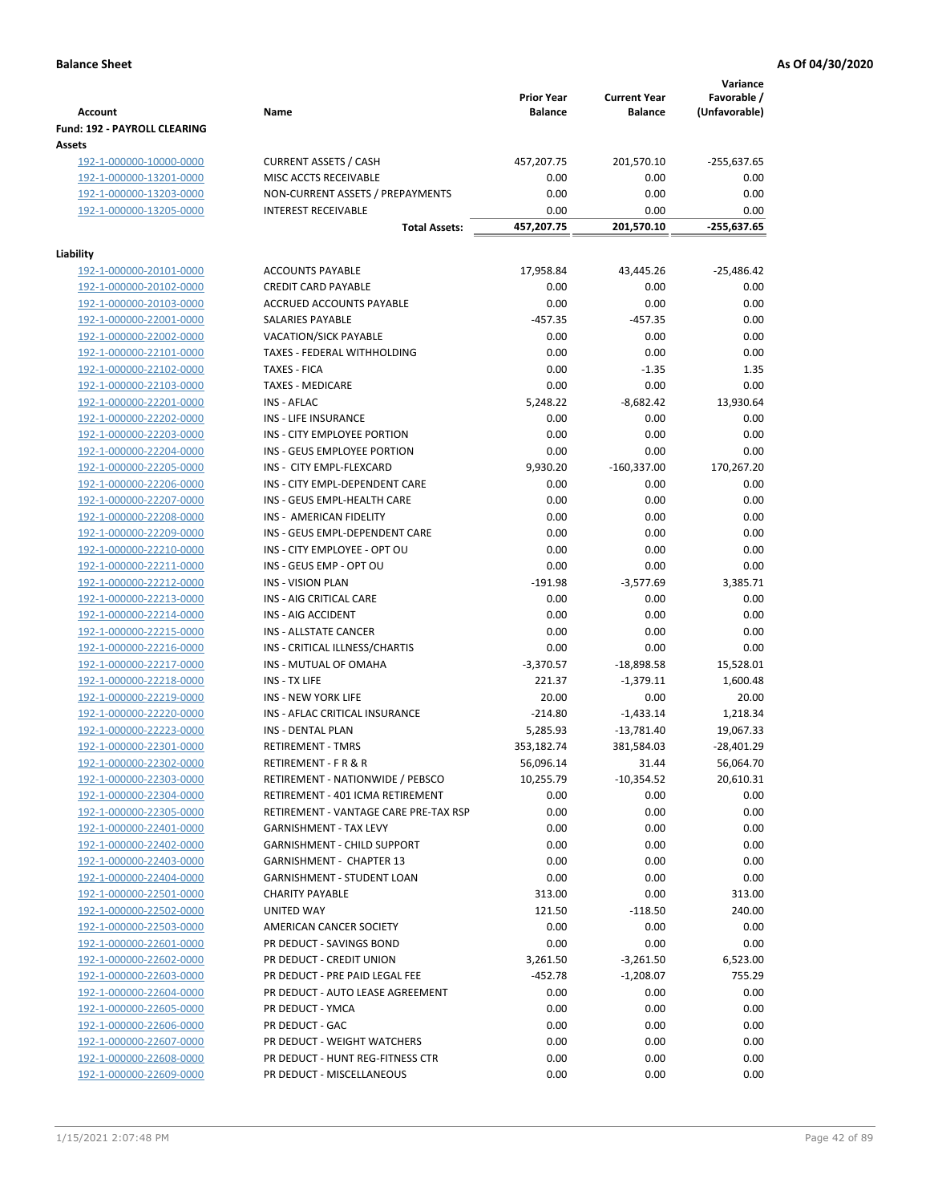**Balance Sheet** | **As Of 04/30/2020**

| Account | Name | Prior Year Balance | Current Year Balance | Variance Favorable / (Unfavorable) |
|---|---|---|---|---|
| **Fund: 192 - PAYROLL CLEARING** | | | | |
| **Assets** | | | | |
| 192-1-000000-10000-0000 | CURRENT ASSETS / CASH | 457,207.75 | 201,570.10 | -255,637.65 |
| 192-1-000000-13201-0000 | MISC ACCTS RECEIVABLE | 0.00 | 0.00 | 0.00 |
| 192-1-000000-13203-0000 | NON-CURRENT ASSETS / PREPAYMENTS | 0.00 | 0.00 | 0.00 |
| 192-1-000000-13205-0000 | INTEREST RECEIVABLE | 0.00 | 0.00 | 0.00 |
| | **Total Assets:** | **457,207.75** | **201,570.10** | **-255,637.65** |
| **Liability** | | | | |
| 192-1-000000-20101-0000 | ACCOUNTS PAYABLE | 17,958.84 | 43,445.26 | -25,486.42 |
| 192-1-000000-20102-0000 | CREDIT CARD PAYABLE | 0.00 | 0.00 | 0.00 |
| 192-1-000000-20103-0000 | ACCRUED ACCOUNTS PAYABLE | 0.00 | 0.00 | 0.00 |
| 192-1-000000-22001-0000 | SALARIES PAYABLE | -457.35 | -457.35 | 0.00 |
| 192-1-000000-22002-0000 | VACATION/SICK PAYABLE | 0.00 | 0.00 | 0.00 |
| 192-1-000000-22101-0000 | TAXES - FEDERAL WITHHOLDING | 0.00 | 0.00 | 0.00 |
| 192-1-000000-22102-0000 | TAXES - FICA | 0.00 | -1.35 | 1.35 |
| 192-1-000000-22103-0000 | TAXES - MEDICARE | 0.00 | 0.00 | 0.00 |
| 192-1-000000-22201-0000 | INS - AFLAC | 5,248.22 | -8,682.42 | 13,930.64 |
| 192-1-000000-22202-0000 | INS - LIFE INSURANCE | 0.00 | 0.00 | 0.00 |
| 192-1-000000-22203-0000 | INS - CITY EMPLOYEE PORTION | 0.00 | 0.00 | 0.00 |
| 192-1-000000-22204-0000 | INS - GEUS EMPLOYEE PORTION | 0.00 | 0.00 | 0.00 |
| 192-1-000000-22205-0000 | INS - CITY EMPL-FLEXCARD | 9,930.20 | -160,337.00 | 170,267.20 |
| 192-1-000000-22206-0000 | INS - CITY EMPL-DEPENDENT CARE | 0.00 | 0.00 | 0.00 |
| 192-1-000000-22207-0000 | INS - GEUS EMPL-HEALTH CARE | 0.00 | 0.00 | 0.00 |
| 192-1-000000-22208-0000 | INS - AMERICAN FIDELITY | 0.00 | 0.00 | 0.00 |
| 192-1-000000-22209-0000 | INS - GEUS EMPL-DEPENDENT CARE | 0.00 | 0.00 | 0.00 |
| 192-1-000000-22210-0000 | INS - CITY EMPLOYEE - OPT OU | 0.00 | 0.00 | 0.00 |
| 192-1-000000-22211-0000 | INS - GEUS EMP - OPT OU | 0.00 | 0.00 | 0.00 |
| 192-1-000000-22212-0000 | INS - VISION PLAN | -191.98 | -3,577.69 | 3,385.71 |
| 192-1-000000-22213-0000 | INS - AIG CRITICAL CARE | 0.00 | 0.00 | 0.00 |
| 192-1-000000-22214-0000 | INS - AIG ACCIDENT | 0.00 | 0.00 | 0.00 |
| 192-1-000000-22215-0000 | INS - ALLSTATE CANCER | 0.00 | 0.00 | 0.00 |
| 192-1-000000-22216-0000 | INS - CRITICAL ILLNESS/CHARTIS | 0.00 | 0.00 | 0.00 |
| 192-1-000000-22217-0000 | INS - MUTUAL OF OMAHA | -3,370.57 | -18,898.58 | 15,528.01 |
| 192-1-000000-22218-0000 | INS - TX LIFE | 221.37 | -1,379.11 | 1,600.48 |
| 192-1-000000-22219-0000 | INS - NEW YORK LIFE | 20.00 | 0.00 | 20.00 |
| 192-1-000000-22220-0000 | INS - AFLAC CRITICAL INSURANCE | -214.80 | -1,433.14 | 1,218.34 |
| 192-1-000000-22223-0000 | INS - DENTAL PLAN | 5,285.93 | -13,781.40 | 19,067.33 |
| 192-1-000000-22301-0000 | RETIREMENT - TMRS | 353,182.74 | 381,584.03 | -28,401.29 |
| 192-1-000000-22302-0000 | RETIREMENT - F R & R | 56,096.14 | 31.44 | 56,064.70 |
| 192-1-000000-22303-0000 | RETIREMENT - NATIONWIDE / PEBSCO | 10,255.79 | -10,354.52 | 20,610.31 |
| 192-1-000000-22304-0000 | RETIREMENT - 401 ICMA RETIREMENT | 0.00 | 0.00 | 0.00 |
| 192-1-000000-22305-0000 | RETIREMENT - VANTAGE CARE PRE-TAX RSP | 0.00 | 0.00 | 0.00 |
| 192-1-000000-22401-0000 | GARNISHMENT - TAX LEVY | 0.00 | 0.00 | 0.00 |
| 192-1-000000-22402-0000 | GARNISHMENT - CHILD SUPPORT | 0.00 | 0.00 | 0.00 |
| 192-1-000000-22403-0000 | GARNISHMENT - CHAPTER 13 | 0.00 | 0.00 | 0.00 |
| 192-1-000000-22404-0000 | GARNISHMENT - STUDENT LOAN | 0.00 | 0.00 | 0.00 |
| 192-1-000000-22501-0000 | CHARITY PAYABLE | 313.00 | 0.00 | 313.00 |
| 192-1-000000-22502-0000 | UNITED WAY | 121.50 | -118.50 | 240.00 |
| 192-1-000000-22503-0000 | AMERICAN CANCER SOCIETY | 0.00 | 0.00 | 0.00 |
| 192-1-000000-22601-0000 | PR DEDUCT - SAVINGS BOND | 0.00 | 0.00 | 0.00 |
| 192-1-000000-22602-0000 | PR DEDUCT - CREDIT UNION | 3,261.50 | -3,261.50 | 6,523.00 |
| 192-1-000000-22603-0000 | PR DEDUCT - PRE PAID LEGAL FEE | -452.78 | -1,208.07 | 755.29 |
| 192-1-000000-22604-0000 | PR DEDUCT - AUTO LEASE AGREEMENT | 0.00 | 0.00 | 0.00 |
| 192-1-000000-22605-0000 | PR DEDUCT - YMCA | 0.00 | 0.00 | 0.00 |
| 192-1-000000-22606-0000 | PR DEDUCT - GAC | 0.00 | 0.00 | 0.00 |
| 192-1-000000-22607-0000 | PR DEDUCT - WEIGHT WATCHERS | 0.00 | 0.00 | 0.00 |
| 192-1-000000-22608-0000 | PR DEDUCT - HUNT REG-FITNESS CTR | 0.00 | 0.00 | 0.00 |
| 192-1-000000-22609-0000 | PR DEDUCT - MISCELLANEOUS | 0.00 | 0.00 | 0.00 |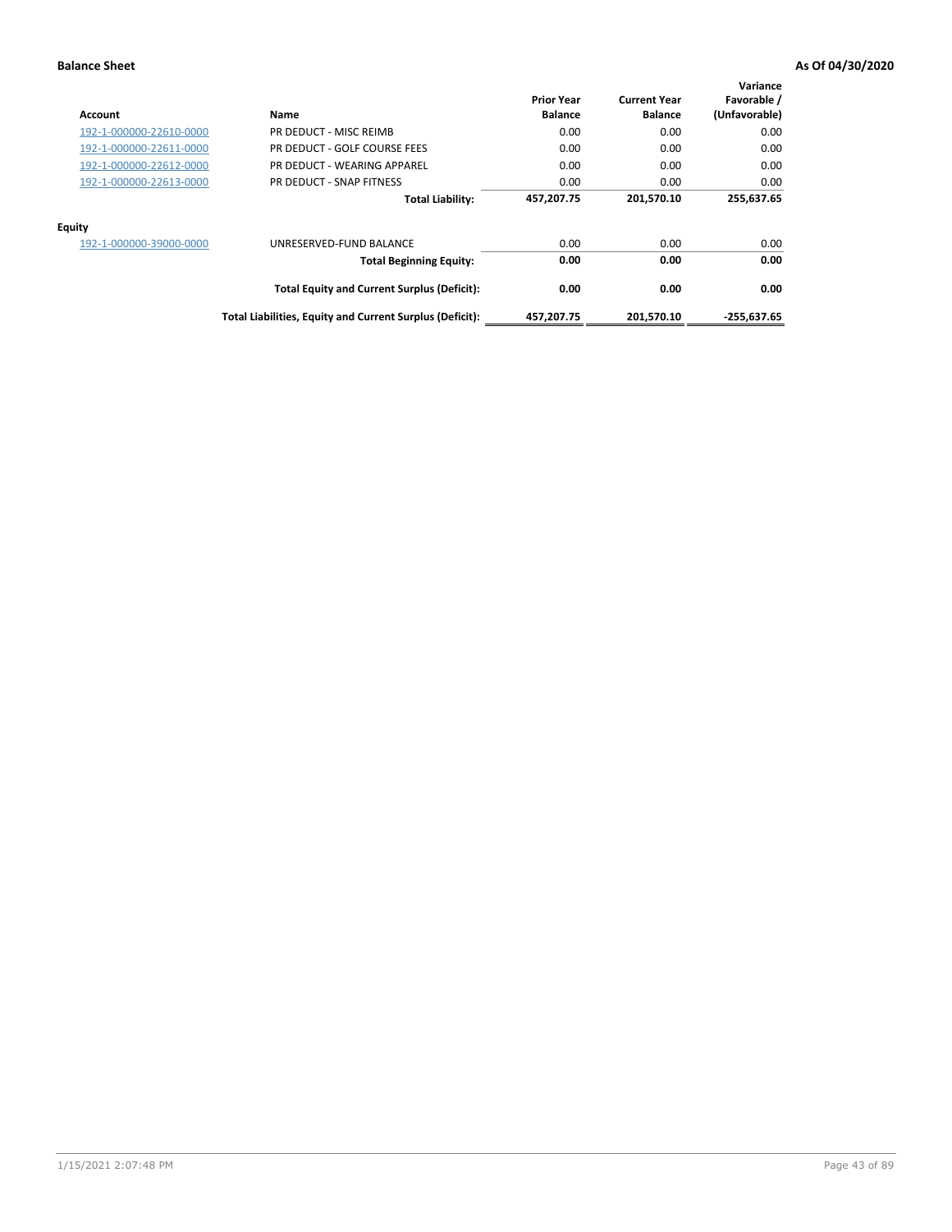**Balance Sheet** **As Of 04/30/2020**

| Account | Name | Prior Year Balance | Current Year Balance | Variance Favorable / (Unfavorable) |
|---|---|---|---|---|
| 192-1-000000-22610-0000 | PR DEDUCT - MISC REIMB | 0.00 | 0.00 | 0.00 |
| 192-1-000000-22611-0000 | PR DEDUCT - GOLF COURSE FEES | 0.00 | 0.00 | 0.00 |
| 192-1-000000-22612-0000 | PR DEDUCT - WEARING APPAREL | 0.00 | 0.00 | 0.00 |
| 192-1-000000-22613-0000 | PR DEDUCT - SNAP FITNESS | 0.00 | 0.00 | 0.00 |
| | **Total Liability:** | **457,207.75** | **201,570.10** | **255,637.65** |
| **Equity** | | | | |
| 192-1-000000-39000-0000 | UNRESERVED-FUND BALANCE | 0.00 | 0.00 | 0.00 |
| | **Total Beginning Equity:** | **0.00** | **0.00** | **0.00** |
| | **Total Equity and Current Surplus (Deficit):** | **0.00** | **0.00** | **0.00** |
| | **Total Liabilities, Equity and Current Surplus (Deficit):** | **457,207.75** | **201,570.10** | **-255,637.65** |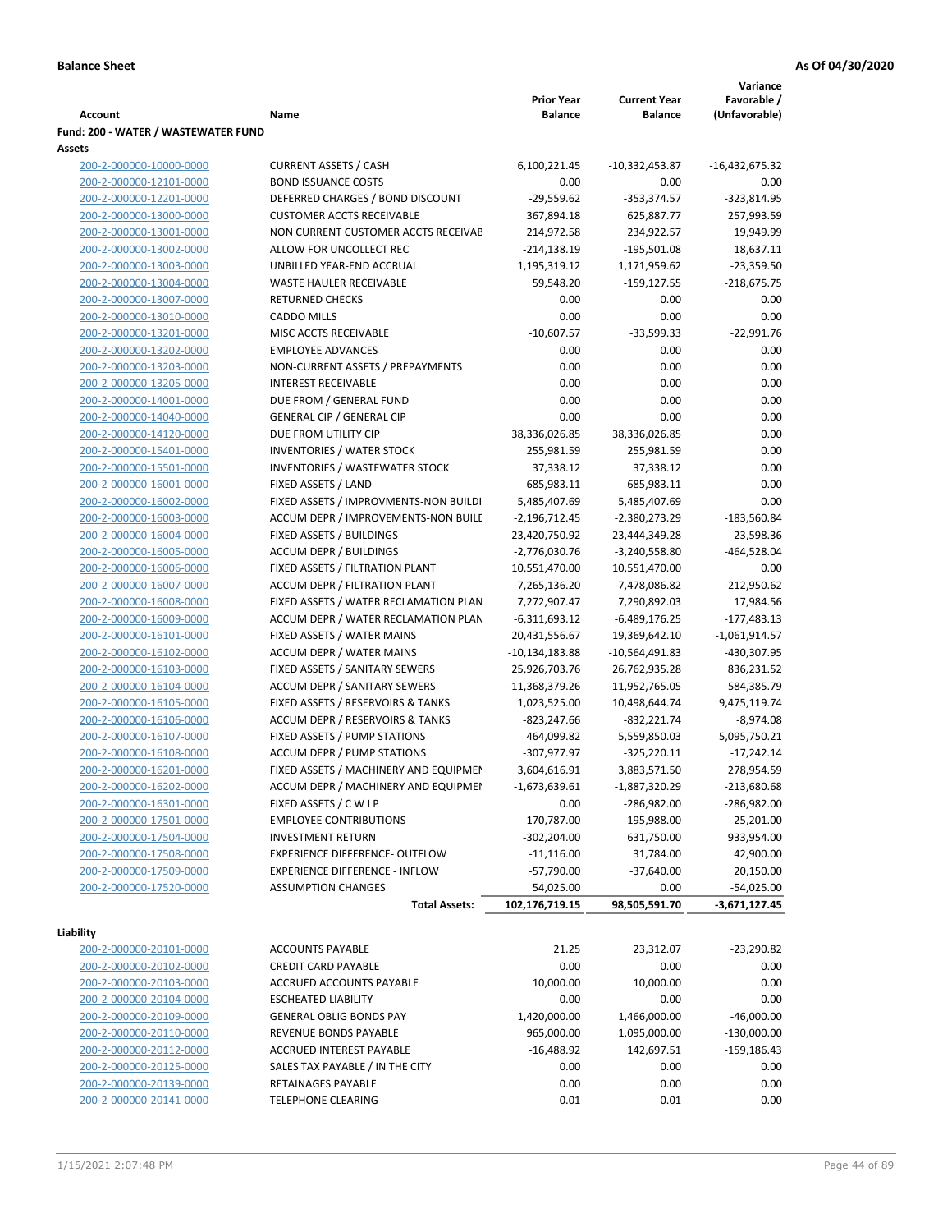**Balance Sheet** **As Of 04/30/2020**

| Account | Name | Prior Year Balance | Current Year Balance | Variance Favorable / (Unfavorable) |
|---|---|---|---|---|
| **Fund: 200 - WATER / WASTEWATER FUND** | | | | |
| **Assets** | | | | |
| 200-2-000000-10000-0000 | CURRENT ASSETS / CASH | 6,100,221.45 | -10,332,453.87 | -16,432,675.32 |
| 200-2-000000-12101-0000 | BOND ISSUANCE COSTS | 0.00 | 0.00 | 0.00 |
| 200-2-000000-12201-0000 | DEFERRED CHARGES / BOND DISCOUNT | -29,559.62 | -353,374.57 | -323,814.95 |
| 200-2-000000-13000-0000 | CUSTOMER ACCTS RECEIVABLE | 367,894.18 | 625,887.77 | 257,993.59 |
| 200-2-000000-13001-0000 | NON CURRENT CUSTOMER ACCTS RECEIVAE | 214,972.58 | 234,922.57 | 19,949.99 |
| 200-2-000000-13002-0000 | ALLOW FOR UNCOLLECT REC | -214,138.19 | -195,501.08 | 18,637.11 |
| 200-2-000000-13003-0000 | UNBILLED YEAR-END ACCRUAL | 1,195,319.12 | 1,171,959.62 | -23,359.50 |
| 200-2-000000-13004-0000 | WASTE HAULER RECEIVABLE | 59,548.20 | -159,127.55 | -218,675.75 |
| 200-2-000000-13007-0000 | RETURNED CHECKS | 0.00 | 0.00 | 0.00 |
| 200-2-000000-13010-0000 | CADDO MILLS | 0.00 | 0.00 | 0.00 |
| 200-2-000000-13201-0000 | MISC ACCTS RECEIVABLE | -10,607.57 | -33,599.33 | -22,991.76 |
| 200-2-000000-13202-0000 | EMPLOYEE ADVANCES | 0.00 | 0.00 | 0.00 |
| 200-2-000000-13203-0000 | NON-CURRENT ASSETS / PREPAYMENTS | 0.00 | 0.00 | 0.00 |
| 200-2-000000-13205-0000 | INTEREST RECEIVABLE | 0.00 | 0.00 | 0.00 |
| 200-2-000000-14001-0000 | DUE FROM / GENERAL FUND | 0.00 | 0.00 | 0.00 |
| 200-2-000000-14040-0000 | GENERAL CIP / GENERAL CIP | 0.00 | 0.00 | 0.00 |
| 200-2-000000-14120-0000 | DUE FROM UTILITY CIP | 38,336,026.85 | 38,336,026.85 | 0.00 |
| 200-2-000000-15401-0000 | INVENTORIES / WATER STOCK | 255,981.59 | 255,981.59 | 0.00 |
| 200-2-000000-15501-0000 | INVENTORIES / WASTEWATER STOCK | 37,338.12 | 37,338.12 | 0.00 |
| 200-2-000000-16001-0000 | FIXED ASSETS / LAND | 685,983.11 | 685,983.11 | 0.00 |
| 200-2-000000-16002-0000 | FIXED ASSETS / IMPROVMENTS-NON BUILDI | 5,485,407.69 | 5,485,407.69 | 0.00 |
| 200-2-000000-16003-0000 | ACCUM DEPR / IMPROVEMENTS-NON BUILI | -2,196,712.45 | -2,380,273.29 | -183,560.84 |
| 200-2-000000-16004-0000 | FIXED ASSETS / BUILDINGS | 23,420,750.92 | 23,444,349.28 | 23,598.36 |
| 200-2-000000-16005-0000 | ACCUM DEPR / BUILDINGS | -2,776,030.76 | -3,240,558.80 | -464,528.04 |
| 200-2-000000-16006-0000 | FIXED ASSETS / FILTRATION PLANT | 10,551,470.00 | 10,551,470.00 | 0.00 |
| 200-2-000000-16007-0000 | ACCUM DEPR / FILTRATION PLANT | -7,265,136.20 | -7,478,086.82 | -212,950.62 |
| 200-2-000000-16008-0000 | FIXED ASSETS / WATER RECLAMATION PLAN | 7,272,907.47 | 7,290,892.03 | 17,984.56 |
| 200-2-000000-16009-0000 | ACCUM DEPR / WATER RECLAMATION PLAN | -6,311,693.12 | -6,489,176.25 | -177,483.13 |
| 200-2-000000-16101-0000 | FIXED ASSETS / WATER MAINS | 20,431,556.67 | 19,369,642.10 | -1,061,914.57 |
| 200-2-000000-16102-0000 | ACCUM DEPR / WATER MAINS | -10,134,183.88 | -10,564,491.83 | -430,307.95 |
| 200-2-000000-16103-0000 | FIXED ASSETS / SANITARY SEWERS | 25,926,703.76 | 26,762,935.28 | 836,231.52 |
| 200-2-000000-16104-0000 | ACCUM DEPR / SANITARY SEWERS | -11,368,379.26 | -11,952,765.05 | -584,385.79 |
| 200-2-000000-16105-0000 | FIXED ASSETS / RESERVOIRS & TANKS | 1,023,525.00 | 10,498,644.74 | 9,475,119.74 |
| 200-2-000000-16106-0000 | ACCUM DEPR / RESERVOIRS & TANKS | -823,247.66 | -832,221.74 | -8,974.08 |
| 200-2-000000-16107-0000 | FIXED ASSETS / PUMP STATIONS | 464,099.82 | 5,559,850.03 | 5,095,750.21 |
| 200-2-000000-16108-0000 | ACCUM DEPR / PUMP STATIONS | -307,977.97 | -325,220.11 | -17,242.14 |
| 200-2-000000-16201-0000 | FIXED ASSETS / MACHINERY AND EQUIPMEI | 3,604,616.91 | 3,883,571.50 | 278,954.59 |
| 200-2-000000-16202-0000 | ACCUM DEPR / MACHINERY AND EQUIPMEI | -1,673,639.61 | -1,887,320.29 | -213,680.68 |
| 200-2-000000-16301-0000 | FIXED ASSETS / C W I P | 0.00 | -286,982.00 | -286,982.00 |
| 200-2-000000-17501-0000 | EMPLOYEE CONTRIBUTIONS | 170,787.00 | 195,988.00 | 25,201.00 |
| 200-2-000000-17504-0000 | INVESTMENT RETURN | -302,204.00 | 631,750.00 | 933,954.00 |
| 200-2-000000-17508-0000 | EXPERIENCE DIFFERENCE- OUTFLOW | -11,116.00 | 31,784.00 | 42,900.00 |
| 200-2-000000-17509-0000 | EXPERIENCE DIFFERENCE - INFLOW | -57,790.00 | -37,640.00 | 20,150.00 |
| 200-2-000000-17520-0000 | ASSUMPTION CHANGES | 54,025.00 | 0.00 | -54,025.00 |
| | **Total Assets:** | **102,176,719.15** | **98,505,591.70** | **-3,671,127.45** |
| **Liability** | | | | |
| 200-2-000000-20101-0000 | ACCOUNTS PAYABLE | 21.25 | 23,312.07 | -23,290.82 |
| 200-2-000000-20102-0000 | CREDIT CARD PAYABLE | 0.00 | 0.00 | 0.00 |
| 200-2-000000-20103-0000 | ACCRUED ACCOUNTS PAYABLE | 10,000.00 | 10,000.00 | 0.00 |
| 200-2-000000-20104-0000 | ESCHEATED LIABILITY | 0.00 | 0.00 | 0.00 |
| 200-2-000000-20109-0000 | GENERAL OBLIG BONDS PAY | 1,420,000.00 | 1,466,000.00 | -46,000.00 |
| 200-2-000000-20110-0000 | REVENUE BONDS PAYABLE | 965,000.00 | 1,095,000.00 | -130,000.00 |
| 200-2-000000-20112-0000 | ACCRUED INTEREST PAYABLE | -16,488.92 | 142,697.51 | -159,186.43 |
| 200-2-000000-20125-0000 | SALES TAX PAYABLE / IN THE CITY | 0.00 | 0.00 | 0.00 |
| 200-2-000000-20139-0000 | RETAINAGES PAYABLE | 0.00 | 0.00 | 0.00 |
| 200-2-000000-20141-0000 | TELEPHONE CLEARING | 0.01 | 0.01 | 0.00 |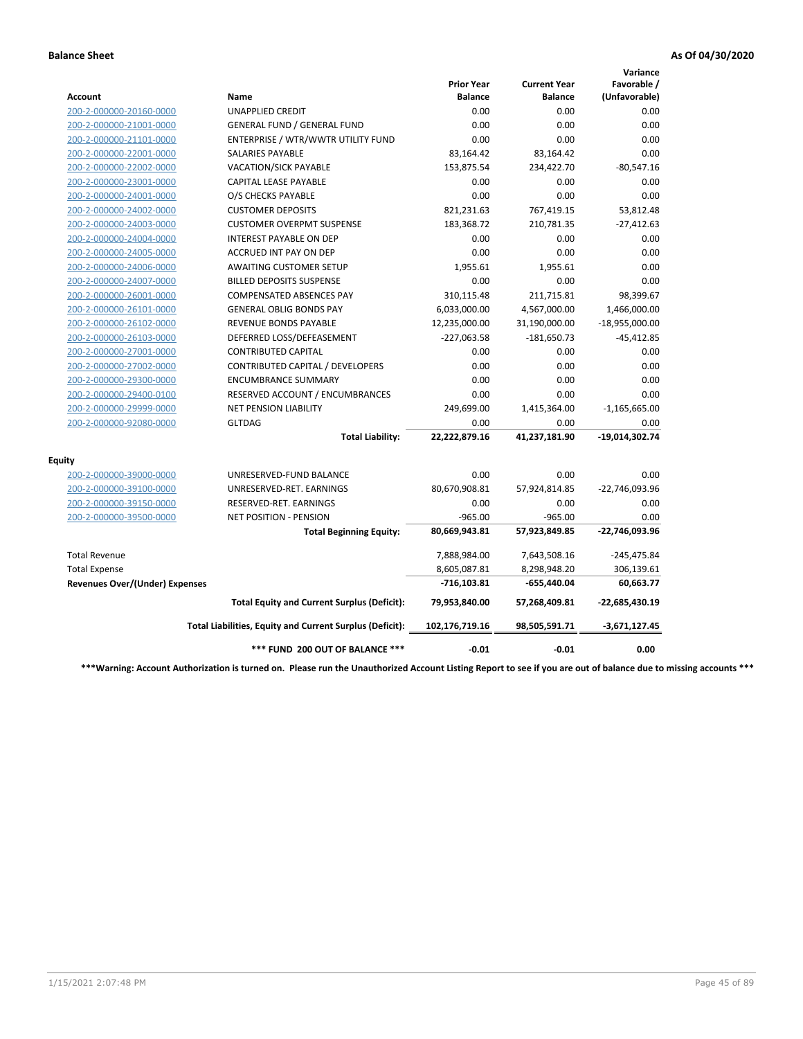**Balance Sheet** **As Of 04/30/2020**

| Account | Name | Prior Year Balance | Current Year Balance | Variance Favorable / (Unfavorable) |
|---|---|---|---|---|
| 200-2-000000-20160-0000 | UNAPPLIED CREDIT | 0.00 | 0.00 | 0.00 |
| 200-2-000000-21001-0000 | GENERAL FUND / GENERAL FUND | 0.00 | 0.00 | 0.00 |
| 200-2-000000-21101-0000 | ENTERPRISE / WTR/WWTR UTILITY FUND | 0.00 | 0.00 | 0.00 |
| 200-2-000000-22001-0000 | SALARIES PAYABLE | 83,164.42 | 83,164.42 | 0.00 |
| 200-2-000000-22002-0000 | VACATION/SICK PAYABLE | 153,875.54 | 234,422.70 | -80,547.16 |
| 200-2-000000-23001-0000 | CAPITAL LEASE PAYABLE | 0.00 | 0.00 | 0.00 |
| 200-2-000000-24001-0000 | O/S CHECKS PAYABLE | 0.00 | 0.00 | 0.00 |
| 200-2-000000-24002-0000 | CUSTOMER DEPOSITS | 821,231.63 | 767,419.15 | 53,812.48 |
| 200-2-000000-24003-0000 | CUSTOMER OVERPMT SUSPENSE | 183,368.72 | 210,781.35 | -27,412.63 |
| 200-2-000000-24004-0000 | INTEREST PAYABLE ON DEP | 0.00 | 0.00 | 0.00 |
| 200-2-000000-24005-0000 | ACCRUED INT PAY ON DEP | 0.00 | 0.00 | 0.00 |
| 200-2-000000-24006-0000 | AWAITING CUSTOMER SETUP | 1,955.61 | 1,955.61 | 0.00 |
| 200-2-000000-24007-0000 | BILLED DEPOSITS SUSPENSE | 0.00 | 0.00 | 0.00 |
| 200-2-000000-26001-0000 | COMPENSATED ABSENCES PAY | 310,115.48 | 211,715.81 | 98,399.67 |
| 200-2-000000-26101-0000 | GENERAL OBLIG BONDS PAY | 6,033,000.00 | 4,567,000.00 | 1,466,000.00 |
| 200-2-000000-26102-0000 | REVENUE BONDS PAYABLE | 12,235,000.00 | 31,190,000.00 | -18,955,000.00 |
| 200-2-000000-26103-0000 | DEFERRED LOSS/DEFEASEMENT | -227,063.58 | -181,650.73 | -45,412.85 |
| 200-2-000000-27001-0000 | CONTRIBUTED CAPITAL | 0.00 | 0.00 | 0.00 |
| 200-2-000000-27002-0000 | CONTRIBUTED CAPITAL / DEVELOPERS | 0.00 | 0.00 | 0.00 |
| 200-2-000000-29300-0000 | ENCUMBRANCE SUMMARY | 0.00 | 0.00 | 0.00 |
| 200-2-000000-29400-0100 | RESERVED ACCOUNT / ENCUMBRANCES | 0.00 | 0.00 | 0.00 |
| 200-2-000000-29999-0000 | NET PENSION LIABILITY | 249,699.00 | 1,415,364.00 | -1,165,665.00 |
| 200-2-000000-92080-0000 | GLTDAG | 0.00 | 0.00 | 0.00 |
| | **Total Liability:** | **22,222,879.16** | **41,237,181.90** | **-19,014,302.74** |
| **Equity** | | | | |
| 200-2-000000-39000-0000 | UNRESERVED-FUND BALANCE | 0.00 | 0.00 | 0.00 |
| 200-2-000000-39100-0000 | UNRESERVED-RET. EARNINGS | 80,670,908.81 | 57,924,814.85 | -22,746,093.96 |
| 200-2-000000-39150-0000 | RESERVED-RET. EARNINGS | 0.00 | 0.00 | 0.00 |
| 200-2-000000-39500-0000 | NET POSITION - PENSION | -965.00 | -965.00 | 0.00 |
| | **Total Beginning Equity:** | **80,669,943.81** | **57,923,849.85** | **-22,746,093.96** |
| Total Revenue | | 7,888,984.00 | 7,643,508.16 | -245,475.84 |
| Total Expense | | 8,605,087.81 | 8,298,948.20 | 306,139.61 |
| **Revenues Over/(Under) Expenses** | | **-716,103.81** | **-655,440.04** | **60,663.77** |
| | **Total Equity and Current Surplus (Deficit):** | **79,953,840.00** | **57,268,409.81** | **-22,685,430.19** |
| | **Total Liabilities, Equity and Current Surplus (Deficit):** | **102,176,719.16** | **98,505,591.71** | **-3,671,127.45** |
| | **\*\*\* FUND 200 OUT OF BALANCE \*\*\*** | **-0.01** | **-0.01** | **0.00** |

**\*\*\*Warning: Account Authorization is turned on. Please run the Unauthorized Account Listing Report to see if you are out of balance due to missing accounts \*\*\***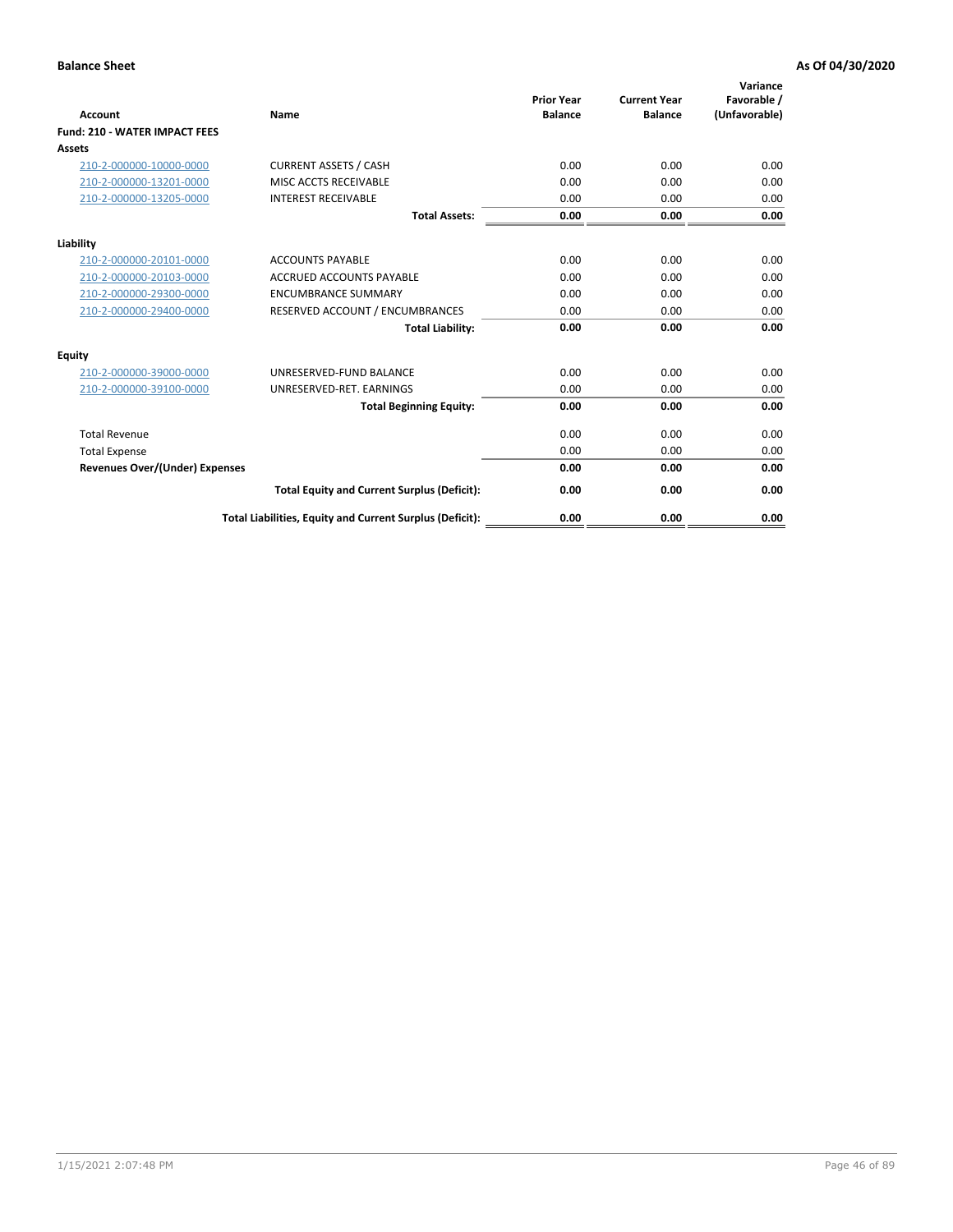**Balance Sheet** **As Of 04/30/2020**

| Account | Name | Prior Year Balance | Current Year Balance | Variance Favorable / (Unfavorable) |
|---|---|---|---|---|
| **Fund: 210 - WATER IMPACT FEES** | | | | |
| **Assets** | | | | |
| 210-2-000000-10000-0000 | CURRENT ASSETS / CASH | 0.00 | 0.00 | 0.00 |
| 210-2-000000-13201-0000 | MISC ACCTS RECEIVABLE | 0.00 | 0.00 | 0.00 |
| 210-2-000000-13205-0000 | INTEREST RECEIVABLE | 0.00 | 0.00 | 0.00 |
| | **Total Assets:** | **0.00** | **0.00** | **0.00** |
| **Liability** | | | | |
| 210-2-000000-20101-0000 | ACCOUNTS PAYABLE | 0.00 | 0.00 | 0.00 |
| 210-2-000000-20103-0000 | ACCRUED ACCOUNTS PAYABLE | 0.00 | 0.00 | 0.00 |
| 210-2-000000-29300-0000 | ENCUMBRANCE SUMMARY | 0.00 | 0.00 | 0.00 |
| 210-2-000000-29400-0000 | RESERVED ACCOUNT / ENCUMBRANCES | 0.00 | 0.00 | 0.00 |
| | **Total Liability:** | **0.00** | **0.00** | **0.00** |
| **Equity** | | | | |
| 210-2-000000-39000-0000 | UNRESERVED-FUND BALANCE | 0.00 | 0.00 | 0.00 |
| 210-2-000000-39100-0000 | UNRESERVED-RET. EARNINGS | 0.00 | 0.00 | 0.00 |
| | **Total Beginning Equity:** | **0.00** | **0.00** | **0.00** |
| Total Revenue | | 0.00 | 0.00 | 0.00 |
| Total Expense | | 0.00 | 0.00 | 0.00 |
| **Revenues Over/(Under) Expenses** | | **0.00** | **0.00** | **0.00** |
| | **Total Equity and Current Surplus (Deficit):** | **0.00** | **0.00** | **0.00** |
| | **Total Liabilities, Equity and Current Surplus (Deficit):** | **0.00** | **0.00** | **0.00** |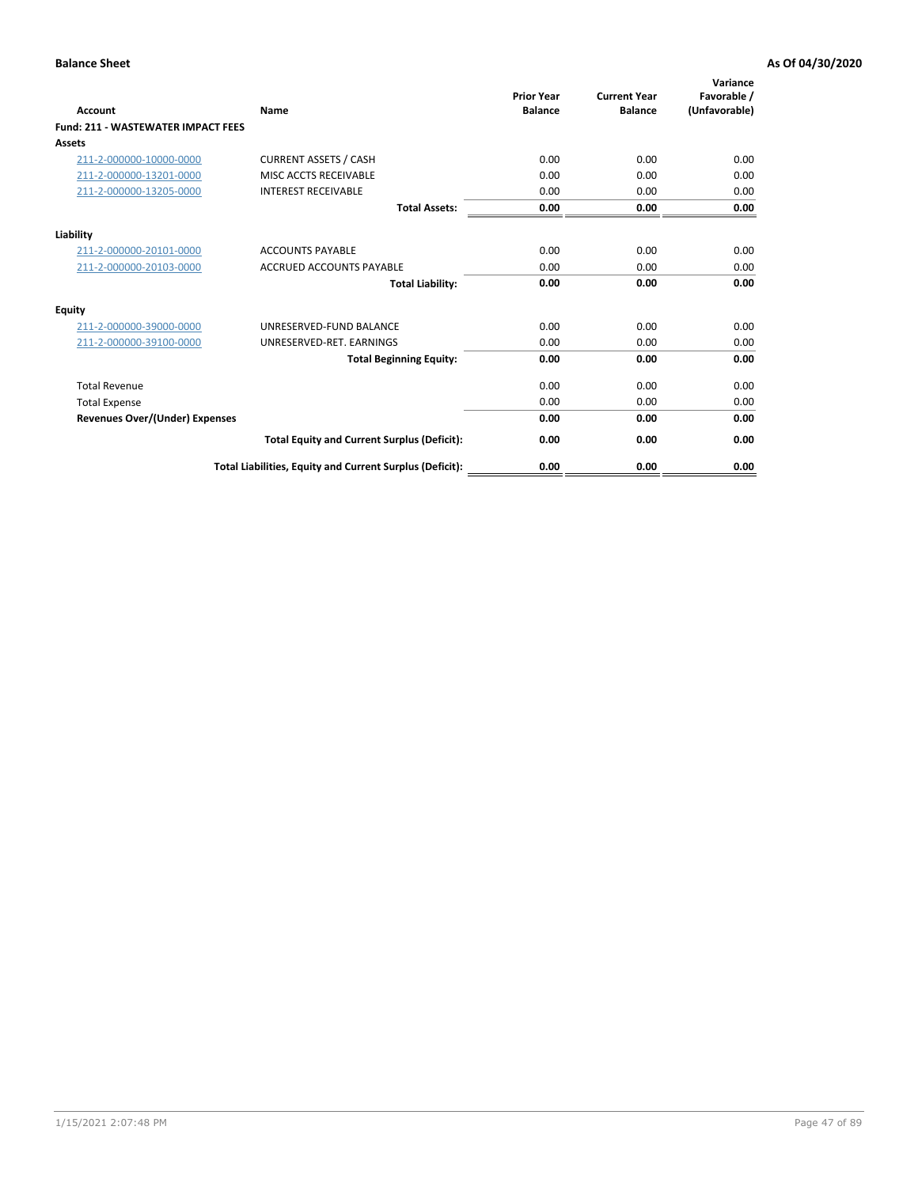**Balance Sheet** — **As Of 04/30/2020**

| Account | Name | Prior Year Balance | Current Year Balance | Variance Favorable / (Unfavorable) |
|---|---|---|---|---|
| **Fund: 211 - WASTEWATER IMPACT FEES** | | | | |
| **Assets** | | | | |
| 211-2-000000-10000-0000 | CURRENT ASSETS / CASH | 0.00 | 0.00 | 0.00 |
| 211-2-000000-13201-0000 | MISC ACCTS RECEIVABLE | 0.00 | 0.00 | 0.00 |
| 211-2-000000-13205-0000 | INTEREST RECEIVABLE | 0.00 | 0.00 | 0.00 |
| | **Total Assets:** | **0.00** | **0.00** | **0.00** |
| **Liability** | | | | |
| 211-2-000000-20101-0000 | ACCOUNTS PAYABLE | 0.00 | 0.00 | 0.00 |
| 211-2-000000-20103-0000 | ACCRUED ACCOUNTS PAYABLE | 0.00 | 0.00 | 0.00 |
| | **Total Liability:** | **0.00** | **0.00** | **0.00** |
| **Equity** | | | | |
| 211-2-000000-39000-0000 | UNRESERVED-FUND BALANCE | 0.00 | 0.00 | 0.00 |
| 211-2-000000-39100-0000 | UNRESERVED-RET. EARNINGS | 0.00 | 0.00 | 0.00 |
| | **Total Beginning Equity:** | **0.00** | **0.00** | **0.00** |
| Total Revenue | | 0.00 | 0.00 | 0.00 |
| Total Expense | | 0.00 | 0.00 | 0.00 |
| **Revenues Over/(Under) Expenses** | | **0.00** | **0.00** | **0.00** |
| | **Total Equity and Current Surplus (Deficit):** | **0.00** | **0.00** | **0.00** |
| | **Total Liabilities, Equity and Current Surplus (Deficit):** | **0.00** | **0.00** | **0.00** |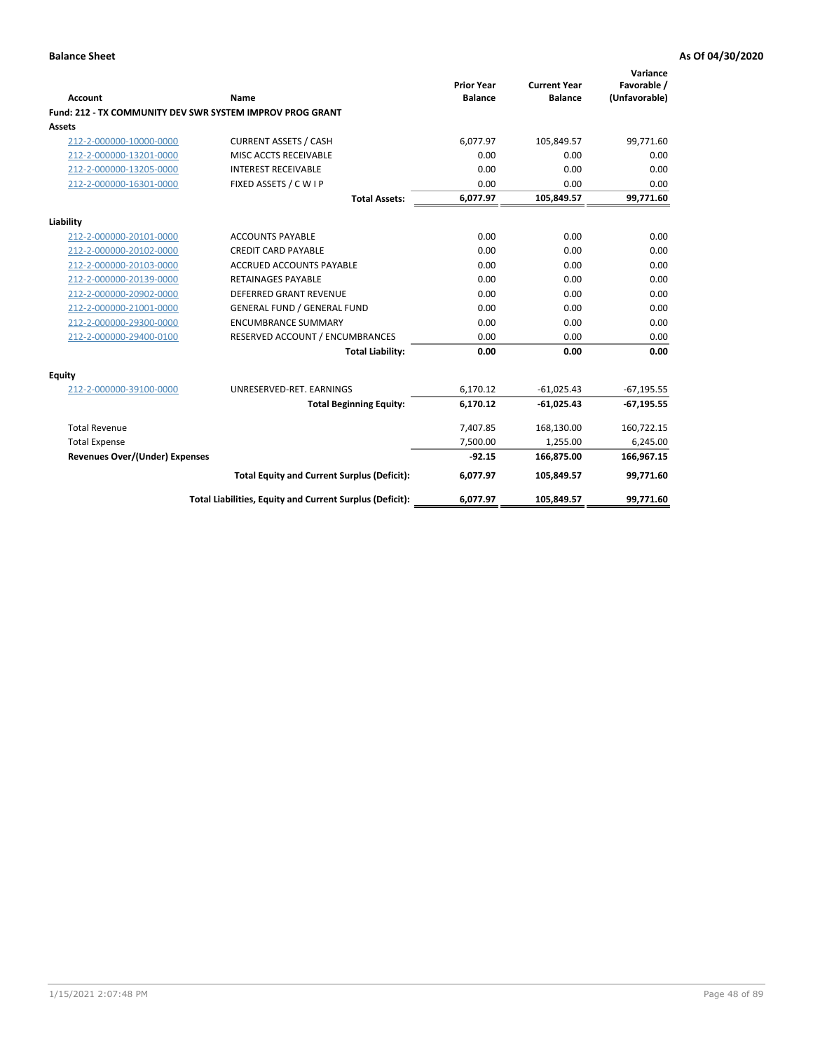**Balance Sheet** | **As Of 04/30/2020**

| Account | Name | Prior Year Balance | Current Year Balance | Variance Favorable / (Unfavorable) |
|---|---|---|---|---|
| **Fund: 212 - TX COMMUNITY DEV SWR SYSTEM IMPROV PROG GRANT** | | | | |
| **Assets** | | | | |
| 212-2-000000-10000-0000 | CURRENT ASSETS / CASH | 6,077.97 | 105,849.57 | 99,771.60 |
| 212-2-000000-13201-0000 | MISC ACCTS RECEIVABLE | 0.00 | 0.00 | 0.00 |
| 212-2-000000-13205-0000 | INTEREST RECEIVABLE | 0.00 | 0.00 | 0.00 |
| 212-2-000000-16301-0000 | FIXED ASSETS / C W I P | 0.00 | 0.00 | 0.00 |
| | **Total Assets:** | **6,077.97** | **105,849.57** | **99,771.60** |
| **Liability** | | | | |
| 212-2-000000-20101-0000 | ACCOUNTS PAYABLE | 0.00 | 0.00 | 0.00 |
| 212-2-000000-20102-0000 | CREDIT CARD PAYABLE | 0.00 | 0.00 | 0.00 |
| 212-2-000000-20103-0000 | ACCRUED ACCOUNTS PAYABLE | 0.00 | 0.00 | 0.00 |
| 212-2-000000-20139-0000 | RETAINAGES PAYABLE | 0.00 | 0.00 | 0.00 |
| 212-2-000000-20902-0000 | DEFERRED GRANT REVENUE | 0.00 | 0.00 | 0.00 |
| 212-2-000000-21001-0000 | GENERAL FUND / GENERAL FUND | 0.00 | 0.00 | 0.00 |
| 212-2-000000-29300-0000 | ENCUMBRANCE SUMMARY | 0.00 | 0.00 | 0.00 |
| 212-2-000000-29400-0100 | RESERVED ACCOUNT / ENCUMBRANCES | 0.00 | 0.00 | 0.00 |
| | **Total Liability:** | **0.00** | **0.00** | **0.00** |
| **Equity** | | | | |
| 212-2-000000-39100-0000 | UNRESERVED-RET. EARNINGS | 6,170.12 | -61,025.43 | -67,195.55 |
| | **Total Beginning Equity:** | **6,170.12** | **-61,025.43** | **-67,195.55** |
| Total Revenue | | 7,407.85 | 168,130.00 | 160,722.15 |
| Total Expense | | 7,500.00 | 1,255.00 | 6,245.00 |
| **Revenues Over/(Under) Expenses** | | **-92.15** | **166,875.00** | **166,967.15** |
| | **Total Equity and Current Surplus (Deficit):** | **6,077.97** | **105,849.57** | **99,771.60** |
| | **Total Liabilities, Equity and Current Surplus (Deficit):** | **6,077.97** | **105,849.57** | **99,771.60** |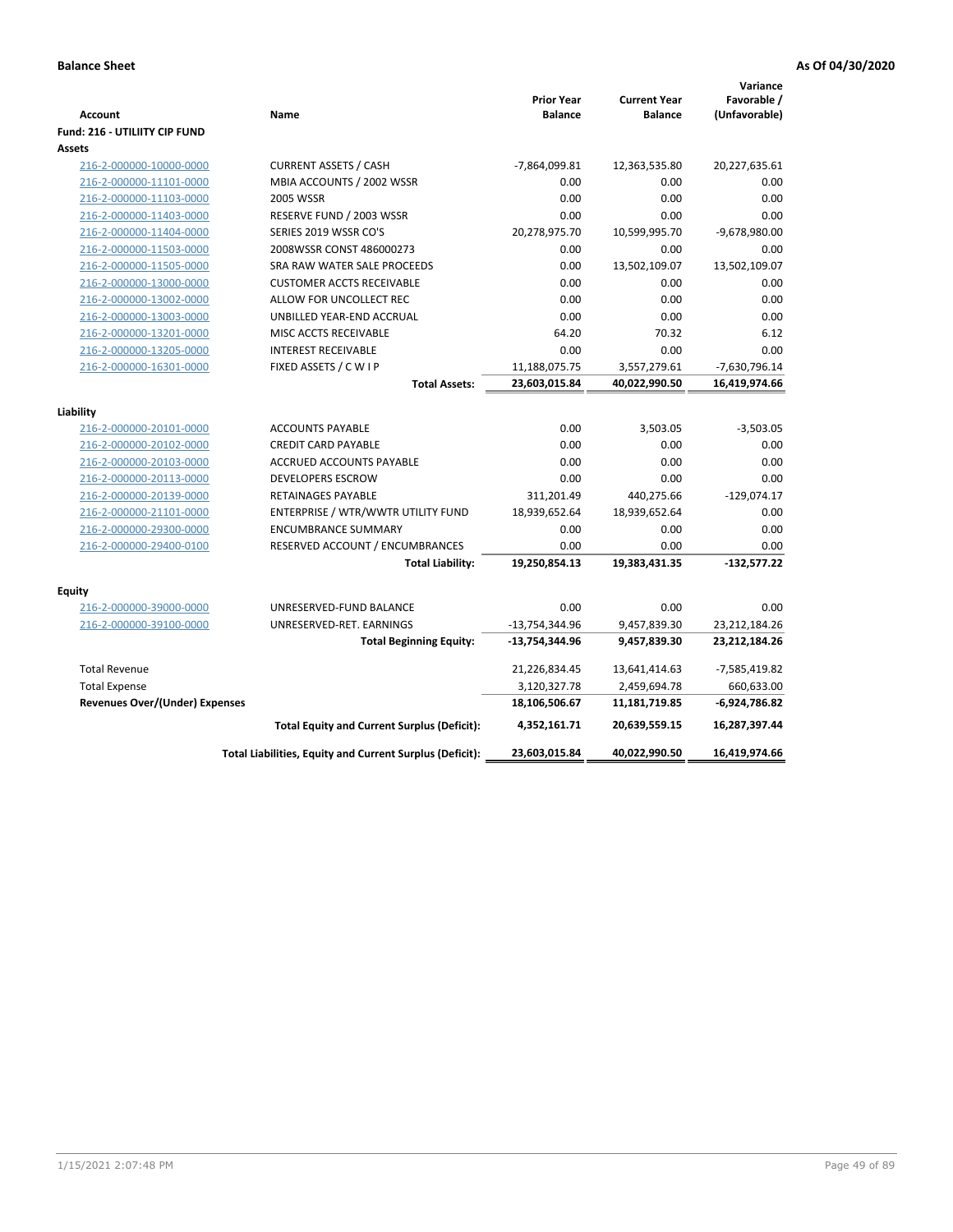**Balance Sheet** **As Of 04/30/2020**

| Account | Name | Prior Year Balance | Current Year Balance | Variance Favorable / (Unfavorable) |
|---|---|---|---|---|
| **Fund: 216 - UTILIITY CIP FUND** | | | | |
| **Assets** | | | | |
| 216-2-000000-10000-0000 | CURRENT ASSETS / CASH | -7,864,099.81 | 12,363,535.80 | 20,227,635.61 |
| 216-2-000000-11101-0000 | MBIA ACCOUNTS / 2002 WSSR | 0.00 | 0.00 | 0.00 |
| 216-2-000000-11103-0000 | 2005 WSSR | 0.00 | 0.00 | 0.00 |
| 216-2-000000-11403-0000 | RESERVE FUND / 2003 WSSR | 0.00 | 0.00 | 0.00 |
| 216-2-000000-11404-0000 | SERIES 2019 WSSR CO'S | 20,278,975.70 | 10,599,995.70 | -9,678,980.00 |
| 216-2-000000-11503-0000 | 2008WSSR CONST 486000273 | 0.00 | 0.00 | 0.00 |
| 216-2-000000-11505-0000 | SRA RAW WATER SALE PROCEEDS | 0.00 | 13,502,109.07 | 13,502,109.07 |
| 216-2-000000-13000-0000 | CUSTOMER ACCTS RECEIVABLE | 0.00 | 0.00 | 0.00 |
| 216-2-000000-13002-0000 | ALLOW FOR UNCOLLECT REC | 0.00 | 0.00 | 0.00 |
| 216-2-000000-13003-0000 | UNBILLED YEAR-END ACCRUAL | 0.00 | 0.00 | 0.00 |
| 216-2-000000-13201-0000 | MISC ACCTS RECEIVABLE | 64.20 | 70.32 | 6.12 |
| 216-2-000000-13205-0000 | INTEREST RECEIVABLE | 0.00 | 0.00 | 0.00 |
| 216-2-000000-16301-0000 | FIXED ASSETS / C W I P | 11,188,075.75 | 3,557,279.61 | -7,630,796.14 |
| | **Total Assets:** | **23,603,015.84** | **40,022,990.50** | **16,419,974.66** |
| **Liability** | | | | |
| 216-2-000000-20101-0000 | ACCOUNTS PAYABLE | 0.00 | 3,503.05 | -3,503.05 |
| 216-2-000000-20102-0000 | CREDIT CARD PAYABLE | 0.00 | 0.00 | 0.00 |
| 216-2-000000-20103-0000 | ACCRUED ACCOUNTS PAYABLE | 0.00 | 0.00 | 0.00 |
| 216-2-000000-20113-0000 | DEVELOPERS ESCROW | 0.00 | 0.00 | 0.00 |
| 216-2-000000-20139-0000 | RETAINAGES PAYABLE | 311,201.49 | 440,275.66 | -129,074.17 |
| 216-2-000000-21101-0000 | ENTERPRISE / WTR/WWTR UTILITY FUND | 18,939,652.64 | 18,939,652.64 | 0.00 |
| 216-2-000000-29300-0000 | ENCUMBRANCE SUMMARY | 0.00 | 0.00 | 0.00 |
| 216-2-000000-29400-0100 | RESERVED ACCOUNT / ENCUMBRANCES | 0.00 | 0.00 | 0.00 |
| | **Total Liability:** | **19,250,854.13** | **19,383,431.35** | **-132,577.22** |
| **Equity** | | | | |
| 216-2-000000-39000-0000 | UNRESERVED-FUND BALANCE | 0.00 | 0.00 | 0.00 |
| 216-2-000000-39100-0000 | UNRESERVED-RET. EARNINGS | -13,754,344.96 | 9,457,839.30 | 23,212,184.26 |
| | **Total Beginning Equity:** | **-13,754,344.96** | **9,457,839.30** | **23,212,184.26** |
| Total Revenue | | 21,226,834.45 | 13,641,414.63 | -7,585,419.82 |
| Total Expense | | 3,120,327.78 | 2,459,694.78 | 660,633.00 |
| **Revenues Over/(Under) Expenses** | | **18,106,506.67** | **11,181,719.85** | **-6,924,786.82** |
| | **Total Equity and Current Surplus (Deficit):** | **4,352,161.71** | **20,639,559.15** | **16,287,397.44** |
| | **Total Liabilities, Equity and Current Surplus (Deficit):** | **23,603,015.84** | **40,022,990.50** | **16,419,974.66** |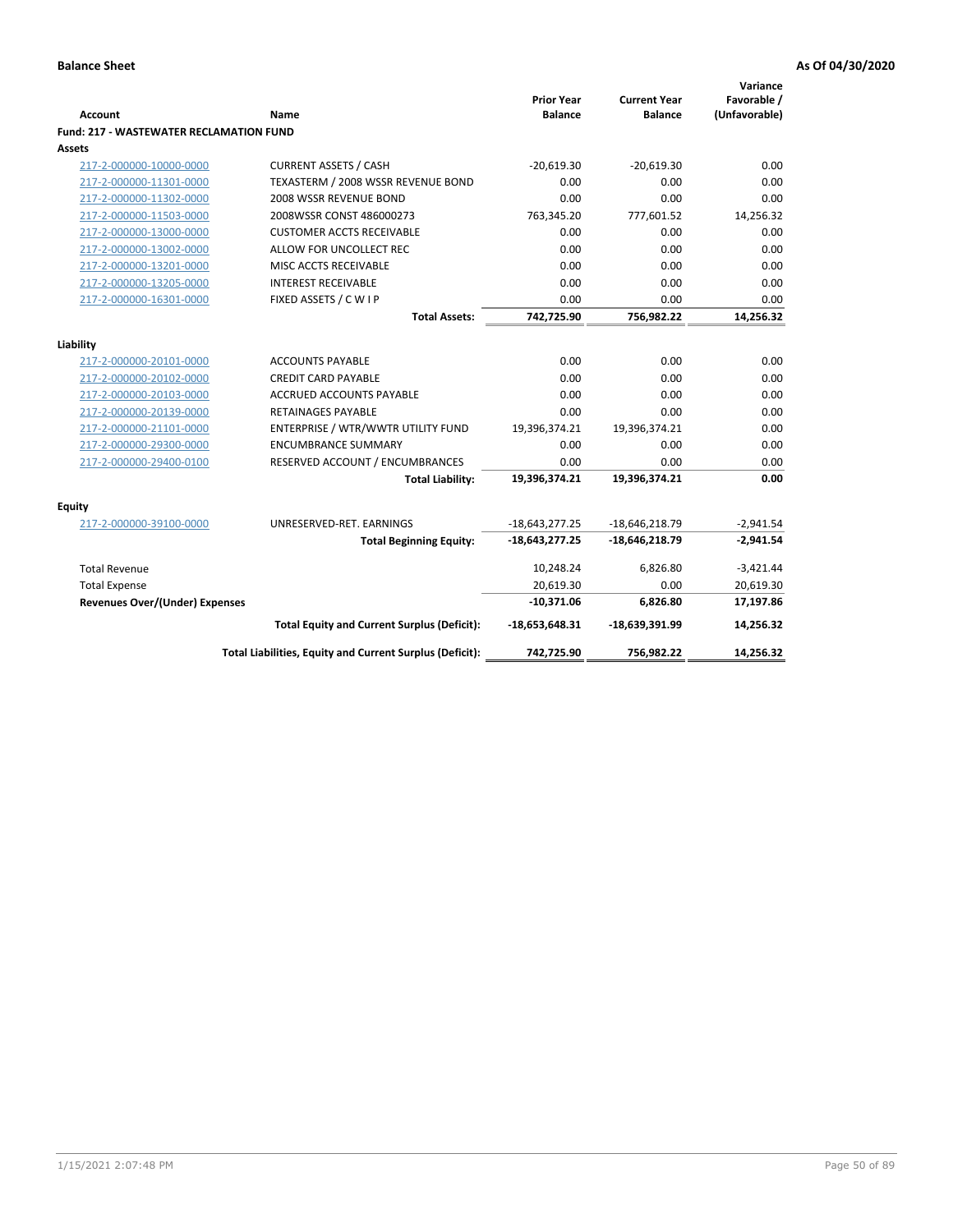**Balance Sheet** **As Of 04/30/2020**

| Account | Name | Prior Year Balance | Current Year Balance | Variance Favorable / (Unfavorable) |
|---|---|---|---|---|
| **Fund: 217 - WASTEWATER RECLAMATION FUND** | | | | |
| **Assets** | | | | |
| 217-2-000000-10000-0000 | CURRENT ASSETS / CASH | -20,619.30 | -20,619.30 | 0.00 |
| 217-2-000000-11301-0000 | TEXASTERM / 2008 WSSR REVENUE BOND | 0.00 | 0.00 | 0.00 |
| 217-2-000000-11302-0000 | 2008 WSSR REVENUE BOND | 0.00 | 0.00 | 0.00 |
| 217-2-000000-11503-0000 | 2008WSSR CONST 486000273 | 763,345.20 | 777,601.52 | 14,256.32 |
| 217-2-000000-13000-0000 | CUSTOMER ACCTS RECEIVABLE | 0.00 | 0.00 | 0.00 |
| 217-2-000000-13002-0000 | ALLOW FOR UNCOLLECT REC | 0.00 | 0.00 | 0.00 |
| 217-2-000000-13201-0000 | MISC ACCTS RECEIVABLE | 0.00 | 0.00 | 0.00 |
| 217-2-000000-13205-0000 | INTEREST RECEIVABLE | 0.00 | 0.00 | 0.00 |
| 217-2-000000-16301-0000 | FIXED ASSETS / C W I P | 0.00 | 0.00 | 0.00 |
| | **Total Assets:** | **742,725.90** | **756,982.22** | **14,256.32** |
| **Liability** | | | | |
| 217-2-000000-20101-0000 | ACCOUNTS PAYABLE | 0.00 | 0.00 | 0.00 |
| 217-2-000000-20102-0000 | CREDIT CARD PAYABLE | 0.00 | 0.00 | 0.00 |
| 217-2-000000-20103-0000 | ACCRUED ACCOUNTS PAYABLE | 0.00 | 0.00 | 0.00 |
| 217-2-000000-20139-0000 | RETAINAGES PAYABLE | 0.00 | 0.00 | 0.00 |
| 217-2-000000-21101-0000 | ENTERPRISE / WTR/WWTR UTILITY FUND | 19,396,374.21 | 19,396,374.21 | 0.00 |
| 217-2-000000-29300-0000 | ENCUMBRANCE SUMMARY | 0.00 | 0.00 | 0.00 |
| 217-2-000000-29400-0100 | RESERVED ACCOUNT / ENCUMBRANCES | 0.00 | 0.00 | 0.00 |
| | **Total Liability:** | **19,396,374.21** | **19,396,374.21** | **0.00** |
| **Equity** | | | | |
| 217-2-000000-39100-0000 | UNRESERVED-RET. EARNINGS | -18,643,277.25 | -18,646,218.79 | -2,941.54 |
| | **Total Beginning Equity:** | **-18,643,277.25** | **-18,646,218.79** | **-2,941.54** |
| Total Revenue | | 10,248.24 | 6,826.80 | -3,421.44 |
| Total Expense | | 20,619.30 | 0.00 | 20,619.30 |
| **Revenues Over/(Under) Expenses** | | **-10,371.06** | **6,826.80** | **17,197.86** |
| | **Total Equity and Current Surplus (Deficit):** | **-18,653,648.31** | **-18,639,391.99** | **14,256.32** |
| | **Total Liabilities, Equity and Current Surplus (Deficit):** | **742,725.90** | **756,982.22** | **14,256.32** |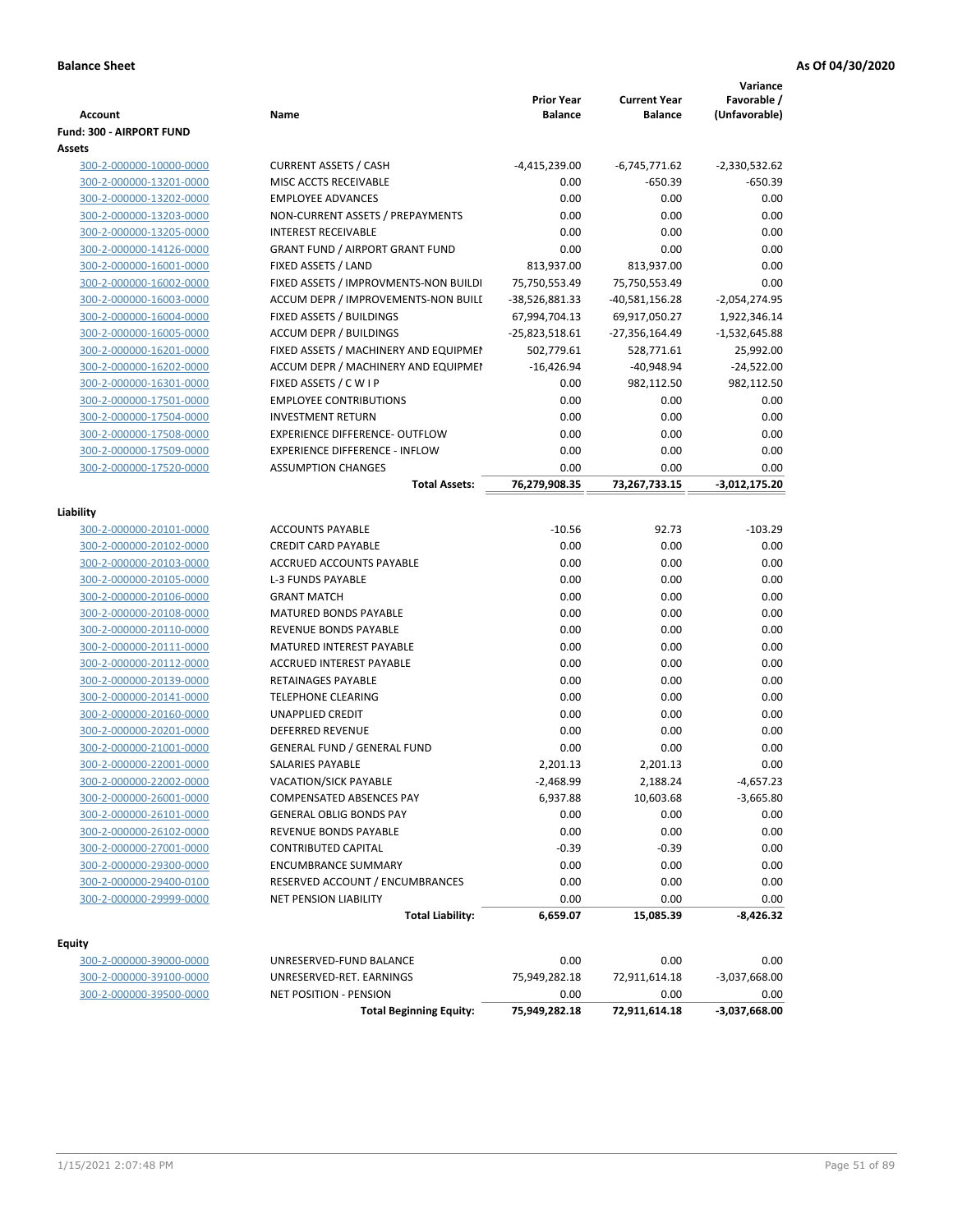**Balance Sheet** **As Of 04/30/2020**

| Account | Name | Prior Year Balance | Current Year Balance | Variance Favorable / (Unfavorable) |
|---|---|---|---|---|
| **Fund: 300 - AIRPORT FUND** | | | | |
| **Assets** | | | | |
| 300-2-000000-10000-0000 | CURRENT ASSETS / CASH | -4,415,239.00 | -6,745,771.62 | -2,330,532.62 |
| 300-2-000000-13201-0000 | MISC ACCTS RECEIVABLE | 0.00 | -650.39 | -650.39 |
| 300-2-000000-13202-0000 | EMPLOYEE ADVANCES | 0.00 | 0.00 | 0.00 |
| 300-2-000000-13203-0000 | NON-CURRENT ASSETS / PREPAYMENTS | 0.00 | 0.00 | 0.00 |
| 300-2-000000-13205-0000 | INTEREST RECEIVABLE | 0.00 | 0.00 | 0.00 |
| 300-2-000000-14126-0000 | GRANT FUND / AIRPORT GRANT FUND | 0.00 | 0.00 | 0.00 |
| 300-2-000000-16001-0000 | FIXED ASSETS / LAND | 813,937.00 | 813,937.00 | 0.00 |
| 300-2-000000-16002-0000 | FIXED ASSETS / IMPROVMENTS-NON BUILDI | 75,750,553.49 | 75,750,553.49 | 0.00 |
| 300-2-000000-16003-0000 | ACCUM DEPR / IMPROVEMENTS-NON BUILI | -38,526,881.33 | -40,581,156.28 | -2,054,274.95 |
| 300-2-000000-16004-0000 | FIXED ASSETS / BUILDINGS | 67,994,704.13 | 69,917,050.27 | 1,922,346.14 |
| 300-2-000000-16005-0000 | ACCUM DEPR / BUILDINGS | -25,823,518.61 | -27,356,164.49 | -1,532,645.88 |
| 300-2-000000-16201-0000 | FIXED ASSETS / MACHINERY AND EQUIPMEI | 502,779.61 | 528,771.61 | 25,992.00 |
| 300-2-000000-16202-0000 | ACCUM DEPR / MACHINERY AND EQUIPMEI | -16,426.94 | -40,948.94 | -24,522.00 |
| 300-2-000000-16301-0000 | FIXED ASSETS / C W I P | 0.00 | 982,112.50 | 982,112.50 |
| 300-2-000000-17501-0000 | EMPLOYEE CONTRIBUTIONS | 0.00 | 0.00 | 0.00 |
| 300-2-000000-17504-0000 | INVESTMENT RETURN | 0.00 | 0.00 | 0.00 |
| 300-2-000000-17508-0000 | EXPERIENCE DIFFERENCE- OUTFLOW | 0.00 | 0.00 | 0.00 |
| 300-2-000000-17509-0000 | EXPERIENCE DIFFERENCE - INFLOW | 0.00 | 0.00 | 0.00 |
| 300-2-000000-17520-0000 | ASSUMPTION CHANGES | 0.00 | 0.00 | 0.00 |
| | **Total Assets:** | **76,279,908.35** | **73,267,733.15** | **-3,012,175.20** |
| **Liability** | | | | |
| 300-2-000000-20101-0000 | ACCOUNTS PAYABLE | -10.56 | 92.73 | -103.29 |
| 300-2-000000-20102-0000 | CREDIT CARD PAYABLE | 0.00 | 0.00 | 0.00 |
| 300-2-000000-20103-0000 | ACCRUED ACCOUNTS PAYABLE | 0.00 | 0.00 | 0.00 |
| 300-2-000000-20105-0000 | L-3 FUNDS PAYABLE | 0.00 | 0.00 | 0.00 |
| 300-2-000000-20106-0000 | GRANT MATCH | 0.00 | 0.00 | 0.00 |
| 300-2-000000-20108-0000 | MATURED BONDS PAYABLE | 0.00 | 0.00 | 0.00 |
| 300-2-000000-20110-0000 | REVENUE BONDS PAYABLE | 0.00 | 0.00 | 0.00 |
| 300-2-000000-20111-0000 | MATURED INTEREST PAYABLE | 0.00 | 0.00 | 0.00 |
| 300-2-000000-20112-0000 | ACCRUED INTEREST PAYABLE | 0.00 | 0.00 | 0.00 |
| 300-2-000000-20139-0000 | RETAINAGES PAYABLE | 0.00 | 0.00 | 0.00 |
| 300-2-000000-20141-0000 | TELEPHONE CLEARING | 0.00 | 0.00 | 0.00 |
| 300-2-000000-20160-0000 | UNAPPLIED CREDIT | 0.00 | 0.00 | 0.00 |
| 300-2-000000-20201-0000 | DEFERRED REVENUE | 0.00 | 0.00 | 0.00 |
| 300-2-000000-21001-0000 | GENERAL FUND / GENERAL FUND | 0.00 | 0.00 | 0.00 |
| 300-2-000000-22001-0000 | SALARIES PAYABLE | 2,201.13 | 2,201.13 | 0.00 |
| 300-2-000000-22002-0000 | VACATION/SICK PAYABLE | -2,468.99 | 2,188.24 | -4,657.23 |
| 300-2-000000-26001-0000 | COMPENSATED ABSENCES PAY | 6,937.88 | 10,603.68 | -3,665.80 |
| 300-2-000000-26101-0000 | GENERAL OBLIG BONDS PAY | 0.00 | 0.00 | 0.00 |
| 300-2-000000-26102-0000 | REVENUE BONDS PAYABLE | 0.00 | 0.00 | 0.00 |
| 300-2-000000-27001-0000 | CONTRIBUTED CAPITAL | -0.39 | -0.39 | 0.00 |
| 300-2-000000-29300-0000 | ENCUMBRANCE SUMMARY | 0.00 | 0.00 | 0.00 |
| 300-2-000000-29400-0100 | RESERVED ACCOUNT / ENCUMBRANCES | 0.00 | 0.00 | 0.00 |
| 300-2-000000-29999-0000 | NET PENSION LIABILITY | 0.00 | 0.00 | 0.00 |
| | **Total Liability:** | **6,659.07** | **15,085.39** | **-8,426.32** |
| **Equity** | | | | |
| 300-2-000000-39000-0000 | UNRESERVED-FUND BALANCE | 0.00 | 0.00 | 0.00 |
| 300-2-000000-39100-0000 | UNRESERVED-RET. EARNINGS | 75,949,282.18 | 72,911,614.18 | -3,037,668.00 |
| 300-2-000000-39500-0000 | NET POSITION - PENSION | 0.00 | 0.00 | 0.00 |
| | **Total Beginning Equity:** | **75,949,282.18** | **72,911,614.18** | **-3,037,668.00** |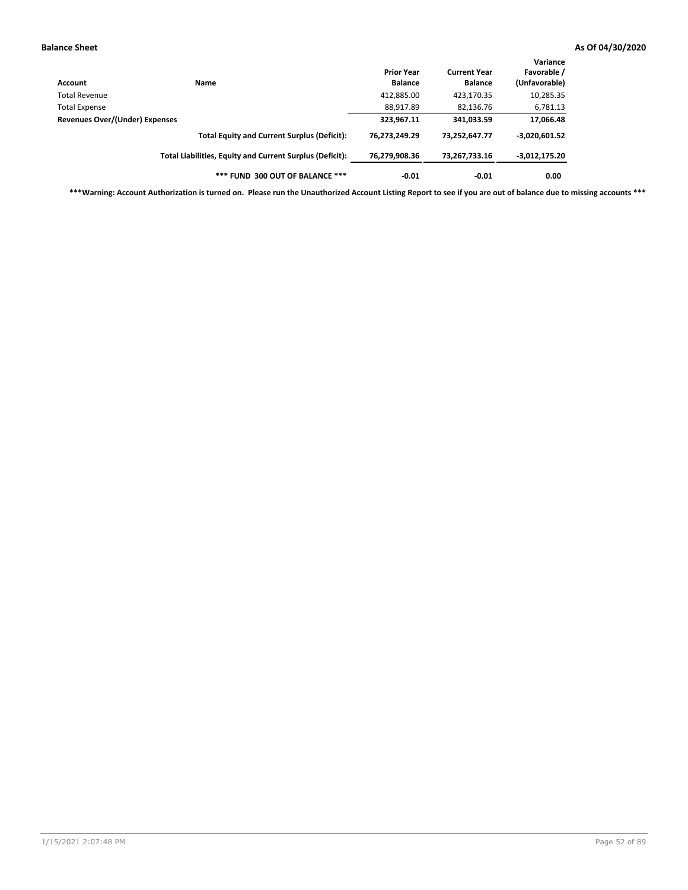**Balance Sheet** **As Of 04/30/2020**

| Account | Name | Prior Year Balance | Current Year Balance | Variance Favorable / (Unfavorable) |
|---|---|---|---|---|
| Total Revenue | | 412,885.00 | 423,170.35 | 10,285.35 |
| Total Expense | | 88,917.89 | 82,136.76 | 6,781.13 |
| **Revenues Over/(Under) Expenses** | | **323,967.11** | **341,033.59** | **17,066.48** |
| | **Total Equity and Current Surplus (Deficit):** | **76,273,249.29** | **73,252,647.77** | **-3,020,601.52** |
| | **Total Liabilities, Equity and Current Surplus (Deficit):** | **76,279,908.36** | **73,267,733.16** | **-3,012,175.20** |
| | ***** FUND 300 OUT OF BALANCE ***** | **-0.01** | **-0.01** | **0.00** |

*****Warning: Account Authorization is turned on. Please run the Unauthorized Account Listing Report to see if you are out of balance due to missing accounts *****

1/15/2021 2:07:48 PM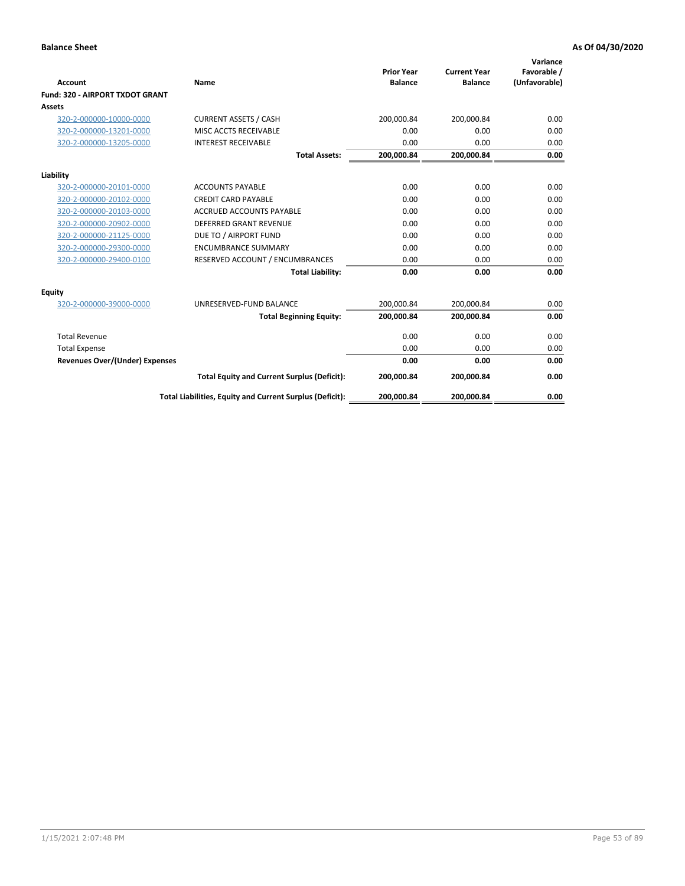**Balance Sheet** **As Of 04/30/2020**

| Account | Name | Prior Year Balance | Current Year Balance | Variance Favorable / (Unfavorable) |
|---|---|---|---|---|
| **Fund: 320 - AIRPORT TXDOT GRANT** | | | | |
| **Assets** | | | | |
| 320-2-000000-10000-0000 | CURRENT ASSETS / CASH | 200,000.84 | 200,000.84 | 0.00 |
| 320-2-000000-13201-0000 | MISC ACCTS RECEIVABLE | 0.00 | 0.00 | 0.00 |
| 320-2-000000-13205-0000 | INTEREST RECEIVABLE | 0.00 | 0.00 | 0.00 |
| | **Total Assets:** | **200,000.84** | **200,000.84** | **0.00** |
| **Liability** | | | | |
| 320-2-000000-20101-0000 | ACCOUNTS PAYABLE | 0.00 | 0.00 | 0.00 |
| 320-2-000000-20102-0000 | CREDIT CARD PAYABLE | 0.00 | 0.00 | 0.00 |
| 320-2-000000-20103-0000 | ACCRUED ACCOUNTS PAYABLE | 0.00 | 0.00 | 0.00 |
| 320-2-000000-20902-0000 | DEFERRED GRANT REVENUE | 0.00 | 0.00 | 0.00 |
| 320-2-000000-21125-0000 | DUE TO / AIRPORT FUND | 0.00 | 0.00 | 0.00 |
| 320-2-000000-29300-0000 | ENCUMBRANCE SUMMARY | 0.00 | 0.00 | 0.00 |
| 320-2-000000-29400-0100 | RESERVED ACCOUNT / ENCUMBRANCES | 0.00 | 0.00 | 0.00 |
| | **Total Liability:** | **0.00** | **0.00** | **0.00** |
| **Equity** | | | | |
| 320-2-000000-39000-0000 | UNRESERVED-FUND BALANCE | 200,000.84 | 200,000.84 | 0.00 |
| | **Total Beginning Equity:** | **200,000.84** | **200,000.84** | **0.00** |
| Total Revenue | | 0.00 | 0.00 | 0.00 |
| Total Expense | | 0.00 | 0.00 | 0.00 |
| **Revenues Over/(Under) Expenses** | | **0.00** | **0.00** | **0.00** |
| | **Total Equity and Current Surplus (Deficit):** | **200,000.84** | **200,000.84** | **0.00** |
| | **Total Liabilities, Equity and Current Surplus (Deficit):** | **200,000.84** | **200,000.84** | **0.00** |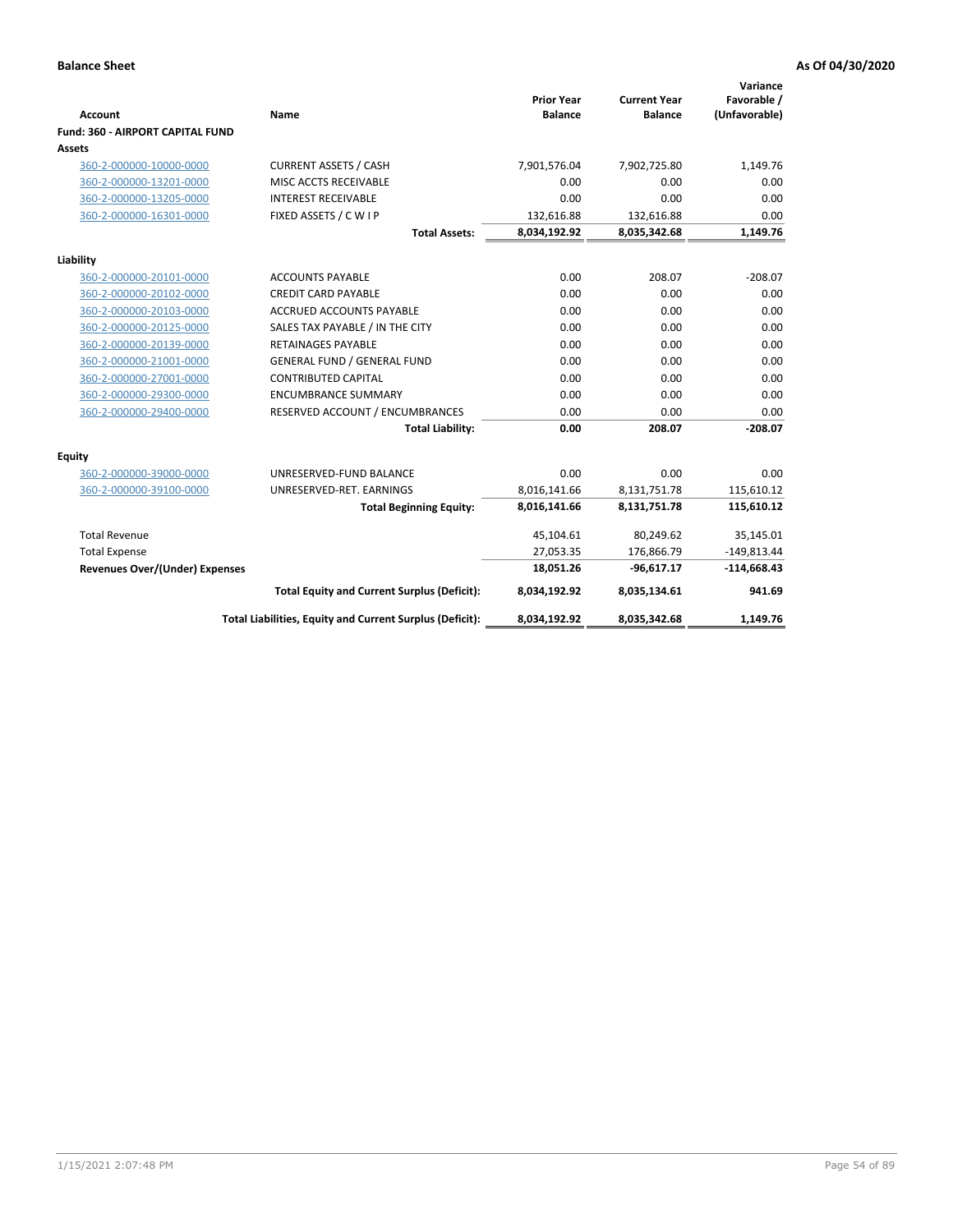**Balance Sheet** **As Of 04/30/2020**

| Account | Name | Prior Year Balance | Current Year Balance | Variance Favorable / (Unfavorable) |
|---|---|---|---|---|
| **Fund: 360 - AIRPORT CAPITAL FUND** | | | | |
| **Assets** | | | | |
| 360-2-000000-10000-0000 | CURRENT ASSETS / CASH | 7,901,576.04 | 7,902,725.80 | 1,149.76 |
| 360-2-000000-13201-0000 | MISC ACCTS RECEIVABLE | 0.00 | 0.00 | 0.00 |
| 360-2-000000-13205-0000 | INTEREST RECEIVABLE | 0.00 | 0.00 | 0.00 |
| 360-2-000000-16301-0000 | FIXED ASSETS / C W I P | 132,616.88 | 132,616.88 | 0.00 |
| | **Total Assets:** | **8,034,192.92** | **8,035,342.68** | **1,149.76** |
| **Liability** | | | | |
| 360-2-000000-20101-0000 | ACCOUNTS PAYABLE | 0.00 | 208.07 | -208.07 |
| 360-2-000000-20102-0000 | CREDIT CARD PAYABLE | 0.00 | 0.00 | 0.00 |
| 360-2-000000-20103-0000 | ACCRUED ACCOUNTS PAYABLE | 0.00 | 0.00 | 0.00 |
| 360-2-000000-20125-0000 | SALES TAX PAYABLE / IN THE CITY | 0.00 | 0.00 | 0.00 |
| 360-2-000000-20139-0000 | RETAINAGES PAYABLE | 0.00 | 0.00 | 0.00 |
| 360-2-000000-21001-0000 | GENERAL FUND / GENERAL FUND | 0.00 | 0.00 | 0.00 |
| 360-2-000000-27001-0000 | CONTRIBUTED CAPITAL | 0.00 | 0.00 | 0.00 |
| 360-2-000000-29300-0000 | ENCUMBRANCE SUMMARY | 0.00 | 0.00 | 0.00 |
| 360-2-000000-29400-0000 | RESERVED ACCOUNT / ENCUMBRANCES | 0.00 | 0.00 | 0.00 |
| | **Total Liability:** | **0.00** | **208.07** | **-208.07** |
| **Equity** | | | | |
| 360-2-000000-39000-0000 | UNRESERVED-FUND BALANCE | 0.00 | 0.00 | 0.00 |
| 360-2-000000-39100-0000 | UNRESERVED-RET. EARNINGS | 8,016,141.66 | 8,131,751.78 | 115,610.12 |
| | **Total Beginning Equity:** | **8,016,141.66** | **8,131,751.78** | **115,610.12** |
| Total Revenue | | 45,104.61 | 80,249.62 | 35,145.01 |
| Total Expense | | 27,053.35 | 176,866.79 | -149,813.44 |
| **Revenues Over/(Under) Expenses** | | **18,051.26** | **-96,617.17** | **-114,668.43** |
| | **Total Equity and Current Surplus (Deficit):** | **8,034,192.92** | **8,035,134.61** | **941.69** |
| | **Total Liabilities, Equity and Current Surplus (Deficit):** | **8,034,192.92** | **8,035,342.68** | **1,149.76** |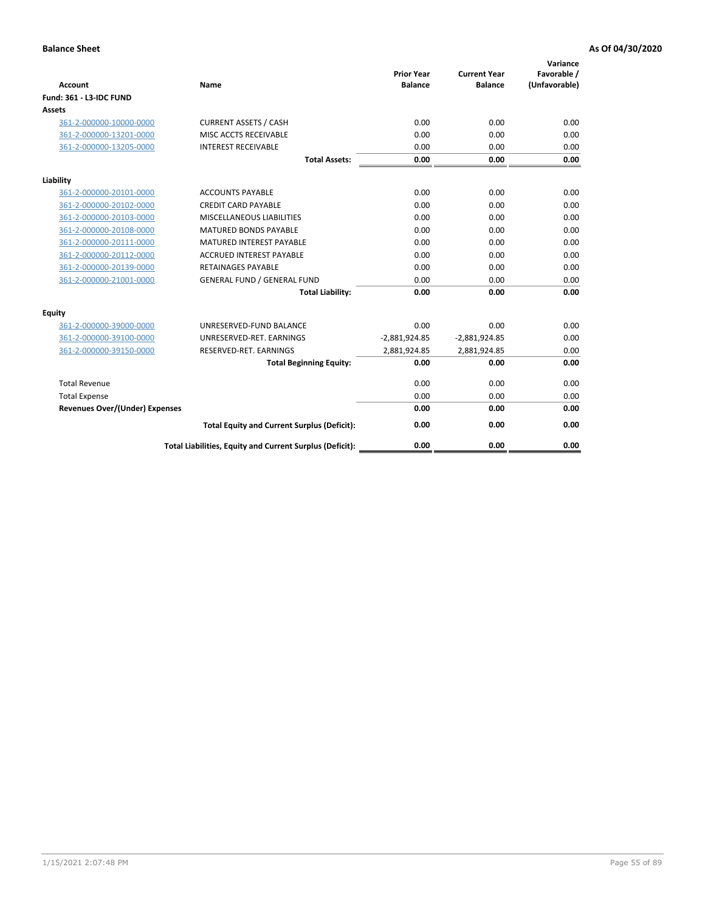**Balance Sheet** | **As Of 04/30/2020**

| Account | Name | Prior Year Balance | Current Year Balance | Variance Favorable / (Unfavorable) |
|---|---|---|---|---|
| **Fund: 361 - L3-IDC FUND** | | | | |
| **Assets** | | | | |
| 361-2-000000-10000-0000 | CURRENT ASSETS / CASH | 0.00 | 0.00 | 0.00 |
| 361-2-000000-13201-0000 | MISC ACCTS RECEIVABLE | 0.00 | 0.00 | 0.00 |
| 361-2-000000-13205-0000 | INTEREST RECEIVABLE | 0.00 | 0.00 | 0.00 |
| | **Total Assets:** | **0.00** | **0.00** | **0.00** |
| **Liability** | | | | |
| 361-2-000000-20101-0000 | ACCOUNTS PAYABLE | 0.00 | 0.00 | 0.00 |
| 361-2-000000-20102-0000 | CREDIT CARD PAYABLE | 0.00 | 0.00 | 0.00 |
| 361-2-000000-20103-0000 | MISCELLANEOUS LIABILITIES | 0.00 | 0.00 | 0.00 |
| 361-2-000000-20108-0000 | MATURED BONDS PAYABLE | 0.00 | 0.00 | 0.00 |
| 361-2-000000-20111-0000 | MATURED INTEREST PAYABLE | 0.00 | 0.00 | 0.00 |
| 361-2-000000-20112-0000 | ACCRUED INTEREST PAYABLE | 0.00 | 0.00 | 0.00 |
| 361-2-000000-20139-0000 | RETAINAGES PAYABLE | 0.00 | 0.00 | 0.00 |
| 361-2-000000-21001-0000 | GENERAL FUND / GENERAL FUND | 0.00 | 0.00 | 0.00 |
| | **Total Liability:** | **0.00** | **0.00** | **0.00** |
| **Equity** | | | | |
| 361-2-000000-39000-0000 | UNRESERVED-FUND BALANCE | 0.00 | 0.00 | 0.00 |
| 361-2-000000-39100-0000 | UNRESERVED-RET. EARNINGS | -2,881,924.85 | -2,881,924.85 | 0.00 |
| 361-2-000000-39150-0000 | RESERVED-RET. EARNINGS | 2,881,924.85 | 2,881,924.85 | 0.00 |
| | **Total Beginning Equity:** | **0.00** | **0.00** | **0.00** |
| Total Revenue | | 0.00 | 0.00 | 0.00 |
| Total Expense | | 0.00 | 0.00 | 0.00 |
| **Revenues Over/(Under) Expenses** | | **0.00** | **0.00** | **0.00** |
| | **Total Equity and Current Surplus (Deficit):** | **0.00** | **0.00** | **0.00** |
| | **Total Liabilities, Equity and Current Surplus (Deficit):** | **0.00** | **0.00** | **0.00** |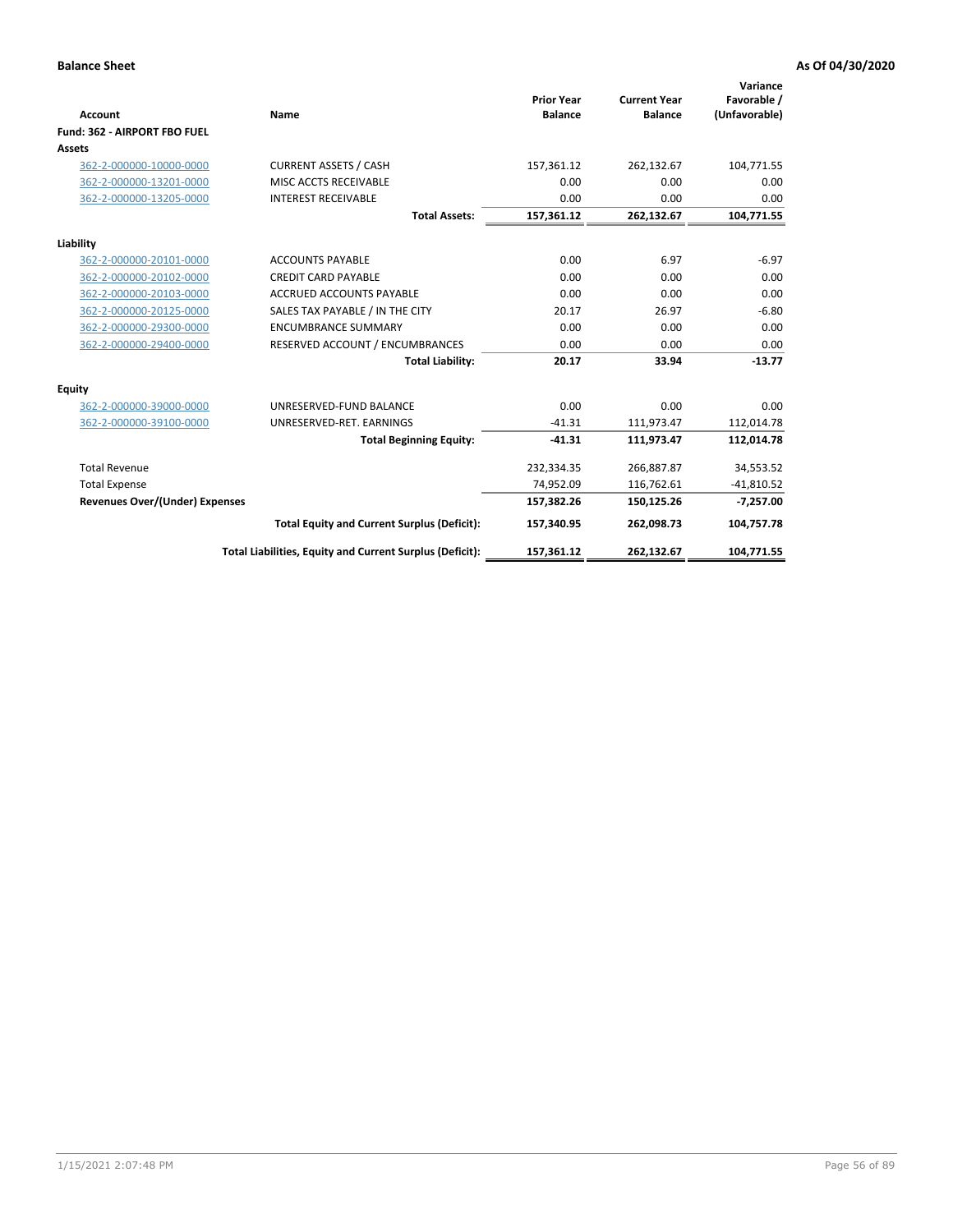**Balance Sheet** **As Of 04/30/2020**

| Account | Name | Prior Year Balance | Current Year Balance | Variance Favorable / (Unfavorable) |
|---|---|---|---|---|
| **Fund: 362 - AIRPORT FBO FUEL** | | | | |
| **Assets** | | | | |
| 362-2-000000-10000-0000 | CURRENT ASSETS / CASH | 157,361.12 | 262,132.67 | 104,771.55 |
| 362-2-000000-13201-0000 | MISC ACCTS RECEIVABLE | 0.00 | 0.00 | 0.00 |
| 362-2-000000-13205-0000 | INTEREST RECEIVABLE | 0.00 | 0.00 | 0.00 |
| | **Total Assets:** | **157,361.12** | **262,132.67** | **104,771.55** |
| **Liability** | | | | |
| 362-2-000000-20101-0000 | ACCOUNTS PAYABLE | 0.00 | 6.97 | -6.97 |
| 362-2-000000-20102-0000 | CREDIT CARD PAYABLE | 0.00 | 0.00 | 0.00 |
| 362-2-000000-20103-0000 | ACCRUED ACCOUNTS PAYABLE | 0.00 | 0.00 | 0.00 |
| 362-2-000000-20125-0000 | SALES TAX PAYABLE / IN THE CITY | 20.17 | 26.97 | -6.80 |
| 362-2-000000-29300-0000 | ENCUMBRANCE SUMMARY | 0.00 | 0.00 | 0.00 |
| 362-2-000000-29400-0000 | RESERVED ACCOUNT / ENCUMBRANCES | 0.00 | 0.00 | 0.00 |
| | **Total Liability:** | **20.17** | **33.94** | **-13.77** |
| **Equity** | | | | |
| 362-2-000000-39000-0000 | UNRESERVED-FUND BALANCE | 0.00 | 0.00 | 0.00 |
| 362-2-000000-39100-0000 | UNRESERVED-RET. EARNINGS | -41.31 | 111,973.47 | 112,014.78 |
| | **Total Beginning Equity:** | **-41.31** | **111,973.47** | **112,014.78** |
| Total Revenue | | 232,334.35 | 266,887.87 | 34,553.52 |
| Total Expense | | 74,952.09 | 116,762.61 | -41,810.52 |
| **Revenues Over/(Under) Expenses** | | **157,382.26** | **150,125.26** | **-7,257.00** |
| | **Total Equity and Current Surplus (Deficit):** | **157,340.95** | **262,098.73** | **104,757.78** |
| | **Total Liabilities, Equity and Current Surplus (Deficit):** | **157,361.12** | **262,132.67** | **104,771.55** |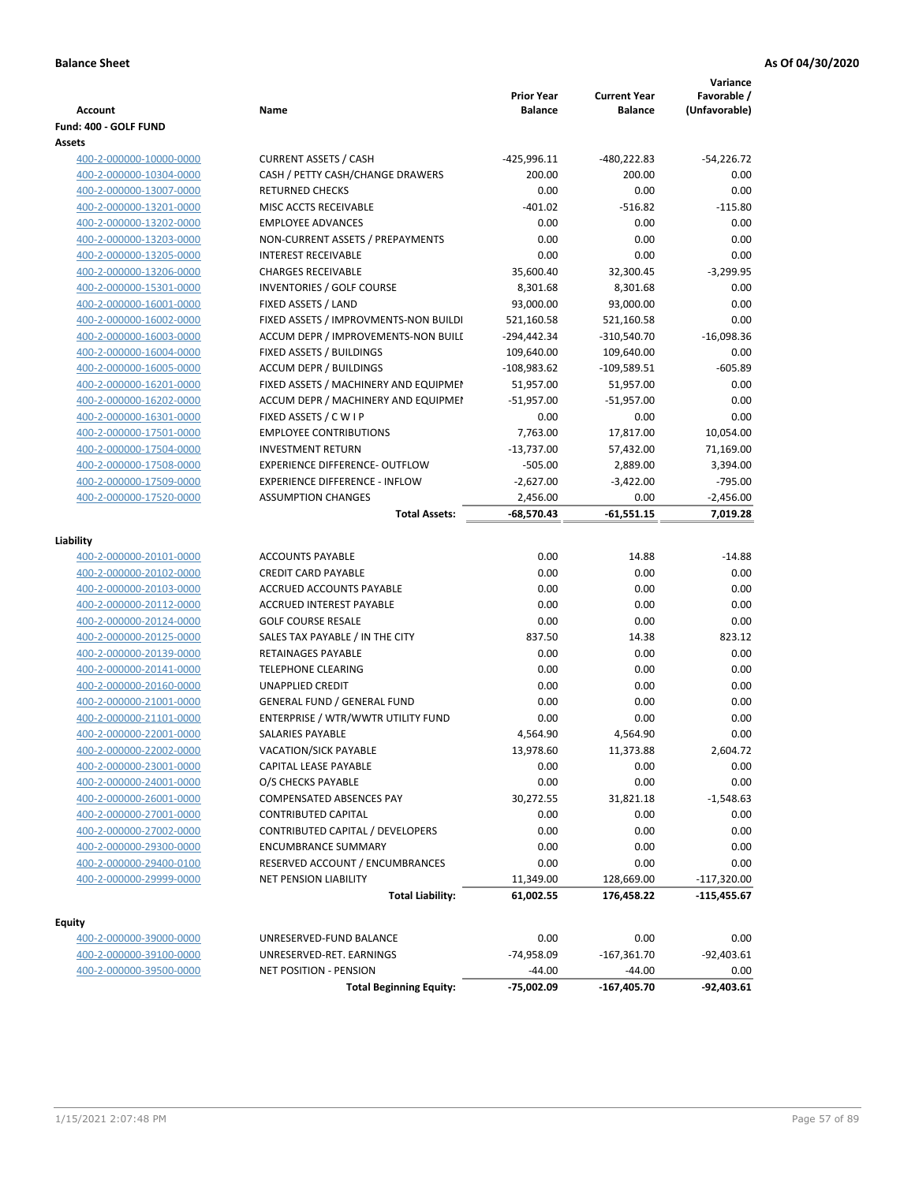**Balance Sheet** **As Of 04/30/2020**

| Account | Name | Prior Year Balance | Current Year Balance | Variance Favorable / (Unfavorable) |
|---|---|---|---|---|
| **Fund: 400 - GOLF FUND** | | | | |
| **Assets** | | | | |
| 400-2-000000-10000-0000 | CURRENT ASSETS / CASH | -425,996.11 | -480,222.83 | -54,226.72 |
| 400-2-000000-10304-0000 | CASH / PETTY CASH/CHANGE DRAWERS | 200.00 | 200.00 | 0.00 |
| 400-2-000000-13007-0000 | RETURNED CHECKS | 0.00 | 0.00 | 0.00 |
| 400-2-000000-13201-0000 | MISC ACCTS RECEIVABLE | -401.02 | -516.82 | -115.80 |
| 400-2-000000-13202-0000 | EMPLOYEE ADVANCES | 0.00 | 0.00 | 0.00 |
| 400-2-000000-13203-0000 | NON-CURRENT ASSETS / PREPAYMENTS | 0.00 | 0.00 | 0.00 |
| 400-2-000000-13205-0000 | INTEREST RECEIVABLE | 0.00 | 0.00 | 0.00 |
| 400-2-000000-13206-0000 | CHARGES RECEIVABLE | 35,600.40 | 32,300.45 | -3,299.95 |
| 400-2-000000-15301-0000 | INVENTORIES / GOLF COURSE | 8,301.68 | 8,301.68 | 0.00 |
| 400-2-000000-16001-0000 | FIXED ASSETS / LAND | 93,000.00 | 93,000.00 | 0.00 |
| 400-2-000000-16002-0000 | FIXED ASSETS / IMPROVMENTS-NON BUILDI | 521,160.58 | 521,160.58 | 0.00 |
| 400-2-000000-16003-0000 | ACCUM DEPR / IMPROVEMENTS-NON BUILI | -294,442.34 | -310,540.70 | -16,098.36 |
| 400-2-000000-16004-0000 | FIXED ASSETS / BUILDINGS | 109,640.00 | 109,640.00 | 0.00 |
| 400-2-000000-16005-0000 | ACCUM DEPR / BUILDINGS | -108,983.62 | -109,589.51 | -605.89 |
| 400-2-000000-16201-0000 | FIXED ASSETS / MACHINERY AND EQUIPMEN | 51,957.00 | 51,957.00 | 0.00 |
| 400-2-000000-16202-0000 | ACCUM DEPR / MACHINERY AND EQUIPMEI | -51,957.00 | -51,957.00 | 0.00 |
| 400-2-000000-16301-0000 | FIXED ASSETS / C W I P | 0.00 | 0.00 | 0.00 |
| 400-2-000000-17501-0000 | EMPLOYEE CONTRIBUTIONS | 7,763.00 | 17,817.00 | 10,054.00 |
| 400-2-000000-17504-0000 | INVESTMENT RETURN | -13,737.00 | 57,432.00 | 71,169.00 |
| 400-2-000000-17508-0000 | EXPERIENCE DIFFERENCE- OUTFLOW | -505.00 | 2,889.00 | 3,394.00 |
| 400-2-000000-17509-0000 | EXPERIENCE DIFFERENCE - INFLOW | -2,627.00 | -3,422.00 | -795.00 |
| 400-2-000000-17520-0000 | ASSUMPTION CHANGES | 2,456.00 | 0.00 | -2,456.00 |
| | **Total Assets:** | **-68,570.43** | **-61,551.15** | **7,019.28** |
| **Liability** | | | | |
| 400-2-000000-20101-0000 | ACCOUNTS PAYABLE | 0.00 | 14.88 | -14.88 |
| 400-2-000000-20102-0000 | CREDIT CARD PAYABLE | 0.00 | 0.00 | 0.00 |
| 400-2-000000-20103-0000 | ACCRUED ACCOUNTS PAYABLE | 0.00 | 0.00 | 0.00 |
| 400-2-000000-20112-0000 | ACCRUED INTEREST PAYABLE | 0.00 | 0.00 | 0.00 |
| 400-2-000000-20124-0000 | GOLF COURSE RESALE | 0.00 | 0.00 | 0.00 |
| 400-2-000000-20125-0000 | SALES TAX PAYABLE / IN THE CITY | 837.50 | 14.38 | 823.12 |
| 400-2-000000-20139-0000 | RETAINAGES PAYABLE | 0.00 | 0.00 | 0.00 |
| 400-2-000000-20141-0000 | TELEPHONE CLEARING | 0.00 | 0.00 | 0.00 |
| 400-2-000000-20160-0000 | UNAPPLIED CREDIT | 0.00 | 0.00 | 0.00 |
| 400-2-000000-21001-0000 | GENERAL FUND / GENERAL FUND | 0.00 | 0.00 | 0.00 |
| 400-2-000000-21101-0000 | ENTERPRISE / WTR/WWTR UTILITY FUND | 0.00 | 0.00 | 0.00 |
| 400-2-000000-22001-0000 | SALARIES PAYABLE | 4,564.90 | 4,564.90 | 0.00 |
| 400-2-000000-22002-0000 | VACATION/SICK PAYABLE | 13,978.60 | 11,373.88 | 2,604.72 |
| 400-2-000000-23001-0000 | CAPITAL LEASE PAYABLE | 0.00 | 0.00 | 0.00 |
| 400-2-000000-24001-0000 | O/S CHECKS PAYABLE | 0.00 | 0.00 | 0.00 |
| 400-2-000000-26001-0000 | COMPENSATED ABSENCES PAY | 30,272.55 | 31,821.18 | -1,548.63 |
| 400-2-000000-27001-0000 | CONTRIBUTED CAPITAL | 0.00 | 0.00 | 0.00 |
| 400-2-000000-27002-0000 | CONTRIBUTED CAPITAL / DEVELOPERS | 0.00 | 0.00 | 0.00 |
| 400-2-000000-29300-0000 | ENCUMBRANCE SUMMARY | 0.00 | 0.00 | 0.00 |
| 400-2-000000-29400-0100 | RESERVED ACCOUNT / ENCUMBRANCES | 0.00 | 0.00 | 0.00 |
| 400-2-000000-29999-0000 | NET PENSION LIABILITY | 11,349.00 | 128,669.00 | -117,320.00 |
| | **Total Liability:** | **61,002.55** | **176,458.22** | **-115,455.67** |
| **Equity** | | | | |
| 400-2-000000-39000-0000 | UNRESERVED-FUND BALANCE | 0.00 | 0.00 | 0.00 |
| 400-2-000000-39100-0000 | UNRESERVED-RET. EARNINGS | -74,958.09 | -167,361.70 | -92,403.61 |
| 400-2-000000-39500-0000 | NET POSITION - PENSION | -44.00 | -44.00 | 0.00 |
| | **Total Beginning Equity:** | **-75,002.09** | **-167,405.70** | **-92,403.61** |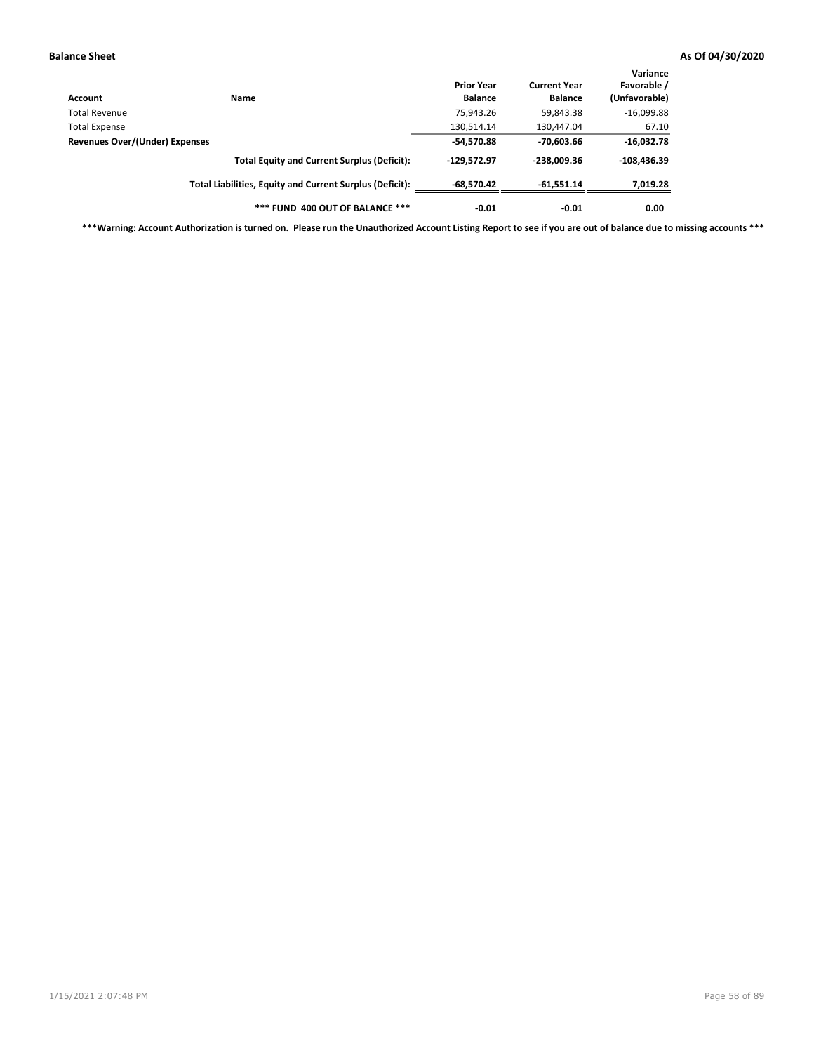**Balance Sheet** **As Of 04/30/2020**

| Account | Name | Prior Year Balance | Current Year Balance | Variance Favorable / (Unfavorable) |
|---|---|---|---|---|
| Total Revenue | | 75,943.26 | 59,843.38 | -16,099.88 |
| Total Expense | | 130,514.14 | 130,447.04 | 67.10 |
| **Revenues Over/(Under) Expenses** | | **-54,570.88** | **-70,603.66** | **-16,032.78** |
| | **Total Equity and Current Surplus (Deficit):** | **-129,572.97** | **-238,009.36** | **-108,436.39** |
| | **Total Liabilities, Equity and Current Surplus (Deficit):** | **-68,570.42** | **-61,551.14** | **7,019.28** |
| | **\*\*\* FUND 400 OUT OF BALANCE \*\*\*** | **-0.01** | **-0.01** | **0.00** |

**\*\*\*Warning: Account Authorization is turned on. Please run the Unauthorized Account Listing Report to see if you are out of balance due to missing accounts \*\*\***

1/15/2021 2:07:48 PM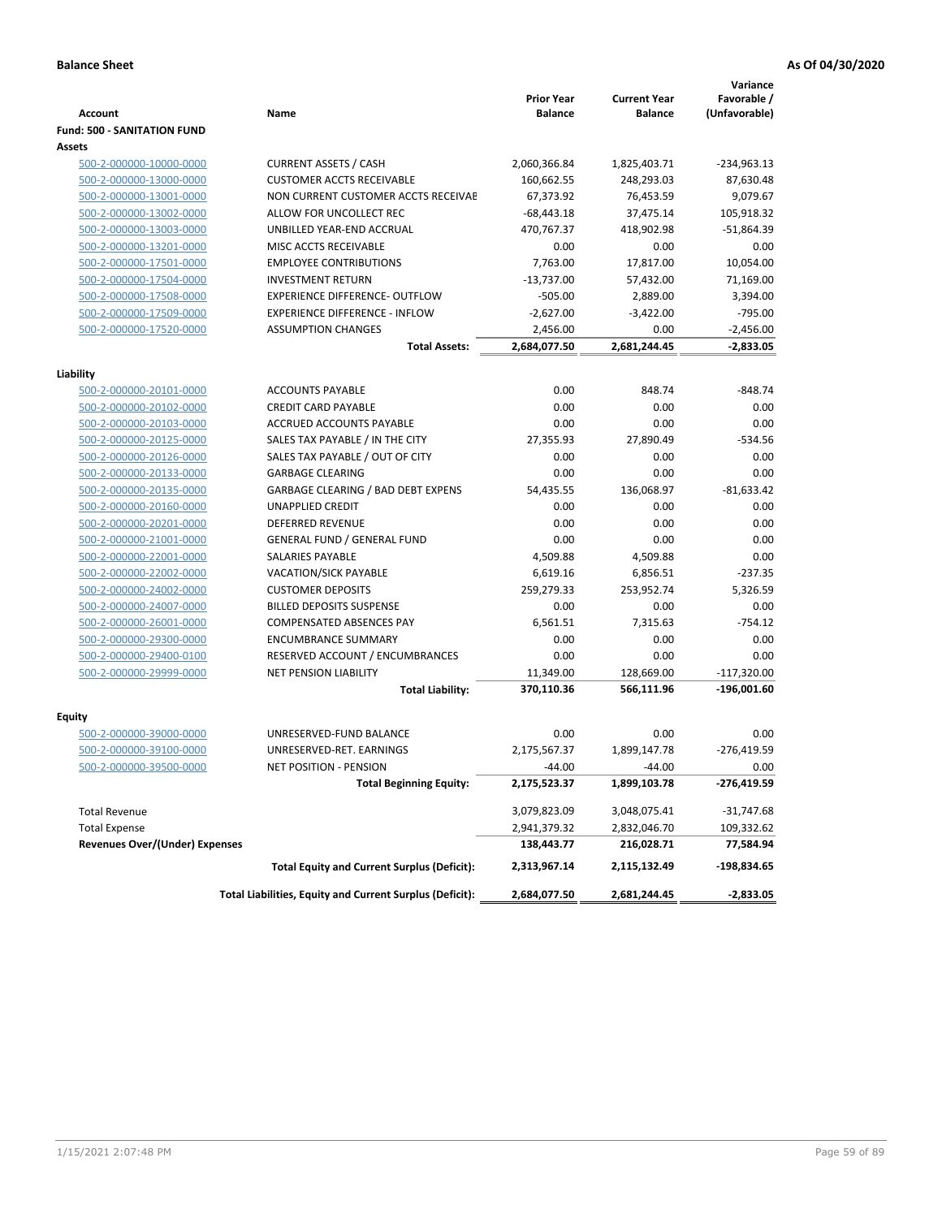**Balance Sheet** **As Of 04/30/2020**

| Account | Name | Prior Year Balance | Current Year Balance | Variance Favorable / (Unfavorable) |
|---|---|---|---|---|
| **Fund: 500 - SANITATION FUND** | | | | |
| **Assets** | | | | |
| 500-2-000000-10000-0000 | CURRENT ASSETS / CASH | 2,060,366.84 | 1,825,403.71 | -234,963.13 |
| 500-2-000000-13000-0000 | CUSTOMER ACCTS RECEIVABLE | 160,662.55 | 248,293.03 | 87,630.48 |
| 500-2-000000-13001-0000 | NON CURRENT CUSTOMER ACCTS RECEIVABE | 67,373.92 | 76,453.59 | 9,079.67 |
| 500-2-000000-13002-0000 | ALLOW FOR UNCOLLECT REC | -68,443.18 | 37,475.14 | 105,918.32 |
| 500-2-000000-13003-0000 | UNBILLED YEAR-END ACCRUAL | 470,767.37 | 418,902.98 | -51,864.39 |
| 500-2-000000-13201-0000 | MISC ACCTS RECEIVABLE | 0.00 | 0.00 | 0.00 |
| 500-2-000000-17501-0000 | EMPLOYEE CONTRIBUTIONS | 7,763.00 | 17,817.00 | 10,054.00 |
| 500-2-000000-17504-0000 | INVESTMENT RETURN | -13,737.00 | 57,432.00 | 71,169.00 |
| 500-2-000000-17508-0000 | EXPERIENCE DIFFERENCE- OUTFLOW | -505.00 | 2,889.00 | 3,394.00 |
| 500-2-000000-17509-0000 | EXPERIENCE DIFFERENCE - INFLOW | -2,627.00 | -3,422.00 | -795.00 |
| 500-2-000000-17520-0000 | ASSUMPTION CHANGES | 2,456.00 | 0.00 | -2,456.00 |
| | **Total Assets:** | **2,684,077.50** | **2,681,244.45** | **-2,833.05** |
| **Liability** | | | | |
| 500-2-000000-20101-0000 | ACCOUNTS PAYABLE | 0.00 | 848.74 | -848.74 |
| 500-2-000000-20102-0000 | CREDIT CARD PAYABLE | 0.00 | 0.00 | 0.00 |
| 500-2-000000-20103-0000 | ACCRUED ACCOUNTS PAYABLE | 0.00 | 0.00 | 0.00 |
| 500-2-000000-20125-0000 | SALES TAX PAYABLE / IN THE CITY | 27,355.93 | 27,890.49 | -534.56 |
| 500-2-000000-20126-0000 | SALES TAX PAYABLE / OUT OF CITY | 0.00 | 0.00 | 0.00 |
| 500-2-000000-20133-0000 | GARBAGE CLEARING | 0.00 | 0.00 | 0.00 |
| 500-2-000000-20135-0000 | GARBAGE CLEARING / BAD DEBT EXPENS | 54,435.55 | 136,068.97 | -81,633.42 |
| 500-2-000000-20160-0000 | UNAPPLIED CREDIT | 0.00 | 0.00 | 0.00 |
| 500-2-000000-20201-0000 | DEFERRED REVENUE | 0.00 | 0.00 | 0.00 |
| 500-2-000000-21001-0000 | GENERAL FUND / GENERAL FUND | 0.00 | 0.00 | 0.00 |
| 500-2-000000-22001-0000 | SALARIES PAYABLE | 4,509.88 | 4,509.88 | 0.00 |
| 500-2-000000-22002-0000 | VACATION/SICK PAYABLE | 6,619.16 | 6,856.51 | -237.35 |
| 500-2-000000-24002-0000 | CUSTOMER DEPOSITS | 259,279.33 | 253,952.74 | 5,326.59 |
| 500-2-000000-24007-0000 | BILLED DEPOSITS SUSPENSE | 0.00 | 0.00 | 0.00 |
| 500-2-000000-26001-0000 | COMPENSATED ABSENCES PAY | 6,561.51 | 7,315.63 | -754.12 |
| 500-2-000000-29300-0000 | ENCUMBRANCE SUMMARY | 0.00 | 0.00 | 0.00 |
| 500-2-000000-29400-0100 | RESERVED ACCOUNT / ENCUMBRANCES | 0.00 | 0.00 | 0.00 |
| 500-2-000000-29999-0000 | NET PENSION LIABILITY | 11,349.00 | 128,669.00 | -117,320.00 |
| | **Total Liability:** | **370,110.36** | **566,111.96** | **-196,001.60** |
| **Equity** | | | | |
| 500-2-000000-39000-0000 | UNRESERVED-FUND BALANCE | 0.00 | 0.00 | 0.00 |
| 500-2-000000-39100-0000 | UNRESERVED-RET. EARNINGS | 2,175,567.37 | 1,899,147.78 | -276,419.59 |
| 500-2-000000-39500-0000 | NET POSITION - PENSION | -44.00 | -44.00 | 0.00 |
| | **Total Beginning Equity:** | **2,175,523.37** | **1,899,103.78** | **-276,419.59** |
| Total Revenue | | 3,079,823.09 | 3,048,075.41 | -31,747.68 |
| Total Expense | | 2,941,379.32 | 2,832,046.70 | 109,332.62 |
| **Revenues Over/(Under) Expenses** | | **138,443.77** | **216,028.71** | **77,584.94** |
| | **Total Equity and Current Surplus (Deficit):** | **2,313,967.14** | **2,115,132.49** | **-198,834.65** |
| | **Total Liabilities, Equity and Current Surplus (Deficit):** | **2,684,077.50** | **2,681,244.45** | **-2,833.05** |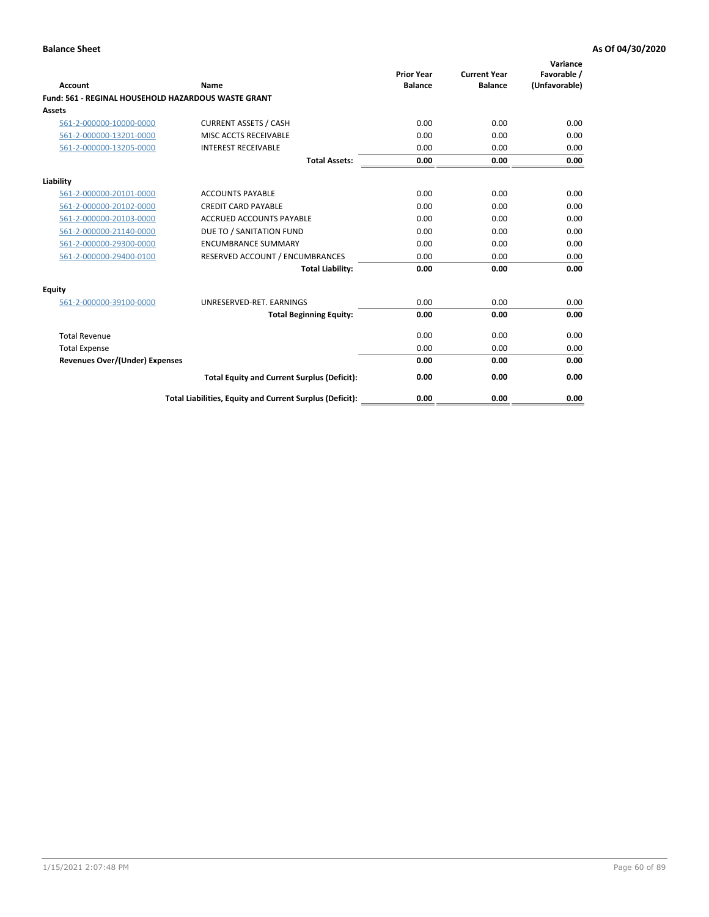**Balance Sheet** **As Of 04/30/2020**

| Account | Name | Prior Year Balance | Current Year Balance | Variance Favorable / (Unfavorable) |
|---|---|---|---|---|
| **Fund: 561 - REGINAL HOUSEHOLD HAZARDOUS WASTE GRANT** | | | | |
| **Assets** | | | | |
| 561-2-000000-10000-0000 | CURRENT ASSETS / CASH | 0.00 | 0.00 | 0.00 |
| 561-2-000000-13201-0000 | MISC ACCTS RECEIVABLE | 0.00 | 0.00 | 0.00 |
| 561-2-000000-13205-0000 | INTEREST RECEIVABLE | 0.00 | 0.00 | 0.00 |
| | **Total Assets:** | **0.00** | **0.00** | **0.00** |
| **Liability** | | | | |
| 561-2-000000-20101-0000 | ACCOUNTS PAYABLE | 0.00 | 0.00 | 0.00 |
| 561-2-000000-20102-0000 | CREDIT CARD PAYABLE | 0.00 | 0.00 | 0.00 |
| 561-2-000000-20103-0000 | ACCRUED ACCOUNTS PAYABLE | 0.00 | 0.00 | 0.00 |
| 561-2-000000-21140-0000 | DUE TO / SANITATION FUND | 0.00 | 0.00 | 0.00 |
| 561-2-000000-29300-0000 | ENCUMBRANCE SUMMARY | 0.00 | 0.00 | 0.00 |
| 561-2-000000-29400-0100 | RESERVED ACCOUNT / ENCUMBRANCES | 0.00 | 0.00 | 0.00 |
| | **Total Liability:** | **0.00** | **0.00** | **0.00** |
| **Equity** | | | | |
| 561-2-000000-39100-0000 | UNRESERVED-RET. EARNINGS | 0.00 | 0.00 | 0.00 |
| | **Total Beginning Equity:** | **0.00** | **0.00** | **0.00** |
| Total Revenue | | 0.00 | 0.00 | 0.00 |
| Total Expense | | 0.00 | 0.00 | 0.00 |
| **Revenues Over/(Under) Expenses** | | **0.00** | **0.00** | **0.00** |
| | **Total Equity and Current Surplus (Deficit):** | **0.00** | **0.00** | **0.00** |
| | **Total Liabilities, Equity and Current Surplus (Deficit):** | **0.00** | **0.00** | **0.00** |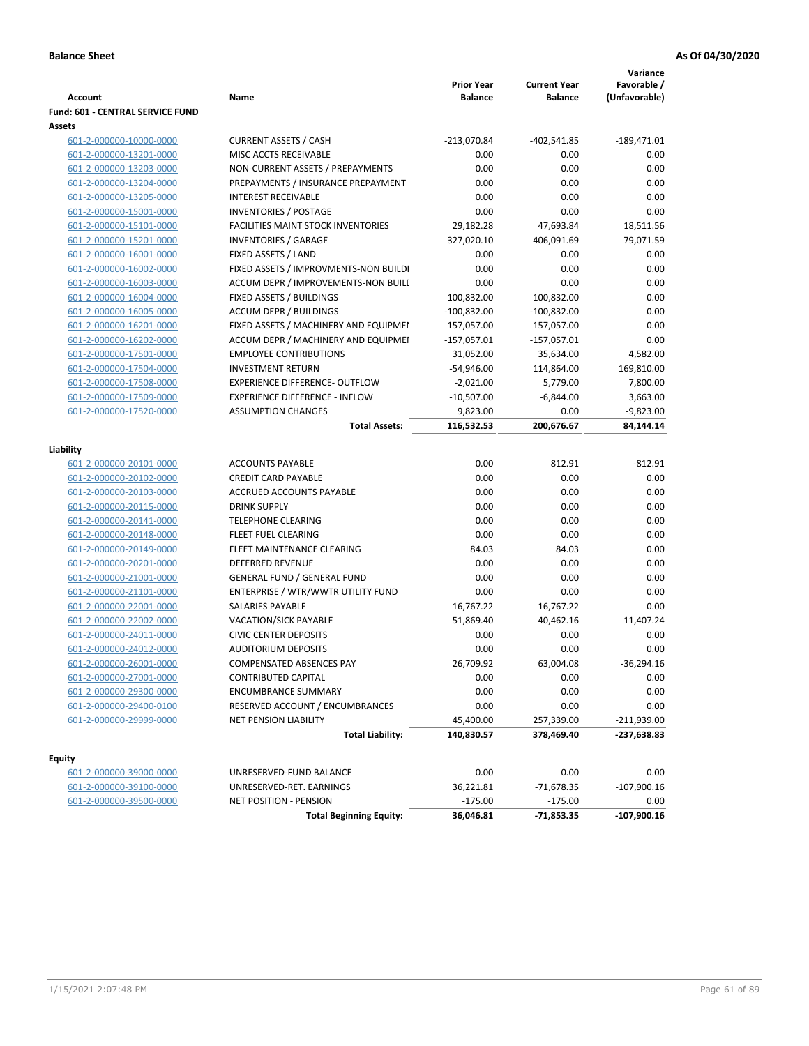**Balance Sheet** **As Of 04/30/2020**

| Account | Name | Prior Year Balance | Current Year Balance | Variance Favorable / (Unfavorable) |
|---|---|---|---|---|
| **Fund: 601 - CENTRAL SERVICE FUND** | | | | |
| **Assets** | | | | |
| 601-2-000000-10000-0000 | CURRENT ASSETS / CASH | -213,070.84 | -402,541.85 | -189,471.01 |
| 601-2-000000-13201-0000 | MISC ACCTS RECEIVABLE | 0.00 | 0.00 | 0.00 |
| 601-2-000000-13203-0000 | NON-CURRENT ASSETS / PREPAYMENTS | 0.00 | 0.00 | 0.00 |
| 601-2-000000-13204-0000 | PREPAYMENTS / INSURANCE PREPAYMENT | 0.00 | 0.00 | 0.00 |
| 601-2-000000-13205-0000 | INTEREST RECEIVABLE | 0.00 | 0.00 | 0.00 |
| 601-2-000000-15001-0000 | INVENTORIES / POSTAGE | 0.00 | 0.00 | 0.00 |
| 601-2-000000-15101-0000 | FACILITIES MAINT STOCK INVENTORIES | 29,182.28 | 47,693.84 | 18,511.56 |
| 601-2-000000-15201-0000 | INVENTORIES / GARAGE | 327,020.10 | 406,091.69 | 79,071.59 |
| 601-2-000000-16001-0000 | FIXED ASSETS / LAND | 0.00 | 0.00 | 0.00 |
| 601-2-000000-16002-0000 | FIXED ASSETS / IMPROVMENTS-NON BUILDI | 0.00 | 0.00 | 0.00 |
| 601-2-000000-16003-0000 | ACCUM DEPR / IMPROVEMENTS-NON BUILI | 0.00 | 0.00 | 0.00 |
| 601-2-000000-16004-0000 | FIXED ASSETS / BUILDINGS | 100,832.00 | 100,832.00 | 0.00 |
| 601-2-000000-16005-0000 | ACCUM DEPR / BUILDINGS | -100,832.00 | -100,832.00 | 0.00 |
| 601-2-000000-16201-0000 | FIXED ASSETS / MACHINERY AND EQUIPMEI | 157,057.00 | 157,057.00 | 0.00 |
| 601-2-000000-16202-0000 | ACCUM DEPR / MACHINERY AND EQUIPMEI | -157,057.01 | -157,057.01 | 0.00 |
| 601-2-000000-17501-0000 | EMPLOYEE CONTRIBUTIONS | 31,052.00 | 35,634.00 | 4,582.00 |
| 601-2-000000-17504-0000 | INVESTMENT RETURN | -54,946.00 | 114,864.00 | 169,810.00 |
| 601-2-000000-17508-0000 | EXPERIENCE DIFFERENCE- OUTFLOW | -2,021.00 | 5,779.00 | 7,800.00 |
| 601-2-000000-17509-0000 | EXPERIENCE DIFFERENCE - INFLOW | -10,507.00 | -6,844.00 | 3,663.00 |
| 601-2-000000-17520-0000 | ASSUMPTION CHANGES | 9,823.00 | 0.00 | -9,823.00 |
| | **Total Assets:** | **116,532.53** | **200,676.67** | **84,144.14** |
| **Liability** | | | | |
| 601-2-000000-20101-0000 | ACCOUNTS PAYABLE | 0.00 | 812.91 | -812.91 |
| 601-2-000000-20102-0000 | CREDIT CARD PAYABLE | 0.00 | 0.00 | 0.00 |
| 601-2-000000-20103-0000 | ACCRUED ACCOUNTS PAYABLE | 0.00 | 0.00 | 0.00 |
| 601-2-000000-20115-0000 | DRINK SUPPLY | 0.00 | 0.00 | 0.00 |
| 601-2-000000-20141-0000 | TELEPHONE CLEARING | 0.00 | 0.00 | 0.00 |
| 601-2-000000-20148-0000 | FLEET FUEL CLEARING | 0.00 | 0.00 | 0.00 |
| 601-2-000000-20149-0000 | FLEET MAINTENANCE CLEARING | 84.03 | 84.03 | 0.00 |
| 601-2-000000-20201-0000 | DEFERRED REVENUE | 0.00 | 0.00 | 0.00 |
| 601-2-000000-21001-0000 | GENERAL FUND / GENERAL FUND | 0.00 | 0.00 | 0.00 |
| 601-2-000000-21101-0000 | ENTERPRISE / WTR/WWTR UTILITY FUND | 0.00 | 0.00 | 0.00 |
| 601-2-000000-22001-0000 | SALARIES PAYABLE | 16,767.22 | 16,767.22 | 0.00 |
| 601-2-000000-22002-0000 | VACATION/SICK PAYABLE | 51,869.40 | 40,462.16 | 11,407.24 |
| 601-2-000000-24011-0000 | CIVIC CENTER DEPOSITS | 0.00 | 0.00 | 0.00 |
| 601-2-000000-24012-0000 | AUDITORIUM DEPOSITS | 0.00 | 0.00 | 0.00 |
| 601-2-000000-26001-0000 | COMPENSATED ABSENCES PAY | 26,709.92 | 63,004.08 | -36,294.16 |
| 601-2-000000-27001-0000 | CONTRIBUTED CAPITAL | 0.00 | 0.00 | 0.00 |
| 601-2-000000-29300-0000 | ENCUMBRANCE SUMMARY | 0.00 | 0.00 | 0.00 |
| 601-2-000000-29400-0100 | RESERVED ACCOUNT / ENCUMBRANCES | 0.00 | 0.00 | 0.00 |
| 601-2-000000-29999-0000 | NET PENSION LIABILITY | 45,400.00 | 257,339.00 | -211,939.00 |
| | **Total Liability:** | **140,830.57** | **378,469.40** | **-237,638.83** |
| **Equity** | | | | |
| 601-2-000000-39000-0000 | UNRESERVED-FUND BALANCE | 0.00 | 0.00 | 0.00 |
| 601-2-000000-39100-0000 | UNRESERVED-RET. EARNINGS | 36,221.81 | -71,678.35 | -107,900.16 |
| 601-2-000000-39500-0000 | NET POSITION - PENSION | -175.00 | -175.00 | 0.00 |
| | **Total Beginning Equity:** | **36,046.81** | **-71,853.35** | **-107,900.16** |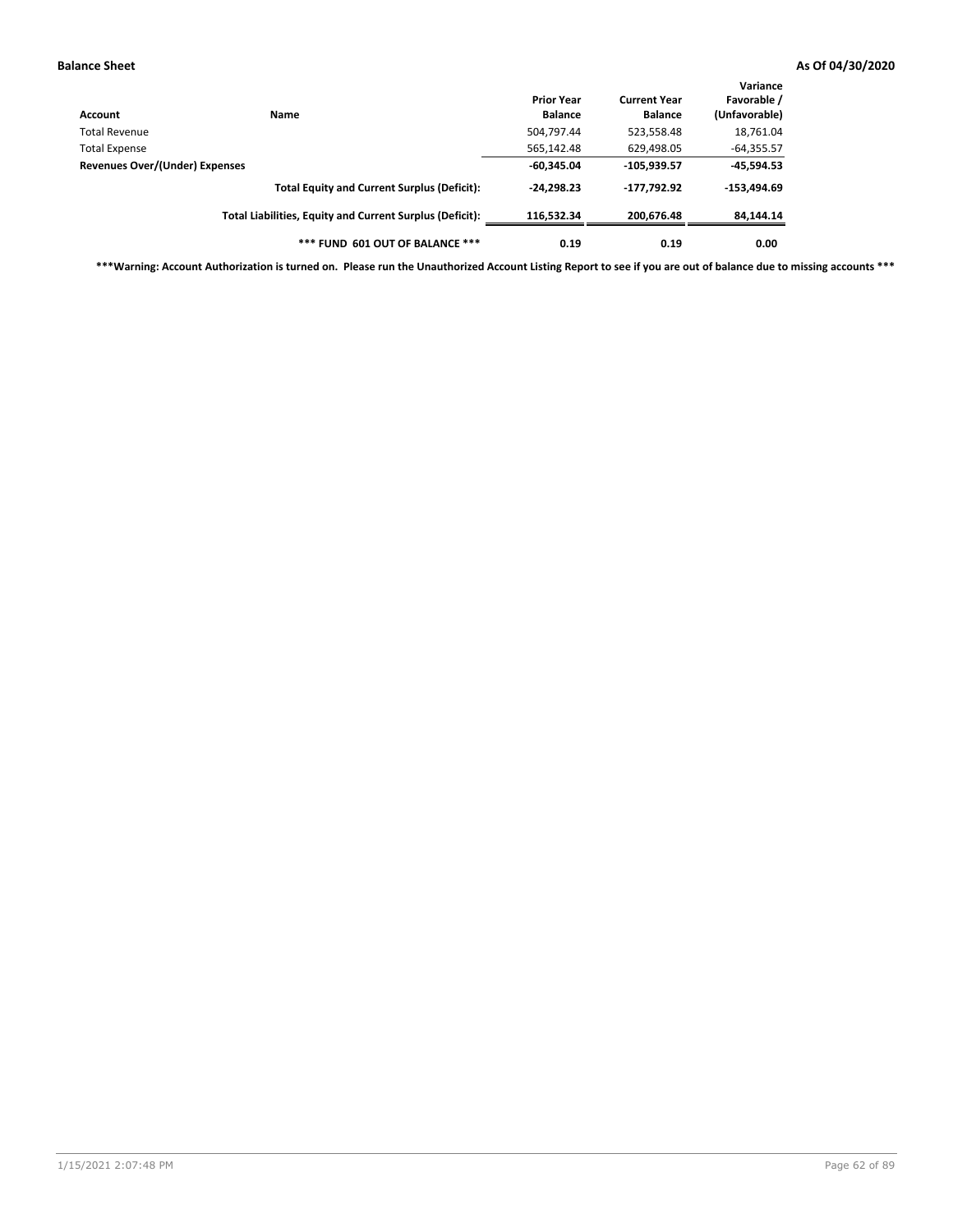**Balance Sheet** **As Of 04/30/2020**

| Account | Name | Prior Year Balance | Current Year Balance | Variance Favorable / (Unfavorable) |
|---|---|---|---|---|
| Total Revenue | | 504,797.44 | 523,558.48 | 18,761.04 |
| Total Expense | | 565,142.48 | 629,498.05 | -64,355.57 |
| **Revenues Over/(Under) Expenses** | | **-60,345.04** | **-105,939.57** | **-45,594.53** |
| | **Total Equity and Current Surplus (Deficit):** | **-24,298.23** | **-177,792.92** | **-153,494.69** |
| | **Total Liabilities, Equity and Current Surplus (Deficit):** | **116,532.34** | **200,676.48** | **84,144.14** |
| | **\*\*\* FUND 601 OUT OF BALANCE \*\*\*** | **0.19** | **0.19** | **0.00** |

**\*\*\*Warning: Account Authorization is turned on. Please run the Unauthorized Account Listing Report to see if you are out of balance due to missing accounts \*\*\***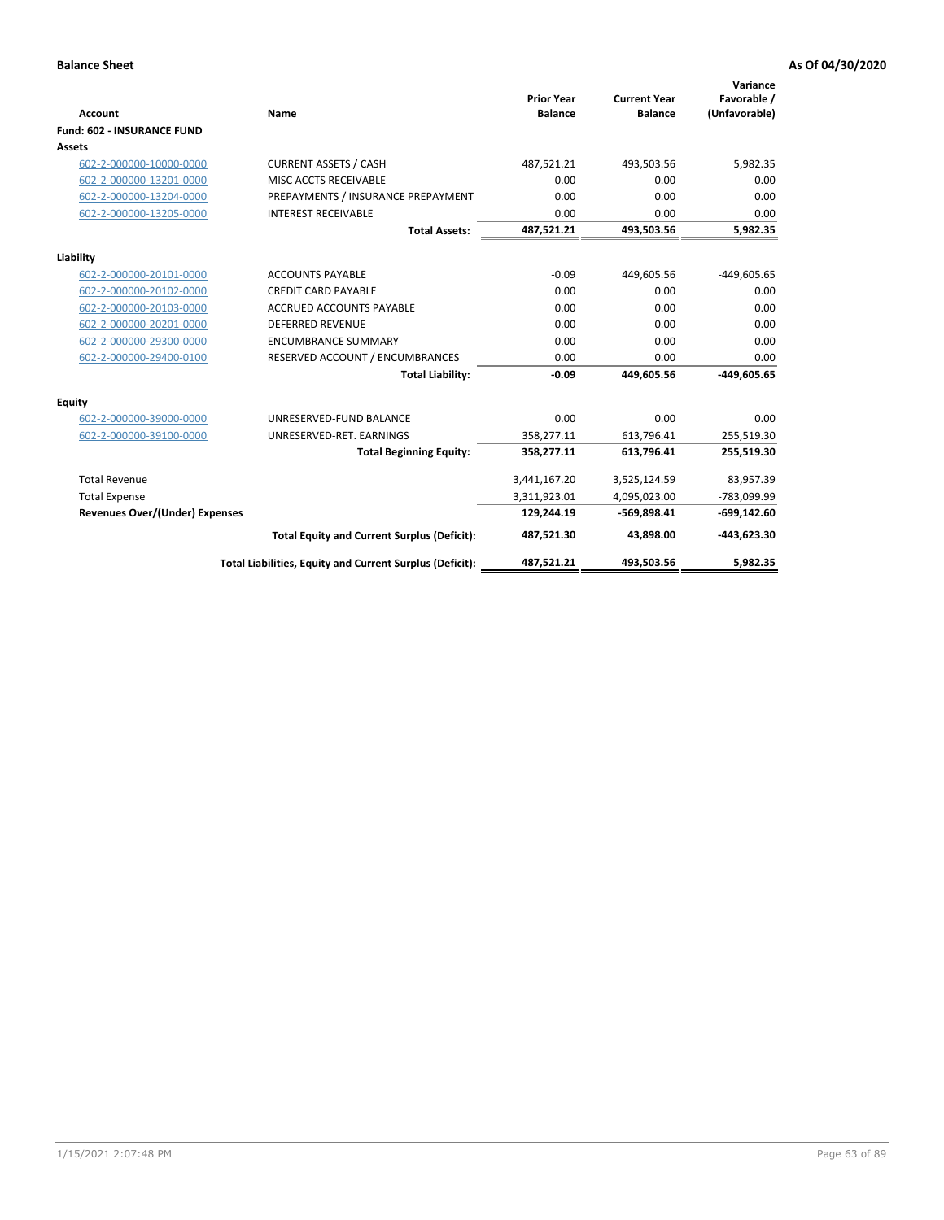**Balance Sheet** — As Of 04/30/2020

| Account | Name | Prior Year Balance | Current Year Balance | Variance Favorable / (Unfavorable) |
|---|---|---|---|---|
| **Fund: 602 - INSURANCE FUND** | | | | |
| **Assets** | | | | |
| 602-2-000000-10000-0000 | CURRENT ASSETS / CASH | 487,521.21 | 493,503.56 | 5,982.35 |
| 602-2-000000-13201-0000 | MISC ACCTS RECEIVABLE | 0.00 | 0.00 | 0.00 |
| 602-2-000000-13204-0000 | PREPAYMENTS / INSURANCE PREPAYMENT | 0.00 | 0.00 | 0.00 |
| 602-2-000000-13205-0000 | INTEREST RECEIVABLE | 0.00 | 0.00 | 0.00 |
| | **Total Assets:** | **487,521.21** | **493,503.56** | **5,982.35** |
| **Liability** | | | | |
| 602-2-000000-20101-0000 | ACCOUNTS PAYABLE | -0.09 | 449,605.56 | -449,605.65 |
| 602-2-000000-20102-0000 | CREDIT CARD PAYABLE | 0.00 | 0.00 | 0.00 |
| 602-2-000000-20103-0000 | ACCRUED ACCOUNTS PAYABLE | 0.00 | 0.00 | 0.00 |
| 602-2-000000-20201-0000 | DEFERRED REVENUE | 0.00 | 0.00 | 0.00 |
| 602-2-000000-29300-0000 | ENCUMBRANCE SUMMARY | 0.00 | 0.00 | 0.00 |
| 602-2-000000-29400-0100 | RESERVED ACCOUNT / ENCUMBRANCES | 0.00 | 0.00 | 0.00 |
| | **Total Liability:** | **-0.09** | **449,605.56** | **-449,605.65** |
| **Equity** | | | | |
| 602-2-000000-39000-0000 | UNRESERVED-FUND BALANCE | 0.00 | 0.00 | 0.00 |
| 602-2-000000-39100-0000 | UNRESERVED-RET. EARNINGS | 358,277.11 | 613,796.41 | 255,519.30 |
| | **Total Beginning Equity:** | **358,277.11** | **613,796.41** | **255,519.30** |
| Total Revenue | | 3,441,167.20 | 3,525,124.59 | 83,957.39 |
| Total Expense | | 3,311,923.01 | 4,095,023.00 | -783,099.99 |
| **Revenues Over/(Under) Expenses** | | **129,244.19** | **-569,898.41** | **-699,142.60** |
| | **Total Equity and Current Surplus (Deficit):** | **487,521.30** | **43,898.00** | **-443,623.30** |
| | **Total Liabilities, Equity and Current Surplus (Deficit):** | **487,521.21** | **493,503.56** | **5,982.35** |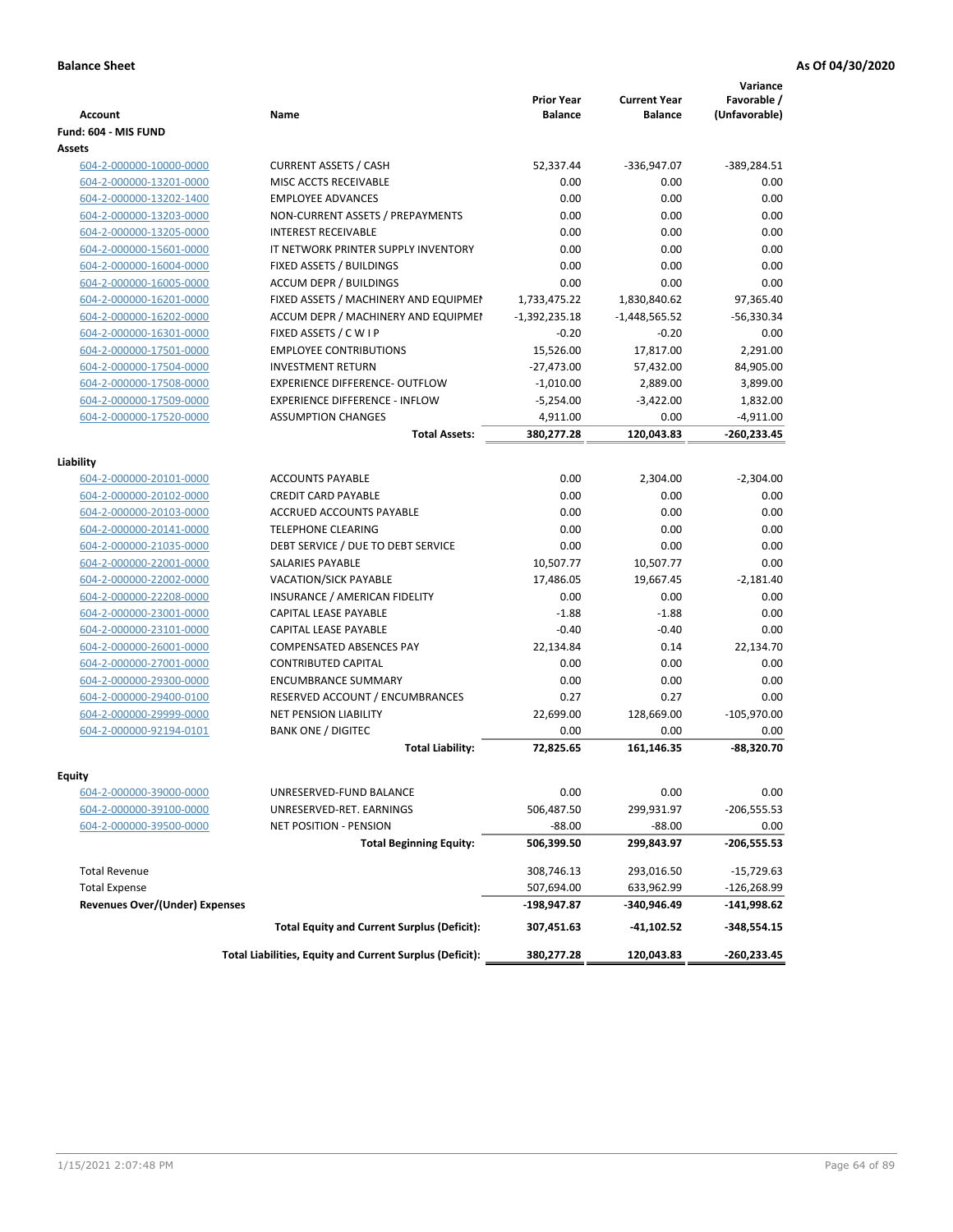**Balance Sheet** **As Of 04/30/2020**

| Account | Name | Prior Year Balance | Current Year Balance | Variance Favorable / (Unfavorable) |
|---|---|---|---|---|
| **Fund: 604 - MIS FUND** | | | | |
| **Assets** | | | | |
| 604-2-000000-10000-0000 | CURRENT ASSETS / CASH | 52,337.44 | -336,947.07 | -389,284.51 |
| 604-2-000000-13201-0000 | MISC ACCTS RECEIVABLE | 0.00 | 0.00 | 0.00 |
| 604-2-000000-13202-1400 | EMPLOYEE ADVANCES | 0.00 | 0.00 | 0.00 |
| 604-2-000000-13203-0000 | NON-CURRENT ASSETS / PREPAYMENTS | 0.00 | 0.00 | 0.00 |
| 604-2-000000-13205-0000 | INTEREST RECEIVABLE | 0.00 | 0.00 | 0.00 |
| 604-2-000000-15601-0000 | IT NETWORK PRINTER SUPPLY INVENTORY | 0.00 | 0.00 | 0.00 |
| 604-2-000000-16004-0000 | FIXED ASSETS / BUILDINGS | 0.00 | 0.00 | 0.00 |
| 604-2-000000-16005-0000 | ACCUM DEPR / BUILDINGS | 0.00 | 0.00 | 0.00 |
| 604-2-000000-16201-0000 | FIXED ASSETS / MACHINERY AND EQUIPMEI | 1,733,475.22 | 1,830,840.62 | 97,365.40 |
| 604-2-000000-16202-0000 | ACCUM DEPR / MACHINERY AND EQUIPMEI | -1,392,235.18 | -1,448,565.52 | -56,330.34 |
| 604-2-000000-16301-0000 | FIXED ASSETS / C W I P | -0.20 | -0.20 | 0.00 |
| 604-2-000000-17501-0000 | EMPLOYEE CONTRIBUTIONS | 15,526.00 | 17,817.00 | 2,291.00 |
| 604-2-000000-17504-0000 | INVESTMENT RETURN | -27,473.00 | 57,432.00 | 84,905.00 |
| 604-2-000000-17508-0000 | EXPERIENCE DIFFERENCE- OUTFLOW | -1,010.00 | 2,889.00 | 3,899.00 |
| 604-2-000000-17509-0000 | EXPERIENCE DIFFERENCE - INFLOW | -5,254.00 | -3,422.00 | 1,832.00 |
| 604-2-000000-17520-0000 | ASSUMPTION CHANGES | 4,911.00 | 0.00 | -4,911.00 |
| | **Total Assets:** | **380,277.28** | **120,043.83** | **-260,233.45** |
| **Liability** | | | | |
| 604-2-000000-20101-0000 | ACCOUNTS PAYABLE | 0.00 | 2,304.00 | -2,304.00 |
| 604-2-000000-20102-0000 | CREDIT CARD PAYABLE | 0.00 | 0.00 | 0.00 |
| 604-2-000000-20103-0000 | ACCRUED ACCOUNTS PAYABLE | 0.00 | 0.00 | 0.00 |
| 604-2-000000-20141-0000 | TELEPHONE CLEARING | 0.00 | 0.00 | 0.00 |
| 604-2-000000-21035-0000 | DEBT SERVICE / DUE TO DEBT SERVICE | 0.00 | 0.00 | 0.00 |
| 604-2-000000-22001-0000 | SALARIES PAYABLE | 10,507.77 | 10,507.77 | 0.00 |
| 604-2-000000-22002-0000 | VACATION/SICK PAYABLE | 17,486.05 | 19,667.45 | -2,181.40 |
| 604-2-000000-22208-0000 | INSURANCE / AMERICAN FIDELITY | 0.00 | 0.00 | 0.00 |
| 604-2-000000-23001-0000 | CAPITAL LEASE PAYABLE | -1.88 | -1.88 | 0.00 |
| 604-2-000000-23101-0000 | CAPITAL LEASE PAYABLE | -0.40 | -0.40 | 0.00 |
| 604-2-000000-26001-0000 | COMPENSATED ABSENCES PAY | 22,134.84 | 0.14 | 22,134.70 |
| 604-2-000000-27001-0000 | CONTRIBUTED CAPITAL | 0.00 | 0.00 | 0.00 |
| 604-2-000000-29300-0000 | ENCUMBRANCE SUMMARY | 0.00 | 0.00 | 0.00 |
| 604-2-000000-29400-0100 | RESERVED ACCOUNT / ENCUMBRANCES | 0.27 | 0.27 | 0.00 |
| 604-2-000000-29999-0000 | NET PENSION LIABILITY | 22,699.00 | 128,669.00 | -105,970.00 |
| 604-2-000000-92194-0101 | BANK ONE / DIGITEC | 0.00 | 0.00 | 0.00 |
| | **Total Liability:** | **72,825.65** | **161,146.35** | **-88,320.70** |
| **Equity** | | | | |
| 604-2-000000-39000-0000 | UNRESERVED-FUND BALANCE | 0.00 | 0.00 | 0.00 |
| 604-2-000000-39100-0000 | UNRESERVED-RET. EARNINGS | 506,487.50 | 299,931.97 | -206,555.53 |
| 604-2-000000-39500-0000 | NET POSITION - PENSION | -88.00 | -88.00 | 0.00 |
| | **Total Beginning Equity:** | **506,399.50** | **299,843.97** | **-206,555.53** |
| Total Revenue | | 308,746.13 | 293,016.50 | -15,729.63 |
| Total Expense | | 507,694.00 | 633,962.99 | -126,268.99 |
| **Revenues Over/(Under) Expenses** | | **-198,947.87** | **-340,946.49** | **-141,998.62** |
| | **Total Equity and Current Surplus (Deficit):** | **307,451.63** | **-41,102.52** | **-348,554.15** |
| | **Total Liabilities, Equity and Current Surplus (Deficit):** | **380,277.28** | **120,043.83** | **-260,233.45** |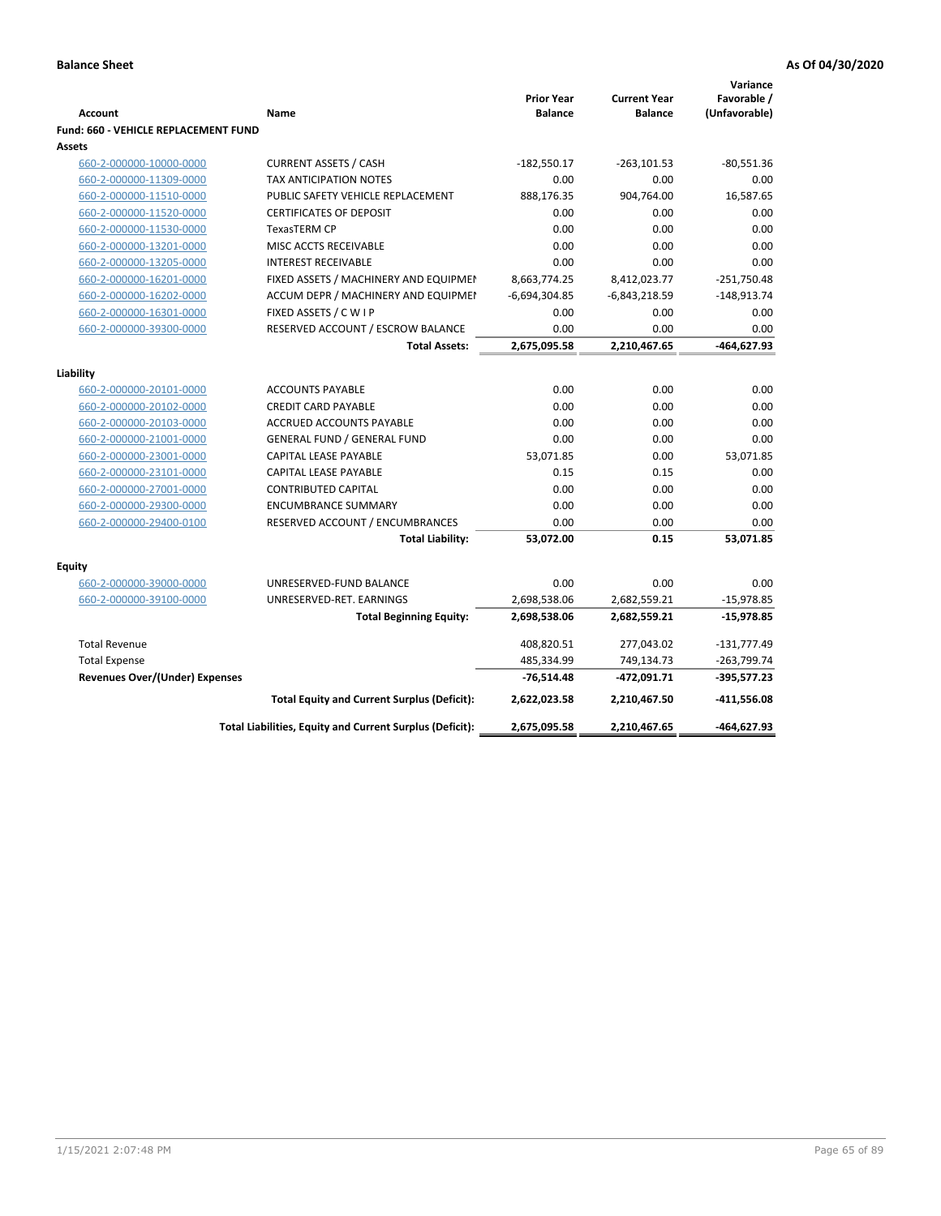**Balance Sheet** **As Of 04/30/2020**

| Account | Name | Prior Year Balance | Current Year Balance | Variance Favorable / (Unfavorable) |
|---|---|---|---|---|
| **Fund: 660 - VEHICLE REPLACEMENT FUND** | | | | |
| **Assets** | | | | |
| 660-2-000000-10000-0000 | CURRENT ASSETS / CASH | -182,550.17 | -263,101.53 | -80,551.36 |
| 660-2-000000-11309-0000 | TAX ANTICIPATION NOTES | 0.00 | 0.00 | 0.00 |
| 660-2-000000-11510-0000 | PUBLIC SAFETY VEHICLE REPLACEMENT | 888,176.35 | 904,764.00 | 16,587.65 |
| 660-2-000000-11520-0000 | CERTIFICATES OF DEPOSIT | 0.00 | 0.00 | 0.00 |
| 660-2-000000-11530-0000 | TexasTERM CP | 0.00 | 0.00 | 0.00 |
| 660-2-000000-13201-0000 | MISC ACCTS RECEIVABLE | 0.00 | 0.00 | 0.00 |
| 660-2-000000-13205-0000 | INTEREST RECEIVABLE | 0.00 | 0.00 | 0.00 |
| 660-2-000000-16201-0000 | FIXED ASSETS / MACHINERY AND EQUIPMEI | 8,663,774.25 | 8,412,023.77 | -251,750.48 |
| 660-2-000000-16202-0000 | ACCUM DEPR / MACHINERY AND EQUIPMEI | -6,694,304.85 | -6,843,218.59 | -148,913.74 |
| 660-2-000000-16301-0000 | FIXED ASSETS / C W I P | 0.00 | 0.00 | 0.00 |
| 660-2-000000-39300-0000 | RESERVED ACCOUNT / ESCROW BALANCE | 0.00 | 0.00 | 0.00 |
| | **Total Assets:** | **2,675,095.58** | **2,210,467.65** | **-464,627.93** |
| **Liability** | | | | |
| 660-2-000000-20101-0000 | ACCOUNTS PAYABLE | 0.00 | 0.00 | 0.00 |
| 660-2-000000-20102-0000 | CREDIT CARD PAYABLE | 0.00 | 0.00 | 0.00 |
| 660-2-000000-20103-0000 | ACCRUED ACCOUNTS PAYABLE | 0.00 | 0.00 | 0.00 |
| 660-2-000000-21001-0000 | GENERAL FUND / GENERAL FUND | 0.00 | 0.00 | 0.00 |
| 660-2-000000-23001-0000 | CAPITAL LEASE PAYABLE | 53,071.85 | 0.00 | 53,071.85 |
| 660-2-000000-23101-0000 | CAPITAL LEASE PAYABLE | 0.15 | 0.15 | 0.00 |
| 660-2-000000-27001-0000 | CONTRIBUTED CAPITAL | 0.00 | 0.00 | 0.00 |
| 660-2-000000-29300-0000 | ENCUMBRANCE SUMMARY | 0.00 | 0.00 | 0.00 |
| 660-2-000000-29400-0100 | RESERVED ACCOUNT / ENCUMBRANCES | 0.00 | 0.00 | 0.00 |
| | **Total Liability:** | **53,072.00** | **0.15** | **53,071.85** |
| **Equity** | | | | |
| 660-2-000000-39000-0000 | UNRESERVED-FUND BALANCE | 0.00 | 0.00 | 0.00 |
| 660-2-000000-39100-0000 | UNRESERVED-RET. EARNINGS | 2,698,538.06 | 2,682,559.21 | -15,978.85 |
| | **Total Beginning Equity:** | **2,698,538.06** | **2,682,559.21** | **-15,978.85** |
| Total Revenue | | 408,820.51 | 277,043.02 | -131,777.49 |
| Total Expense | | 485,334.99 | 749,134.73 | -263,799.74 |
| **Revenues Over/(Under) Expenses** | | **-76,514.48** | **-472,091.71** | **-395,577.23** |
| | **Total Equity and Current Surplus (Deficit):** | **2,622,023.58** | **2,210,467.50** | **-411,556.08** |
| | **Total Liabilities, Equity and Current Surplus (Deficit):** | **2,675,095.58** | **2,210,467.65** | **-464,627.93** |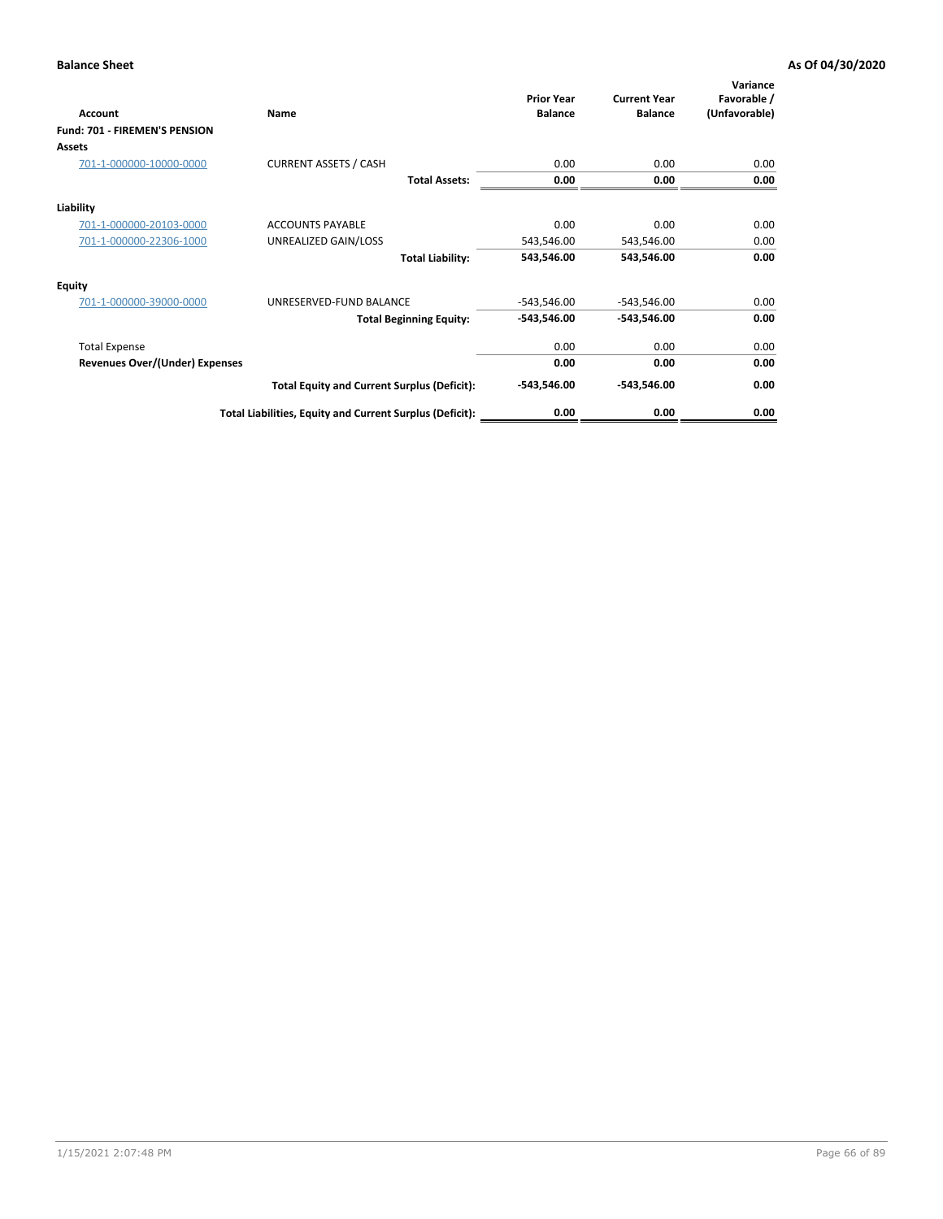**Balance Sheet** **As Of 04/30/2020**

| Account | Name | Prior Year Balance | Current Year Balance | Variance Favorable / (Unfavorable) |
|---|---|---|---|---|
| **Fund: 701 - FIREMEN'S PENSION** | | | | |
| **Assets** | | | | |
| 701-1-000000-10000-0000 | CURRENT ASSETS / CASH | 0.00 | 0.00 | 0.00 |
| | **Total Assets:** | **0.00** | **0.00** | **0.00** |
| **Liability** | | | | |
| 701-1-000000-20103-0000 | ACCOUNTS PAYABLE | 0.00 | 0.00 | 0.00 |
| 701-1-000000-22306-1000 | UNREALIZED GAIN/LOSS | 543,546.00 | 543,546.00 | 0.00 |
| | **Total Liability:** | **543,546.00** | **543,546.00** | **0.00** |
| **Equity** | | | | |
| 701-1-000000-39000-0000 | UNRESERVED-FUND BALANCE | -543,546.00 | -543,546.00 | 0.00 |
| | **Total Beginning Equity:** | **-543,546.00** | **-543,546.00** | **0.00** |
| Total Expense | | 0.00 | 0.00 | 0.00 |
| **Revenues Over/(Under) Expenses** | | **0.00** | **0.00** | **0.00** |
| | **Total Equity and Current Surplus (Deficit):** | **-543,546.00** | **-543,546.00** | **0.00** |
| | **Total Liabilities, Equity and Current Surplus (Deficit):** | **0.00** | **0.00** | **0.00** |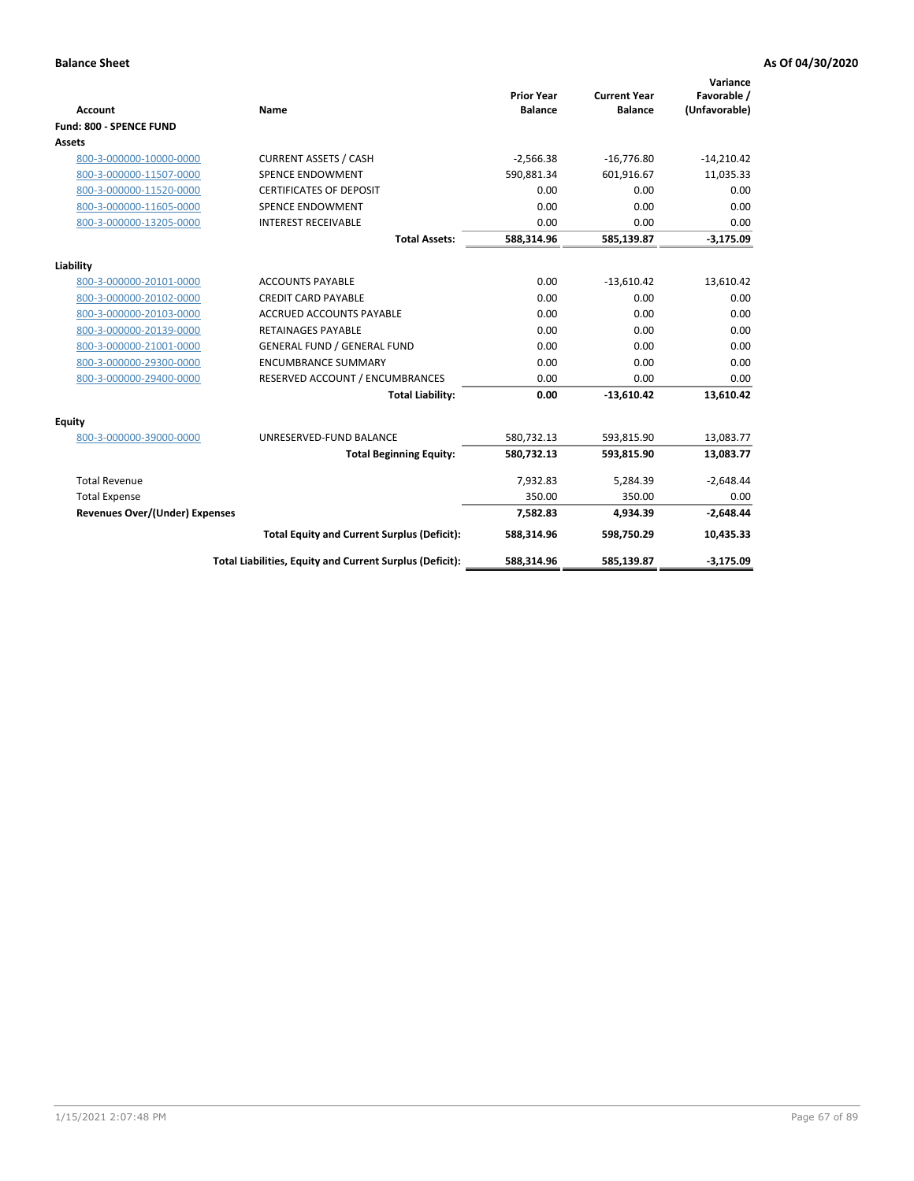**Balance Sheet** — **As Of 04/30/2020**

| Account | Name | Prior Year Balance | Current Year Balance | Variance Favorable / (Unfavorable) |
|---|---|---|---|---|
| **Fund: 800 - SPENCE FUND** | | | | |
| **Assets** | | | | |
| 800-3-000000-10000-0000 | CURRENT ASSETS / CASH | -2,566.38 | -16,776.80 | -14,210.42 |
| 800-3-000000-11507-0000 | SPENCE ENDOWMENT | 590,881.34 | 601,916.67 | 11,035.33 |
| 800-3-000000-11520-0000 | CERTIFICATES OF DEPOSIT | 0.00 | 0.00 | 0.00 |
| 800-3-000000-11605-0000 | SPENCE ENDOWMENT | 0.00 | 0.00 | 0.00 |
| 800-3-000000-13205-0000 | INTEREST RECEIVABLE | 0.00 | 0.00 | 0.00 |
| | **Total Assets:** | **588,314.96** | **585,139.87** | **-3,175.09** |
| **Liability** | | | | |
| 800-3-000000-20101-0000 | ACCOUNTS PAYABLE | 0.00 | -13,610.42 | 13,610.42 |
| 800-3-000000-20102-0000 | CREDIT CARD PAYABLE | 0.00 | 0.00 | 0.00 |
| 800-3-000000-20103-0000 | ACCRUED ACCOUNTS PAYABLE | 0.00 | 0.00 | 0.00 |
| 800-3-000000-20139-0000 | RETAINAGES PAYABLE | 0.00 | 0.00 | 0.00 |
| 800-3-000000-21001-0000 | GENERAL FUND / GENERAL FUND | 0.00 | 0.00 | 0.00 |
| 800-3-000000-29300-0000 | ENCUMBRANCE SUMMARY | 0.00 | 0.00 | 0.00 |
| 800-3-000000-29400-0000 | RESERVED ACCOUNT / ENCUMBRANCES | 0.00 | 0.00 | 0.00 |
| | **Total Liability:** | **0.00** | **-13,610.42** | **13,610.42** |
| **Equity** | | | | |
| 800-3-000000-39000-0000 | UNRESERVED-FUND BALANCE | 580,732.13 | 593,815.90 | 13,083.77 |
| | **Total Beginning Equity:** | **580,732.13** | **593,815.90** | **13,083.77** |
| Total Revenue | | 7,932.83 | 5,284.39 | -2,648.44 |
| Total Expense | | 350.00 | 350.00 | 0.00 |
| **Revenues Over/(Under) Expenses** | | **7,582.83** | **4,934.39** | **-2,648.44** |
| | **Total Equity and Current Surplus (Deficit):** | **588,314.96** | **598,750.29** | **10,435.33** |
| | **Total Liabilities, Equity and Current Surplus (Deficit):** | **588,314.96** | **585,139.87** | **-3,175.09** |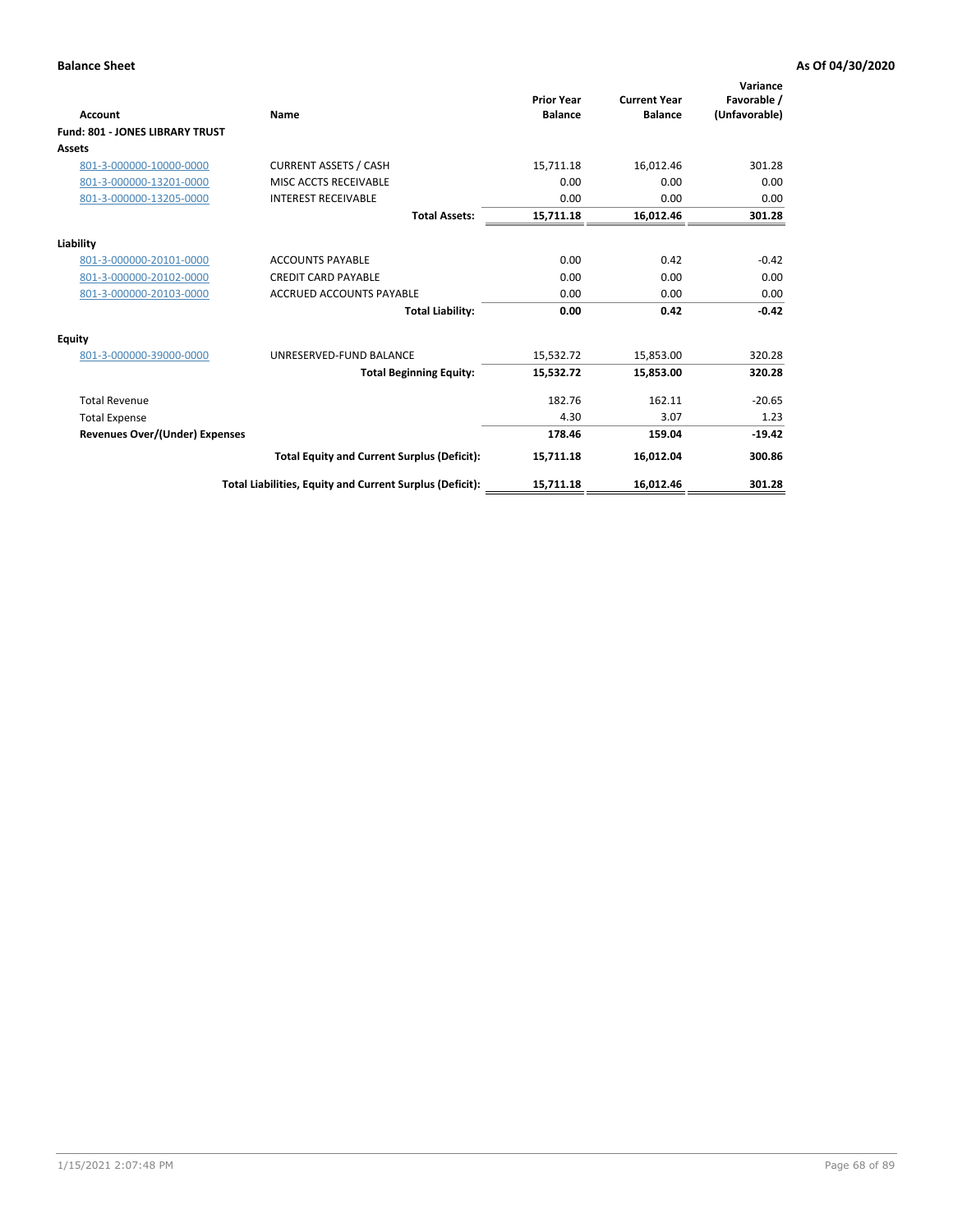**Balance Sheet** | **As Of 04/30/2020**

| Account | Name | Prior Year Balance | Current Year Balance | Variance Favorable / (Unfavorable) |
|---|---|---|---|---|
| **Fund: 801 - JONES LIBRARY TRUST** | | | | |
| **Assets** | | | | |
| 801-3-000000-10000-0000 | CURRENT ASSETS / CASH | 15,711.18 | 16,012.46 | 301.28 |
| 801-3-000000-13201-0000 | MISC ACCTS RECEIVABLE | 0.00 | 0.00 | 0.00 |
| 801-3-000000-13205-0000 | INTEREST RECEIVABLE | 0.00 | 0.00 | 0.00 |
| | **Total Assets:** | **15,711.18** | **16,012.46** | **301.28** |
| **Liability** | | | | |
| 801-3-000000-20101-0000 | ACCOUNTS PAYABLE | 0.00 | 0.42 | -0.42 |
| 801-3-000000-20102-0000 | CREDIT CARD PAYABLE | 0.00 | 0.00 | 0.00 |
| 801-3-000000-20103-0000 | ACCRUED ACCOUNTS PAYABLE | 0.00 | 0.00 | 0.00 |
| | **Total Liability:** | **0.00** | **0.42** | **-0.42** |
| **Equity** | | | | |
| 801-3-000000-39000-0000 | UNRESERVED-FUND BALANCE | 15,532.72 | 15,853.00 | 320.28 |
| | **Total Beginning Equity:** | **15,532.72** | **15,853.00** | **320.28** |
| Total Revenue | | 182.76 | 162.11 | -20.65 |
| Total Expense | | 4.30 | 3.07 | 1.23 |
| **Revenues Over/(Under) Expenses** | | **178.46** | **159.04** | **-19.42** |
| | **Total Equity and Current Surplus (Deficit):** | **15,711.18** | **16,012.04** | **300.86** |
| | **Total Liabilities, Equity and Current Surplus (Deficit):** | **15,711.18** | **16,012.46** | **301.28** |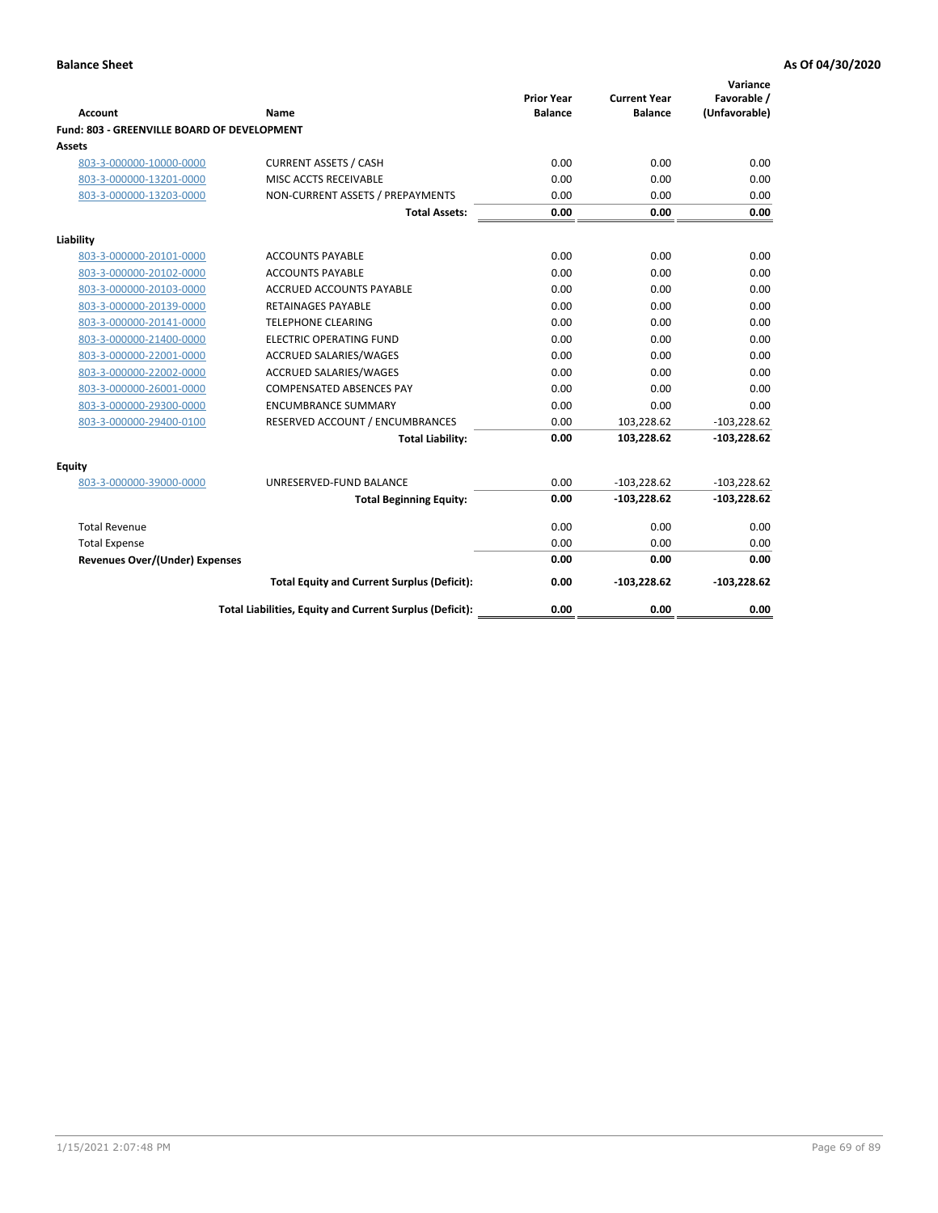**Balance Sheet** **As Of 04/30/2020**

| Account | Name | Prior Year Balance | Current Year Balance | Variance Favorable / (Unfavorable) |
|---|---|---|---|---|
| **Fund: 803 - GREENVILLE BOARD OF DEVELOPMENT** | | | | |
| **Assets** | | | | |
| 803-3-000000-10000-0000 | CURRENT ASSETS / CASH | 0.00 | 0.00 | 0.00 |
| 803-3-000000-13201-0000 | MISC ACCTS RECEIVABLE | 0.00 | 0.00 | 0.00 |
| 803-3-000000-13203-0000 | NON-CURRENT ASSETS / PREPAYMENTS | 0.00 | 0.00 | 0.00 |
| | **Total Assets:** | **0.00** | **0.00** | **0.00** |
| **Liability** | | | | |
| 803-3-000000-20101-0000 | ACCOUNTS PAYABLE | 0.00 | 0.00 | 0.00 |
| 803-3-000000-20102-0000 | ACCOUNTS PAYABLE | 0.00 | 0.00 | 0.00 |
| 803-3-000000-20103-0000 | ACCRUED ACCOUNTS PAYABLE | 0.00 | 0.00 | 0.00 |
| 803-3-000000-20139-0000 | RETAINAGES PAYABLE | 0.00 | 0.00 | 0.00 |
| 803-3-000000-20141-0000 | TELEPHONE CLEARING | 0.00 | 0.00 | 0.00 |
| 803-3-000000-21400-0000 | ELECTRIC OPERATING FUND | 0.00 | 0.00 | 0.00 |
| 803-3-000000-22001-0000 | ACCRUED SALARIES/WAGES | 0.00 | 0.00 | 0.00 |
| 803-3-000000-22002-0000 | ACCRUED SALARIES/WAGES | 0.00 | 0.00 | 0.00 |
| 803-3-000000-26001-0000 | COMPENSATED ABSENCES PAY | 0.00 | 0.00 | 0.00 |
| 803-3-000000-29300-0000 | ENCUMBRANCE SUMMARY | 0.00 | 0.00 | 0.00 |
| 803-3-000000-29400-0100 | RESERVED ACCOUNT / ENCUMBRANCES | 0.00 | 103,228.62 | -103,228.62 |
| | **Total Liability:** | **0.00** | **103,228.62** | **-103,228.62** |
| **Equity** | | | | |
| 803-3-000000-39000-0000 | UNRESERVED-FUND BALANCE | 0.00 | -103,228.62 | -103,228.62 |
| | **Total Beginning Equity:** | **0.00** | **-103,228.62** | **-103,228.62** |
| Total Revenue | | 0.00 | 0.00 | 0.00 |
| Total Expense | | 0.00 | 0.00 | 0.00 |
| **Revenues Over/(Under) Expenses** | | **0.00** | **0.00** | **0.00** |
| | **Total Equity and Current Surplus (Deficit):** | **0.00** | **-103,228.62** | **-103,228.62** |
| | **Total Liabilities, Equity and Current Surplus (Deficit):** | **0.00** | **0.00** | **0.00** |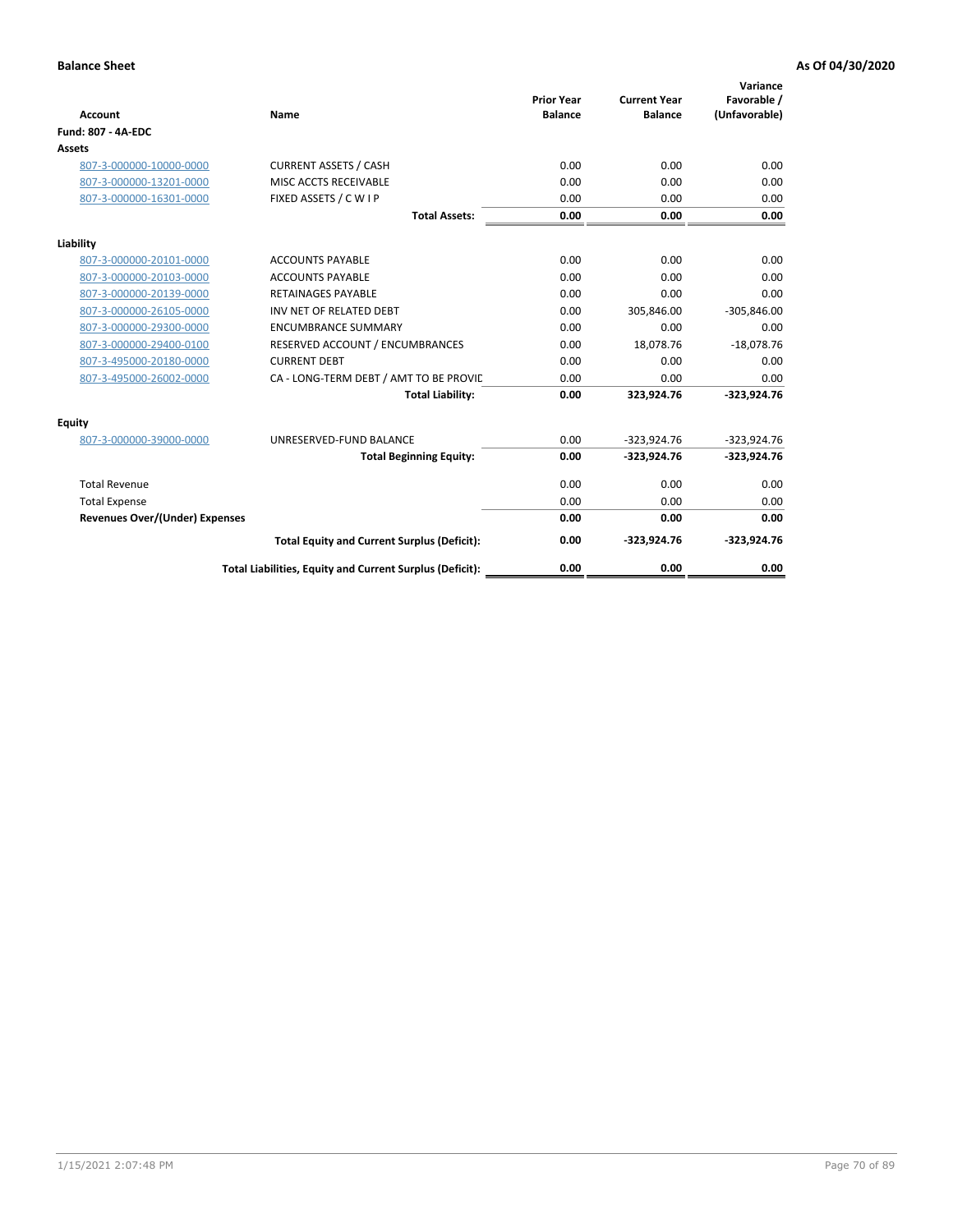**Balance Sheet** **As Of 04/30/2020**

| Account | Name | Prior Year Balance | Current Year Balance | Variance Favorable / (Unfavorable) |
|---|---|---|---|---|
| **Fund: 807 - 4A-EDC** | | | | |
| **Assets** | | | | |
| 807-3-000000-10000-0000 | CURRENT ASSETS / CASH | 0.00 | 0.00 | 0.00 |
| 807-3-000000-13201-0000 | MISC ACCTS RECEIVABLE | 0.00 | 0.00 | 0.00 |
| 807-3-000000-16301-0000 | FIXED ASSETS / C W I P | 0.00 | 0.00 | 0.00 |
| | **Total Assets:** | **0.00** | **0.00** | **0.00** |
| **Liability** | | | | |
| 807-3-000000-20101-0000 | ACCOUNTS PAYABLE | 0.00 | 0.00 | 0.00 |
| 807-3-000000-20103-0000 | ACCOUNTS PAYABLE | 0.00 | 0.00 | 0.00 |
| 807-3-000000-20139-0000 | RETAINAGES PAYABLE | 0.00 | 0.00 | 0.00 |
| 807-3-000000-26105-0000 | INV NET OF RELATED DEBT | 0.00 | 305,846.00 | -305,846.00 |
| 807-3-000000-29300-0000 | ENCUMBRANCE SUMMARY | 0.00 | 0.00 | 0.00 |
| 807-3-000000-29400-0100 | RESERVED ACCOUNT / ENCUMBRANCES | 0.00 | 18,078.76 | -18,078.76 |
| 807-3-495000-20180-0000 | CURRENT DEBT | 0.00 | 0.00 | 0.00 |
| 807-3-495000-26002-0000 | CA - LONG-TERM DEBT / AMT TO BE PROVIC | 0.00 | 0.00 | 0.00 |
| | **Total Liability:** | **0.00** | **323,924.76** | **-323,924.76** |
| **Equity** | | | | |
| 807-3-000000-39000-0000 | UNRESERVED-FUND BALANCE | 0.00 | -323,924.76 | -323,924.76 |
| | **Total Beginning Equity:** | **0.00** | **-323,924.76** | **-323,924.76** |
| Total Revenue | | 0.00 | 0.00 | 0.00 |
| Total Expense | | 0.00 | 0.00 | 0.00 |
| **Revenues Over/(Under) Expenses** | | **0.00** | **0.00** | **0.00** |
| | **Total Equity and Current Surplus (Deficit):** | **0.00** | **-323,924.76** | **-323,924.76** |
| | **Total Liabilities, Equity and Current Surplus (Deficit):** | **0.00** | **0.00** | **0.00** |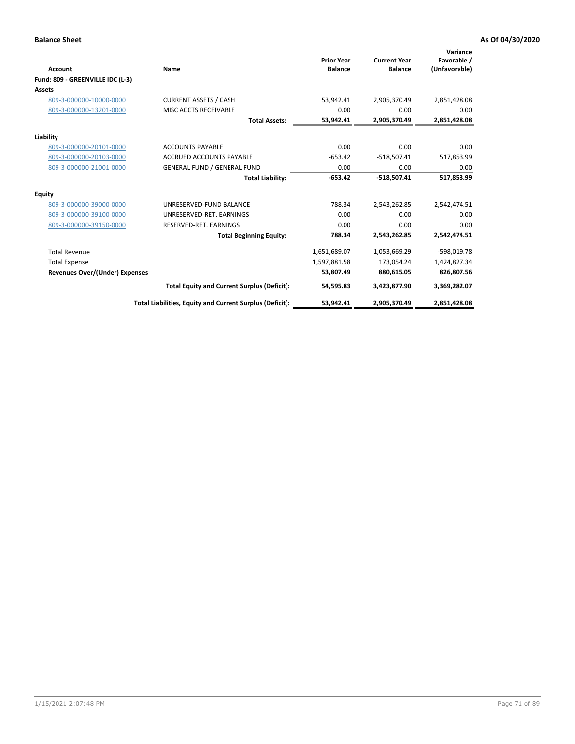**Balance Sheet** | **As Of 04/30/2020**

| Account | Name | Prior Year Balance | Current Year Balance | Variance Favorable / (Unfavorable) |
|---|---|---|---|---|
| **Fund: 809 - GREENVILLE IDC (L-3)** | | | | |
| **Assets** | | | | |
| 809-3-000000-10000-0000 | CURRENT ASSETS / CASH | 53,942.41 | 2,905,370.49 | 2,851,428.08 |
| 809-3-000000-13201-0000 | MISC ACCTS RECEIVABLE | 0.00 | 0.00 | 0.00 |
| | **Total Assets:** | **53,942.41** | **2,905,370.49** | **2,851,428.08** |
| **Liability** | | | | |
| 809-3-000000-20101-0000 | ACCOUNTS PAYABLE | 0.00 | 0.00 | 0.00 |
| 809-3-000000-20103-0000 | ACCRUED ACCOUNTS PAYABLE | -653.42 | -518,507.41 | 517,853.99 |
| 809-3-000000-21001-0000 | GENERAL FUND / GENERAL FUND | 0.00 | 0.00 | 0.00 |
| | **Total Liability:** | **-653.42** | **-518,507.41** | **517,853.99** |
| **Equity** | | | | |
| 809-3-000000-39000-0000 | UNRESERVED-FUND BALANCE | 788.34 | 2,543,262.85 | 2,542,474.51 |
| 809-3-000000-39100-0000 | UNRESERVED-RET. EARNINGS | 0.00 | 0.00 | 0.00 |
| 809-3-000000-39150-0000 | RESERVED-RET. EARNINGS | 0.00 | 0.00 | 0.00 |
| | **Total Beginning Equity:** | **788.34** | **2,543,262.85** | **2,542,474.51** |
| Total Revenue | | 1,651,689.07 | 1,053,669.29 | -598,019.78 |
| Total Expense | | 1,597,881.58 | 173,054.24 | 1,424,827.34 |
| **Revenues Over/(Under) Expenses** | | **53,807.49** | **880,615.05** | **826,807.56** |
| | **Total Equity and Current Surplus (Deficit):** | **54,595.83** | **3,423,877.90** | **3,369,282.07** |
| | **Total Liabilities, Equity and Current Surplus (Deficit):** | **53,942.41** | **2,905,370.49** | **2,851,428.08** |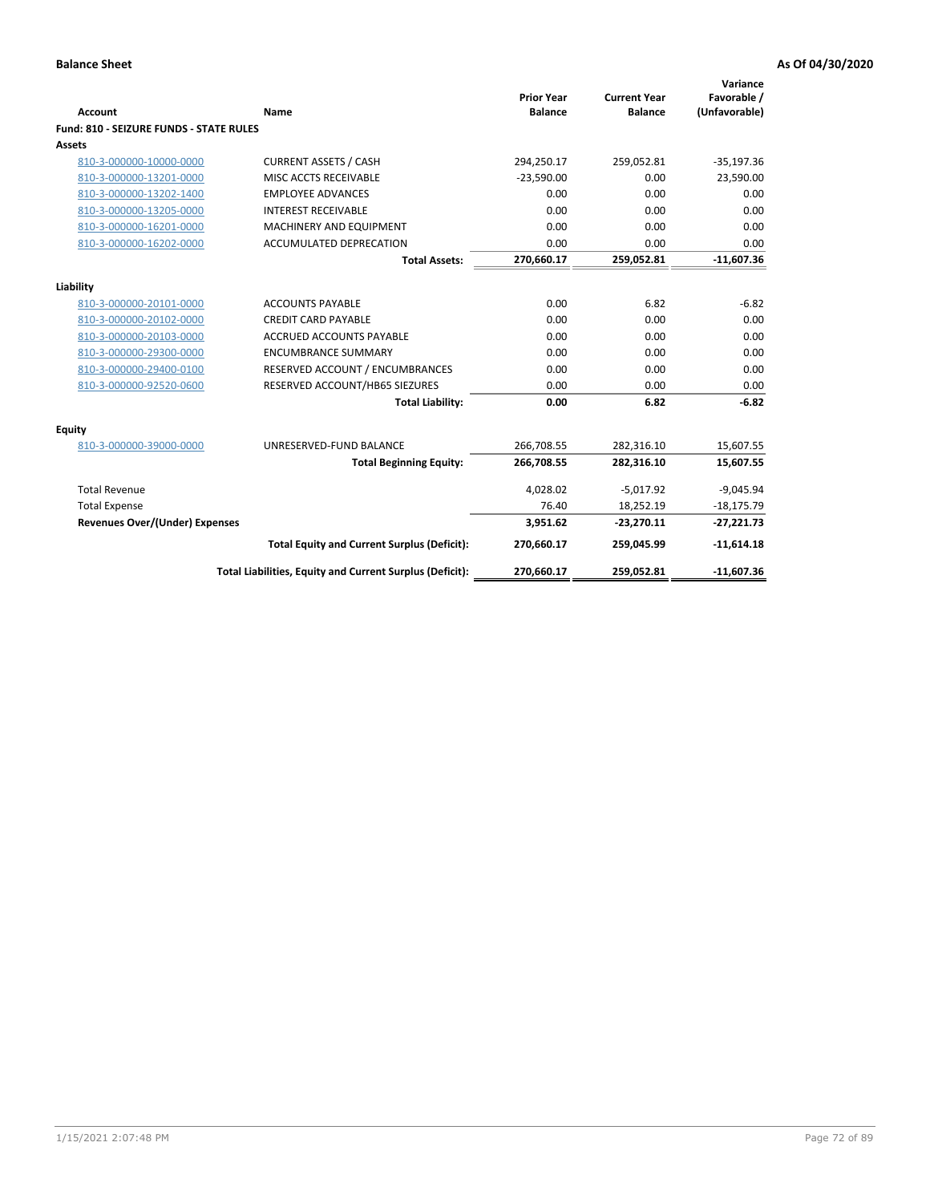**Balance Sheet** | **As Of 04/30/2020**

| Account | Name | Prior Year Balance | Current Year Balance | Variance Favorable / (Unfavorable) |
|---|---|---|---|---|
| **Fund: 810 - SEIZURE FUNDS - STATE RULES** | | | | |
| **Assets** | | | | |
| 810-3-000000-10000-0000 | CURRENT ASSETS / CASH | 294,250.17 | 259,052.81 | -35,197.36 |
| 810-3-000000-13201-0000 | MISC ACCTS RECEIVABLE | -23,590.00 | 0.00 | 23,590.00 |
| 810-3-000000-13202-1400 | EMPLOYEE ADVANCES | 0.00 | 0.00 | 0.00 |
| 810-3-000000-13205-0000 | INTEREST RECEIVABLE | 0.00 | 0.00 | 0.00 |
| 810-3-000000-16201-0000 | MACHINERY AND EQUIPMENT | 0.00 | 0.00 | 0.00 |
| 810-3-000000-16202-0000 | ACCUMULATED DEPRECATION | 0.00 | 0.00 | 0.00 |
| | **Total Assets:** | **270,660.17** | **259,052.81** | **-11,607.36** |
| **Liability** | | | | |
| 810-3-000000-20101-0000 | ACCOUNTS PAYABLE | 0.00 | 6.82 | -6.82 |
| 810-3-000000-20102-0000 | CREDIT CARD PAYABLE | 0.00 | 0.00 | 0.00 |
| 810-3-000000-20103-0000 | ACCRUED ACCOUNTS PAYABLE | 0.00 | 0.00 | 0.00 |
| 810-3-000000-29300-0000 | ENCUMBRANCE SUMMARY | 0.00 | 0.00 | 0.00 |
| 810-3-000000-29400-0100 | RESERVED ACCOUNT / ENCUMBRANCES | 0.00 | 0.00 | 0.00 |
| 810-3-000000-92520-0600 | RESERVED ACCOUNT/HB65 SIEZURES | 0.00 | 0.00 | 0.00 |
| | **Total Liability:** | **0.00** | **6.82** | **-6.82** |
| **Equity** | | | | |
| 810-3-000000-39000-0000 | UNRESERVED-FUND BALANCE | 266,708.55 | 282,316.10 | 15,607.55 |
| | **Total Beginning Equity:** | **266,708.55** | **282,316.10** | **15,607.55** |
| Total Revenue | | 4,028.02 | -5,017.92 | -9,045.94 |
| Total Expense | | 76.40 | 18,252.19 | -18,175.79 |
| **Revenues Over/(Under) Expenses** | | **3,951.62** | **-23,270.11** | **-27,221.73** |
| | **Total Equity and Current Surplus (Deficit):** | **270,660.17** | **259,045.99** | **-11,614.18** |
| | **Total Liabilities, Equity and Current Surplus (Deficit):** | **270,660.17** | **259,052.81** | **-11,607.36** |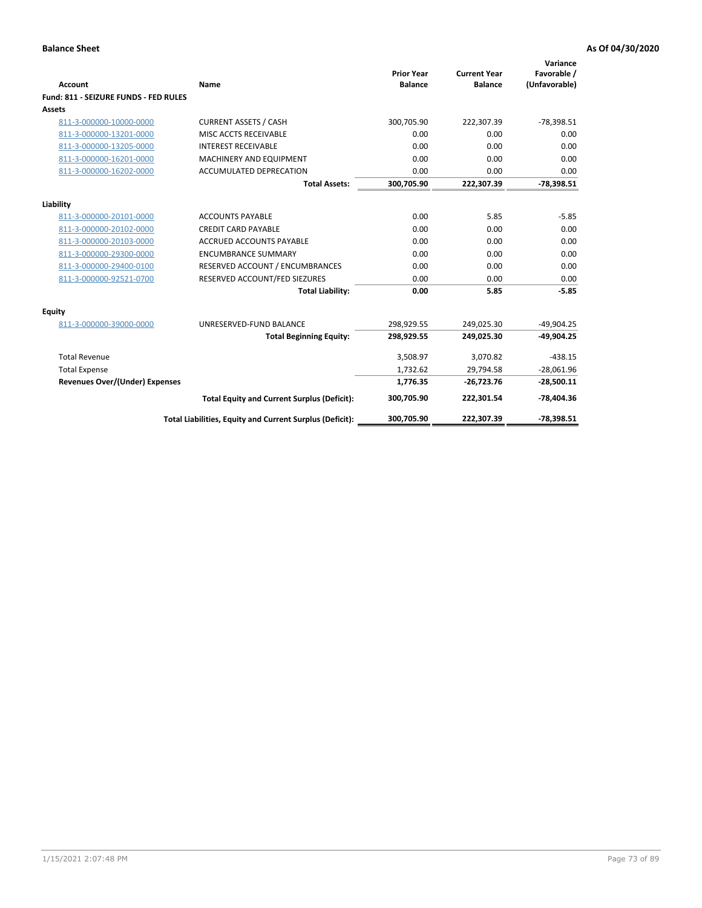**Balance Sheet** | **As Of 04/30/2020**

| Account | Name | Prior Year Balance | Current Year Balance | Variance Favorable / (Unfavorable) |
|---|---|---|---|---|
| **Fund: 811 - SEIZURE FUNDS - FED RULES** | | | | |
| **Assets** | | | | |
| 811-3-000000-10000-0000 | CURRENT ASSETS / CASH | 300,705.90 | 222,307.39 | -78,398.51 |
| 811-3-000000-13201-0000 | MISC ACCTS RECEIVABLE | 0.00 | 0.00 | 0.00 |
| 811-3-000000-13205-0000 | INTEREST RECEIVABLE | 0.00 | 0.00 | 0.00 |
| 811-3-000000-16201-0000 | MACHINERY AND EQUIPMENT | 0.00 | 0.00 | 0.00 |
| 811-3-000000-16202-0000 | ACCUMULATED DEPRECATION | 0.00 | 0.00 | 0.00 |
| | **Total Assets:** | **300,705.90** | **222,307.39** | **-78,398.51** |
| **Liability** | | | | |
| 811-3-000000-20101-0000 | ACCOUNTS PAYABLE | 0.00 | 5.85 | -5.85 |
| 811-3-000000-20102-0000 | CREDIT CARD PAYABLE | 0.00 | 0.00 | 0.00 |
| 811-3-000000-20103-0000 | ACCRUED ACCOUNTS PAYABLE | 0.00 | 0.00 | 0.00 |
| 811-3-000000-29300-0000 | ENCUMBRANCE SUMMARY | 0.00 | 0.00 | 0.00 |
| 811-3-000000-29400-0100 | RESERVED ACCOUNT / ENCUMBRANCES | 0.00 | 0.00 | 0.00 |
| 811-3-000000-92521-0700 | RESERVED ACCOUNT/FED SIEZURES | 0.00 | 0.00 | 0.00 |
| | **Total Liability:** | **0.00** | **5.85** | **-5.85** |
| **Equity** | | | | |
| 811-3-000000-39000-0000 | UNRESERVED-FUND BALANCE | 298,929.55 | 249,025.30 | -49,904.25 |
| | **Total Beginning Equity:** | **298,929.55** | **249,025.30** | **-49,904.25** |
| Total Revenue | | 3,508.97 | 3,070.82 | -438.15 |
| Total Expense | | 1,732.62 | 29,794.58 | -28,061.96 |
| **Revenues Over/(Under) Expenses** | | **1,776.35** | **-26,723.76** | **-28,500.11** |
| | **Total Equity and Current Surplus (Deficit):** | **300,705.90** | **222,301.54** | **-78,404.36** |
| | **Total Liabilities, Equity and Current Surplus (Deficit):** | **300,705.90** | **222,307.39** | **-78,398.51** |

1/15/2021 2:07:48 PM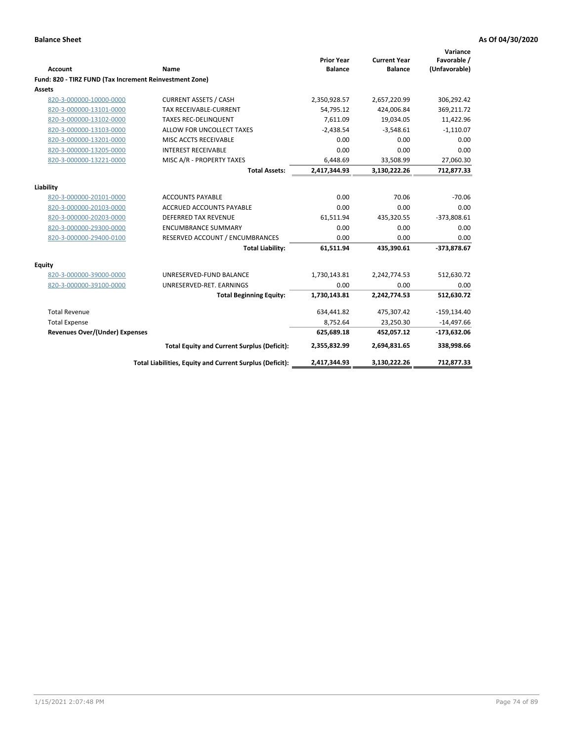**Balance Sheet** **As Of 04/30/2020**

| Account | Name | Prior Year Balance | Current Year Balance | Variance Favorable / (Unfavorable) |
|---|---|---|---|---|
| **Fund: 820 - TIRZ FUND (Tax Increment Reinvestment Zone)** | | | | |
| **Assets** | | | | |
| 820-3-000000-10000-0000 | CURRENT ASSETS / CASH | 2,350,928.57 | 2,657,220.99 | 306,292.42 |
| 820-3-000000-13101-0000 | TAX RECEIVABLE-CURRENT | 54,795.12 | 424,006.84 | 369,211.72 |
| 820-3-000000-13102-0000 | TAXES REC-DELINQUENT | 7,611.09 | 19,034.05 | 11,422.96 |
| 820-3-000000-13103-0000 | ALLOW FOR UNCOLLECT TAXES | -2,438.54 | -3,548.61 | -1,110.07 |
| 820-3-000000-13201-0000 | MISC ACCTS RECEIVABLE | 0.00 | 0.00 | 0.00 |
| 820-3-000000-13205-0000 | INTEREST RECEIVABLE | 0.00 | 0.00 | 0.00 |
| 820-3-000000-13221-0000 | MISC A/R - PROPERTY TAXES | 6,448.69 | 33,508.99 | 27,060.30 |
| | **Total Assets:** | **2,417,344.93** | **3,130,222.26** | **712,877.33** |
| **Liability** | | | | |
| 820-3-000000-20101-0000 | ACCOUNTS PAYABLE | 0.00 | 70.06 | -70.06 |
| 820-3-000000-20103-0000 | ACCRUED ACCOUNTS PAYABLE | 0.00 | 0.00 | 0.00 |
| 820-3-000000-20203-0000 | DEFERRED TAX REVENUE | 61,511.94 | 435,320.55 | -373,808.61 |
| 820-3-000000-29300-0000 | ENCUMBRANCE SUMMARY | 0.00 | 0.00 | 0.00 |
| 820-3-000000-29400-0100 | RESERVED ACCOUNT / ENCUMBRANCES | 0.00 | 0.00 | 0.00 |
| | **Total Liability:** | **61,511.94** | **435,390.61** | **-373,878.67** |
| **Equity** | | | | |
| 820-3-000000-39000-0000 | UNRESERVED-FUND BALANCE | 1,730,143.81 | 2,242,774.53 | 512,630.72 |
| 820-3-000000-39100-0000 | UNRESERVED-RET. EARNINGS | 0.00 | 0.00 | 0.00 |
| | **Total Beginning Equity:** | **1,730,143.81** | **2,242,774.53** | **512,630.72** |
| Total Revenue | | 634,441.82 | 475,307.42 | -159,134.40 |
| Total Expense | | 8,752.64 | 23,250.30 | -14,497.66 |
| **Revenues Over/(Under) Expenses** | | **625,689.18** | **452,057.12** | **-173,632.06** |
| | **Total Equity and Current Surplus (Deficit):** | **2,355,832.99** | **2,694,831.65** | **338,998.66** |
| | **Total Liabilities, Equity and Current Surplus (Deficit):** | **2,417,344.93** | **3,130,222.26** | **712,877.33** |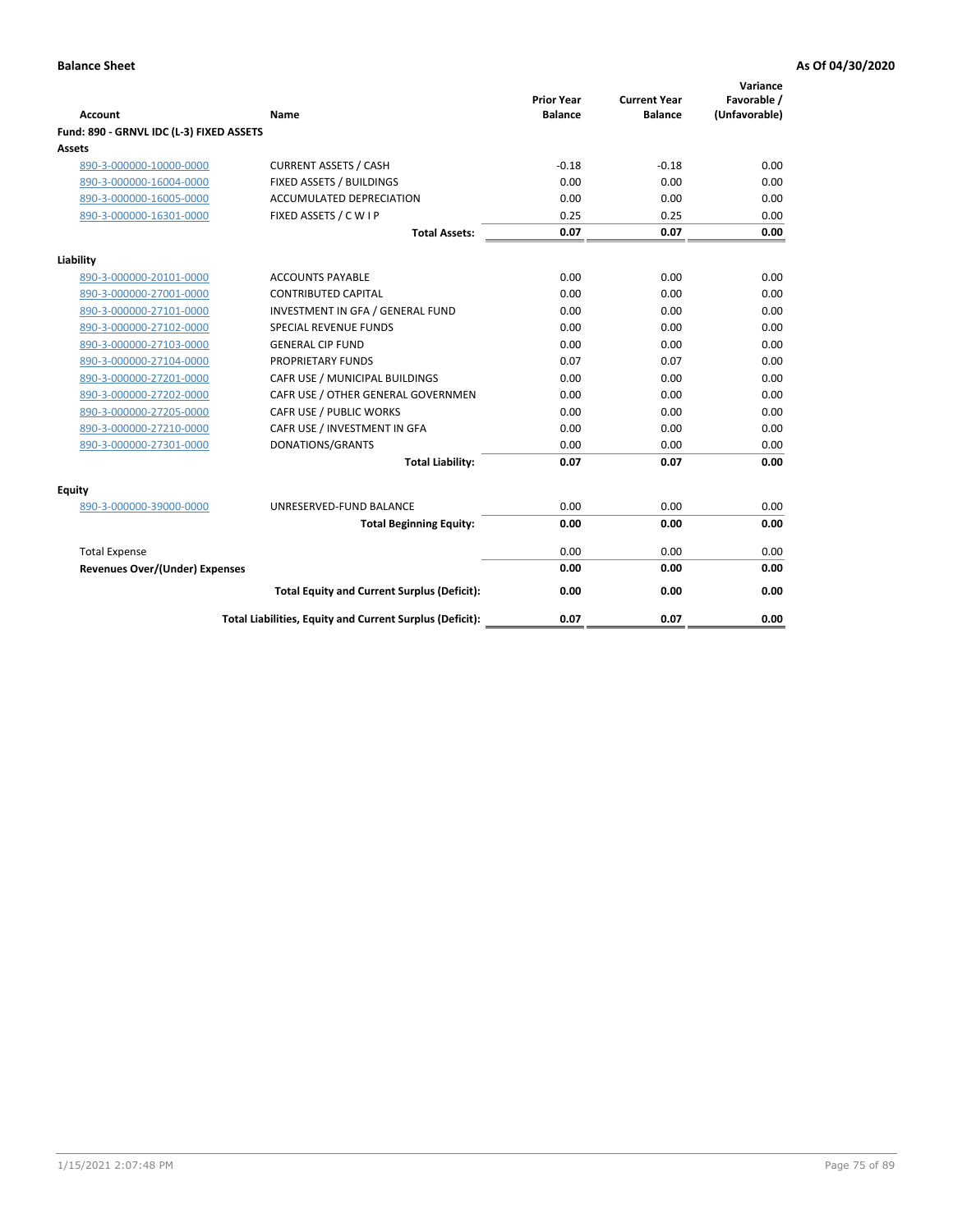**Balance Sheet** **As Of 04/30/2020**

| Account | Name | Prior Year Balance | Current Year Balance | Variance Favorable / (Unfavorable) |
|---|---|---|---|---|
| **Fund: 890 - GRNVL IDC (L-3) FIXED ASSETS** | | | | |
| **Assets** | | | | |
| 890-3-000000-10000-0000 | CURRENT ASSETS / CASH | -0.18 | -0.18 | 0.00 |
| 890-3-000000-16004-0000 | FIXED ASSETS / BUILDINGS | 0.00 | 0.00 | 0.00 |
| 890-3-000000-16005-0000 | ACCUMULATED DEPRECIATION | 0.00 | 0.00 | 0.00 |
| 890-3-000000-16301-0000 | FIXED ASSETS / C W I P | 0.25 | 0.25 | 0.00 |
| | **Total Assets:** | **0.07** | **0.07** | **0.00** |
| **Liability** | | | | |
| 890-3-000000-20101-0000 | ACCOUNTS PAYABLE | 0.00 | 0.00 | 0.00 |
| 890-3-000000-27001-0000 | CONTRIBUTED CAPITAL | 0.00 | 0.00 | 0.00 |
| 890-3-000000-27101-0000 | INVESTMENT IN GFA / GENERAL FUND | 0.00 | 0.00 | 0.00 |
| 890-3-000000-27102-0000 | SPECIAL REVENUE FUNDS | 0.00 | 0.00 | 0.00 |
| 890-3-000000-27103-0000 | GENERAL CIP FUND | 0.00 | 0.00 | 0.00 |
| 890-3-000000-27104-0000 | PROPRIETARY FUNDS | 0.07 | 0.07 | 0.00 |
| 890-3-000000-27201-0000 | CAFR USE / MUNICIPAL BUILDINGS | 0.00 | 0.00 | 0.00 |
| 890-3-000000-27202-0000 | CAFR USE / OTHER GENERAL GOVERNMEN | 0.00 | 0.00 | 0.00 |
| 890-3-000000-27205-0000 | CAFR USE / PUBLIC WORKS | 0.00 | 0.00 | 0.00 |
| 890-3-000000-27210-0000 | CAFR USE / INVESTMENT IN GFA | 0.00 | 0.00 | 0.00 |
| 890-3-000000-27301-0000 | DONATIONS/GRANTS | 0.00 | 0.00 | 0.00 |
| | **Total Liability:** | **0.07** | **0.07** | **0.00** |
| **Equity** | | | | |
| 890-3-000000-39000-0000 | UNRESERVED-FUND BALANCE | 0.00 | 0.00 | 0.00 |
| | **Total Beginning Equity:** | **0.00** | **0.00** | **0.00** |
| Total Expense | | 0.00 | 0.00 | 0.00 |
| **Revenues Over/(Under) Expenses** | | **0.00** | **0.00** | **0.00** |
| | **Total Equity and Current Surplus (Deficit):** | **0.00** | **0.00** | **0.00** |
| | **Total Liabilities, Equity and Current Surplus (Deficit):** | **0.07** | **0.07** | **0.00** |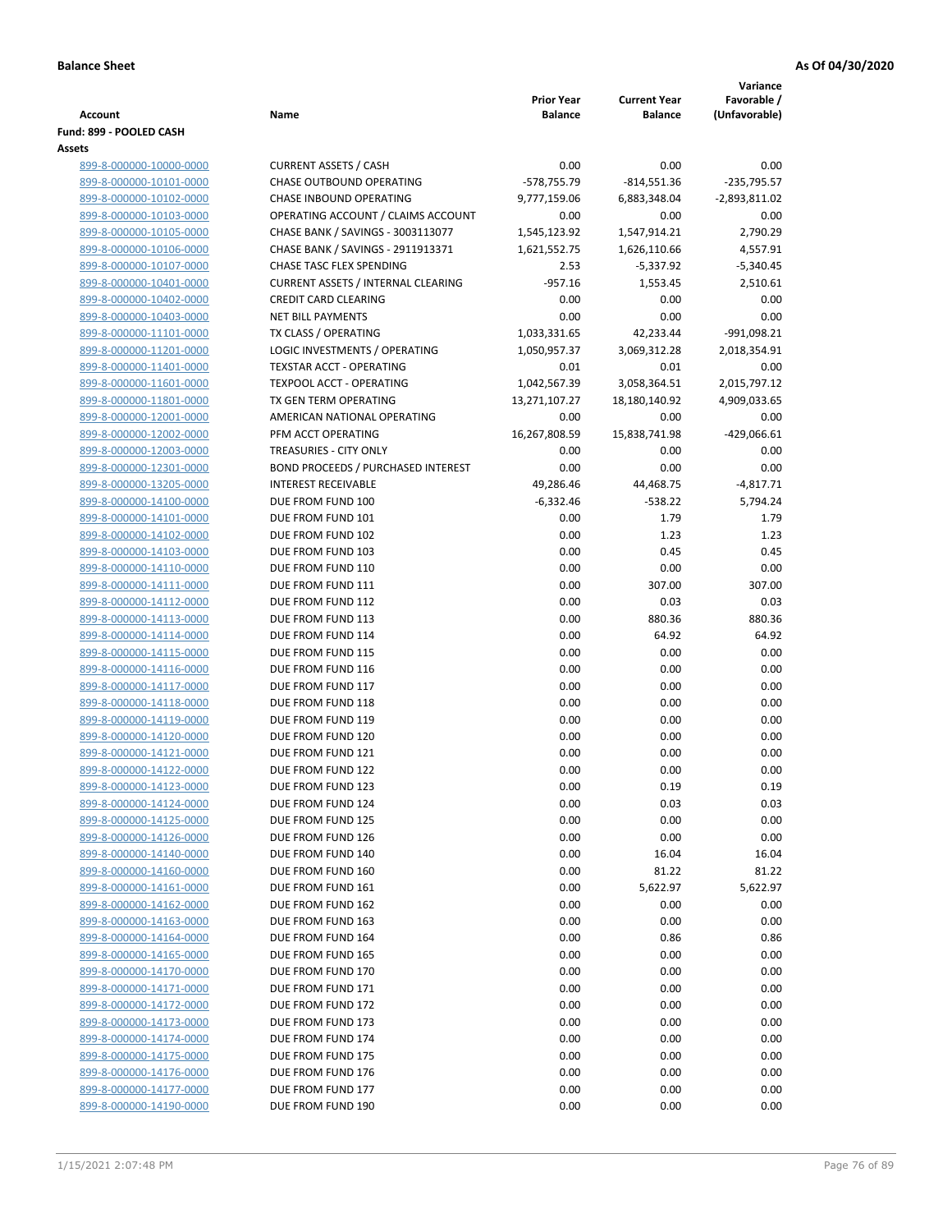**Balance Sheet** **As Of 04/30/2020**

| Account | Name | Prior Year Balance | Current Year Balance | Variance Favorable / (Unfavorable) |
|---|---|---|---|---|
| **Fund: 899 - POOLED CASH** | | | | |
| **Assets** | | | | |
| 899-8-000000-10000-0000 | CURRENT ASSETS / CASH | 0.00 | 0.00 | 0.00 |
| 899-8-000000-10101-0000 | CHASE OUTBOUND OPERATING | -578,755.79 | -814,551.36 | -235,795.57 |
| 899-8-000000-10102-0000 | CHASE INBOUND OPERATING | 9,777,159.06 | 6,883,348.04 | -2,893,811.02 |
| 899-8-000000-10103-0000 | OPERATING ACCOUNT / CLAIMS ACCOUNT | 0.00 | 0.00 | 0.00 |
| 899-8-000000-10105-0000 | CHASE BANK / SAVINGS - 3003113077 | 1,545,123.92 | 1,547,914.21 | 2,790.29 |
| 899-8-000000-10106-0000 | CHASE BANK / SAVINGS - 2911913371 | 1,621,552.75 | 1,626,110.66 | 4,557.91 |
| 899-8-000000-10107-0000 | CHASE TASC FLEX SPENDING | 2.53 | -5,337.92 | -5,340.45 |
| 899-8-000000-10401-0000 | CURRENT ASSETS / INTERNAL CLEARING | -957.16 | 1,553.45 | 2,510.61 |
| 899-8-000000-10402-0000 | CREDIT CARD CLEARING | 0.00 | 0.00 | 0.00 |
| 899-8-000000-10403-0000 | NET BILL PAYMENTS | 0.00 | 0.00 | 0.00 |
| 899-8-000000-11101-0000 | TX CLASS / OPERATING | 1,033,331.65 | 42,233.44 | -991,098.21 |
| 899-8-000000-11201-0000 | LOGIC INVESTMENTS / OPERATING | 1,050,957.37 | 3,069,312.28 | 2,018,354.91 |
| 899-8-000000-11401-0000 | TEXSTAR ACCT - OPERATING | 0.01 | 0.01 | 0.00 |
| 899-8-000000-11601-0000 | TEXPOOL ACCT - OPERATING | 1,042,567.39 | 3,058,364.51 | 2,015,797.12 |
| 899-8-000000-11801-0000 | TX GEN TERM OPERATING | 13,271,107.27 | 18,180,140.92 | 4,909,033.65 |
| 899-8-000000-12001-0000 | AMERICAN NATIONAL OPERATING | 0.00 | 0.00 | 0.00 |
| 899-8-000000-12002-0000 | PFM ACCT OPERATING | 16,267,808.59 | 15,838,741.98 | -429,066.61 |
| 899-8-000000-12003-0000 | TREASURIES - CITY ONLY | 0.00 | 0.00 | 0.00 |
| 899-8-000000-12301-0000 | BOND PROCEEDS / PURCHASED INTEREST | 0.00 | 0.00 | 0.00 |
| 899-8-000000-13205-0000 | INTEREST RECEIVABLE | 49,286.46 | 44,468.75 | -4,817.71 |
| 899-8-000000-14100-0000 | DUE FROM FUND 100 | -6,332.46 | -538.22 | 5,794.24 |
| 899-8-000000-14101-0000 | DUE FROM FUND 101 | 0.00 | 1.79 | 1.79 |
| 899-8-000000-14102-0000 | DUE FROM FUND 102 | 0.00 | 1.23 | 1.23 |
| 899-8-000000-14103-0000 | DUE FROM FUND 103 | 0.00 | 0.45 | 0.45 |
| 899-8-000000-14110-0000 | DUE FROM FUND 110 | 0.00 | 0.00 | 0.00 |
| 899-8-000000-14111-0000 | DUE FROM FUND 111 | 0.00 | 307.00 | 307.00 |
| 899-8-000000-14112-0000 | DUE FROM FUND 112 | 0.00 | 0.03 | 0.03 |
| 899-8-000000-14113-0000 | DUE FROM FUND 113 | 0.00 | 880.36 | 880.36 |
| 899-8-000000-14114-0000 | DUE FROM FUND 114 | 0.00 | 64.92 | 64.92 |
| 899-8-000000-14115-0000 | DUE FROM FUND 115 | 0.00 | 0.00 | 0.00 |
| 899-8-000000-14116-0000 | DUE FROM FUND 116 | 0.00 | 0.00 | 0.00 |
| 899-8-000000-14117-0000 | DUE FROM FUND 117 | 0.00 | 0.00 | 0.00 |
| 899-8-000000-14118-0000 | DUE FROM FUND 118 | 0.00 | 0.00 | 0.00 |
| 899-8-000000-14119-0000 | DUE FROM FUND 119 | 0.00 | 0.00 | 0.00 |
| 899-8-000000-14120-0000 | DUE FROM FUND 120 | 0.00 | 0.00 | 0.00 |
| 899-8-000000-14121-0000 | DUE FROM FUND 121 | 0.00 | 0.00 | 0.00 |
| 899-8-000000-14122-0000 | DUE FROM FUND 122 | 0.00 | 0.00 | 0.00 |
| 899-8-000000-14123-0000 | DUE FROM FUND 123 | 0.00 | 0.19 | 0.19 |
| 899-8-000000-14124-0000 | DUE FROM FUND 124 | 0.00 | 0.03 | 0.03 |
| 899-8-000000-14125-0000 | DUE FROM FUND 125 | 0.00 | 0.00 | 0.00 |
| 899-8-000000-14126-0000 | DUE FROM FUND 126 | 0.00 | 0.00 | 0.00 |
| 899-8-000000-14140-0000 | DUE FROM FUND 140 | 0.00 | 16.04 | 16.04 |
| 899-8-000000-14160-0000 | DUE FROM FUND 160 | 0.00 | 81.22 | 81.22 |
| 899-8-000000-14161-0000 | DUE FROM FUND 161 | 0.00 | 5,622.97 | 5,622.97 |
| 899-8-000000-14162-0000 | DUE FROM FUND 162 | 0.00 | 0.00 | 0.00 |
| 899-8-000000-14163-0000 | DUE FROM FUND 163 | 0.00 | 0.00 | 0.00 |
| 899-8-000000-14164-0000 | DUE FROM FUND 164 | 0.00 | 0.86 | 0.86 |
| 899-8-000000-14165-0000 | DUE FROM FUND 165 | 0.00 | 0.00 | 0.00 |
| 899-8-000000-14170-0000 | DUE FROM FUND 170 | 0.00 | 0.00 | 0.00 |
| 899-8-000000-14171-0000 | DUE FROM FUND 171 | 0.00 | 0.00 | 0.00 |
| 899-8-000000-14172-0000 | DUE FROM FUND 172 | 0.00 | 0.00 | 0.00 |
| 899-8-000000-14173-0000 | DUE FROM FUND 173 | 0.00 | 0.00 | 0.00 |
| 899-8-000000-14174-0000 | DUE FROM FUND 174 | 0.00 | 0.00 | 0.00 |
| 899-8-000000-14175-0000 | DUE FROM FUND 175 | 0.00 | 0.00 | 0.00 |
| 899-8-000000-14176-0000 | DUE FROM FUND 176 | 0.00 | 0.00 | 0.00 |
| 899-8-000000-14177-0000 | DUE FROM FUND 177 | 0.00 | 0.00 | 0.00 |
| 899-8-000000-14190-0000 | DUE FROM FUND 190 | 0.00 | 0.00 | 0.00 |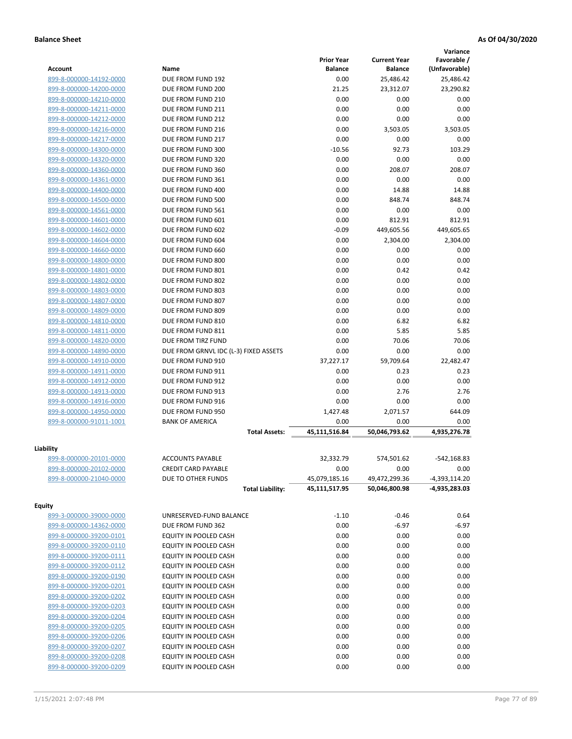**Balance Sheet** **As Of 04/30/2020**

| Account | Name | Prior Year Balance | Current Year Balance | Variance Favorable / (Unfavorable) |
|---|---|---|---|---|
| 899-8-000000-14192-0000 | DUE FROM FUND 192 | 0.00 | 25,486.42 | 25,486.42 |
| 899-8-000000-14200-0000 | DUE FROM FUND 200 | 21.25 | 23,312.07 | 23,290.82 |
| 899-8-000000-14210-0000 | DUE FROM FUND 210 | 0.00 | 0.00 | 0.00 |
| 899-8-000000-14211-0000 | DUE FROM FUND 211 | 0.00 | 0.00 | 0.00 |
| 899-8-000000-14212-0000 | DUE FROM FUND 212 | 0.00 | 0.00 | 0.00 |
| 899-8-000000-14216-0000 | DUE FROM FUND 216 | 0.00 | 3,503.05 | 3,503.05 |
| 899-8-000000-14217-0000 | DUE FROM FUND 217 | 0.00 | 0.00 | 0.00 |
| 899-8-000000-14300-0000 | DUE FROM FUND 300 | -10.56 | 92.73 | 103.29 |
| 899-8-000000-14320-0000 | DUE FROM FUND 320 | 0.00 | 0.00 | 0.00 |
| 899-8-000000-14360-0000 | DUE FROM FUND 360 | 0.00 | 208.07 | 208.07 |
| 899-8-000000-14361-0000 | DUE FROM FUND 361 | 0.00 | 0.00 | 0.00 |
| 899-8-000000-14400-0000 | DUE FROM FUND 400 | 0.00 | 14.88 | 14.88 |
| 899-8-000000-14500-0000 | DUE FROM FUND 500 | 0.00 | 848.74 | 848.74 |
| 899-8-000000-14561-0000 | DUE FROM FUND 561 | 0.00 | 0.00 | 0.00 |
| 899-8-000000-14601-0000 | DUE FROM FUND 601 | 0.00 | 812.91 | 812.91 |
| 899-8-000000-14602-0000 | DUE FROM FUND 602 | -0.09 | 449,605.56 | 449,605.65 |
| 899-8-000000-14604-0000 | DUE FROM FUND 604 | 0.00 | 2,304.00 | 2,304.00 |
| 899-8-000000-14660-0000 | DUE FROM FUND 660 | 0.00 | 0.00 | 0.00 |
| 899-8-000000-14800-0000 | DUE FROM FUND 800 | 0.00 | 0.00 | 0.00 |
| 899-8-000000-14801-0000 | DUE FROM FUND 801 | 0.00 | 0.42 | 0.42 |
| 899-8-000000-14802-0000 | DUE FROM FUND 802 | 0.00 | 0.00 | 0.00 |
| 899-8-000000-14803-0000 | DUE FROM FUND 803 | 0.00 | 0.00 | 0.00 |
| 899-8-000000-14807-0000 | DUE FROM FUND 807 | 0.00 | 0.00 | 0.00 |
| 899-8-000000-14809-0000 | DUE FROM FUND 809 | 0.00 | 0.00 | 0.00 |
| 899-8-000000-14810-0000 | DUE FROM FUND 810 | 0.00 | 6.82 | 6.82 |
| 899-8-000000-14811-0000 | DUE FROM FUND 811 | 0.00 | 5.85 | 5.85 |
| 899-8-000000-14820-0000 | DUE FROM TIRZ FUND | 0.00 | 70.06 | 70.06 |
| 899-8-000000-14890-0000 | DUE FROM GRNVL IDC (L-3) FIXED ASSETS | 0.00 | 0.00 | 0.00 |
| 899-8-000000-14910-0000 | DUE FROM FUND 910 | 37,227.17 | 59,709.64 | 22,482.47 |
| 899-8-000000-14911-0000 | DUE FROM FUND 911 | 0.00 | 0.23 | 0.23 |
| 899-8-000000-14912-0000 | DUE FROM FUND 912 | 0.00 | 0.00 | 0.00 |
| 899-8-000000-14913-0000 | DUE FROM FUND 913 | 0.00 | 2.76 | 2.76 |
| 899-8-000000-14916-0000 | DUE FROM FUND 916 | 0.00 | 0.00 | 0.00 |
| 899-8-000000-14950-0000 | DUE FROM FUND 950 | 1,427.48 | 2,071.57 | 644.09 |
| 899-8-000000-91011-1001 | BANK OF AMERICA | 0.00 | 0.00 | 0.00 |
| | **Total Assets:** | **45,111,516.84** | **50,046,793.62** | **4,935,276.78** |

**Liability**

| Account | Name | Prior Year Balance | Current Year Balance | Variance Favorable / (Unfavorable) |
|---|---|---|---|---|
| 899-8-000000-20101-0000 | ACCOUNTS PAYABLE | 32,332.79 | 574,501.62 | -542,168.83 |
| 899-8-000000-20102-0000 | CREDIT CARD PAYABLE | 0.00 | 0.00 | 0.00 |
| 899-8-000000-21040-0000 | DUE TO OTHER FUNDS | 45,079,185.16 | 49,472,299.36 | -4,393,114.20 |
| | **Total Liability:** | **45,111,517.95** | **50,046,800.98** | **-4,935,283.03** |

**Equity**

| Account | Name | Prior Year Balance | Current Year Balance | Variance Favorable / (Unfavorable) |
|---|---|---|---|---|
| 899-3-000000-39000-0000 | UNRESERVED-FUND BALANCE | -1.10 | -0.46 | 0.64 |
| 899-8-000000-14362-0000 | DUE FROM FUND 362 | 0.00 | -6.97 | -6.97 |
| 899-8-000000-39200-0101 | EQUITY IN POOLED CASH | 0.00 | 0.00 | 0.00 |
| 899-8-000000-39200-0110 | EQUITY IN POOLED CASH | 0.00 | 0.00 | 0.00 |
| 899-8-000000-39200-0111 | EQUITY IN POOLED CASH | 0.00 | 0.00 | 0.00 |
| 899-8-000000-39200-0112 | EQUITY IN POOLED CASH | 0.00 | 0.00 | 0.00 |
| 899-8-000000-39200-0190 | EQUITY IN POOLED CASH | 0.00 | 0.00 | 0.00 |
| 899-8-000000-39200-0201 | EQUITY IN POOLED CASH | 0.00 | 0.00 | 0.00 |
| 899-8-000000-39200-0202 | EQUITY IN POOLED CASH | 0.00 | 0.00 | 0.00 |
| 899-8-000000-39200-0203 | EQUITY IN POOLED CASH | 0.00 | 0.00 | 0.00 |
| 899-8-000000-39200-0204 | EQUITY IN POOLED CASH | 0.00 | 0.00 | 0.00 |
| 899-8-000000-39200-0205 | EQUITY IN POOLED CASH | 0.00 | 0.00 | 0.00 |
| 899-8-000000-39200-0206 | EQUITY IN POOLED CASH | 0.00 | 0.00 | 0.00 |
| 899-8-000000-39200-0207 | EQUITY IN POOLED CASH | 0.00 | 0.00 | 0.00 |
| 899-8-000000-39200-0208 | EQUITY IN POOLED CASH | 0.00 | 0.00 | 0.00 |
| 899-8-000000-39200-0209 | EQUITY IN POOLED CASH | 0.00 | 0.00 | 0.00 |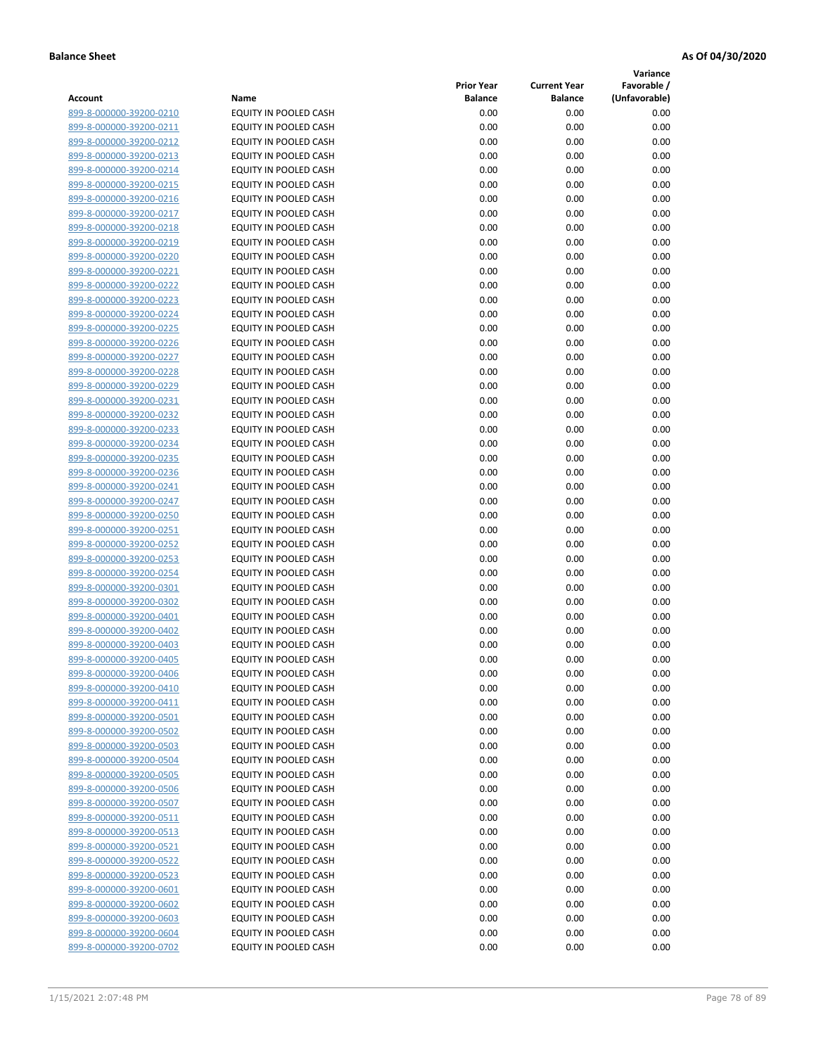**Balance Sheet** **As Of 04/30/2020**

| Account | Name | Prior Year Balance | Current Year Balance | Variance Favorable / (Unfavorable) |
|---|---|---|---|---|
| 899-8-000000-39200-0210 | EQUITY IN POOLED CASH | 0.00 | 0.00 | 0.00 |
| 899-8-000000-39200-0211 | EQUITY IN POOLED CASH | 0.00 | 0.00 | 0.00 |
| 899-8-000000-39200-0212 | EQUITY IN POOLED CASH | 0.00 | 0.00 | 0.00 |
| 899-8-000000-39200-0213 | EQUITY IN POOLED CASH | 0.00 | 0.00 | 0.00 |
| 899-8-000000-39200-0214 | EQUITY IN POOLED CASH | 0.00 | 0.00 | 0.00 |
| 899-8-000000-39200-0215 | EQUITY IN POOLED CASH | 0.00 | 0.00 | 0.00 |
| 899-8-000000-39200-0216 | EQUITY IN POOLED CASH | 0.00 | 0.00 | 0.00 |
| 899-8-000000-39200-0217 | EQUITY IN POOLED CASH | 0.00 | 0.00 | 0.00 |
| 899-8-000000-39200-0218 | EQUITY IN POOLED CASH | 0.00 | 0.00 | 0.00 |
| 899-8-000000-39200-0219 | EQUITY IN POOLED CASH | 0.00 | 0.00 | 0.00 |
| 899-8-000000-39200-0220 | EQUITY IN POOLED CASH | 0.00 | 0.00 | 0.00 |
| 899-8-000000-39200-0221 | EQUITY IN POOLED CASH | 0.00 | 0.00 | 0.00 |
| 899-8-000000-39200-0222 | EQUITY IN POOLED CASH | 0.00 | 0.00 | 0.00 |
| 899-8-000000-39200-0223 | EQUITY IN POOLED CASH | 0.00 | 0.00 | 0.00 |
| 899-8-000000-39200-0224 | EQUITY IN POOLED CASH | 0.00 | 0.00 | 0.00 |
| 899-8-000000-39200-0225 | EQUITY IN POOLED CASH | 0.00 | 0.00 | 0.00 |
| 899-8-000000-39200-0226 | EQUITY IN POOLED CASH | 0.00 | 0.00 | 0.00 |
| 899-8-000000-39200-0227 | EQUITY IN POOLED CASH | 0.00 | 0.00 | 0.00 |
| 899-8-000000-39200-0228 | EQUITY IN POOLED CASH | 0.00 | 0.00 | 0.00 |
| 899-8-000000-39200-0229 | EQUITY IN POOLED CASH | 0.00 | 0.00 | 0.00 |
| 899-8-000000-39200-0231 | EQUITY IN POOLED CASH | 0.00 | 0.00 | 0.00 |
| 899-8-000000-39200-0232 | EQUITY IN POOLED CASH | 0.00 | 0.00 | 0.00 |
| 899-8-000000-39200-0233 | EQUITY IN POOLED CASH | 0.00 | 0.00 | 0.00 |
| 899-8-000000-39200-0234 | EQUITY IN POOLED CASH | 0.00 | 0.00 | 0.00 |
| 899-8-000000-39200-0235 | EQUITY IN POOLED CASH | 0.00 | 0.00 | 0.00 |
| 899-8-000000-39200-0236 | EQUITY IN POOLED CASH | 0.00 | 0.00 | 0.00 |
| 899-8-000000-39200-0241 | EQUITY IN POOLED CASH | 0.00 | 0.00 | 0.00 |
| 899-8-000000-39200-0247 | EQUITY IN POOLED CASH | 0.00 | 0.00 | 0.00 |
| 899-8-000000-39200-0250 | EQUITY IN POOLED CASH | 0.00 | 0.00 | 0.00 |
| 899-8-000000-39200-0251 | EQUITY IN POOLED CASH | 0.00 | 0.00 | 0.00 |
| 899-8-000000-39200-0252 | EQUITY IN POOLED CASH | 0.00 | 0.00 | 0.00 |
| 899-8-000000-39200-0253 | EQUITY IN POOLED CASH | 0.00 | 0.00 | 0.00 |
| 899-8-000000-39200-0254 | EQUITY IN POOLED CASH | 0.00 | 0.00 | 0.00 |
| 899-8-000000-39200-0301 | EQUITY IN POOLED CASH | 0.00 | 0.00 | 0.00 |
| 899-8-000000-39200-0302 | EQUITY IN POOLED CASH | 0.00 | 0.00 | 0.00 |
| 899-8-000000-39200-0401 | EQUITY IN POOLED CASH | 0.00 | 0.00 | 0.00 |
| 899-8-000000-39200-0402 | EQUITY IN POOLED CASH | 0.00 | 0.00 | 0.00 |
| 899-8-000000-39200-0403 | EQUITY IN POOLED CASH | 0.00 | 0.00 | 0.00 |
| 899-8-000000-39200-0405 | EQUITY IN POOLED CASH | 0.00 | 0.00 | 0.00 |
| 899-8-000000-39200-0406 | EQUITY IN POOLED CASH | 0.00 | 0.00 | 0.00 |
| 899-8-000000-39200-0410 | EQUITY IN POOLED CASH | 0.00 | 0.00 | 0.00 |
| 899-8-000000-39200-0411 | EQUITY IN POOLED CASH | 0.00 | 0.00 | 0.00 |
| 899-8-000000-39200-0501 | EQUITY IN POOLED CASH | 0.00 | 0.00 | 0.00 |
| 899-8-000000-39200-0502 | EQUITY IN POOLED CASH | 0.00 | 0.00 | 0.00 |
| 899-8-000000-39200-0503 | EQUITY IN POOLED CASH | 0.00 | 0.00 | 0.00 |
| 899-8-000000-39200-0504 | EQUITY IN POOLED CASH | 0.00 | 0.00 | 0.00 |
| 899-8-000000-39200-0505 | EQUITY IN POOLED CASH | 0.00 | 0.00 | 0.00 |
| 899-8-000000-39200-0506 | EQUITY IN POOLED CASH | 0.00 | 0.00 | 0.00 |
| 899-8-000000-39200-0507 | EQUITY IN POOLED CASH | 0.00 | 0.00 | 0.00 |
| 899-8-000000-39200-0511 | EQUITY IN POOLED CASH | 0.00 | 0.00 | 0.00 |
| 899-8-000000-39200-0513 | EQUITY IN POOLED CASH | 0.00 | 0.00 | 0.00 |
| 899-8-000000-39200-0521 | EQUITY IN POOLED CASH | 0.00 | 0.00 | 0.00 |
| 899-8-000000-39200-0522 | EQUITY IN POOLED CASH | 0.00 | 0.00 | 0.00 |
| 899-8-000000-39200-0523 | EQUITY IN POOLED CASH | 0.00 | 0.00 | 0.00 |
| 899-8-000000-39200-0601 | EQUITY IN POOLED CASH | 0.00 | 0.00 | 0.00 |
| 899-8-000000-39200-0602 | EQUITY IN POOLED CASH | 0.00 | 0.00 | 0.00 |
| 899-8-000000-39200-0603 | EQUITY IN POOLED CASH | 0.00 | 0.00 | 0.00 |
| 899-8-000000-39200-0604 | EQUITY IN POOLED CASH | 0.00 | 0.00 | 0.00 |
| 899-8-000000-39200-0702 | EQUITY IN POOLED CASH | 0.00 | 0.00 | 0.00 |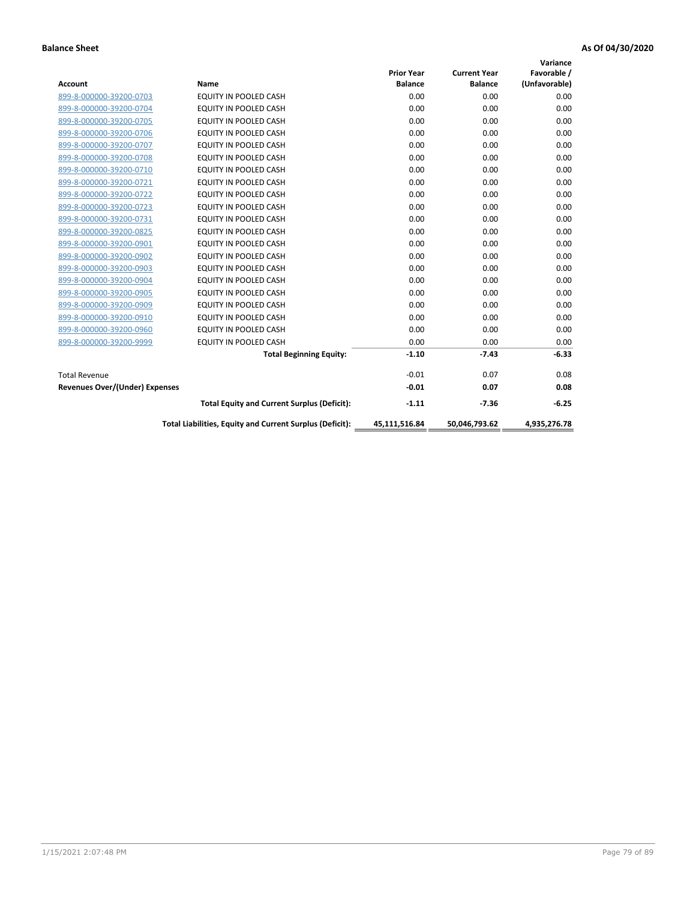**Balance Sheet** **As Of 04/30/2020**

| Account | Name | Prior Year Balance | Current Year Balance | Variance Favorable / (Unfavorable) |
|---|---|---|---|---|
| 899-8-000000-39200-0703 | EQUITY IN POOLED CASH | 0.00 | 0.00 | 0.00 |
| 899-8-000000-39200-0704 | EQUITY IN POOLED CASH | 0.00 | 0.00 | 0.00 |
| 899-8-000000-39200-0705 | EQUITY IN POOLED CASH | 0.00 | 0.00 | 0.00 |
| 899-8-000000-39200-0706 | EQUITY IN POOLED CASH | 0.00 | 0.00 | 0.00 |
| 899-8-000000-39200-0707 | EQUITY IN POOLED CASH | 0.00 | 0.00 | 0.00 |
| 899-8-000000-39200-0708 | EQUITY IN POOLED CASH | 0.00 | 0.00 | 0.00 |
| 899-8-000000-39200-0710 | EQUITY IN POOLED CASH | 0.00 | 0.00 | 0.00 |
| 899-8-000000-39200-0721 | EQUITY IN POOLED CASH | 0.00 | 0.00 | 0.00 |
| 899-8-000000-39200-0722 | EQUITY IN POOLED CASH | 0.00 | 0.00 | 0.00 |
| 899-8-000000-39200-0723 | EQUITY IN POOLED CASH | 0.00 | 0.00 | 0.00 |
| 899-8-000000-39200-0731 | EQUITY IN POOLED CASH | 0.00 | 0.00 | 0.00 |
| 899-8-000000-39200-0825 | EQUITY IN POOLED CASH | 0.00 | 0.00 | 0.00 |
| 899-8-000000-39200-0901 | EQUITY IN POOLED CASH | 0.00 | 0.00 | 0.00 |
| 899-8-000000-39200-0902 | EQUITY IN POOLED CASH | 0.00 | 0.00 | 0.00 |
| 899-8-000000-39200-0903 | EQUITY IN POOLED CASH | 0.00 | 0.00 | 0.00 |
| 899-8-000000-39200-0904 | EQUITY IN POOLED CASH | 0.00 | 0.00 | 0.00 |
| 899-8-000000-39200-0905 | EQUITY IN POOLED CASH | 0.00 | 0.00 | 0.00 |
| 899-8-000000-39200-0909 | EQUITY IN POOLED CASH | 0.00 | 0.00 | 0.00 |
| 899-8-000000-39200-0910 | EQUITY IN POOLED CASH | 0.00 | 0.00 | 0.00 |
| 899-8-000000-39200-0960 | EQUITY IN POOLED CASH | 0.00 | 0.00 | 0.00 |
| 899-8-000000-39200-9999 | EQUITY IN POOLED CASH | 0.00 | 0.00 | 0.00 |
| | **Total Beginning Equity:** | **-1.10** | **-7.43** | **-6.33** |
| Total Revenue | | -0.01 | 0.07 | 0.08 |
| **Revenues Over/(Under) Expenses** | | **-0.01** | **0.07** | **0.08** |
| | **Total Equity and Current Surplus (Deficit):** | **-1.11** | **-7.36** | **-6.25** |
| | **Total Liabilities, Equity and Current Surplus (Deficit):** | **45,111,516.84** | **50,046,793.62** | **4,935,276.78** |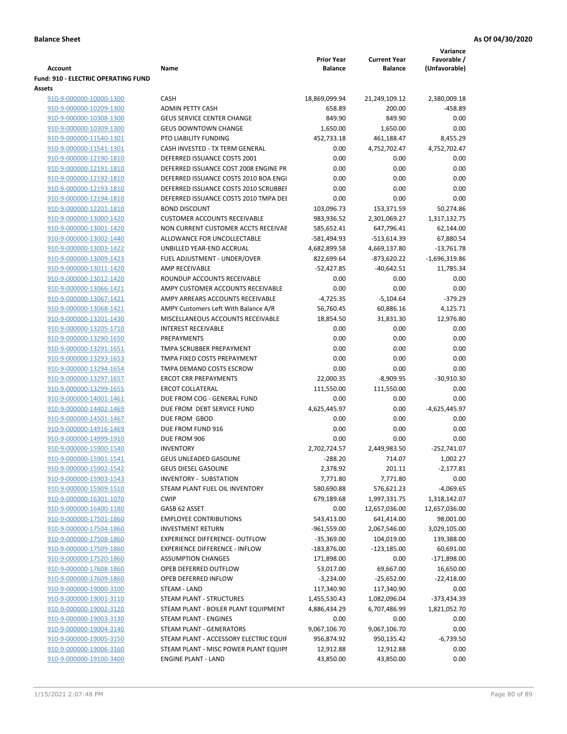**Balance Sheet** **As Of 04/30/2020**

| Account | Name | Prior Year Balance | Current Year Balance | Variance Favorable / (Unfavorable) |
|---|---|---|---|---|
| **Fund: 910 - ELECTRIC OPERATING FUND** | | | | |
| **Assets** | | | | |
| 910-9-000000-10000-1300 | CASH | 18,869,099.94 | 21,249,109.12 | 2,380,009.18 |
| 910-9-000000-10209-1300 | ADMIN PETTY CASH | 658.89 | 200.00 | -458.89 |
| 910-9-000000-10308-1300 | GEUS SERVICE CENTER CHANGE | 849.90 | 849.90 | 0.00 |
| 910-9-000000-10309-1300 | GEUS DOWNTOWN CHANGE | 1,650.00 | 1,650.00 | 0.00 |
| 910-9-000000-11540-1301 | PTO LIABILITY FUNDING | 452,733.18 | 461,188.47 | 8,455.29 |
| 910-9-000000-11541-1301 | CASH INVESTED - TX TERM GENERAL | 0.00 | 4,752,702.47 | 4,752,702.47 |
| 910-9-000000-12190-1810 | DEFERRED ISSUANCE COSTS 2001 | 0.00 | 0.00 | 0.00 |
| 910-9-000000-12191-1810 | DEFERRED ISSUANCE COST 2008 ENGINE PR | 0.00 | 0.00 | 0.00 |
| 910-9-000000-12192-1810 | DEFERRED ISSUANCE COSTS 2010 BOA ENGI | 0.00 | 0.00 | 0.00 |
| 910-9-000000-12193-1810 | DEFERRED ISSUANCE COSTS 2010 SCRUBBEI | 0.00 | 0.00 | 0.00 |
| 910-9-000000-12194-1810 | DEFERRED ISSUANCE COSTS 2010 TMPA DEI | 0.00 | 0.00 | 0.00 |
| 910-9-000000-12201-1810 | BOND DISCOUNT | 103,096.73 | 153,371.59 | 50,274.86 |
| 910-9-000000-13000-1420 | CUSTOMER ACCOUNTS RECEIVABLE | 983,936.52 | 2,301,069.27 | 1,317,132.75 |
| 910-9-000000-13001-1420 | NON CURRENT CUSTOMER ACCTS RECEIVAE | 585,652.41 | 647,796.41 | 62,144.00 |
| 910-9-000000-13002-1440 | ALLOWANCE FOR UNCOLLECTABLE | -581,494.93 | -513,614.39 | 67,880.54 |
| 910-9-000000-13003-1422 | UNBILLED YEAR-END ACCRUAL | 4,682,899.58 | 4,669,137.80 | -13,761.78 |
| 910-9-000000-13009-1423 | FUEL ADJUSTMENT - UNDER/OVER | 822,699.64 | -873,620.22 | -1,696,319.86 |
| 910-9-000000-13011-1420 | AMP RECEIVABLE | -52,427.85 | -40,642.51 | 11,785.34 |
| 910-9-000000-13012-1420 | ROUNDUP ACCOUNTS RECEIVABLE | 0.00 | 0.00 | 0.00 |
| 910-9-000000-13066-1421 | AMPY CUSTOMER ACCOUNTS RECEIVABLE | 0.00 | 0.00 | 0.00 |
| 910-9-000000-13067-1421 | AMPY ARREARS ACCOUNTS RECEIVABLE | -4,725.35 | -5,104.64 | -379.29 |
| 910-9-000000-13068-1421 | AMPY Customers Left With Balance A/R | 56,760.45 | 60,886.16 | 4,125.71 |
| 910-9-000000-13201-1430 | MISCELLANEOUS ACCOUNTS RECEIVABLE | 18,854.50 | 31,831.30 | 12,976.80 |
| 910-9-000000-13205-1710 | INTEREST RECEIVABLE | 0.00 | 0.00 | 0.00 |
| 910-9-000000-13290-1650 | PREPAYMENTS | 0.00 | 0.00 | 0.00 |
| 910-9-000000-13291-1651 | TMPA SCRUBBER PREPAYMENT | 0.00 | 0.00 | 0.00 |
| 910-9-000000-13293-1653 | TMPA FIXED COSTS PREPAYMENT | 0.00 | 0.00 | 0.00 |
| 910-9-000000-13294-1654 | TMPA DEMAND COSTS ESCROW | 0.00 | 0.00 | 0.00 |
| 910-9-000000-13297-1657 | ERCOT CRR PREPAYMENTS | 22,000.35 | -8,909.95 | -30,910.30 |
| 910-9-000000-13299-1655 | ERCOT COLLATERAL | 111,550.00 | 111,550.00 | 0.00 |
| 910-9-000000-14001-1461 | DUE FROM COG - GENERAL FUND | 0.00 | 0.00 | 0.00 |
| 910-9-000000-14402-1469 | DUE FROM DEBT SERVICE FUND | 4,625,445.97 | 0.00 | -4,625,445.97 |
| 910-9-000000-14501-1467 | DUE FROM GBOD | 0.00 | 0.00 | 0.00 |
| 910-9-000000-14916-1469 | DUE FROM FUND 916 | 0.00 | 0.00 | 0.00 |
| 910-9-000000-14999-1910 | DUE FROM 906 | 0.00 | 0.00 | 0.00 |
| 910-9-000000-15900-1540 | INVENTORY | 2,702,724.57 | 2,449,983.50 | -252,741.07 |
| 910-9-000000-15901-1541 | GEUS UNLEADED GASOLINE | -288.20 | 714.07 | 1,002.27 |
| 910-9-000000-15902-1542 | GEUS DIESEL GASOLINE | 2,378.92 | 201.11 | -2,177.81 |
| 910-9-000000-15903-1543 | INVENTORY - SUBSTATION | 7,771.80 | 7,771.80 | 0.00 |
| 910-9-000000-15909-1510 | STEAM PLANT FUEL OIL INVENTORY | 580,690.88 | 576,621.23 | -4,069.65 |
| 910-9-000000-16301-1070 | CWIP | 679,189.68 | 1,997,331.75 | 1,318,142.07 |
| 910-9-000000-16400-1180 | GASB 62 ASSET | 0.00 | 12,657,036.00 | 12,657,036.00 |
| 910-9-000000-17501-1860 | EMPLOYEE CONTRIBUTIONS | 543,413.00 | 641,414.00 | 98,001.00 |
| 910-9-000000-17504-1860 | INVESTMENT RETURN | -961,559.00 | 2,067,546.00 | 3,029,105.00 |
| 910-9-000000-17508-1860 | EXPERIENCE DIFFERENCE- OUTFLOW | -35,369.00 | 104,019.00 | 139,388.00 |
| 910-9-000000-17509-1860 | EXPERIENCE DIFFERENCE - INFLOW | -183,876.00 | -123,185.00 | 60,691.00 |
| 910-9-000000-17520-1860 | ASSUMPTION CHANGES | 171,898.00 | 0.00 | -171,898.00 |
| 910-9-000000-17608-1860 | OPEB DEFERRED OUTFLOW | 53,017.00 | 69,667.00 | 16,650.00 |
| 910-9-000000-17609-1860 | OPEB DEFERRED INFLOW | -3,234.00 | -25,652.00 | -22,418.00 |
| 910-9-000000-19000-3100 | STEAM - LAND | 117,340.90 | 117,340.90 | 0.00 |
| 910-9-000000-19001-3110 | STEAM PLANT - STRUCTURES | 1,455,530.43 | 1,082,096.04 | -373,434.39 |
| 910-9-000000-19002-3120 | STEAM PLANT - BOILER PLANT EQUIPMENT | 4,886,434.29 | 6,707,486.99 | 1,821,052.70 |
| 910-9-000000-19003-3130 | STEAM PLANT - ENGINES | 0.00 | 0.00 | 0.00 |
| 910-9-000000-19004-3140 | STEAM PLANT - GENERATORS | 9,067,106.70 | 9,067,106.70 | 0.00 |
| 910-9-000000-19005-3150 | STEAM PLANT - ACCESSORY ELECTRIC EQUIF | 956,874.92 | 950,135.42 | -6,739.50 |
| 910-9-000000-19006-3160 | STEAM PLANT - MISC POWER PLANT EQUIPI | 12,912.88 | 12,912.88 | 0.00 |
| 910-9-000000-19100-3400 | ENGINE PLANT - LAND | 43,850.00 | 43,850.00 | 0.00 |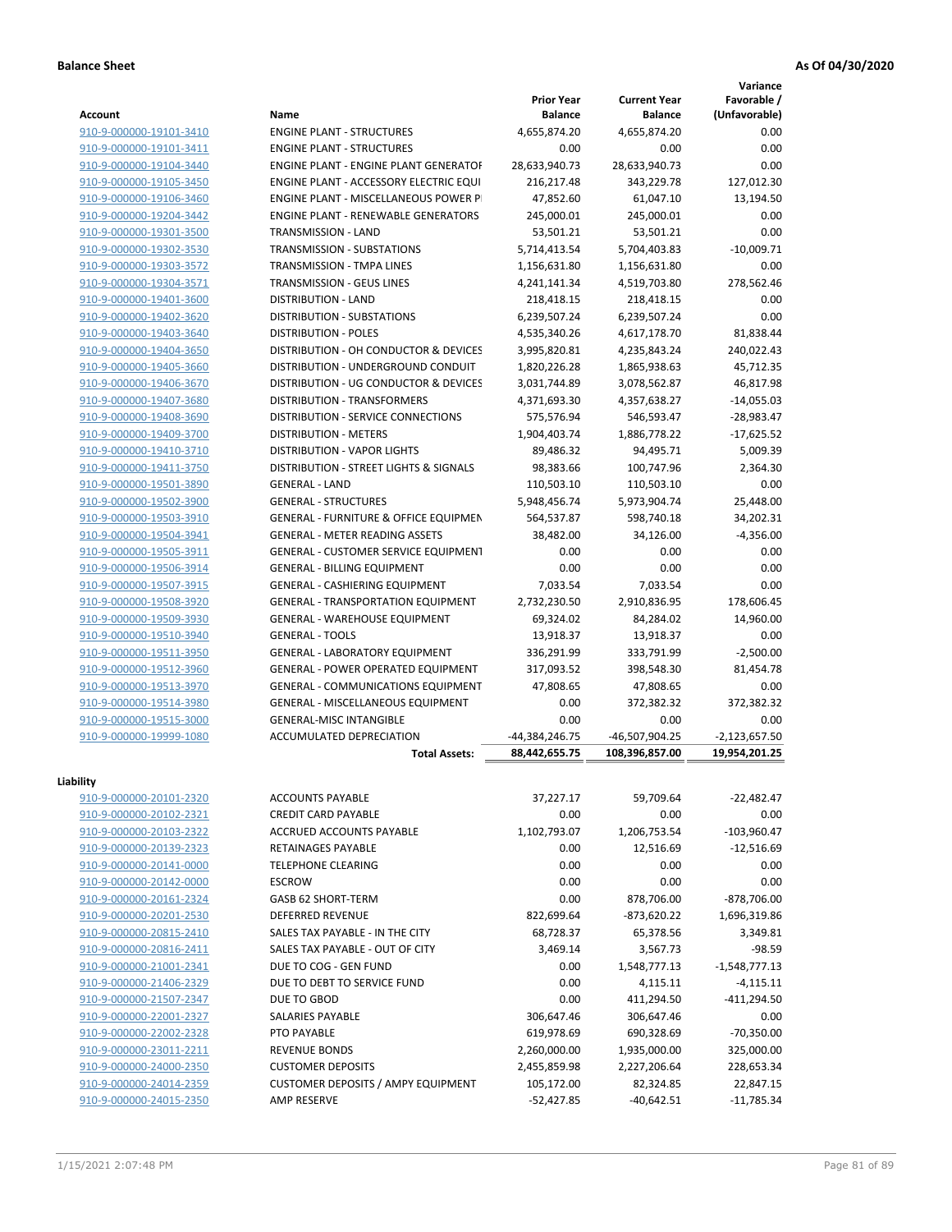**Balance Sheet** **As Of 04/30/2020**

| Account | Name | Prior Year Balance | Current Year Balance | Variance Favorable / (Unfavorable) |
|---|---|---|---|---|
| 910-9-000000-19101-3410 | ENGINE PLANT - STRUCTURES | 4,655,874.20 | 4,655,874.20 | 0.00 |
| 910-9-000000-19101-3411 | ENGINE PLANT - STRUCTURES | 0.00 | 0.00 | 0.00 |
| 910-9-000000-19104-3440 | ENGINE PLANT - ENGINE PLANT GENERATOF | 28,633,940.73 | 28,633,940.73 | 0.00 |
| 910-9-000000-19105-3450 | ENGINE PLANT - ACCESSORY ELECTRIC EQUI | 216,217.48 | 343,229.78 | 127,012.30 |
| 910-9-000000-19106-3460 | ENGINE PLANT - MISCELLANEOUS POWER P | 47,852.60 | 61,047.10 | 13,194.50 |
| 910-9-000000-19204-3442 | ENGINE PLANT - RENEWABLE GENERATORS | 245,000.01 | 245,000.01 | 0.00 |
| 910-9-000000-19301-3500 | TRANSMISSION - LAND | 53,501.21 | 53,501.21 | 0.00 |
| 910-9-000000-19302-3530 | TRANSMISSION - SUBSTATIONS | 5,714,413.54 | 5,704,403.83 | -10,009.71 |
| 910-9-000000-19303-3572 | TRANSMISSION - TMPA LINES | 1,156,631.80 | 1,156,631.80 | 0.00 |
| 910-9-000000-19304-3571 | TRANSMISSION - GEUS LINES | 4,241,141.34 | 4,519,703.80 | 278,562.46 |
| 910-9-000000-19401-3600 | DISTRIBUTION - LAND | 218,418.15 | 218,418.15 | 0.00 |
| 910-9-000000-19402-3620 | DISTRIBUTION - SUBSTATIONS | 6,239,507.24 | 6,239,507.24 | 0.00 |
| 910-9-000000-19403-3640 | DISTRIBUTION - POLES | 4,535,340.26 | 4,617,178.70 | 81,838.44 |
| 910-9-000000-19404-3650 | DISTRIBUTION - OH CONDUCTOR & DEVICES | 3,995,820.81 | 4,235,843.24 | 240,022.43 |
| 910-9-000000-19405-3660 | DISTRIBUTION - UNDERGROUND CONDUIT | 1,820,226.28 | 1,865,938.63 | 45,712.35 |
| 910-9-000000-19406-3670 | DISTRIBUTION - UG CONDUCTOR & DEVICES | 3,031,744.89 | 3,078,562.87 | 46,817.98 |
| 910-9-000000-19407-3680 | DISTRIBUTION - TRANSFORMERS | 4,371,693.30 | 4,357,638.27 | -14,055.03 |
| 910-9-000000-19408-3690 | DISTRIBUTION - SERVICE CONNECTIONS | 575,576.94 | 546,593.47 | -28,983.47 |
| 910-9-000000-19409-3700 | DISTRIBUTION - METERS | 1,904,403.74 | 1,886,778.22 | -17,625.52 |
| 910-9-000000-19410-3710 | DISTRIBUTION - VAPOR LIGHTS | 89,486.32 | 94,495.71 | 5,009.39 |
| 910-9-000000-19411-3750 | DISTRIBUTION - STREET LIGHTS & SIGNALS | 98,383.66 | 100,747.96 | 2,364.30 |
| 910-9-000000-19501-3890 | GENERAL - LAND | 110,503.10 | 110,503.10 | 0.00 |
| 910-9-000000-19502-3900 | GENERAL - STRUCTURES | 5,948,456.74 | 5,973,904.74 | 25,448.00 |
| 910-9-000000-19503-3910 | GENERAL - FURNITURE & OFFICE EQUIPMEN | 564,537.87 | 598,740.18 | 34,202.31 |
| 910-9-000000-19504-3941 | GENERAL - METER READING ASSETS | 38,482.00 | 34,126.00 | -4,356.00 |
| 910-9-000000-19505-3911 | GENERAL - CUSTOMER SERVICE EQUIPMENT | 0.00 | 0.00 | 0.00 |
| 910-9-000000-19506-3914 | GENERAL - BILLING EQUIPMENT | 0.00 | 0.00 | 0.00 |
| 910-9-000000-19507-3915 | GENERAL - CASHIERING EQUIPMENT | 7,033.54 | 7,033.54 | 0.00 |
| 910-9-000000-19508-3920 | GENERAL - TRANSPORTATION EQUIPMENT | 2,732,230.50 | 2,910,836.95 | 178,606.45 |
| 910-9-000000-19509-3930 | GENERAL - WAREHOUSE EQUIPMENT | 69,324.02 | 84,284.02 | 14,960.00 |
| 910-9-000000-19510-3940 | GENERAL - TOOLS | 13,918.37 | 13,918.37 | 0.00 |
| 910-9-000000-19511-3950 | GENERAL - LABORATORY EQUIPMENT | 336,291.99 | 333,791.99 | -2,500.00 |
| 910-9-000000-19512-3960 | GENERAL - POWER OPERATED EQUIPMENT | 317,093.52 | 398,548.30 | 81,454.78 |
| 910-9-000000-19513-3970 | GENERAL - COMMUNICATIONS EQUIPMENT | 47,808.65 | 47,808.65 | 0.00 |
| 910-9-000000-19514-3980 | GENERAL - MISCELLANEOUS EQUIPMENT | 0.00 | 372,382.32 | 372,382.32 |
| 910-9-000000-19515-3000 | GENERAL-MISC INTANGIBLE | 0.00 | 0.00 | 0.00 |
| 910-9-000000-19999-1080 | ACCUMULATED DEPRECIATION | -44,384,246.75 | -46,507,904.25 | -2,123,657.50 |
| | **Total Assets:** | **88,442,655.75** | **108,396,857.00** | **19,954,201.25** |

**Liability**

| Account | Name | Prior Year Balance | Current Year Balance | Variance Favorable / (Unfavorable) |
|---|---|---|---|---|
| 910-9-000000-20101-2320 | ACCOUNTS PAYABLE | 37,227.17 | 59,709.64 | -22,482.47 |
| 910-9-000000-20102-2321 | CREDIT CARD PAYABLE | 0.00 | 0.00 | 0.00 |
| 910-9-000000-20103-2322 | ACCRUED ACCOUNTS PAYABLE | 1,102,793.07 | 1,206,753.54 | -103,960.47 |
| 910-9-000000-20139-2323 | RETAINAGES PAYABLE | 0.00 | 12,516.69 | -12,516.69 |
| 910-9-000000-20141-0000 | TELEPHONE CLEARING | 0.00 | 0.00 | 0.00 |
| 910-9-000000-20142-0000 | ESCROW | 0.00 | 0.00 | 0.00 |
| 910-9-000000-20161-2324 | GASB 62 SHORT-TERM | 0.00 | 878,706.00 | -878,706.00 |
| 910-9-000000-20201-2530 | DEFERRED REVENUE | 822,699.64 | -873,620.22 | 1,696,319.86 |
| 910-9-000000-20815-2410 | SALES TAX PAYABLE - IN THE CITY | 68,728.37 | 65,378.56 | 3,349.81 |
| 910-9-000000-20816-2411 | SALES TAX PAYABLE - OUT OF CITY | 3,469.14 | 3,567.73 | -98.59 |
| 910-9-000000-21001-2341 | DUE TO COG - GEN FUND | 0.00 | 1,548,777.13 | -1,548,777.13 |
| 910-9-000000-21406-2329 | DUE TO DEBT TO SERVICE FUND | 0.00 | 4,115.11 | -4,115.11 |
| 910-9-000000-21507-2347 | DUE TO GBOD | 0.00 | 411,294.50 | -411,294.50 |
| 910-9-000000-22001-2327 | SALARIES PAYABLE | 306,647.46 | 306,647.46 | 0.00 |
| 910-9-000000-22002-2328 | PTO PAYABLE | 619,978.69 | 690,328.69 | -70,350.00 |
| 910-9-000000-23011-2211 | REVENUE BONDS | 2,260,000.00 | 1,935,000.00 | 325,000.00 |
| 910-9-000000-24000-2350 | CUSTOMER DEPOSITS | 2,455,859.98 | 2,227,206.64 | 228,653.34 |
| 910-9-000000-24014-2359 | CUSTOMER DEPOSITS / AMPY EQUIPMENT | 105,172.00 | 82,324.85 | 22,847.15 |
| 910-9-000000-24015-2350 | AMP RESERVE | -52,427.85 | -40,642.51 | -11,785.34 |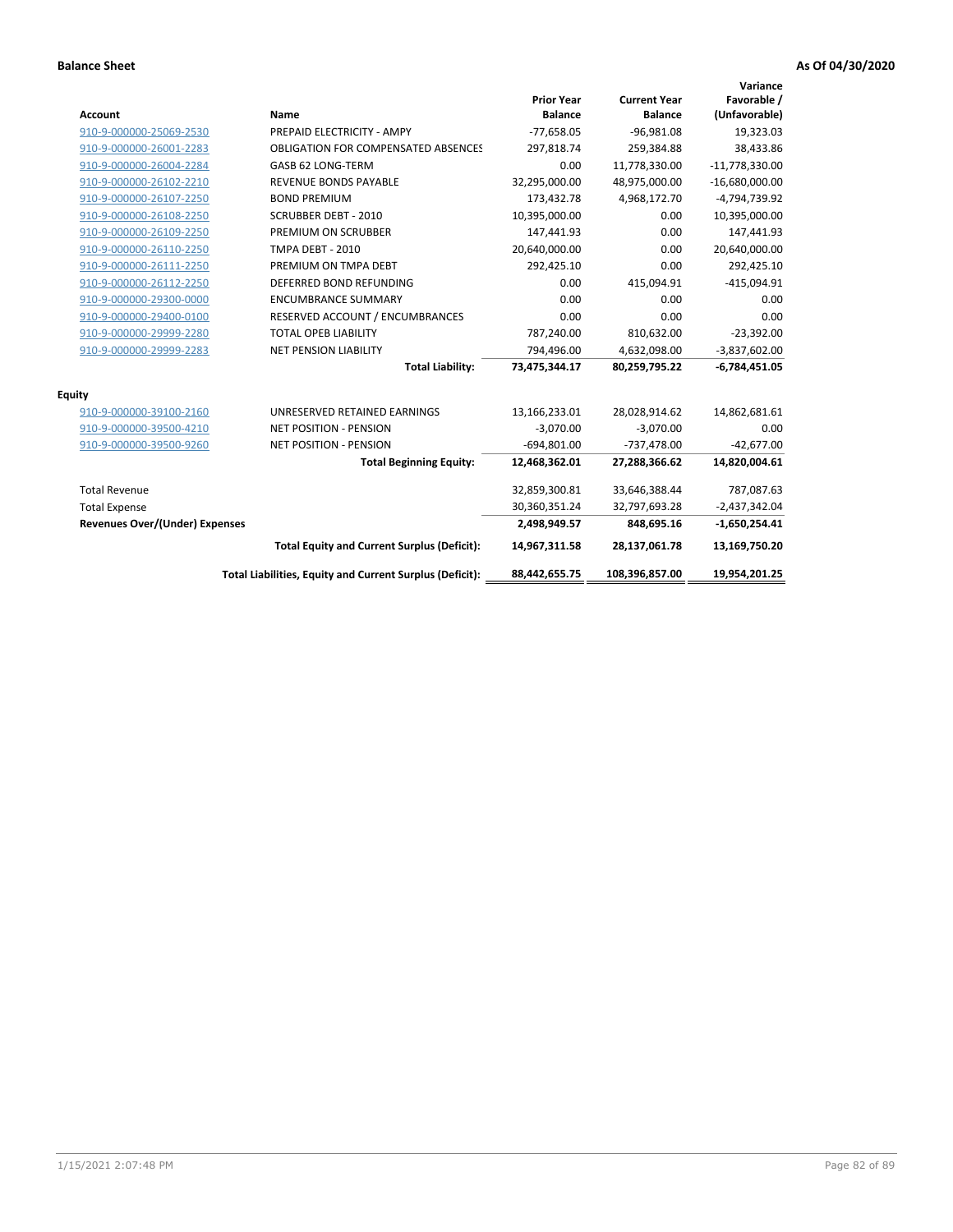**Balance Sheet** **As Of 04/30/2020**

| Account | Name | Prior Year Balance | Current Year Balance | Variance Favorable / (Unfavorable) |
|---|---|---|---|---|
| 910-9-000000-25069-2530 | PREPAID ELECTRICITY - AMPY | -77,658.05 | -96,981.08 | 19,323.03 |
| 910-9-000000-26001-2283 | OBLIGATION FOR COMPENSATED ABSENCES | 297,818.74 | 259,384.88 | 38,433.86 |
| 910-9-000000-26004-2284 | GASB 62 LONG-TERM | 0.00 | 11,778,330.00 | -11,778,330.00 |
| 910-9-000000-26102-2210 | REVENUE BONDS PAYABLE | 32,295,000.00 | 48,975,000.00 | -16,680,000.00 |
| 910-9-000000-26107-2250 | BOND PREMIUM | 173,432.78 | 4,968,172.70 | -4,794,739.92 |
| 910-9-000000-26108-2250 | SCRUBBER DEBT - 2010 | 10,395,000.00 | 0.00 | 10,395,000.00 |
| 910-9-000000-26109-2250 | PREMIUM ON SCRUBBER | 147,441.93 | 0.00 | 147,441.93 |
| 910-9-000000-26110-2250 | TMPA DEBT - 2010 | 20,640,000.00 | 0.00 | 20,640,000.00 |
| 910-9-000000-26111-2250 | PREMIUM ON TMPA DEBT | 292,425.10 | 0.00 | 292,425.10 |
| 910-9-000000-26112-2250 | DEFERRED BOND REFUNDING | 0.00 | 415,094.91 | -415,094.91 |
| 910-9-000000-29300-0000 | ENCUMBRANCE SUMMARY | 0.00 | 0.00 | 0.00 |
| 910-9-000000-29400-0100 | RESERVED ACCOUNT / ENCUMBRANCES | 0.00 | 0.00 | 0.00 |
| 910-9-000000-29999-2280 | TOTAL OPEB LIABILITY | 787,240.00 | 810,632.00 | -23,392.00 |
| 910-9-000000-29999-2283 | NET PENSION LIABILITY | 794,496.00 | 4,632,098.00 | -3,837,602.00 |
| | **Total Liability:** | **73,475,344.17** | **80,259,795.22** | **-6,784,451.05** |
| **Equity** | | | | |
| 910-9-000000-39100-2160 | UNRESERVED RETAINED EARNINGS | 13,166,233.01 | 28,028,914.62 | 14,862,681.61 |
| 910-9-000000-39500-4210 | NET POSITION - PENSION | -3,070.00 | -3,070.00 | 0.00 |
| 910-9-000000-39500-9260 | NET POSITION - PENSION | -694,801.00 | -737,478.00 | -42,677.00 |
| | **Total Beginning Equity:** | **12,468,362.01** | **27,288,366.62** | **14,820,004.61** |
| Total Revenue | | 32,859,300.81 | 33,646,388.44 | 787,087.63 |
| Total Expense | | 30,360,351.24 | 32,797,693.28 | -2,437,342.04 |
| **Revenues Over/(Under) Expenses** | | **2,498,949.57** | **848,695.16** | **-1,650,254.41** |
| | **Total Equity and Current Surplus (Deficit):** | **14,967,311.58** | **28,137,061.78** | **13,169,750.20** |
| | **Total Liabilities, Equity and Current Surplus (Deficit):** | **88,442,655.75** | **108,396,857.00** | **19,954,201.25** |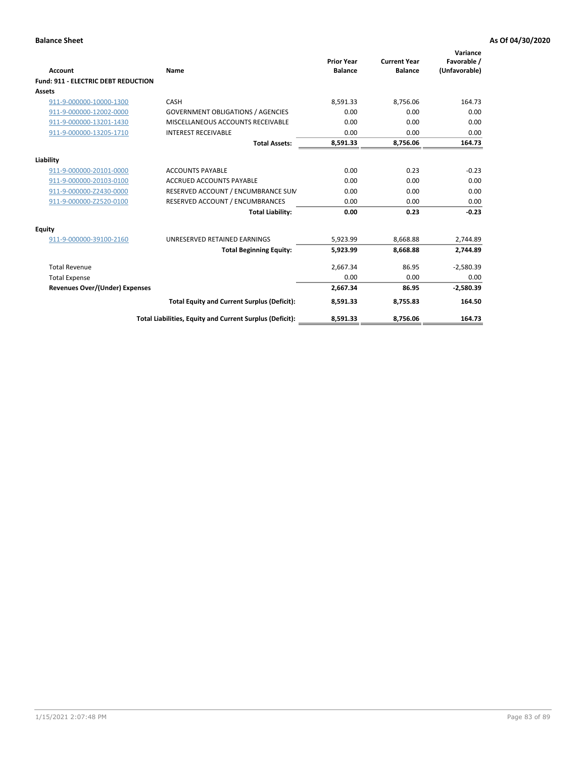**Balance Sheet** **As Of 04/30/2020**

| Account | Name | Prior Year Balance | Current Year Balance | Variance Favorable / (Unfavorable) |
|---|---|---|---|---|
| **Fund: 911 - ELECTRIC DEBT REDUCTION** | | | | |
| **Assets** | | | | |
| 911-9-000000-10000-1300 | CASH | 8,591.33 | 8,756.06 | 164.73 |
| 911-9-000000-12002-0000 | GOVERNMENT OBLIGATIONS / AGENCIES | 0.00 | 0.00 | 0.00 |
| 911-9-000000-13201-1430 | MISCELLANEOUS ACCOUNTS RECEIVABLE | 0.00 | 0.00 | 0.00 |
| 911-9-000000-13205-1710 | INTEREST RECEIVABLE | 0.00 | 0.00 | 0.00 |
| | **Total Assets:** | **8,591.33** | **8,756.06** | **164.73** |
| **Liability** | | | | |
| 911-9-000000-20101-0000 | ACCOUNTS PAYABLE | 0.00 | 0.23 | -0.23 |
| 911-9-000000-20103-0100 | ACCRUED ACCOUNTS PAYABLE | 0.00 | 0.00 | 0.00 |
| 911-9-000000-Z2430-0000 | RESERVED ACCOUNT / ENCUMBRANCE SUM | 0.00 | 0.00 | 0.00 |
| 911-9-000000-Z2520-0100 | RESERVED ACCOUNT / ENCUMBRANCES | 0.00 | 0.00 | 0.00 |
| | **Total Liability:** | **0.00** | **0.23** | **-0.23** |
| **Equity** | | | | |
| 911-9-000000-39100-2160 | UNRESERVED RETAINED EARNINGS | 5,923.99 | 8,668.88 | 2,744.89 |
| | **Total Beginning Equity:** | **5,923.99** | **8,668.88** | **2,744.89** |
| Total Revenue | | 2,667.34 | 86.95 | -2,580.39 |
| Total Expense | | 0.00 | 0.00 | 0.00 |
| **Revenues Over/(Under) Expenses** | | **2,667.34** | **86.95** | **-2,580.39** |
| | **Total Equity and Current Surplus (Deficit):** | **8,591.33** | **8,755.83** | **164.50** |
| | **Total Liabilities, Equity and Current Surplus (Deficit):** | **8,591.33** | **8,756.06** | **164.73** |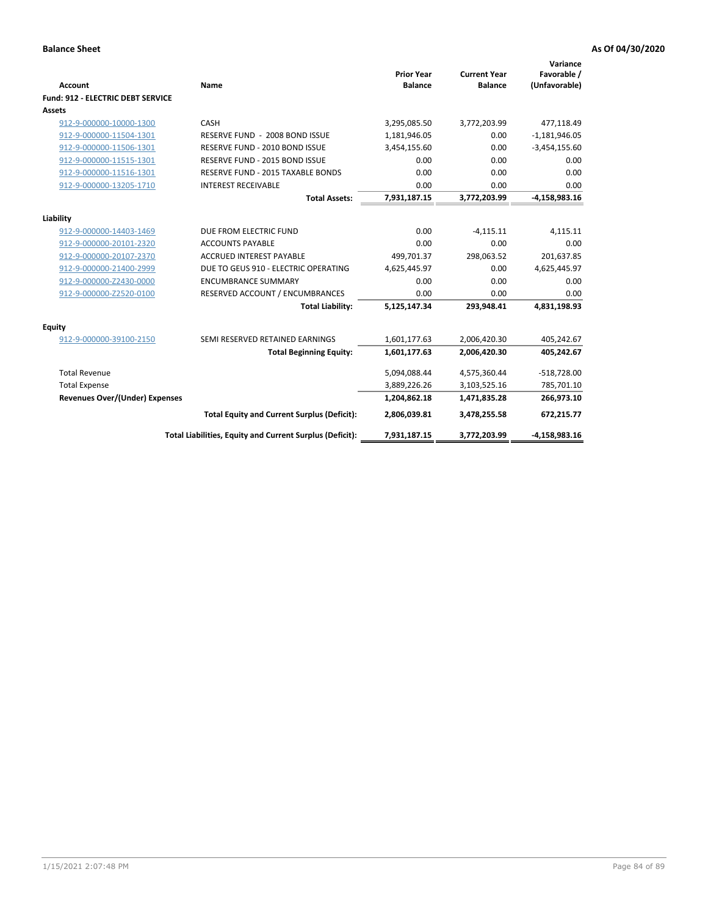**Balance Sheet** **As Of 04/30/2020**

| Account | Name | Prior Year Balance | Current Year Balance | Variance Favorable / (Unfavorable) |
|---|---|---|---|---|
| **Fund: 912 - ELECTRIC DEBT SERVICE** | | | | |
| **Assets** | | | | |
| 912-9-000000-10000-1300 | CASH | 3,295,085.50 | 3,772,203.99 | 477,118.49 |
| 912-9-000000-11504-1301 | RESERVE FUND - 2008 BOND ISSUE | 1,181,946.05 | 0.00 | -1,181,946.05 |
| 912-9-000000-11506-1301 | RESERVE FUND - 2010 BOND ISSUE | 3,454,155.60 | 0.00 | -3,454,155.60 |
| 912-9-000000-11515-1301 | RESERVE FUND - 2015 BOND ISSUE | 0.00 | 0.00 | 0.00 |
| 912-9-000000-11516-1301 | RESERVE FUND - 2015 TAXABLE BONDS | 0.00 | 0.00 | 0.00 |
| 912-9-000000-13205-1710 | INTEREST RECEIVABLE | 0.00 | 0.00 | 0.00 |
| | **Total Assets:** | **7,931,187.15** | **3,772,203.99** | **-4,158,983.16** |
| **Liability** | | | | |
| 912-9-000000-14403-1469 | DUE FROM ELECTRIC FUND | 0.00 | -4,115.11 | 4,115.11 |
| 912-9-000000-20101-2320 | ACCOUNTS PAYABLE | 0.00 | 0.00 | 0.00 |
| 912-9-000000-20107-2370 | ACCRUED INTEREST PAYABLE | 499,701.37 | 298,063.52 | 201,637.85 |
| 912-9-000000-21400-2999 | DUE TO GEUS 910 - ELECTRIC OPERATING | 4,625,445.97 | 0.00 | 4,625,445.97 |
| 912-9-000000-Z2430-0000 | ENCUMBRANCE SUMMARY | 0.00 | 0.00 | 0.00 |
| 912-9-000000-Z2520-0100 | RESERVED ACCOUNT / ENCUMBRANCES | 0.00 | 0.00 | 0.00 |
| | **Total Liability:** | **5,125,147.34** | **293,948.41** | **4,831,198.93** |
| **Equity** | | | | |
| 912-9-000000-39100-2150 | SEMI RESERVED RETAINED EARNINGS | 1,601,177.63 | 2,006,420.30 | 405,242.67 |
| | **Total Beginning Equity:** | **1,601,177.63** | **2,006,420.30** | **405,242.67** |
| Total Revenue | | 5,094,088.44 | 4,575,360.44 | -518,728.00 |
| Total Expense | | 3,889,226.26 | 3,103,525.16 | 785,701.10 |
| **Revenues Over/(Under) Expenses** | | **1,204,862.18** | **1,471,835.28** | **266,973.10** |
| | **Total Equity and Current Surplus (Deficit):** | **2,806,039.81** | **3,478,255.58** | **672,215.77** |
| | **Total Liabilities, Equity and Current Surplus (Deficit):** | **7,931,187.15** | **3,772,203.99** | **-4,158,983.16** |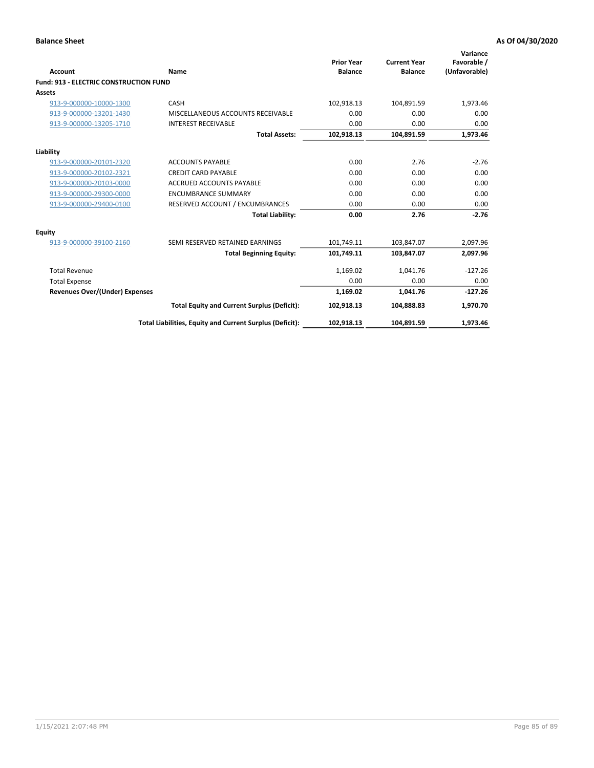**Balance Sheet** **As Of 04/30/2020**

| Account | Name | Prior Year Balance | Current Year Balance | Variance Favorable / (Unfavorable) |
|---|---|---|---|---|
| **Fund: 913 - ELECTRIC CONSTRUCTION FUND** | | | | |
| **Assets** | | | | |
| 913-9-000000-10000-1300 | CASH | 102,918.13 | 104,891.59 | 1,973.46 |
| 913-9-000000-13201-1430 | MISCELLANEOUS ACCOUNTS RECEIVABLE | 0.00 | 0.00 | 0.00 |
| 913-9-000000-13205-1710 | INTEREST RECEIVABLE | 0.00 | 0.00 | 0.00 |
| | **Total Assets:** | **102,918.13** | **104,891.59** | **1,973.46** |
| **Liability** | | | | |
| 913-9-000000-20101-2320 | ACCOUNTS PAYABLE | 0.00 | 2.76 | -2.76 |
| 913-9-000000-20102-2321 | CREDIT CARD PAYABLE | 0.00 | 0.00 | 0.00 |
| 913-9-000000-20103-0000 | ACCRUED ACCOUNTS PAYABLE | 0.00 | 0.00 | 0.00 |
| 913-9-000000-29300-0000 | ENCUMBRANCE SUMMARY | 0.00 | 0.00 | 0.00 |
| 913-9-000000-29400-0100 | RESERVED ACCOUNT / ENCUMBRANCES | 0.00 | 0.00 | 0.00 |
| | **Total Liability:** | **0.00** | **2.76** | **-2.76** |
| **Equity** | | | | |
| 913-9-000000-39100-2160 | SEMI RESERVED RETAINED EARNINGS | 101,749.11 | 103,847.07 | 2,097.96 |
| | **Total Beginning Equity:** | **101,749.11** | **103,847.07** | **2,097.96** |
| Total Revenue | | 1,169.02 | 1,041.76 | -127.26 |
| Total Expense | | 0.00 | 0.00 | 0.00 |
| **Revenues Over/(Under) Expenses** | | **1,169.02** | **1,041.76** | **-127.26** |
| | **Total Equity and Current Surplus (Deficit):** | **102,918.13** | **104,888.83** | **1,970.70** |
| | **Total Liabilities, Equity and Current Surplus (Deficit):** | **102,918.13** | **104,891.59** | **1,973.46** |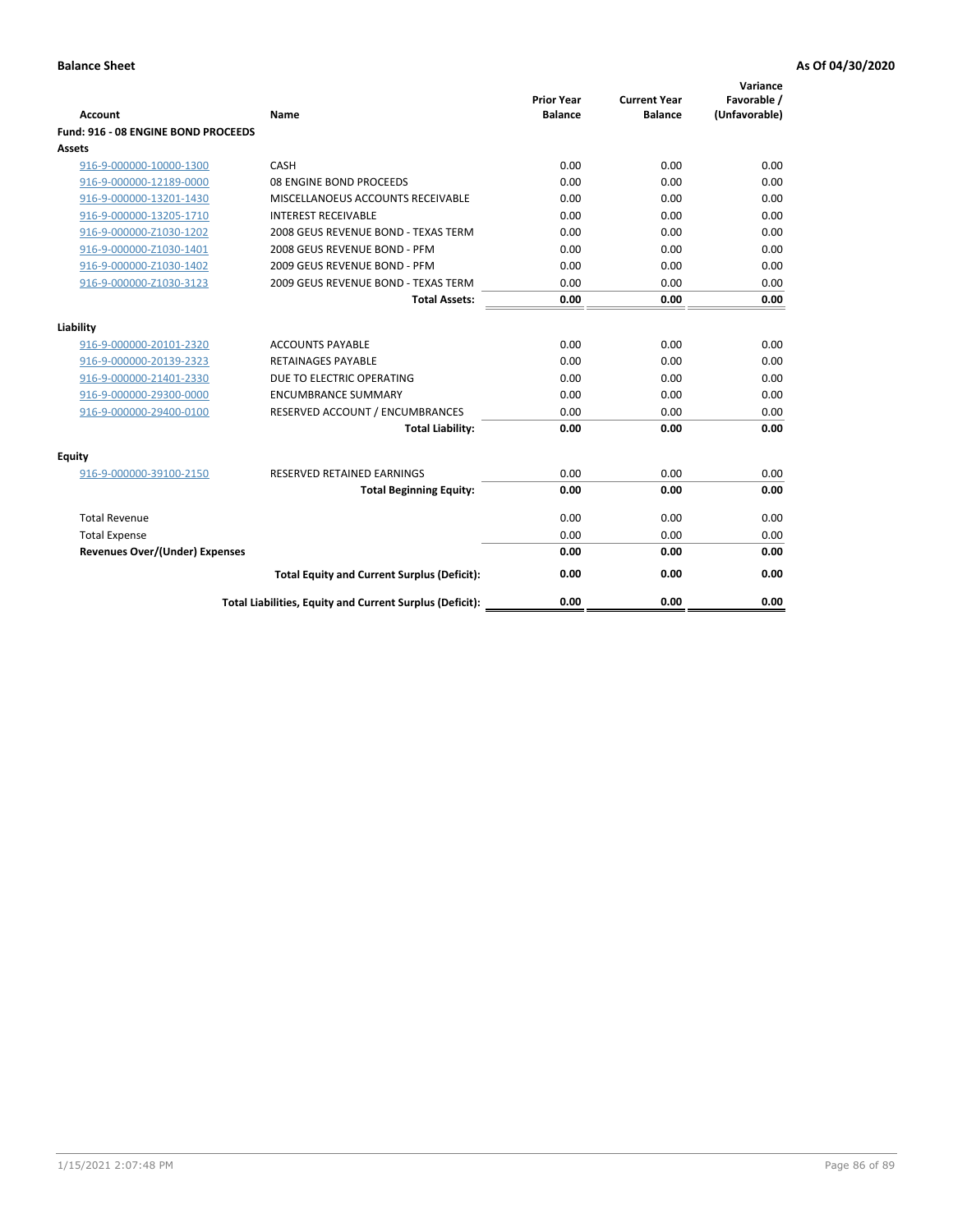**Balance Sheet** **As Of 04/30/2020**

| Account | Name | Prior Year Balance | Current Year Balance | Variance Favorable / (Unfavorable) |
|---|---|---|---|---|
| **Fund: 916 - 08 ENGINE BOND PROCEEDS** | | | | |
| **Assets** | | | | |
| 916-9-000000-10000-1300 | CASH | 0.00 | 0.00 | 0.00 |
| 916-9-000000-12189-0000 | 08 ENGINE BOND PROCEEDS | 0.00 | 0.00 | 0.00 |
| 916-9-000000-13201-1430 | MISCELLANOEUS ACCOUNTS RECEIVABLE | 0.00 | 0.00 | 0.00 |
| 916-9-000000-13205-1710 | INTEREST RECEIVABLE | 0.00 | 0.00 | 0.00 |
| 916-9-000000-Z1030-1202 | 2008 GEUS REVENUE BOND - TEXAS TERM | 0.00 | 0.00 | 0.00 |
| 916-9-000000-Z1030-1401 | 2008 GEUS REVENUE BOND - PFM | 0.00 | 0.00 | 0.00 |
| 916-9-000000-Z1030-1402 | 2009 GEUS REVENUE BOND - PFM | 0.00 | 0.00 | 0.00 |
| 916-9-000000-Z1030-3123 | 2009 GEUS REVENUE BOND - TEXAS TERM | 0.00 | 0.00 | 0.00 |
| | **Total Assets:** | **0.00** | **0.00** | **0.00** |
| **Liability** | | | | |
| 916-9-000000-20101-2320 | ACCOUNTS PAYABLE | 0.00 | 0.00 | 0.00 |
| 916-9-000000-20139-2323 | RETAINAGES PAYABLE | 0.00 | 0.00 | 0.00 |
| 916-9-000000-21401-2330 | DUE TO ELECTRIC OPERATING | 0.00 | 0.00 | 0.00 |
| 916-9-000000-29300-0000 | ENCUMBRANCE SUMMARY | 0.00 | 0.00 | 0.00 |
| 916-9-000000-29400-0100 | RESERVED ACCOUNT / ENCUMBRANCES | 0.00 | 0.00 | 0.00 |
| | **Total Liability:** | **0.00** | **0.00** | **0.00** |
| **Equity** | | | | |
| 916-9-000000-39100-2150 | RESERVED RETAINED EARNINGS | 0.00 | 0.00 | 0.00 |
| | **Total Beginning Equity:** | **0.00** | **0.00** | **0.00** |
| Total Revenue | | 0.00 | 0.00 | 0.00 |
| Total Expense | | 0.00 | 0.00 | 0.00 |
| **Revenues Over/(Under) Expenses** | | **0.00** | **0.00** | **0.00** |
| | **Total Equity and Current Surplus (Deficit):** | **0.00** | **0.00** | **0.00** |
| | **Total Liabilities, Equity and Current Surplus (Deficit):** | **0.00** | **0.00** | **0.00** |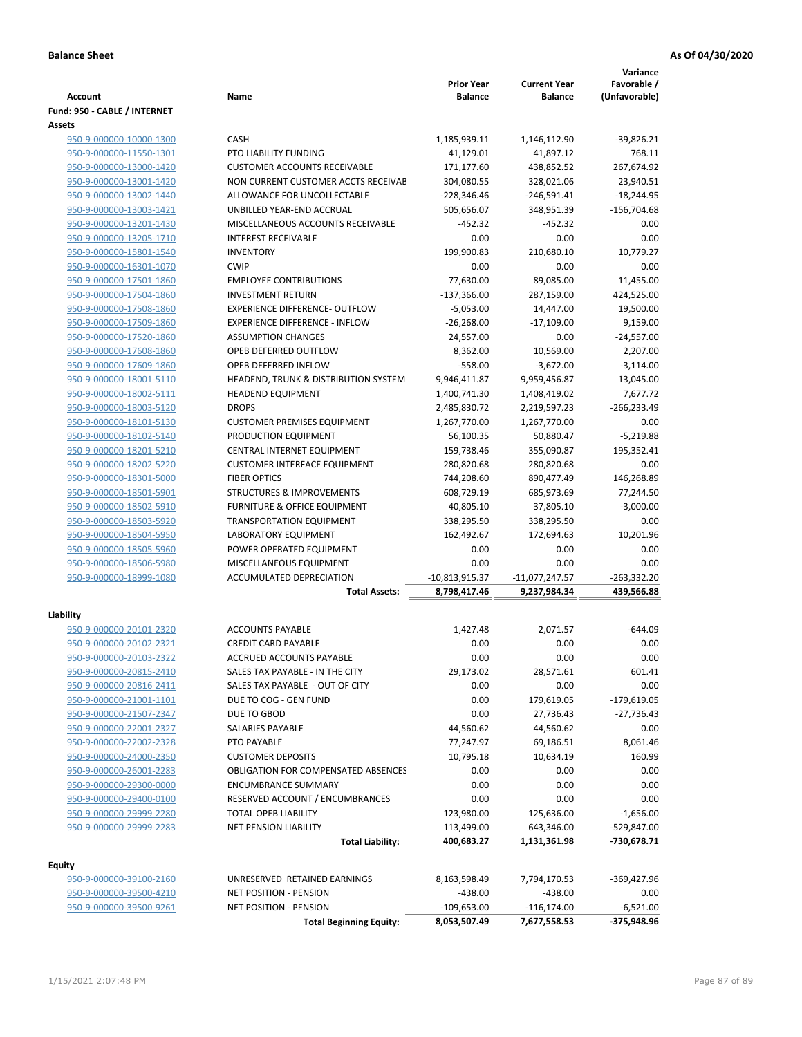**Balance Sheet** | **As Of 04/30/2020**

| Account | Name | Prior Year Balance | Current Year Balance | Variance Favorable / (Unfavorable) |
|---|---|---|---|---|
| **Fund: 950 - CABLE / INTERNET** | | | | |
| **Assets** | | | | |
| 950-9-000000-10000-1300 | CASH | 1,185,939.11 | 1,146,112.90 | -39,826.21 |
| 950-9-000000-11550-1301 | PTO LIABILITY FUNDING | 41,129.01 | 41,897.12 | 768.11 |
| 950-9-000000-13000-1420 | CUSTOMER ACCOUNTS RECEIVABLE | 171,177.60 | 438,852.52 | 267,674.92 |
| 950-9-000000-13001-1420 | NON CURRENT CUSTOMER ACCTS RECEIVAE | 304,080.55 | 328,021.06 | 23,940.51 |
| 950-9-000000-13002-1440 | ALLOWANCE FOR UNCOLLECTABLE | -228,346.46 | -246,591.41 | -18,244.95 |
| 950-9-000000-13003-1421 | UNBILLED YEAR-END ACCRUAL | 505,656.07 | 348,951.39 | -156,704.68 |
| 950-9-000000-13201-1430 | MISCELLANEOUS ACCOUNTS RECEIVABLE | -452.32 | -452.32 | 0.00 |
| 950-9-000000-13205-1710 | INTEREST RECEIVABLE | 0.00 | 0.00 | 0.00 |
| 950-9-000000-15801-1540 | INVENTORY | 199,900.83 | 210,680.10 | 10,779.27 |
| 950-9-000000-16301-1070 | CWIP | 0.00 | 0.00 | 0.00 |
| 950-9-000000-17501-1860 | EMPLOYEE CONTRIBUTIONS | 77,630.00 | 89,085.00 | 11,455.00 |
| 950-9-000000-17504-1860 | INVESTMENT RETURN | -137,366.00 | 287,159.00 | 424,525.00 |
| 950-9-000000-17508-1860 | EXPERIENCE DIFFERENCE- OUTFLOW | -5,053.00 | 14,447.00 | 19,500.00 |
| 950-9-000000-17509-1860 | EXPERIENCE DIFFERENCE - INFLOW | -26,268.00 | -17,109.00 | 9,159.00 |
| 950-9-000000-17520-1860 | ASSUMPTION CHANGES | 24,557.00 | 0.00 | -24,557.00 |
| 950-9-000000-17608-1860 | OPEB DEFERRED OUTFLOW | 8,362.00 | 10,569.00 | 2,207.00 |
| 950-9-000000-17609-1860 | OPEB DEFERRED INFLOW | -558.00 | -3,672.00 | -3,114.00 |
| 950-9-000000-18001-5110 | HEADEND, TRUNK & DISTRIBUTION SYSTEM | 9,946,411.87 | 9,959,456.87 | 13,045.00 |
| 950-9-000000-18002-5111 | HEADEND EQUIPMENT | 1,400,741.30 | 1,408,419.02 | 7,677.72 |
| 950-9-000000-18003-5120 | DROPS | 2,485,830.72 | 2,219,597.23 | -266,233.49 |
| 950-9-000000-18101-5130 | CUSTOMER PREMISES EQUIPMENT | 1,267,770.00 | 1,267,770.00 | 0.00 |
| 950-9-000000-18102-5140 | PRODUCTION EQUIPMENT | 56,100.35 | 50,880.47 | -5,219.88 |
| 950-9-000000-18201-5210 | CENTRAL INTERNET EQUIPMENT | 159,738.46 | 355,090.87 | 195,352.41 |
| 950-9-000000-18202-5220 | CUSTOMER INTERFACE EQUIPMENT | 280,820.68 | 280,820.68 | 0.00 |
| 950-9-000000-18301-5000 | FIBER OPTICS | 744,208.60 | 890,477.49 | 146,268.89 |
| 950-9-000000-18501-5901 | STRUCTURES & IMPROVEMENTS | 608,729.19 | 685,973.69 | 77,244.50 |
| 950-9-000000-18502-5910 | FURNITURE & OFFICE EQUIPMENT | 40,805.10 | 37,805.10 | -3,000.00 |
| 950-9-000000-18503-5920 | TRANSPORTATION EQUIPMENT | 338,295.50 | 338,295.50 | 0.00 |
| 950-9-000000-18504-5950 | LABORATORY EQUIPMENT | 162,492.67 | 172,694.63 | 10,201.96 |
| 950-9-000000-18505-5960 | POWER OPERATED EQUIPMENT | 0.00 | 0.00 | 0.00 |
| 950-9-000000-18506-5980 | MISCELLANEOUS EQUIPMENT | 0.00 | 0.00 | 0.00 |
| 950-9-000000-18999-1080 | ACCUMULATED DEPRECIATION | -10,813,915.37 | -11,077,247.57 | -263,332.20 |
| | **Total Assets:** | **8,798,417.46** | **9,237,984.34** | **439,566.88** |
| **Liability** | | | | |
| 950-9-000000-20101-2320 | ACCOUNTS PAYABLE | 1,427.48 | 2,071.57 | -644.09 |
| 950-9-000000-20102-2321 | CREDIT CARD PAYABLE | 0.00 | 0.00 | 0.00 |
| 950-9-000000-20103-2322 | ACCRUED ACCOUNTS PAYABLE | 0.00 | 0.00 | 0.00 |
| 950-9-000000-20815-2410 | SALES TAX PAYABLE - IN THE CITY | 29,173.02 | 28,571.61 | 601.41 |
| 950-9-000000-20816-2411 | SALES TAX PAYABLE - OUT OF CITY | 0.00 | 0.00 | 0.00 |
| 950-9-000000-21001-1101 | DUE TO COG - GEN FUND | 0.00 | 179,619.05 | -179,619.05 |
| 950-9-000000-21507-2347 | DUE TO GBOD | 0.00 | 27,736.43 | -27,736.43 |
| 950-9-000000-22001-2327 | SALARIES PAYABLE | 44,560.62 | 44,560.62 | 0.00 |
| 950-9-000000-22002-2328 | PTO PAYABLE | 77,247.97 | 69,186.51 | 8,061.46 |
| 950-9-000000-24000-2350 | CUSTOMER DEPOSITS | 10,795.18 | 10,634.19 | 160.99 |
| 950-9-000000-26001-2283 | OBLIGATION FOR COMPENSATED ABSENCES | 0.00 | 0.00 | 0.00 |
| 950-9-000000-29300-0000 | ENCUMBRANCE SUMMARY | 0.00 | 0.00 | 0.00 |
| 950-9-000000-29400-0100 | RESERVED ACCOUNT / ENCUMBRANCES | 0.00 | 0.00 | 0.00 |
| 950-9-000000-29999-2280 | TOTAL OPEB LIABILITY | 123,980.00 | 125,636.00 | -1,656.00 |
| 950-9-000000-29999-2283 | NET PENSION LIABILITY | 113,499.00 | 643,346.00 | -529,847.00 |
| | **Total Liability:** | **400,683.27** | **1,131,361.98** | **-730,678.71** |
| **Equity** | | | | |
| 950-9-000000-39100-2160 | UNRESERVED RETAINED EARNINGS | 8,163,598.49 | 7,794,170.53 | -369,427.96 |
| 950-9-000000-39500-4210 | NET POSITION - PENSION | -438.00 | -438.00 | 0.00 |
| 950-9-000000-39500-9261 | NET POSITION - PENSION | -109,653.00 | -116,174.00 | -6,521.00 |
| | **Total Beginning Equity:** | **8,053,507.49** | **7,677,558.53** | **-375,948.96** |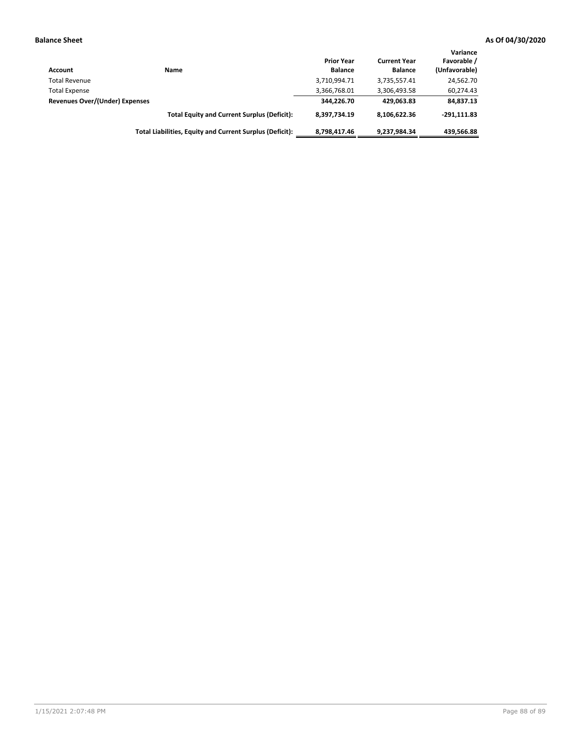**Balance Sheet** **As Of 04/30/2020**

| Account | Name | Prior Year Balance | Current Year Balance | Variance Favorable / (Unfavorable) |
|---|---|---|---|---|
| Total Revenue | | 3,710,994.71 | 3,735,557.41 | 24,562.70 |
| Total Expense | | 3,366,768.01 | 3,306,493.58 | 60,274.43 |
| **Revenues Over/(Under) Expenses** | | **344,226.70** | **429,063.83** | **84,837.13** |
| | **Total Equity and Current Surplus (Deficit):** | **8,397,734.19** | **8,106,622.36** | **-291,111.83** |
| | **Total Liabilities, Equity and Current Surplus (Deficit):** | **8,798,417.46** | **9,237,984.34** | **439,566.88** |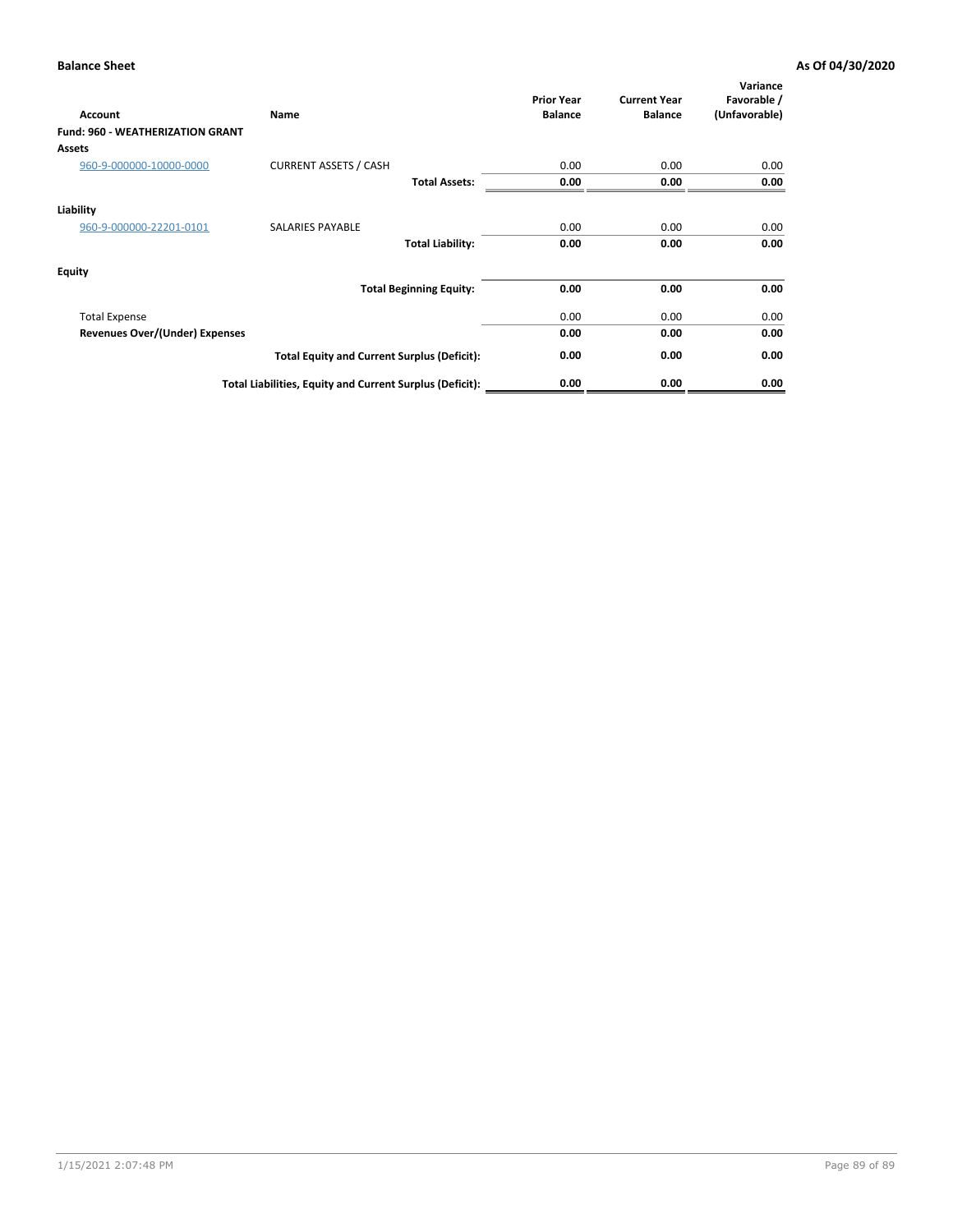**Balance Sheet** **As Of 04/30/2020**

| Account | Name | Prior Year Balance | Current Year Balance | Variance Favorable / (Unfavorable) |
|---|---|---|---|---|
| **Fund: 960 - WEATHERIZATION GRANT** | | | | |
| **Assets** | | | | |
| 960-9-000000-10000-0000 | CURRENT ASSETS / CASH | 0.00 | 0.00 | 0.00 |
| | **Total Assets:** | **0.00** | **0.00** | **0.00** |
| **Liability** | | | | |
| 960-9-000000-22201-0101 | SALARIES PAYABLE | 0.00 | 0.00 | 0.00 |
| | **Total Liability:** | **0.00** | **0.00** | **0.00** |
| **Equity** | | | | |
| | **Total Beginning Equity:** | **0.00** | **0.00** | **0.00** |
| Total Expense | | 0.00 | 0.00 | 0.00 |
| **Revenues Over/(Under) Expenses** | | **0.00** | **0.00** | **0.00** |
| | **Total Equity and Current Surplus (Deficit):** | **0.00** | **0.00** | **0.00** |
| | **Total Liabilities, Equity and Current Surplus (Deficit):** | **0.00** | **0.00** | **0.00** |